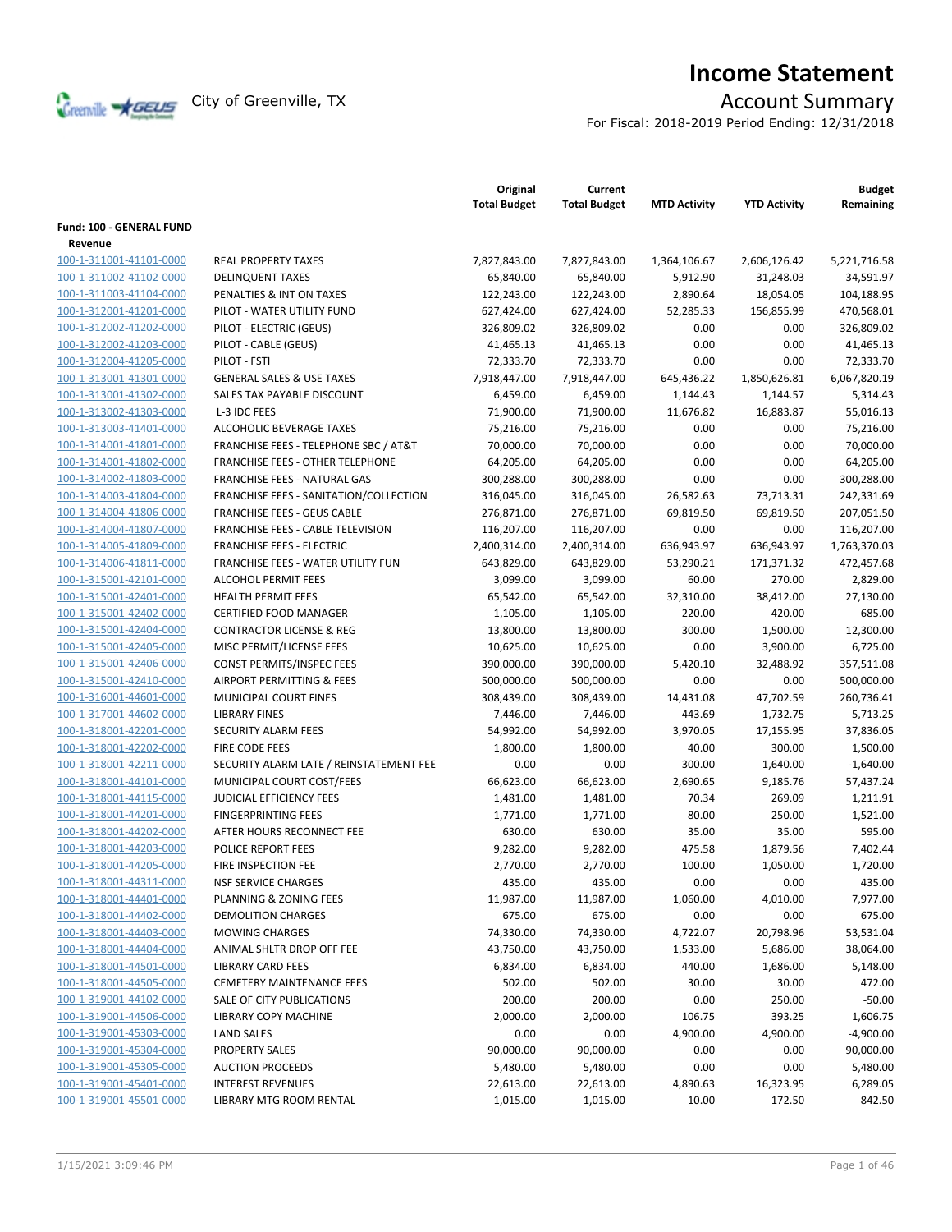# Income Statement

City of Greenville, TX

## Account Summary

For Fiscal: 2018-2019 Period Ending: 12/31/2018

| | | Original Total Budget | Current Total Budget | MTD Activity | YTD Activity | Budget Remaining |
|---|---|---|---|---|---|---|
| **Fund: 100 - GENERAL FUND** | | | | | | |
| **Revenue** | | | | | | |
| 100-1-311001-41101-0000 | REAL PROPERTY TAXES | 7,827,843.00 | 7,827,843.00 | 1,364,106.67 | 2,606,126.42 | 5,221,716.58 |
| 100-1-311002-41102-0000 | DELINQUENT TAXES | 65,840.00 | 65,840.00 | 5,912.90 | 31,248.03 | 34,591.97 |
| 100-1-311003-41104-0000 | PENALTIES & INT ON TAXES | 122,243.00 | 122,243.00 | 2,890.64 | 18,054.05 | 104,188.95 |
| 100-1-312001-41201-0000 | PILOT - WATER UTILITY FUND | 627,424.00 | 627,424.00 | 52,285.33 | 156,855.99 | 470,568.01 |
| 100-1-312002-41202-0000 | PILOT - ELECTRIC (GEUS) | 326,809.02 | 326,809.02 | 0.00 | 0.00 | 326,809.02 |
| 100-1-312002-41203-0000 | PILOT - CABLE (GEUS) | 41,465.13 | 41,465.13 | 0.00 | 0.00 | 41,465.13 |
| 100-1-312004-41205-0000 | PILOT - FSTI | 72,333.70 | 72,333.70 | 0.00 | 0.00 | 72,333.70 |
| 100-1-313001-41301-0000 | GENERAL SALES & USE TAXES | 7,918,447.00 | 7,918,447.00 | 645,436.22 | 1,850,626.81 | 6,067,820.19 |
| 100-1-313001-41302-0000 | SALES TAX PAYABLE DISCOUNT | 6,459.00 | 6,459.00 | 1,144.43 | 1,144.57 | 5,314.43 |
| 100-1-313002-41303-0000 | L-3 IDC FEES | 71,900.00 | 71,900.00 | 11,676.82 | 16,883.87 | 55,016.13 |
| 100-1-313003-41401-0000 | ALCOHOLIC BEVERAGE TAXES | 75,216.00 | 75,216.00 | 0.00 | 0.00 | 75,216.00 |
| 100-1-314001-41801-0000 | FRANCHISE FEES - TELEPHONE SBC / AT&T | 70,000.00 | 70,000.00 | 0.00 | 0.00 | 70,000.00 |
| 100-1-314001-41802-0000 | FRANCHISE FEES - OTHER TELEPHONE | 64,205.00 | 64,205.00 | 0.00 | 0.00 | 64,205.00 |
| 100-1-314002-41803-0000 | FRANCHISE FEES - NATURAL GAS | 300,288.00 | 300,288.00 | 0.00 | 0.00 | 300,288.00 |
| 100-1-314003-41804-0000 | FRANCHISE FEES - SANITATION/COLLECTION | 316,045.00 | 316,045.00 | 26,582.63 | 73,713.31 | 242,331.69 |
| 100-1-314004-41806-0000 | FRANCHISE FEES - GEUS CABLE | 276,871.00 | 276,871.00 | 69,819.50 | 69,819.50 | 207,051.50 |
| 100-1-314004-41807-0000 | FRANCHISE FEES - CABLE TELEVISION | 116,207.00 | 116,207.00 | 0.00 | 0.00 | 116,207.00 |
| 100-1-314005-41809-0000 | FRANCHISE FEES - ELECTRIC | 2,400,314.00 | 2,400,314.00 | 636,943.97 | 636,943.97 | 1,763,370.03 |
| 100-1-314006-41811-0000 | FRANCHISE FEES - WATER UTILITY FUN | 643,829.00 | 643,829.00 | 53,290.21 | 171,371.32 | 472,457.68 |
| 100-1-315001-42101-0000 | ALCOHOL PERMIT FEES | 3,099.00 | 3,099.00 | 60.00 | 270.00 | 2,829.00 |
| 100-1-315001-42401-0000 | HEALTH PERMIT FEES | 65,542.00 | 65,542.00 | 32,310.00 | 38,412.00 | 27,130.00 |
| 100-1-315001-42402-0000 | CERTIFIED FOOD MANAGER | 1,105.00 | 1,105.00 | 220.00 | 420.00 | 685.00 |
| 100-1-315001-42404-0000 | CONTRACTOR LICENSE & REG | 13,800.00 | 13,800.00 | 300.00 | 1,500.00 | 12,300.00 |
| 100-1-315001-42405-0000 | MISC PERMIT/LICENSE FEES | 10,625.00 | 10,625.00 | 0.00 | 3,900.00 | 6,725.00 |
| 100-1-315001-42406-0000 | CONST PERMITS/INSPEC FEES | 390,000.00 | 390,000.00 | 5,420.10 | 32,488.92 | 357,511.08 |
| 100-1-315001-42410-0000 | AIRPORT PERMITTING & FEES | 500,000.00 | 500,000.00 | 0.00 | 0.00 | 500,000.00 |
| 100-1-316001-44601-0000 | MUNICIPAL COURT FINES | 308,439.00 | 308,439.00 | 14,431.08 | 47,702.59 | 260,736.41 |
| 100-1-317001-44602-0000 | LIBRARY FINES | 7,446.00 | 7,446.00 | 443.69 | 1,732.75 | 5,713.25 |
| 100-1-318001-42201-0000 | SECURITY ALARM FEES | 54,992.00 | 54,992.00 | 3,970.05 | 17,155.95 | 37,836.05 |
| 100-1-318001-42202-0000 | FIRE CODE FEES | 1,800.00 | 1,800.00 | 40.00 | 300.00 | 1,500.00 |
| 100-1-318001-42211-0000 | SECURITY ALARM LATE / REINSTATEMENT FEE | 0.00 | 0.00 | 300.00 | 1,640.00 | -1,640.00 |
| 100-1-318001-44101-0000 | MUNICIPAL COURT COST/FEES | 66,623.00 | 66,623.00 | 2,690.65 | 9,185.76 | 57,437.24 |
| 100-1-318001-44115-0000 | JUDICIAL EFFICIENCY FEES | 1,481.00 | 1,481.00 | 70.34 | 269.09 | 1,211.91 |
| 100-1-318001-44201-0000 | FINGERPRINTING FEES | 1,771.00 | 1,771.00 | 80.00 | 250.00 | 1,521.00 |
| 100-1-318001-44202-0000 | AFTER HOURS RECONNECT FEE | 630.00 | 630.00 | 35.00 | 35.00 | 595.00 |
| 100-1-318001-44203-0000 | POLICE REPORT FEES | 9,282.00 | 9,282.00 | 475.58 | 1,879.56 | 7,402.44 |
| 100-1-318001-44205-0000 | FIRE INSPECTION FEE | 2,770.00 | 2,770.00 | 100.00 | 1,050.00 | 1,720.00 |
| 100-1-318001-44311-0000 | NSF SERVICE CHARGES | 435.00 | 435.00 | 0.00 | 0.00 | 435.00 |
| 100-1-318001-44401-0000 | PLANNING & ZONING FEES | 11,987.00 | 11,987.00 | 1,060.00 | 4,010.00 | 7,977.00 |
| 100-1-318001-44402-0000 | DEMOLITION CHARGES | 675.00 | 675.00 | 0.00 | 0.00 | 675.00 |
| 100-1-318001-44403-0000 | MOWING CHARGES | 74,330.00 | 74,330.00 | 4,722.07 | 20,798.96 | 53,531.04 |
| 100-1-318001-44404-0000 | ANIMAL SHLTR DROP OFF FEE | 43,750.00 | 43,750.00 | 1,533.00 | 5,686.00 | 38,064.00 |
| 100-1-318001-44501-0000 | LIBRARY CARD FEES | 6,834.00 | 6,834.00 | 440.00 | 1,686.00 | 5,148.00 |
| 100-1-318001-44505-0000 | CEMETERY MAINTENANCE FEES | 502.00 | 502.00 | 30.00 | 30.00 | 472.00 |
| 100-1-319001-44102-0000 | SALE OF CITY PUBLICATIONS | 200.00 | 200.00 | 0.00 | 250.00 | -50.00 |
| 100-1-319001-44506-0000 | LIBRARY COPY MACHINE | 2,000.00 | 2,000.00 | 106.75 | 393.25 | 1,606.75 |
| 100-1-319001-45303-0000 | LAND SALES | 0.00 | 0.00 | 4,900.00 | 4,900.00 | -4,900.00 |
| 100-1-319001-45304-0000 | PROPERTY SALES | 90,000.00 | 90,000.00 | 0.00 | 0.00 | 90,000.00 |
| 100-1-319001-45305-0000 | AUCTION PROCEEDS | 5,480.00 | 5,480.00 | 0.00 | 0.00 | 5,480.00 |
| 100-1-319001-45401-0000 | INTEREST REVENUES | 22,613.00 | 22,613.00 | 4,890.63 | 16,323.95 | 6,289.05 |
| 100-1-319001-45501-0000 | LIBRARY MTG ROOM RENTAL | 1,015.00 | 1,015.00 | 10.00 | 172.50 | 842.50 |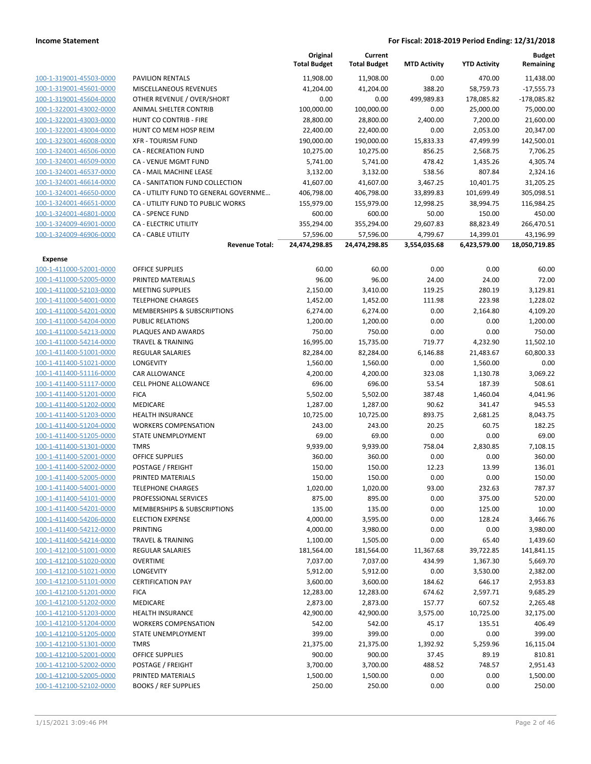| | | Original Total Budget | Current Total Budget | MTD Activity | YTD Activity | Budget Remaining |
|---|---|---|---|---|---|---|
| 100-1-319001-45503-0000 | PAVILION RENTALS | 11,908.00 | 11,908.00 | 0.00 | 470.00 | 11,438.00 |
| 100-1-319001-45601-0000 | MISCELLANEOUS REVENUES | 41,204.00 | 41,204.00 | 388.20 | 58,759.73 | -17,555.73 |
| 100-1-319001-45604-0000 | OTHER REVENUE / OVER/SHORT | 0.00 | 0.00 | 499,989.83 | 178,085.82 | -178,085.82 |
| 100-1-322001-43002-0000 | ANIMAL SHELTER CONTRIB | 100,000.00 | 100,000.00 | 0.00 | 25,000.00 | 75,000.00 |
| 100-1-322001-43003-0000 | HUNT CO CONTRIB - FIRE | 28,800.00 | 28,800.00 | 2,400.00 | 7,200.00 | 21,600.00 |
| 100-1-322001-43004-0000 | HUNT CO MEM HOSP REIM | 22,400.00 | 22,400.00 | 0.00 | 2,053.00 | 20,347.00 |
| 100-1-323001-46008-0000 | XFR - TOURISM FUND | 190,000.00 | 190,000.00 | 15,833.33 | 47,499.99 | 142,500.01 |
| 100-1-324001-46506-0000 | CA - RECREATION FUND | 10,275.00 | 10,275.00 | 856.25 | 2,568.75 | 7,706.25 |
| 100-1-324001-46509-0000 | CA - VENUE MGMT FUND | 5,741.00 | 5,741.00 | 478.42 | 1,435.26 | 4,305.74 |
| 100-1-324001-46537-0000 | CA - MAIL MACHINE LEASE | 3,132.00 | 3,132.00 | 538.56 | 807.84 | 2,324.16 |
| 100-1-324001-46614-0000 | CA - SANITATION FUND COLLECTION | 41,607.00 | 41,607.00 | 3,467.25 | 10,401.75 | 31,205.25 |
| 100-1-324001-46650-0000 | CA - UTILITY FUND TO GENERAL GOVERNME... | 406,798.00 | 406,798.00 | 33,899.83 | 101,699.49 | 305,098.51 |
| 100-1-324001-46651-0000 | CA - UTILITY FUND TO PUBLIC WORKS | 155,979.00 | 155,979.00 | 12,998.25 | 38,994.75 | 116,984.25 |
| 100-1-324001-46801-0000 | CA - SPENCE FUND | 600.00 | 600.00 | 50.00 | 150.00 | 450.00 |
| 100-1-324009-46901-0000 | CA - ELECTRIC UTILITY | 355,294.00 | 355,294.00 | 29,607.83 | 88,823.49 | 266,470.51 |
| 100-1-324009-46906-0000 | CA - CABLE UTILITY | 57,596.00 | 57,596.00 | 4,799.67 | 14,399.01 | 43,196.99 |
| | **Revenue Total:** | **24,474,298.85** | **24,474,298.85** | **3,554,035.68** | **6,423,579.00** | **18,050,719.85** |
| **Expense** | | | | | | |
| 100-1-411000-52001-0000 | OFFICE SUPPLIES | 60.00 | 60.00 | 0.00 | 0.00 | 60.00 |
| 100-1-411000-52005-0000 | PRINTED MATERIALS | 96.00 | 96.00 | 24.00 | 24.00 | 72.00 |
| 100-1-411000-52103-0000 | MEETING SUPPLIES | 2,150.00 | 3,410.00 | 119.25 | 280.19 | 3,129.81 |
| 100-1-411000-54001-0000 | TELEPHONE CHARGES | 1,452.00 | 1,452.00 | 111.98 | 223.98 | 1,228.02 |
| 100-1-411000-54201-0000 | MEMBERSHIPS & SUBSCRIPTIONS | 6,274.00 | 6,274.00 | 0.00 | 2,164.80 | 4,109.20 |
| 100-1-411000-54204-0000 | PUBLIC RELATIONS | 1,200.00 | 1,200.00 | 0.00 | 0.00 | 1,200.00 |
| 100-1-411000-54213-0000 | PLAQUES AND AWARDS | 750.00 | 750.00 | 0.00 | 0.00 | 750.00 |
| 100-1-411000-54214-0000 | TRAVEL & TRAINING | 16,995.00 | 15,735.00 | 719.77 | 4,232.90 | 11,502.10 |
| 100-1-411400-51001-0000 | REGULAR SALARIES | 82,284.00 | 82,284.00 | 6,146.88 | 21,483.67 | 60,800.33 |
| 100-1-411400-51021-0000 | LONGEVITY | 1,560.00 | 1,560.00 | 0.00 | 1,560.00 | 0.00 |
| 100-1-411400-51116-0000 | CAR ALLOWANCE | 4,200.00 | 4,200.00 | 323.08 | 1,130.78 | 3,069.22 |
| 100-1-411400-51117-0000 | CELL PHONE ALLOWANCE | 696.00 | 696.00 | 53.54 | 187.39 | 508.61 |
| 100-1-411400-51201-0000 | FICA | 5,502.00 | 5,502.00 | 387.48 | 1,460.04 | 4,041.96 |
| 100-1-411400-51202-0000 | MEDICARE | 1,287.00 | 1,287.00 | 90.62 | 341.47 | 945.53 |
| 100-1-411400-51203-0000 | HEALTH INSURANCE | 10,725.00 | 10,725.00 | 893.75 | 2,681.25 | 8,043.75 |
| 100-1-411400-51204-0000 | WORKERS COMPENSATION | 243.00 | 243.00 | 20.25 | 60.75 | 182.25 |
| 100-1-411400-51205-0000 | STATE UNEMPLOYMENT | 69.00 | 69.00 | 0.00 | 0.00 | 69.00 |
| 100-1-411400-51301-0000 | TMRS | 9,939.00 | 9,939.00 | 758.04 | 2,830.85 | 7,108.15 |
| 100-1-411400-52001-0000 | OFFICE SUPPLIES | 360.00 | 360.00 | 0.00 | 0.00 | 360.00 |
| 100-1-411400-52002-0000 | POSTAGE / FREIGHT | 150.00 | 150.00 | 12.23 | 13.99 | 136.01 |
| 100-1-411400-52005-0000 | PRINTED MATERIALS | 150.00 | 150.00 | 0.00 | 0.00 | 150.00 |
| 100-1-411400-54001-0000 | TELEPHONE CHARGES | 1,020.00 | 1,020.00 | 93.00 | 232.63 | 787.37 |
| 100-1-411400-54101-0000 | PROFESSIONAL SERVICES | 875.00 | 895.00 | 0.00 | 375.00 | 520.00 |
| 100-1-411400-54201-0000 | MEMBERSHIPS & SUBSCRIPTIONS | 135.00 | 135.00 | 0.00 | 125.00 | 10.00 |
| 100-1-411400-54206-0000 | ELECTION EXPENSE | 4,000.00 | 3,595.00 | 0.00 | 128.24 | 3,466.76 |
| 100-1-411400-54212-0000 | PRINTING | 4,000.00 | 3,980.00 | 0.00 | 0.00 | 3,980.00 |
| 100-1-411400-54214-0000 | TRAVEL & TRAINING | 1,100.00 | 1,505.00 | 0.00 | 65.40 | 1,439.60 |
| 100-1-412100-51001-0000 | REGULAR SALARIES | 181,564.00 | 181,564.00 | 11,367.68 | 39,722.85 | 141,841.15 |
| 100-1-412100-51020-0000 | OVERTIME | 7,037.00 | 7,037.00 | 434.99 | 1,367.30 | 5,669.70 |
| 100-1-412100-51021-0000 | LONGEVITY | 5,912.00 | 5,912.00 | 0.00 | 3,530.00 | 2,382.00 |
| 100-1-412100-51101-0000 | CERTIFICATION PAY | 3,600.00 | 3,600.00 | 184.62 | 646.17 | 2,953.83 |
| 100-1-412100-51201-0000 | FICA | 12,283.00 | 12,283.00 | 674.62 | 2,597.71 | 9,685.29 |
| 100-1-412100-51202-0000 | MEDICARE | 2,873.00 | 2,873.00 | 157.77 | 607.52 | 2,265.48 |
| 100-1-412100-51203-0000 | HEALTH INSURANCE | 42,900.00 | 42,900.00 | 3,575.00 | 10,725.00 | 32,175.00 |
| 100-1-412100-51204-0000 | WORKERS COMPENSATION | 542.00 | 542.00 | 45.17 | 135.51 | 406.49 |
| 100-1-412100-51205-0000 | STATE UNEMPLOYMENT | 399.00 | 399.00 | 0.00 | 0.00 | 399.00 |
| 100-1-412100-51301-0000 | TMRS | 21,375.00 | 21,375.00 | 1,392.92 | 5,259.96 | 16,115.04 |
| 100-1-412100-52001-0000 | OFFICE SUPPLIES | 900.00 | 900.00 | 37.45 | 89.19 | 810.81 |
| 100-1-412100-52002-0000 | POSTAGE / FREIGHT | 3,700.00 | 3,700.00 | 488.52 | 748.57 | 2,951.43 |
| 100-1-412100-52005-0000 | PRINTED MATERIALS | 1,500.00 | 1,500.00 | 0.00 | 0.00 | 1,500.00 |
| 100-1-412100-52102-0000 | BOOKS / REF SUPPLIES | 250.00 | 250.00 | 0.00 | 0.00 | 250.00 |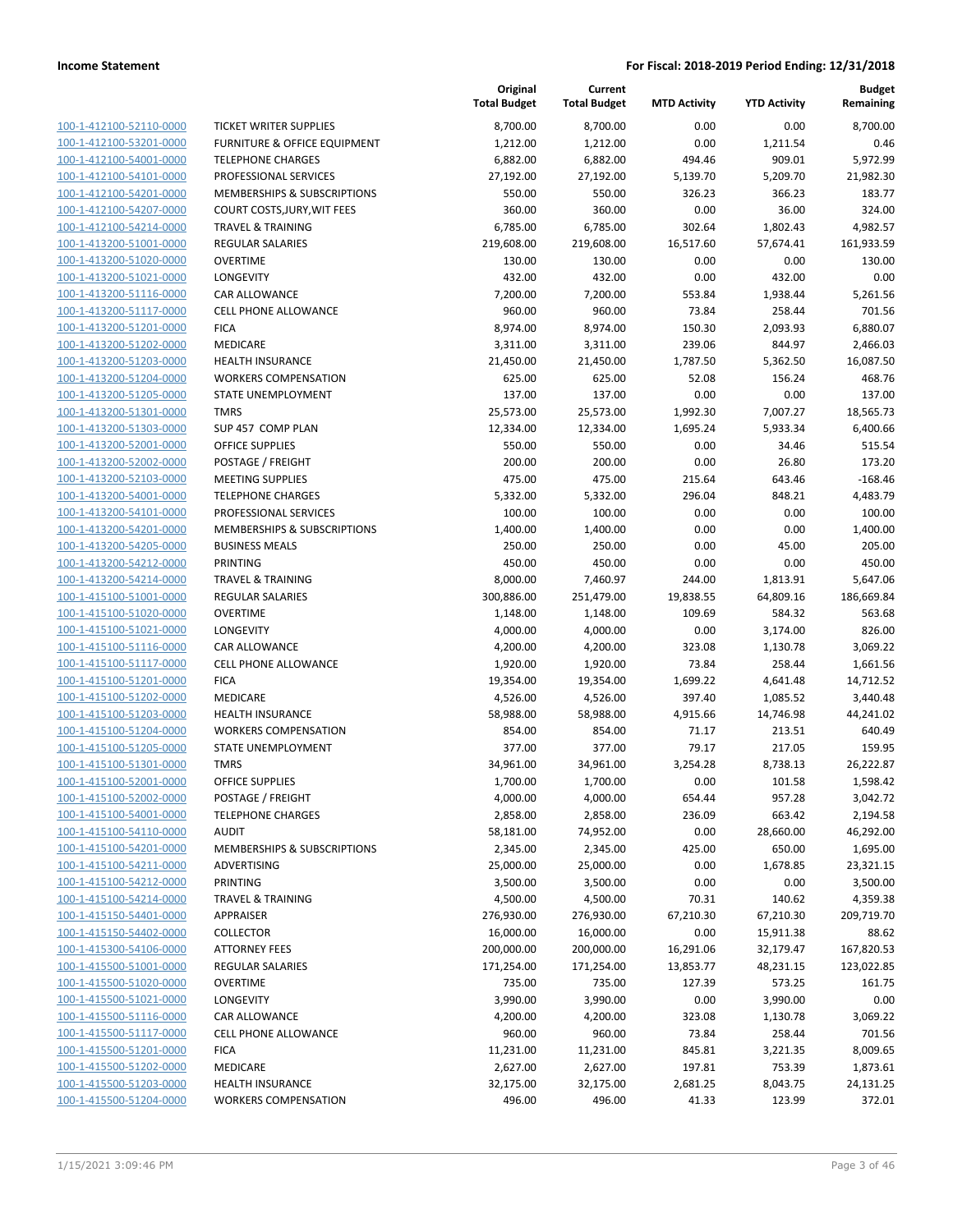**Income Statement** | **For Fiscal: 2018-2019 Period Ending: 12/31/2018**

| | | Original Total Budget | Current Total Budget | MTD Activity | YTD Activity | Budget Remaining |
|---|---|---|---|---|---|---|
| 100-1-412100-52110-0000 | TICKET WRITER SUPPLIES | 8,700.00 | 8,700.00 | 0.00 | 0.00 | 8,700.00 |
| 100-1-412100-53201-0000 | FURNITURE & OFFICE EQUIPMENT | 1,212.00 | 1,212.00 | 0.00 | 1,211.54 | 0.46 |
| 100-1-412100-54001-0000 | TELEPHONE CHARGES | 6,882.00 | 6,882.00 | 494.46 | 909.01 | 5,972.99 |
| 100-1-412100-54101-0000 | PROFESSIONAL SERVICES | 27,192.00 | 27,192.00 | 5,139.70 | 5,209.70 | 21,982.30 |
| 100-1-412100-54201-0000 | MEMBERSHIPS & SUBSCRIPTIONS | 550.00 | 550.00 | 326.23 | 366.23 | 183.77 |
| 100-1-412100-54207-0000 | COURT COSTS,JURY,WIT FEES | 360.00 | 360.00 | 0.00 | 36.00 | 324.00 |
| 100-1-412100-54214-0000 | TRAVEL & TRAINING | 6,785.00 | 6,785.00 | 302.64 | 1,802.43 | 4,982.57 |
| 100-1-413200-51001-0000 | REGULAR SALARIES | 219,608.00 | 219,608.00 | 16,517.60 | 57,674.41 | 161,933.59 |
| 100-1-413200-51020-0000 | OVERTIME | 130.00 | 130.00 | 0.00 | 0.00 | 130.00 |
| 100-1-413200-51021-0000 | LONGEVITY | 432.00 | 432.00 | 0.00 | 432.00 | 0.00 |
| 100-1-413200-51116-0000 | CAR ALLOWANCE | 7,200.00 | 7,200.00 | 553.84 | 1,938.44 | 5,261.56 |
| 100-1-413200-51117-0000 | CELL PHONE ALLOWANCE | 960.00 | 960.00 | 73.84 | 258.44 | 701.56 |
| 100-1-413200-51201-0000 | FICA | 8,974.00 | 8,974.00 | 150.30 | 2,093.93 | 6,880.07 |
| 100-1-413200-51202-0000 | MEDICARE | 3,311.00 | 3,311.00 | 239.06 | 844.97 | 2,466.03 |
| 100-1-413200-51203-0000 | HEALTH INSURANCE | 21,450.00 | 21,450.00 | 1,787.50 | 5,362.50 | 16,087.50 |
| 100-1-413200-51204-0000 | WORKERS COMPENSATION | 625.00 | 625.00 | 52.08 | 156.24 | 468.76 |
| 100-1-413200-51205-0000 | STATE UNEMPLOYMENT | 137.00 | 137.00 | 0.00 | 0.00 | 137.00 |
| 100-1-413200-51301-0000 | TMRS | 25,573.00 | 25,573.00 | 1,992.30 | 7,007.27 | 18,565.73 |
| 100-1-413200-51303-0000 | SUP 457 COMP PLAN | 12,334.00 | 12,334.00 | 1,695.24 | 5,933.34 | 6,400.66 |
| 100-1-413200-52001-0000 | OFFICE SUPPLIES | 550.00 | 550.00 | 0.00 | 34.46 | 515.54 |
| 100-1-413200-52002-0000 | POSTAGE / FREIGHT | 200.00 | 200.00 | 0.00 | 26.80 | 173.20 |
| 100-1-413200-52103-0000 | MEETING SUPPLIES | 475.00 | 475.00 | 215.64 | 643.46 | -168.46 |
| 100-1-413200-54001-0000 | TELEPHONE CHARGES | 5,332.00 | 5,332.00 | 296.04 | 848.21 | 4,483.79 |
| 100-1-413200-54101-0000 | PROFESSIONAL SERVICES | 100.00 | 100.00 | 0.00 | 0.00 | 100.00 |
| 100-1-413200-54201-0000 | MEMBERSHIPS & SUBSCRIPTIONS | 1,400.00 | 1,400.00 | 0.00 | 0.00 | 1,400.00 |
| 100-1-413200-54205-0000 | BUSINESS MEALS | 250.00 | 250.00 | 0.00 | 45.00 | 205.00 |
| 100-1-413200-54212-0000 | PRINTING | 450.00 | 450.00 | 0.00 | 0.00 | 450.00 |
| 100-1-413200-54214-0000 | TRAVEL & TRAINING | 8,000.00 | 7,460.97 | 244.00 | 1,813.91 | 5,647.06 |
| 100-1-415100-51001-0000 | REGULAR SALARIES | 300,886.00 | 251,479.00 | 19,838.55 | 64,809.16 | 186,669.84 |
| 100-1-415100-51020-0000 | OVERTIME | 1,148.00 | 1,148.00 | 109.69 | 584.32 | 563.68 |
| 100-1-415100-51021-0000 | LONGEVITY | 4,000.00 | 4,000.00 | 0.00 | 3,174.00 | 826.00 |
| 100-1-415100-51116-0000 | CAR ALLOWANCE | 4,200.00 | 4,200.00 | 323.08 | 1,130.78 | 3,069.22 |
| 100-1-415100-51117-0000 | CELL PHONE ALLOWANCE | 1,920.00 | 1,920.00 | 73.84 | 258.44 | 1,661.56 |
| 100-1-415100-51201-0000 | FICA | 19,354.00 | 19,354.00 | 1,699.22 | 4,641.48 | 14,712.52 |
| 100-1-415100-51202-0000 | MEDICARE | 4,526.00 | 4,526.00 | 397.40 | 1,085.52 | 3,440.48 |
| 100-1-415100-51203-0000 | HEALTH INSURANCE | 58,988.00 | 58,988.00 | 4,915.66 | 14,746.98 | 44,241.02 |
| 100-1-415100-51204-0000 | WORKERS COMPENSATION | 854.00 | 854.00 | 71.17 | 213.51 | 640.49 |
| 100-1-415100-51205-0000 | STATE UNEMPLOYMENT | 377.00 | 377.00 | 79.17 | 217.05 | 159.95 |
| 100-1-415100-51301-0000 | TMRS | 34,961.00 | 34,961.00 | 3,254.28 | 8,738.13 | 26,222.87 |
| 100-1-415100-52001-0000 | OFFICE SUPPLIES | 1,700.00 | 1,700.00 | 0.00 | 101.58 | 1,598.42 |
| 100-1-415100-52002-0000 | POSTAGE / FREIGHT | 4,000.00 | 4,000.00 | 654.44 | 957.28 | 3,042.72 |
| 100-1-415100-54001-0000 | TELEPHONE CHARGES | 2,858.00 | 2,858.00 | 236.09 | 663.42 | 2,194.58 |
| 100-1-415100-54110-0000 | AUDIT | 58,181.00 | 74,952.00 | 0.00 | 28,660.00 | 46,292.00 |
| 100-1-415100-54201-0000 | MEMBERSHIPS & SUBSCRIPTIONS | 2,345.00 | 2,345.00 | 425.00 | 650.00 | 1,695.00 |
| 100-1-415100-54211-0000 | ADVERTISING | 25,000.00 | 25,000.00 | 0.00 | 1,678.85 | 23,321.15 |
| 100-1-415100-54212-0000 | PRINTING | 3,500.00 | 3,500.00 | 0.00 | 0.00 | 3,500.00 |
| 100-1-415100-54214-0000 | TRAVEL & TRAINING | 4,500.00 | 4,500.00 | 70.31 | 140.62 | 4,359.38 |
| 100-1-415150-54401-0000 | APPRAISER | 276,930.00 | 276,930.00 | 67,210.30 | 67,210.30 | 209,719.70 |
| 100-1-415150-54402-0000 | COLLECTOR | 16,000.00 | 16,000.00 | 0.00 | 15,911.38 | 88.62 |
| 100-1-415300-54106-0000 | ATTORNEY FEES | 200,000.00 | 200,000.00 | 16,291.06 | 32,179.47 | 167,820.53 |
| 100-1-415500-51001-0000 | REGULAR SALARIES | 171,254.00 | 171,254.00 | 13,853.77 | 48,231.15 | 123,022.85 |
| 100-1-415500-51020-0000 | OVERTIME | 735.00 | 735.00 | 127.39 | 573.25 | 161.75 |
| 100-1-415500-51021-0000 | LONGEVITY | 3,990.00 | 3,990.00 | 0.00 | 3,990.00 | 0.00 |
| 100-1-415500-51116-0000 | CAR ALLOWANCE | 4,200.00 | 4,200.00 | 323.08 | 1,130.78 | 3,069.22 |
| 100-1-415500-51117-0000 | CELL PHONE ALLOWANCE | 960.00 | 960.00 | 73.84 | 258.44 | 701.56 |
| 100-1-415500-51201-0000 | FICA | 11,231.00 | 11,231.00 | 845.81 | 3,221.35 | 8,009.65 |
| 100-1-415500-51202-0000 | MEDICARE | 2,627.00 | 2,627.00 | 197.81 | 753.39 | 1,873.61 |
| 100-1-415500-51203-0000 | HEALTH INSURANCE | 32,175.00 | 32,175.00 | 2,681.25 | 8,043.75 | 24,131.25 |
| 100-1-415500-51204-0000 | WORKERS COMPENSATION | 496.00 | 496.00 | 41.33 | 123.99 | 372.01 |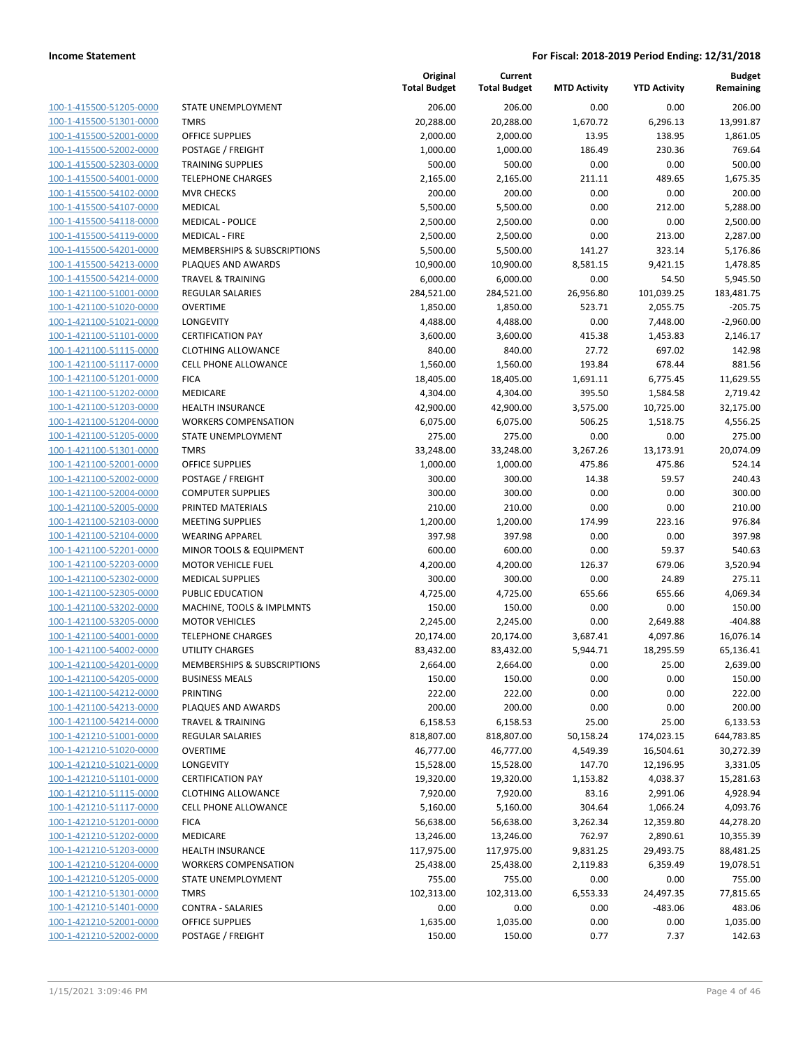|  |  | Original Total Budget | Current Total Budget | MTD Activity | YTD Activity | Budget Remaining |
|---|---|---|---|---|---|---|
| 100-1-415500-51205-0000 | STATE UNEMPLOYMENT | 206.00 | 206.00 | 0.00 | 0.00 | 206.00 |
| 100-1-415500-51301-0000 | TMRS | 20,288.00 | 20,288.00 | 1,670.72 | 6,296.13 | 13,991.87 |
| 100-1-415500-52001-0000 | OFFICE SUPPLIES | 2,000.00 | 2,000.00 | 13.95 | 138.95 | 1,861.05 |
| 100-1-415500-52002-0000 | POSTAGE / FREIGHT | 1,000.00 | 1,000.00 | 186.49 | 230.36 | 769.64 |
| 100-1-415500-52303-0000 | TRAINING SUPPLIES | 500.00 | 500.00 | 0.00 | 0.00 | 500.00 |
| 100-1-415500-54001-0000 | TELEPHONE CHARGES | 2,165.00 | 2,165.00 | 211.11 | 489.65 | 1,675.35 |
| 100-1-415500-54102-0000 | MVR CHECKS | 200.00 | 200.00 | 0.00 | 0.00 | 200.00 |
| 100-1-415500-54107-0000 | MEDICAL | 5,500.00 | 5,500.00 | 0.00 | 212.00 | 5,288.00 |
| 100-1-415500-54118-0000 | MEDICAL - POLICE | 2,500.00 | 2,500.00 | 0.00 | 0.00 | 2,500.00 |
| 100-1-415500-54119-0000 | MEDICAL - FIRE | 2,500.00 | 2,500.00 | 0.00 | 213.00 | 2,287.00 |
| 100-1-415500-54201-0000 | MEMBERSHIPS & SUBSCRIPTIONS | 5,500.00 | 5,500.00 | 141.27 | 323.14 | 5,176.86 |
| 100-1-415500-54213-0000 | PLAQUES AND AWARDS | 10,900.00 | 10,900.00 | 8,581.15 | 9,421.15 | 1,478.85 |
| 100-1-415500-54214-0000 | TRAVEL & TRAINING | 6,000.00 | 6,000.00 | 0.00 | 54.50 | 5,945.50 |
| 100-1-421100-51001-0000 | REGULAR SALARIES | 284,521.00 | 284,521.00 | 26,956.80 | 101,039.25 | 183,481.75 |
| 100-1-421100-51020-0000 | OVERTIME | 1,850.00 | 1,850.00 | 523.71 | 2,055.75 | -205.75 |
| 100-1-421100-51021-0000 | LONGEVITY | 4,488.00 | 4,488.00 | 0.00 | 7,448.00 | -2,960.00 |
| 100-1-421100-51101-0000 | CERTIFICATION PAY | 3,600.00 | 3,600.00 | 415.38 | 1,453.83 | 2,146.17 |
| 100-1-421100-51115-0000 | CLOTHING ALLOWANCE | 840.00 | 840.00 | 27.72 | 697.02 | 142.98 |
| 100-1-421100-51117-0000 | CELL PHONE ALLOWANCE | 1,560.00 | 1,560.00 | 193.84 | 678.44 | 881.56 |
| 100-1-421100-51201-0000 | FICA | 18,405.00 | 18,405.00 | 1,691.11 | 6,775.45 | 11,629.55 |
| 100-1-421100-51202-0000 | MEDICARE | 4,304.00 | 4,304.00 | 395.50 | 1,584.58 | 2,719.42 |
| 100-1-421100-51203-0000 | HEALTH INSURANCE | 42,900.00 | 42,900.00 | 3,575.00 | 10,725.00 | 32,175.00 |
| 100-1-421100-51204-0000 | WORKERS COMPENSATION | 6,075.00 | 6,075.00 | 506.25 | 1,518.75 | 4,556.25 |
| 100-1-421100-51205-0000 | STATE UNEMPLOYMENT | 275.00 | 275.00 | 0.00 | 0.00 | 275.00 |
| 100-1-421100-51301-0000 | TMRS | 33,248.00 | 33,248.00 | 3,267.26 | 13,173.91 | 20,074.09 |
| 100-1-421100-52001-0000 | OFFICE SUPPLIES | 1,000.00 | 1,000.00 | 475.86 | 475.86 | 524.14 |
| 100-1-421100-52002-0000 | POSTAGE / FREIGHT | 300.00 | 300.00 | 14.38 | 59.57 | 240.43 |
| 100-1-421100-52004-0000 | COMPUTER SUPPLIES | 300.00 | 300.00 | 0.00 | 0.00 | 300.00 |
| 100-1-421100-52005-0000 | PRINTED MATERIALS | 210.00 | 210.00 | 0.00 | 0.00 | 210.00 |
| 100-1-421100-52103-0000 | MEETING SUPPLIES | 1,200.00 | 1,200.00 | 174.99 | 223.16 | 976.84 |
| 100-1-421100-52104-0000 | WEARING APPAREL | 397.98 | 397.98 | 0.00 | 0.00 | 397.98 |
| 100-1-421100-52201-0000 | MINOR TOOLS & EQUIPMENT | 600.00 | 600.00 | 0.00 | 59.37 | 540.63 |
| 100-1-421100-52203-0000 | MOTOR VEHICLE FUEL | 4,200.00 | 4,200.00 | 126.37 | 679.06 | 3,520.94 |
| 100-1-421100-52302-0000 | MEDICAL SUPPLIES | 300.00 | 300.00 | 0.00 | 24.89 | 275.11 |
| 100-1-421100-52305-0000 | PUBLIC EDUCATION | 4,725.00 | 4,725.00 | 655.66 | 655.66 | 4,069.34 |
| 100-1-421100-53202-0000 | MACHINE, TOOLS & IMPLMNTS | 150.00 | 150.00 | 0.00 | 0.00 | 150.00 |
| 100-1-421100-53205-0000 | MOTOR VEHICLES | 2,245.00 | 2,245.00 | 0.00 | 2,649.88 | -404.88 |
| 100-1-421100-54001-0000 | TELEPHONE CHARGES | 20,174.00 | 20,174.00 | 3,687.41 | 4,097.86 | 16,076.14 |
| 100-1-421100-54002-0000 | UTILITY CHARGES | 83,432.00 | 83,432.00 | 5,944.71 | 18,295.59 | 65,136.41 |
| 100-1-421100-54201-0000 | MEMBERSHIPS & SUBSCRIPTIONS | 2,664.00 | 2,664.00 | 0.00 | 25.00 | 2,639.00 |
| 100-1-421100-54205-0000 | BUSINESS MEALS | 150.00 | 150.00 | 0.00 | 0.00 | 150.00 |
| 100-1-421100-54212-0000 | PRINTING | 222.00 | 222.00 | 0.00 | 0.00 | 222.00 |
| 100-1-421100-54213-0000 | PLAQUES AND AWARDS | 200.00 | 200.00 | 0.00 | 0.00 | 200.00 |
| 100-1-421100-54214-0000 | TRAVEL & TRAINING | 6,158.53 | 6,158.53 | 25.00 | 25.00 | 6,133.53 |
| 100-1-421210-51001-0000 | REGULAR SALARIES | 818,807.00 | 818,807.00 | 50,158.24 | 174,023.15 | 644,783.85 |
| 100-1-421210-51020-0000 | OVERTIME | 46,777.00 | 46,777.00 | 4,549.39 | 16,504.61 | 30,272.39 |
| 100-1-421210-51021-0000 | LONGEVITY | 15,528.00 | 15,528.00 | 147.70 | 12,196.95 | 3,331.05 |
| 100-1-421210-51101-0000 | CERTIFICATION PAY | 19,320.00 | 19,320.00 | 1,153.82 | 4,038.37 | 15,281.63 |
| 100-1-421210-51115-0000 | CLOTHING ALLOWANCE | 7,920.00 | 7,920.00 | 83.16 | 2,991.06 | 4,928.94 |
| 100-1-421210-51117-0000 | CELL PHONE ALLOWANCE | 5,160.00 | 5,160.00 | 304.64 | 1,066.24 | 4,093.76 |
| 100-1-421210-51201-0000 | FICA | 56,638.00 | 56,638.00 | 3,262.34 | 12,359.80 | 44,278.20 |
| 100-1-421210-51202-0000 | MEDICARE | 13,246.00 | 13,246.00 | 762.97 | 2,890.61 | 10,355.39 |
| 100-1-421210-51203-0000 | HEALTH INSURANCE | 117,975.00 | 117,975.00 | 9,831.25 | 29,493.75 | 88,481.25 |
| 100-1-421210-51204-0000 | WORKERS COMPENSATION | 25,438.00 | 25,438.00 | 2,119.83 | 6,359.49 | 19,078.51 |
| 100-1-421210-51205-0000 | STATE UNEMPLOYMENT | 755.00 | 755.00 | 0.00 | 0.00 | 755.00 |
| 100-1-421210-51301-0000 | TMRS | 102,313.00 | 102,313.00 | 6,553.33 | 24,497.35 | 77,815.65 |
| 100-1-421210-51401-0000 | CONTRA - SALARIES | 0.00 | 0.00 | 0.00 | -483.06 | 483.06 |
| 100-1-421210-52001-0000 | OFFICE SUPPLIES | 1,635.00 | 1,035.00 | 0.00 | 0.00 | 1,035.00 |
| 100-1-421210-52002-0000 | POSTAGE / FREIGHT | 150.00 | 150.00 | 0.77 | 7.37 | 142.63 |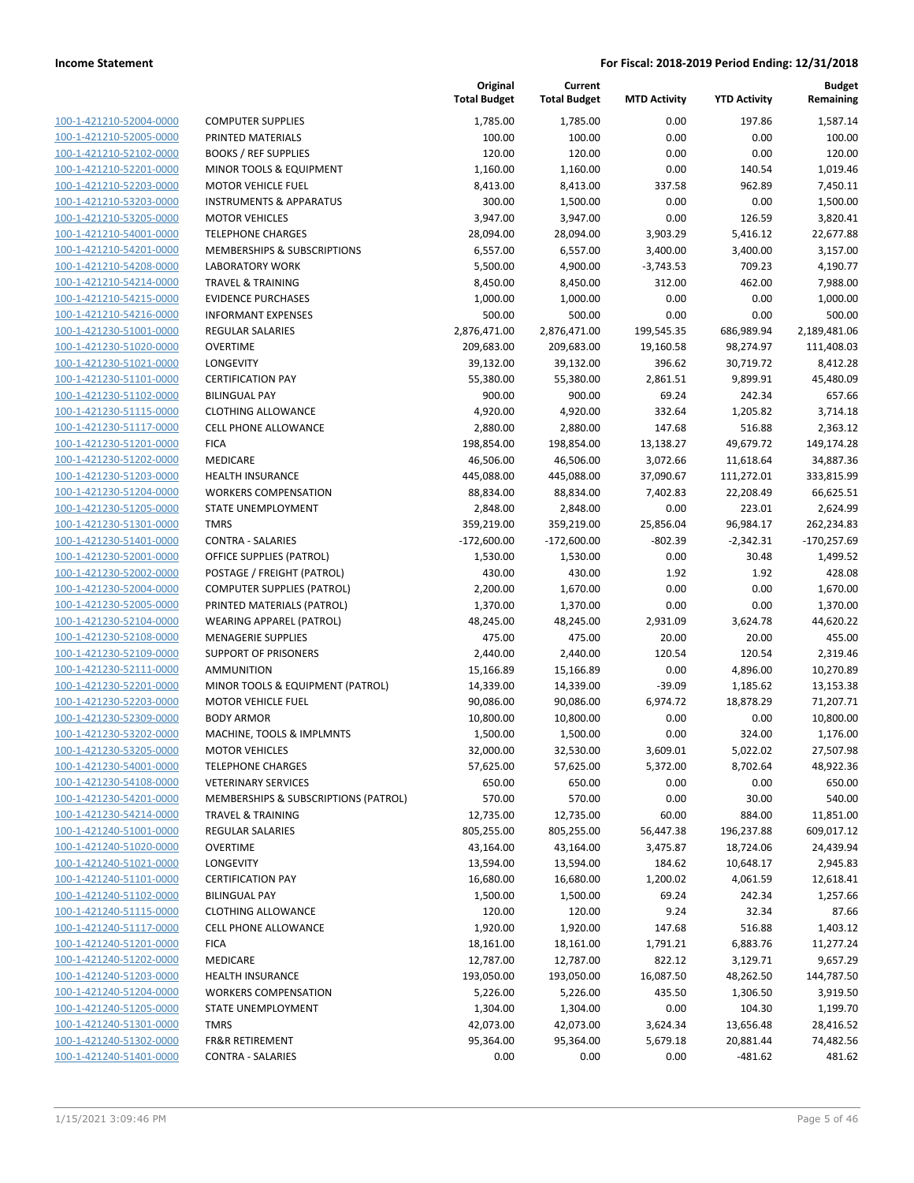**Income Statement** | **For Fiscal: 2018-2019 Period Ending: 12/31/2018**

| | | Original Total Budget | Current Total Budget | MTD Activity | YTD Activity | Budget Remaining |
|---|---|---|---|---|---|---|
| 100-1-421210-52004-0000 | COMPUTER SUPPLIES | 1,785.00 | 1,785.00 | 0.00 | 197.86 | 1,587.14 |
| 100-1-421210-52005-0000 | PRINTED MATERIALS | 100.00 | 100.00 | 0.00 | 0.00 | 100.00 |
| 100-1-421210-52102-0000 | BOOKS / REF SUPPLIES | 120.00 | 120.00 | 0.00 | 0.00 | 120.00 |
| 100-1-421210-52201-0000 | MINOR TOOLS & EQUIPMENT | 1,160.00 | 1,160.00 | 0.00 | 140.54 | 1,019.46 |
| 100-1-421210-52203-0000 | MOTOR VEHICLE FUEL | 8,413.00 | 8,413.00 | 337.58 | 962.89 | 7,450.11 |
| 100-1-421210-53203-0000 | INSTRUMENTS & APPARATUS | 300.00 | 1,500.00 | 0.00 | 0.00 | 1,500.00 |
| 100-1-421210-53205-0000 | MOTOR VEHICLES | 3,947.00 | 3,947.00 | 0.00 | 126.59 | 3,820.41 |
| 100-1-421210-54001-0000 | TELEPHONE CHARGES | 28,094.00 | 28,094.00 | 3,903.29 | 5,416.12 | 22,677.88 |
| 100-1-421210-54201-0000 | MEMBERSHIPS & SUBSCRIPTIONS | 6,557.00 | 6,557.00 | 3,400.00 | 3,400.00 | 3,157.00 |
| 100-1-421210-54208-0000 | LABORATORY WORK | 5,500.00 | 4,900.00 | -3,743.53 | 709.23 | 4,190.77 |
| 100-1-421210-54214-0000 | TRAVEL & TRAINING | 8,450.00 | 8,450.00 | 312.00 | 462.00 | 7,988.00 |
| 100-1-421210-54215-0000 | EVIDENCE PURCHASES | 1,000.00 | 1,000.00 | 0.00 | 0.00 | 1,000.00 |
| 100-1-421210-54216-0000 | INFORMANT EXPENSES | 500.00 | 500.00 | 0.00 | 0.00 | 500.00 |
| 100-1-421230-51001-0000 | REGULAR SALARIES | 2,876,471.00 | 2,876,471.00 | 199,545.35 | 686,989.94 | 2,189,481.06 |
| 100-1-421230-51020-0000 | OVERTIME | 209,683.00 | 209,683.00 | 19,160.58 | 98,274.97 | 111,408.03 |
| 100-1-421230-51021-0000 | LONGEVITY | 39,132.00 | 39,132.00 | 396.62 | 30,719.72 | 8,412.28 |
| 100-1-421230-51101-0000 | CERTIFICATION PAY | 55,380.00 | 55,380.00 | 2,861.51 | 9,899.91 | 45,480.09 |
| 100-1-421230-51102-0000 | BILINGUAL PAY | 900.00 | 900.00 | 69.24 | 242.34 | 657.66 |
| 100-1-421230-51115-0000 | CLOTHING ALLOWANCE | 4,920.00 | 4,920.00 | 332.64 | 1,205.82 | 3,714.18 |
| 100-1-421230-51117-0000 | CELL PHONE ALLOWANCE | 2,880.00 | 2,880.00 | 147.68 | 516.88 | 2,363.12 |
| 100-1-421230-51201-0000 | FICA | 198,854.00 | 198,854.00 | 13,138.27 | 49,679.72 | 149,174.28 |
| 100-1-421230-51202-0000 | MEDICARE | 46,506.00 | 46,506.00 | 3,072.66 | 11,618.64 | 34,887.36 |
| 100-1-421230-51203-0000 | HEALTH INSURANCE | 445,088.00 | 445,088.00 | 37,090.67 | 111,272.01 | 333,815.99 |
| 100-1-421230-51204-0000 | WORKERS COMPENSATION | 88,834.00 | 88,834.00 | 7,402.83 | 22,208.49 | 66,625.51 |
| 100-1-421230-51205-0000 | STATE UNEMPLOYMENT | 2,848.00 | 2,848.00 | 0.00 | 223.01 | 2,624.99 |
| 100-1-421230-51301-0000 | TMRS | 359,219.00 | 359,219.00 | 25,856.04 | 96,984.17 | 262,234.83 |
| 100-1-421230-51401-0000 | CONTRA - SALARIES | -172,600.00 | -172,600.00 | -802.39 | -2,342.31 | -170,257.69 |
| 100-1-421230-52001-0000 | OFFICE SUPPLIES (PATROL) | 1,530.00 | 1,530.00 | 0.00 | 30.48 | 1,499.52 |
| 100-1-421230-52002-0000 | POSTAGE / FREIGHT (PATROL) | 430.00 | 430.00 | 1.92 | 1.92 | 428.08 |
| 100-1-421230-52004-0000 | COMPUTER SUPPLIES (PATROL) | 2,200.00 | 1,670.00 | 0.00 | 0.00 | 1,670.00 |
| 100-1-421230-52005-0000 | PRINTED MATERIALS (PATROL) | 1,370.00 | 1,370.00 | 0.00 | 0.00 | 1,370.00 |
| 100-1-421230-52104-0000 | WEARING APPAREL (PATROL) | 48,245.00 | 48,245.00 | 2,931.09 | 3,624.78 | 44,620.22 |
| 100-1-421230-52108-0000 | MENAGERIE SUPPLIES | 475.00 | 475.00 | 20.00 | 20.00 | 455.00 |
| 100-1-421230-52109-0000 | SUPPORT OF PRISONERS | 2,440.00 | 2,440.00 | 120.54 | 120.54 | 2,319.46 |
| 100-1-421230-52111-0000 | AMMUNITION | 15,166.89 | 15,166.89 | 0.00 | 4,896.00 | 10,270.89 |
| 100-1-421230-52201-0000 | MINOR TOOLS & EQUIPMENT (PATROL) | 14,339.00 | 14,339.00 | -39.09 | 1,185.62 | 13,153.38 |
| 100-1-421230-52203-0000 | MOTOR VEHICLE FUEL | 90,086.00 | 90,086.00 | 6,974.72 | 18,878.29 | 71,207.71 |
| 100-1-421230-52309-0000 | BODY ARMOR | 10,800.00 | 10,800.00 | 0.00 | 0.00 | 10,800.00 |
| 100-1-421230-53202-0000 | MACHINE, TOOLS & IMPLMNTS | 1,500.00 | 1,500.00 | 0.00 | 324.00 | 1,176.00 |
| 100-1-421230-53205-0000 | MOTOR VEHICLES | 32,000.00 | 32,530.00 | 3,609.01 | 5,022.02 | 27,507.98 |
| 100-1-421230-54001-0000 | TELEPHONE CHARGES | 57,625.00 | 57,625.00 | 5,372.00 | 8,702.64 | 48,922.36 |
| 100-1-421230-54108-0000 | VETERINARY SERVICES | 650.00 | 650.00 | 0.00 | 0.00 | 650.00 |
| 100-1-421230-54201-0000 | MEMBERSHIPS & SUBSCRIPTIONS (PATROL) | 570.00 | 570.00 | 0.00 | 30.00 | 540.00 |
| 100-1-421230-54214-0000 | TRAVEL & TRAINING | 12,735.00 | 12,735.00 | 60.00 | 884.00 | 11,851.00 |
| 100-1-421240-51001-0000 | REGULAR SALARIES | 805,255.00 | 805,255.00 | 56,447.38 | 196,237.88 | 609,017.12 |
| 100-1-421240-51020-0000 | OVERTIME | 43,164.00 | 43,164.00 | 3,475.87 | 18,724.06 | 24,439.94 |
| 100-1-421240-51021-0000 | LONGEVITY | 13,594.00 | 13,594.00 | 184.62 | 10,648.17 | 2,945.83 |
| 100-1-421240-51101-0000 | CERTIFICATION PAY | 16,680.00 | 16,680.00 | 1,200.02 | 4,061.59 | 12,618.41 |
| 100-1-421240-51102-0000 | BILINGUAL PAY | 1,500.00 | 1,500.00 | 69.24 | 242.34 | 1,257.66 |
| 100-1-421240-51115-0000 | CLOTHING ALLOWANCE | 120.00 | 120.00 | 9.24 | 32.34 | 87.66 |
| 100-1-421240-51117-0000 | CELL PHONE ALLOWANCE | 1,920.00 | 1,920.00 | 147.68 | 516.88 | 1,403.12 |
| 100-1-421240-51201-0000 | FICA | 18,161.00 | 18,161.00 | 1,791.21 | 6,883.76 | 11,277.24 |
| 100-1-421240-51202-0000 | MEDICARE | 12,787.00 | 12,787.00 | 822.12 | 3,129.71 | 9,657.29 |
| 100-1-421240-51203-0000 | HEALTH INSURANCE | 193,050.00 | 193,050.00 | 16,087.50 | 48,262.50 | 144,787.50 |
| 100-1-421240-51204-0000 | WORKERS COMPENSATION | 5,226.00 | 5,226.00 | 435.50 | 1,306.50 | 3,919.50 |
| 100-1-421240-51205-0000 | STATE UNEMPLOYMENT | 1,304.00 | 1,304.00 | 0.00 | 104.30 | 1,199.70 |
| 100-1-421240-51301-0000 | TMRS | 42,073.00 | 42,073.00 | 3,624.34 | 13,656.48 | 28,416.52 |
| 100-1-421240-51302-0000 | FR&R RETIREMENT | 95,364.00 | 95,364.00 | 5,679.18 | 20,881.44 | 74,482.56 |
| 100-1-421240-51401-0000 | CONTRA - SALARIES | 0.00 | 0.00 | 0.00 | -481.62 | 481.62 |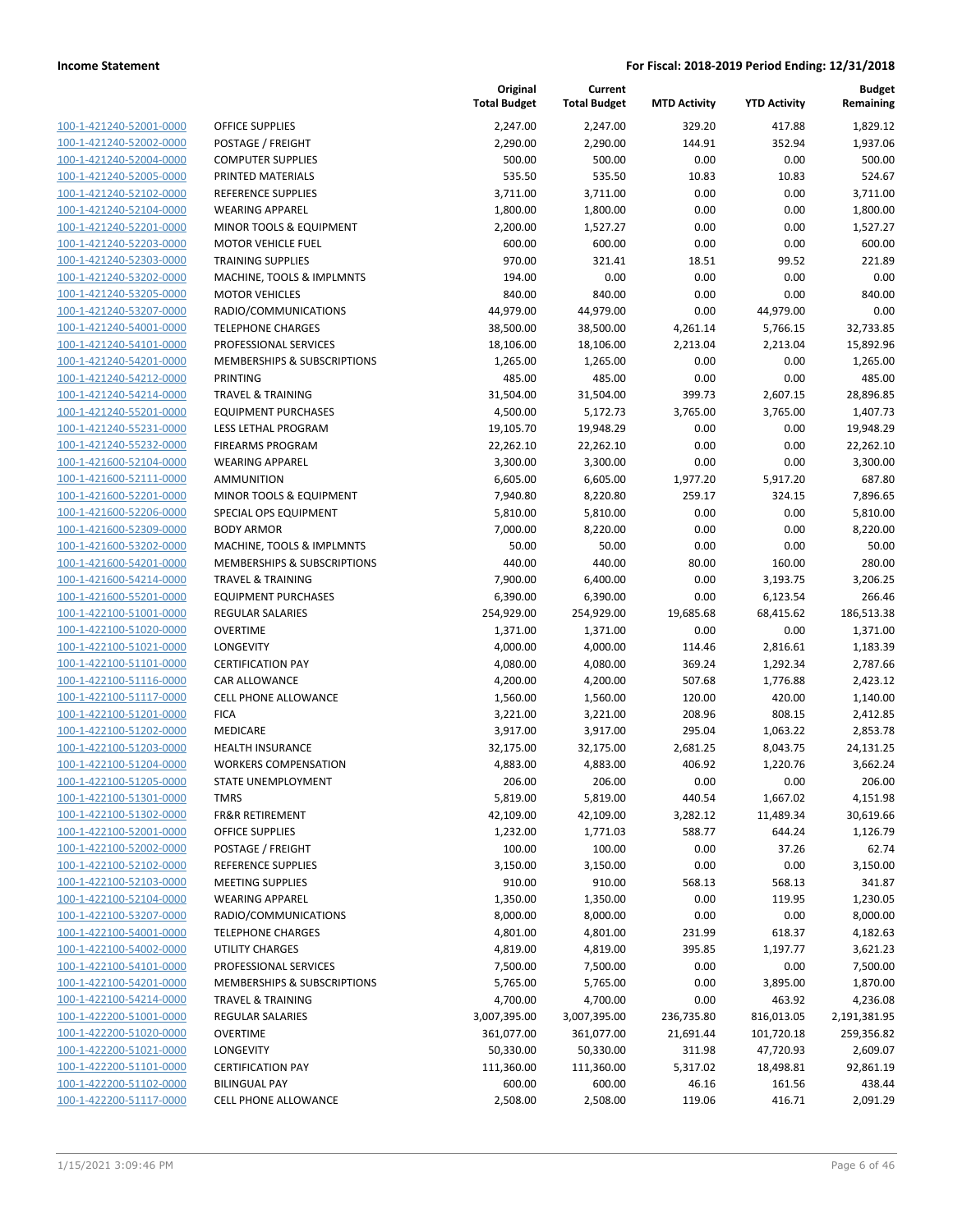| | | Original Total Budget | Current Total Budget | MTD Activity | YTD Activity | Budget Remaining |
|---|---|---|---|---|---|---|
| 100-1-421240-52001-0000 | OFFICE SUPPLIES | 2,247.00 | 2,247.00 | 329.20 | 417.88 | 1,829.12 |
| 100-1-421240-52002-0000 | POSTAGE / FREIGHT | 2,290.00 | 2,290.00 | 144.91 | 352.94 | 1,937.06 |
| 100-1-421240-52004-0000 | COMPUTER SUPPLIES | 500.00 | 500.00 | 0.00 | 0.00 | 500.00 |
| 100-1-421240-52005-0000 | PRINTED MATERIALS | 535.50 | 535.50 | 10.83 | 10.83 | 524.67 |
| 100-1-421240-52102-0000 | REFERENCE SUPPLIES | 3,711.00 | 3,711.00 | 0.00 | 0.00 | 3,711.00 |
| 100-1-421240-52104-0000 | WEARING APPAREL | 1,800.00 | 1,800.00 | 0.00 | 0.00 | 1,800.00 |
| 100-1-421240-52201-0000 | MINOR TOOLS & EQUIPMENT | 2,200.00 | 1,527.27 | 0.00 | 0.00 | 1,527.27 |
| 100-1-421240-52203-0000 | MOTOR VEHICLE FUEL | 600.00 | 600.00 | 0.00 | 0.00 | 600.00 |
| 100-1-421240-52303-0000 | TRAINING SUPPLIES | 970.00 | 321.41 | 18.51 | 99.52 | 221.89 |
| 100-1-421240-53202-0000 | MACHINE, TOOLS & IMPLMNTS | 194.00 | 0.00 | 0.00 | 0.00 | 0.00 |
| 100-1-421240-53205-0000 | MOTOR VEHICLES | 840.00 | 840.00 | 0.00 | 0.00 | 840.00 |
| 100-1-421240-53207-0000 | RADIO/COMMUNICATIONS | 44,979.00 | 44,979.00 | 0.00 | 44,979.00 | 0.00 |
| 100-1-421240-54001-0000 | TELEPHONE CHARGES | 38,500.00 | 38,500.00 | 4,261.14 | 5,766.15 | 32,733.85 |
| 100-1-421240-54101-0000 | PROFESSIONAL SERVICES | 18,106.00 | 18,106.00 | 2,213.04 | 2,213.04 | 15,892.96 |
| 100-1-421240-54201-0000 | MEMBERSHIPS & SUBSCRIPTIONS | 1,265.00 | 1,265.00 | 0.00 | 0.00 | 1,265.00 |
| 100-1-421240-54212-0000 | PRINTING | 485.00 | 485.00 | 0.00 | 0.00 | 485.00 |
| 100-1-421240-54214-0000 | TRAVEL & TRAINING | 31,504.00 | 31,504.00 | 399.73 | 2,607.15 | 28,896.85 |
| 100-1-421240-55201-0000 | EQUIPMENT PURCHASES | 4,500.00 | 5,172.73 | 3,765.00 | 3,765.00 | 1,407.73 |
| 100-1-421240-55231-0000 | LESS LETHAL PROGRAM | 19,105.70 | 19,948.29 | 0.00 | 0.00 | 19,948.29 |
| 100-1-421240-55232-0000 | FIREARMS PROGRAM | 22,262.10 | 22,262.10 | 0.00 | 0.00 | 22,262.10 |
| 100-1-421600-52104-0000 | WEARING APPAREL | 3,300.00 | 3,300.00 | 0.00 | 0.00 | 3,300.00 |
| 100-1-421600-52111-0000 | AMMUNITION | 6,605.00 | 6,605.00 | 1,977.20 | 5,917.20 | 687.80 |
| 100-1-421600-52201-0000 | MINOR TOOLS & EQUIPMENT | 7,940.80 | 8,220.80 | 259.17 | 324.15 | 7,896.65 |
| 100-1-421600-52206-0000 | SPECIAL OPS EQUIPMENT | 5,810.00 | 5,810.00 | 0.00 | 0.00 | 5,810.00 |
| 100-1-421600-52309-0000 | BODY ARMOR | 7,000.00 | 8,220.00 | 0.00 | 0.00 | 8,220.00 |
| 100-1-421600-53202-0000 | MACHINE, TOOLS & IMPLMNTS | 50.00 | 50.00 | 0.00 | 0.00 | 50.00 |
| 100-1-421600-54201-0000 | MEMBERSHIPS & SUBSCRIPTIONS | 440.00 | 440.00 | 80.00 | 160.00 | 280.00 |
| 100-1-421600-54214-0000 | TRAVEL & TRAINING | 7,900.00 | 6,400.00 | 0.00 | 3,193.75 | 3,206.25 |
| 100-1-421600-55201-0000 | EQUIPMENT PURCHASES | 6,390.00 | 6,390.00 | 0.00 | 6,123.54 | 266.46 |
| 100-1-422100-51001-0000 | REGULAR SALARIES | 254,929.00 | 254,929.00 | 19,685.68 | 68,415.62 | 186,513.38 |
| 100-1-422100-51020-0000 | OVERTIME | 1,371.00 | 1,371.00 | 0.00 | 0.00 | 1,371.00 |
| 100-1-422100-51021-0000 | LONGEVITY | 4,000.00 | 4,000.00 | 114.46 | 2,816.61 | 1,183.39 |
| 100-1-422100-51101-0000 | CERTIFICATION PAY | 4,080.00 | 4,080.00 | 369.24 | 1,292.34 | 2,787.66 |
| 100-1-422100-51116-0000 | CAR ALLOWANCE | 4,200.00 | 4,200.00 | 507.68 | 1,776.88 | 2,423.12 |
| 100-1-422100-51117-0000 | CELL PHONE ALLOWANCE | 1,560.00 | 1,560.00 | 120.00 | 420.00 | 1,140.00 |
| 100-1-422100-51201-0000 | FICA | 3,221.00 | 3,221.00 | 208.96 | 808.15 | 2,412.85 |
| 100-1-422100-51202-0000 | MEDICARE | 3,917.00 | 3,917.00 | 295.04 | 1,063.22 | 2,853.78 |
| 100-1-422100-51203-0000 | HEALTH INSURANCE | 32,175.00 | 32,175.00 | 2,681.25 | 8,043.75 | 24,131.25 |
| 100-1-422100-51204-0000 | WORKERS COMPENSATION | 4,883.00 | 4,883.00 | 406.92 | 1,220.76 | 3,662.24 |
| 100-1-422100-51205-0000 | STATE UNEMPLOYMENT | 206.00 | 206.00 | 0.00 | 0.00 | 206.00 |
| 100-1-422100-51301-0000 | TMRS | 5,819.00 | 5,819.00 | 440.54 | 1,667.02 | 4,151.98 |
| 100-1-422100-51302-0000 | FR&R RETIREMENT | 42,109.00 | 42,109.00 | 3,282.12 | 11,489.34 | 30,619.66 |
| 100-1-422100-52001-0000 | OFFICE SUPPLIES | 1,232.00 | 1,771.03 | 588.77 | 644.24 | 1,126.79 |
| 100-1-422100-52002-0000 | POSTAGE / FREIGHT | 100.00 | 100.00 | 0.00 | 37.26 | 62.74 |
| 100-1-422100-52102-0000 | REFERENCE SUPPLIES | 3,150.00 | 3,150.00 | 0.00 | 0.00 | 3,150.00 |
| 100-1-422100-52103-0000 | MEETING SUPPLIES | 910.00 | 910.00 | 568.13 | 568.13 | 341.87 |
| 100-1-422100-52104-0000 | WEARING APPAREL | 1,350.00 | 1,350.00 | 0.00 | 119.95 | 1,230.05 |
| 100-1-422100-53207-0000 | RADIO/COMMUNICATIONS | 8,000.00 | 8,000.00 | 0.00 | 0.00 | 8,000.00 |
| 100-1-422100-54001-0000 | TELEPHONE CHARGES | 4,801.00 | 4,801.00 | 231.99 | 618.37 | 4,182.63 |
| 100-1-422100-54002-0000 | UTILITY CHARGES | 4,819.00 | 4,819.00 | 395.85 | 1,197.77 | 3,621.23 |
| 100-1-422100-54101-0000 | PROFESSIONAL SERVICES | 7,500.00 | 7,500.00 | 0.00 | 0.00 | 7,500.00 |
| 100-1-422100-54201-0000 | MEMBERSHIPS & SUBSCRIPTIONS | 5,765.00 | 5,765.00 | 0.00 | 3,895.00 | 1,870.00 |
| 100-1-422100-54214-0000 | TRAVEL & TRAINING | 4,700.00 | 4,700.00 | 0.00 | 463.92 | 4,236.08 |
| 100-1-422200-51001-0000 | REGULAR SALARIES | 3,007,395.00 | 3,007,395.00 | 236,735.80 | 816,013.05 | 2,191,381.95 |
| 100-1-422200-51020-0000 | OVERTIME | 361,077.00 | 361,077.00 | 21,691.44 | 101,720.18 | 259,356.82 |
| 100-1-422200-51021-0000 | LONGEVITY | 50,330.00 | 50,330.00 | 311.98 | 47,720.93 | 2,609.07 |
| 100-1-422200-51101-0000 | CERTIFICATION PAY | 111,360.00 | 111,360.00 | 5,317.02 | 18,498.81 | 92,861.19 |
| 100-1-422200-51102-0000 | BILINGUAL PAY | 600.00 | 600.00 | 46.16 | 161.56 | 438.44 |
| 100-1-422200-51117-0000 | CELL PHONE ALLOWANCE | 2,508.00 | 2,508.00 | 119.06 | 416.71 | 2,091.29 |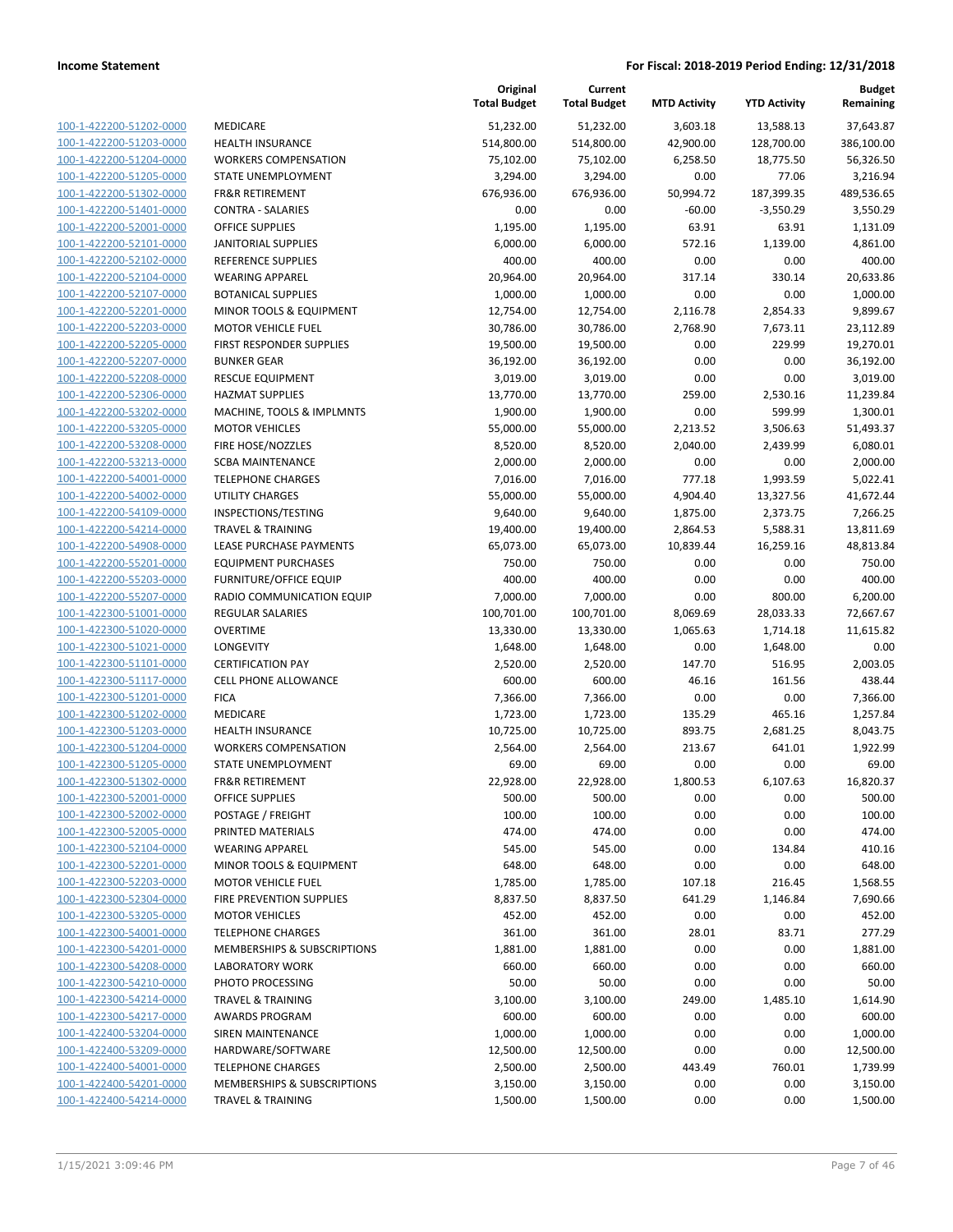| | | Original Total Budget | Current Total Budget | MTD Activity | YTD Activity | Budget Remaining |
|---|---|---|---|---|---|---|
| 100-1-422200-51202-0000 | MEDICARE | 51,232.00 | 51,232.00 | 3,603.18 | 13,588.13 | 37,643.87 |
| 100-1-422200-51203-0000 | HEALTH INSURANCE | 514,800.00 | 514,800.00 | 42,900.00 | 128,700.00 | 386,100.00 |
| 100-1-422200-51204-0000 | WORKERS COMPENSATION | 75,102.00 | 75,102.00 | 6,258.50 | 18,775.50 | 56,326.50 |
| 100-1-422200-51205-0000 | STATE UNEMPLOYMENT | 3,294.00 | 3,294.00 | 0.00 | 77.06 | 3,216.94 |
| 100-1-422200-51302-0000 | FR&R RETIREMENT | 676,936.00 | 676,936.00 | 50,994.72 | 187,399.35 | 489,536.65 |
| 100-1-422200-51401-0000 | CONTRA - SALARIES | 0.00 | 0.00 | -60.00 | -3,550.29 | 3,550.29 |
| 100-1-422200-52001-0000 | OFFICE SUPPLIES | 1,195.00 | 1,195.00 | 63.91 | 63.91 | 1,131.09 |
| 100-1-422200-52101-0000 | JANITORIAL SUPPLIES | 6,000.00 | 6,000.00 | 572.16 | 1,139.00 | 4,861.00 |
| 100-1-422200-52102-0000 | REFERENCE SUPPLIES | 400.00 | 400.00 | 0.00 | 0.00 | 400.00 |
| 100-1-422200-52104-0000 | WEARING APPAREL | 20,964.00 | 20,964.00 | 317.14 | 330.14 | 20,633.86 |
| 100-1-422200-52107-0000 | BOTANICAL SUPPLIES | 1,000.00 | 1,000.00 | 0.00 | 0.00 | 1,000.00 |
| 100-1-422200-52201-0000 | MINOR TOOLS & EQUIPMENT | 12,754.00 | 12,754.00 | 2,116.78 | 2,854.33 | 9,899.67 |
| 100-1-422200-52203-0000 | MOTOR VEHICLE FUEL | 30,786.00 | 30,786.00 | 2,768.90 | 7,673.11 | 23,112.89 |
| 100-1-422200-52205-0000 | FIRST RESPONDER SUPPLIES | 19,500.00 | 19,500.00 | 0.00 | 229.99 | 19,270.01 |
| 100-1-422200-52207-0000 | BUNKER GEAR | 36,192.00 | 36,192.00 | 0.00 | 0.00 | 36,192.00 |
| 100-1-422200-52208-0000 | RESCUE EQUIPMENT | 3,019.00 | 3,019.00 | 0.00 | 0.00 | 3,019.00 |
| 100-1-422200-52306-0000 | HAZMAT SUPPLIES | 13,770.00 | 13,770.00 | 259.00 | 2,530.16 | 11,239.84 |
| 100-1-422200-53202-0000 | MACHINE, TOOLS & IMPLMNTS | 1,900.00 | 1,900.00 | 0.00 | 599.99 | 1,300.01 |
| 100-1-422200-53205-0000 | MOTOR VEHICLES | 55,000.00 | 55,000.00 | 2,213.52 | 3,506.63 | 51,493.37 |
| 100-1-422200-53208-0000 | FIRE HOSE/NOZZLES | 8,520.00 | 8,520.00 | 2,040.00 | 2,439.99 | 6,080.01 |
| 100-1-422200-53213-0000 | SCBA MAINTENANCE | 2,000.00 | 2,000.00 | 0.00 | 0.00 | 2,000.00 |
| 100-1-422200-54001-0000 | TELEPHONE CHARGES | 7,016.00 | 7,016.00 | 777.18 | 1,993.59 | 5,022.41 |
| 100-1-422200-54002-0000 | UTILITY CHARGES | 55,000.00 | 55,000.00 | 4,904.40 | 13,327.56 | 41,672.44 |
| 100-1-422200-54109-0000 | INSPECTIONS/TESTING | 9,640.00 | 9,640.00 | 1,875.00 | 2,373.75 | 7,266.25 |
| 100-1-422200-54214-0000 | TRAVEL & TRAINING | 19,400.00 | 19,400.00 | 2,864.53 | 5,588.31 | 13,811.69 |
| 100-1-422200-54908-0000 | LEASE PURCHASE PAYMENTS | 65,073.00 | 65,073.00 | 10,839.44 | 16,259.16 | 48,813.84 |
| 100-1-422200-55201-0000 | EQUIPMENT PURCHASES | 750.00 | 750.00 | 0.00 | 0.00 | 750.00 |
| 100-1-422200-55203-0000 | FURNITURE/OFFICE EQUIP | 400.00 | 400.00 | 0.00 | 0.00 | 400.00 |
| 100-1-422200-55207-0000 | RADIO COMMUNICATION EQUIP | 7,000.00 | 7,000.00 | 0.00 | 800.00 | 6,200.00 |
| 100-1-422300-51001-0000 | REGULAR SALARIES | 100,701.00 | 100,701.00 | 8,069.69 | 28,033.33 | 72,667.67 |
| 100-1-422300-51020-0000 | OVERTIME | 13,330.00 | 13,330.00 | 1,065.63 | 1,714.18 | 11,615.82 |
| 100-1-422300-51021-0000 | LONGEVITY | 1,648.00 | 1,648.00 | 0.00 | 1,648.00 | 0.00 |
| 100-1-422300-51101-0000 | CERTIFICATION PAY | 2,520.00 | 2,520.00 | 147.70 | 516.95 | 2,003.05 |
| 100-1-422300-51117-0000 | CELL PHONE ALLOWANCE | 600.00 | 600.00 | 46.16 | 161.56 | 438.44 |
| 100-1-422300-51201-0000 | FICA | 7,366.00 | 7,366.00 | 0.00 | 0.00 | 7,366.00 |
| 100-1-422300-51202-0000 | MEDICARE | 1,723.00 | 1,723.00 | 135.29 | 465.16 | 1,257.84 |
| 100-1-422300-51203-0000 | HEALTH INSURANCE | 10,725.00 | 10,725.00 | 893.75 | 2,681.25 | 8,043.75 |
| 100-1-422300-51204-0000 | WORKERS COMPENSATION | 2,564.00 | 2,564.00 | 213.67 | 641.01 | 1,922.99 |
| 100-1-422300-51205-0000 | STATE UNEMPLOYMENT | 69.00 | 69.00 | 0.00 | 0.00 | 69.00 |
| 100-1-422300-51302-0000 | FR&R RETIREMENT | 22,928.00 | 22,928.00 | 1,800.53 | 6,107.63 | 16,820.37 |
| 100-1-422300-52001-0000 | OFFICE SUPPLIES | 500.00 | 500.00 | 0.00 | 0.00 | 500.00 |
| 100-1-422300-52002-0000 | POSTAGE / FREIGHT | 100.00 | 100.00 | 0.00 | 0.00 | 100.00 |
| 100-1-422300-52005-0000 | PRINTED MATERIALS | 474.00 | 474.00 | 0.00 | 0.00 | 474.00 |
| 100-1-422300-52104-0000 | WEARING APPAREL | 545.00 | 545.00 | 0.00 | 134.84 | 410.16 |
| 100-1-422300-52201-0000 | MINOR TOOLS & EQUIPMENT | 648.00 | 648.00 | 0.00 | 0.00 | 648.00 |
| 100-1-422300-52203-0000 | MOTOR VEHICLE FUEL | 1,785.00 | 1,785.00 | 107.18 | 216.45 | 1,568.55 |
| 100-1-422300-52304-0000 | FIRE PREVENTION SUPPLIES | 8,837.50 | 8,837.50 | 641.29 | 1,146.84 | 7,690.66 |
| 100-1-422300-53205-0000 | MOTOR VEHICLES | 452.00 | 452.00 | 0.00 | 0.00 | 452.00 |
| 100-1-422300-54001-0000 | TELEPHONE CHARGES | 361.00 | 361.00 | 28.01 | 83.71 | 277.29 |
| 100-1-422300-54201-0000 | MEMBERSHIPS & SUBSCRIPTIONS | 1,881.00 | 1,881.00 | 0.00 | 0.00 | 1,881.00 |
| 100-1-422300-54208-0000 | LABORATORY WORK | 660.00 | 660.00 | 0.00 | 0.00 | 660.00 |
| 100-1-422300-54210-0000 | PHOTO PROCESSING | 50.00 | 50.00 | 0.00 | 0.00 | 50.00 |
| 100-1-422300-54214-0000 | TRAVEL & TRAINING | 3,100.00 | 3,100.00 | 249.00 | 1,485.10 | 1,614.90 |
| 100-1-422300-54217-0000 | AWARDS PROGRAM | 600.00 | 600.00 | 0.00 | 0.00 | 600.00 |
| 100-1-422400-53204-0000 | SIREN MAINTENANCE | 1,000.00 | 1,000.00 | 0.00 | 0.00 | 1,000.00 |
| 100-1-422400-53209-0000 | HARDWARE/SOFTWARE | 12,500.00 | 12,500.00 | 0.00 | 0.00 | 12,500.00 |
| 100-1-422400-54001-0000 | TELEPHONE CHARGES | 2,500.00 | 2,500.00 | 443.49 | 760.01 | 1,739.99 |
| 100-1-422400-54201-0000 | MEMBERSHIPS & SUBSCRIPTIONS | 3,150.00 | 3,150.00 | 0.00 | 0.00 | 3,150.00 |
| 100-1-422400-54214-0000 | TRAVEL & TRAINING | 1,500.00 | 1,500.00 | 0.00 | 0.00 | 1,500.00 |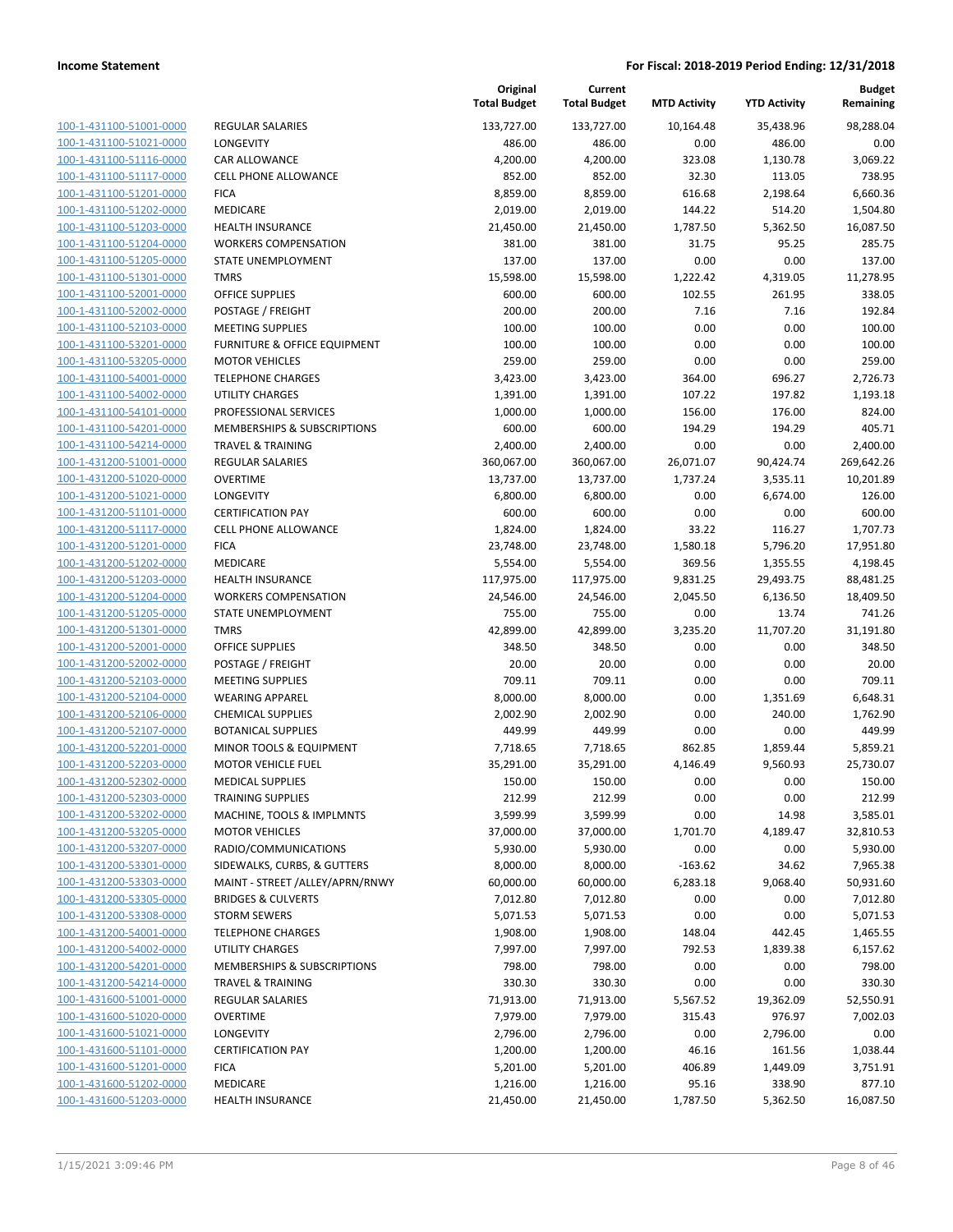| | | Original Total Budget | Current Total Budget | MTD Activity | YTD Activity | Budget Remaining |
|---|---|---|---|---|---|---|
| 100-1-431100-51001-0000 | REGULAR SALARIES | 133,727.00 | 133,727.00 | 10,164.48 | 35,438.96 | 98,288.04 |
| 100-1-431100-51021-0000 | LONGEVITY | 486.00 | 486.00 | 0.00 | 486.00 | 0.00 |
| 100-1-431100-51116-0000 | CAR ALLOWANCE | 4,200.00 | 4,200.00 | 323.08 | 1,130.78 | 3,069.22 |
| 100-1-431100-51117-0000 | CELL PHONE ALLOWANCE | 852.00 | 852.00 | 32.30 | 113.05 | 738.95 |
| 100-1-431100-51201-0000 | FICA | 8,859.00 | 8,859.00 | 616.68 | 2,198.64 | 6,660.36 |
| 100-1-431100-51202-0000 | MEDICARE | 2,019.00 | 2,019.00 | 144.22 | 514.20 | 1,504.80 |
| 100-1-431100-51203-0000 | HEALTH INSURANCE | 21,450.00 | 21,450.00 | 1,787.50 | 5,362.50 | 16,087.50 |
| 100-1-431100-51204-0000 | WORKERS COMPENSATION | 381.00 | 381.00 | 31.75 | 95.25 | 285.75 |
| 100-1-431100-51205-0000 | STATE UNEMPLOYMENT | 137.00 | 137.00 | 0.00 | 0.00 | 137.00 |
| 100-1-431100-51301-0000 | TMRS | 15,598.00 | 15,598.00 | 1,222.42 | 4,319.05 | 11,278.95 |
| 100-1-431100-52001-0000 | OFFICE SUPPLIES | 600.00 | 600.00 | 102.55 | 261.95 | 338.05 |
| 100-1-431100-52002-0000 | POSTAGE / FREIGHT | 200.00 | 200.00 | 7.16 | 7.16 | 192.84 |
| 100-1-431100-52103-0000 | MEETING SUPPLIES | 100.00 | 100.00 | 0.00 | 0.00 | 100.00 |
| 100-1-431100-53201-0000 | FURNITURE & OFFICE EQUIPMENT | 100.00 | 100.00 | 0.00 | 0.00 | 100.00 |
| 100-1-431100-53205-0000 | MOTOR VEHICLES | 259.00 | 259.00 | 0.00 | 0.00 | 259.00 |
| 100-1-431100-54001-0000 | TELEPHONE CHARGES | 3,423.00 | 3,423.00 | 364.00 | 696.27 | 2,726.73 |
| 100-1-431100-54002-0000 | UTILITY CHARGES | 1,391.00 | 1,391.00 | 107.22 | 197.82 | 1,193.18 |
| 100-1-431100-54101-0000 | PROFESSIONAL SERVICES | 1,000.00 | 1,000.00 | 156.00 | 176.00 | 824.00 |
| 100-1-431100-54201-0000 | MEMBERSHIPS & SUBSCRIPTIONS | 600.00 | 600.00 | 194.29 | 194.29 | 405.71 |
| 100-1-431100-54214-0000 | TRAVEL & TRAINING | 2,400.00 | 2,400.00 | 0.00 | 0.00 | 2,400.00 |
| 100-1-431200-51001-0000 | REGULAR SALARIES | 360,067.00 | 360,067.00 | 26,071.07 | 90,424.74 | 269,642.26 |
| 100-1-431200-51020-0000 | OVERTIME | 13,737.00 | 13,737.00 | 1,737.24 | 3,535.11 | 10,201.89 |
| 100-1-431200-51021-0000 | LONGEVITY | 6,800.00 | 6,800.00 | 0.00 | 6,674.00 | 126.00 |
| 100-1-431200-51101-0000 | CERTIFICATION PAY | 600.00 | 600.00 | 0.00 | 0.00 | 600.00 |
| 100-1-431200-51117-0000 | CELL PHONE ALLOWANCE | 1,824.00 | 1,824.00 | 33.22 | 116.27 | 1,707.73 |
| 100-1-431200-51201-0000 | FICA | 23,748.00 | 23,748.00 | 1,580.18 | 5,796.20 | 17,951.80 |
| 100-1-431200-51202-0000 | MEDICARE | 5,554.00 | 5,554.00 | 369.56 | 1,355.55 | 4,198.45 |
| 100-1-431200-51203-0000 | HEALTH INSURANCE | 117,975.00 | 117,975.00 | 9,831.25 | 29,493.75 | 88,481.25 |
| 100-1-431200-51204-0000 | WORKERS COMPENSATION | 24,546.00 | 24,546.00 | 2,045.50 | 6,136.50 | 18,409.50 |
| 100-1-431200-51205-0000 | STATE UNEMPLOYMENT | 755.00 | 755.00 | 0.00 | 13.74 | 741.26 |
| 100-1-431200-51301-0000 | TMRS | 42,899.00 | 42,899.00 | 3,235.20 | 11,707.20 | 31,191.80 |
| 100-1-431200-52001-0000 | OFFICE SUPPLIES | 348.50 | 348.50 | 0.00 | 0.00 | 348.50 |
| 100-1-431200-52002-0000 | POSTAGE / FREIGHT | 20.00 | 20.00 | 0.00 | 0.00 | 20.00 |
| 100-1-431200-52103-0000 | MEETING SUPPLIES | 709.11 | 709.11 | 0.00 | 0.00 | 709.11 |
| 100-1-431200-52104-0000 | WEARING APPAREL | 8,000.00 | 8,000.00 | 0.00 | 1,351.69 | 6,648.31 |
| 100-1-431200-52106-0000 | CHEMICAL SUPPLIES | 2,002.90 | 2,002.90 | 0.00 | 240.00 | 1,762.90 |
| 100-1-431200-52107-0000 | BOTANICAL SUPPLIES | 449.99 | 449.99 | 0.00 | 0.00 | 449.99 |
| 100-1-431200-52201-0000 | MINOR TOOLS & EQUIPMENT | 7,718.65 | 7,718.65 | 862.85 | 1,859.44 | 5,859.21 |
| 100-1-431200-52203-0000 | MOTOR VEHICLE FUEL | 35,291.00 | 35,291.00 | 4,146.49 | 9,560.93 | 25,730.07 |
| 100-1-431200-52302-0000 | MEDICAL SUPPLIES | 150.00 | 150.00 | 0.00 | 0.00 | 150.00 |
| 100-1-431200-52303-0000 | TRAINING SUPPLIES | 212.99 | 212.99 | 0.00 | 0.00 | 212.99 |
| 100-1-431200-53202-0000 | MACHINE, TOOLS & IMPLMNTS | 3,599.99 | 3,599.99 | 0.00 | 14.98 | 3,585.01 |
| 100-1-431200-53205-0000 | MOTOR VEHICLES | 37,000.00 | 37,000.00 | 1,701.70 | 4,189.47 | 32,810.53 |
| 100-1-431200-53207-0000 | RADIO/COMMUNICATIONS | 5,930.00 | 5,930.00 | 0.00 | 0.00 | 5,930.00 |
| 100-1-431200-53301-0000 | SIDEWALKS, CURBS, & GUTTERS | 8,000.00 | 8,000.00 | -163.62 | 34.62 | 7,965.38 |
| 100-1-431200-53303-0000 | MAINT - STREET /ALLEY/APRN/RNWY | 60,000.00 | 60,000.00 | 6,283.18 | 9,068.40 | 50,931.60 |
| 100-1-431200-53305-0000 | BRIDGES & CULVERTS | 7,012.80 | 7,012.80 | 0.00 | 0.00 | 7,012.80 |
| 100-1-431200-53308-0000 | STORM SEWERS | 5,071.53 | 5,071.53 | 0.00 | 0.00 | 5,071.53 |
| 100-1-431200-54001-0000 | TELEPHONE CHARGES | 1,908.00 | 1,908.00 | 148.04 | 442.45 | 1,465.55 |
| 100-1-431200-54002-0000 | UTILITY CHARGES | 7,997.00 | 7,997.00 | 792.53 | 1,839.38 | 6,157.62 |
| 100-1-431200-54201-0000 | MEMBERSHIPS & SUBSCRIPTIONS | 798.00 | 798.00 | 0.00 | 0.00 | 798.00 |
| 100-1-431200-54214-0000 | TRAVEL & TRAINING | 330.30 | 330.30 | 0.00 | 0.00 | 330.30 |
| 100-1-431600-51001-0000 | REGULAR SALARIES | 71,913.00 | 71,913.00 | 5,567.52 | 19,362.09 | 52,550.91 |
| 100-1-431600-51020-0000 | OVERTIME | 7,979.00 | 7,979.00 | 315.43 | 976.97 | 7,002.03 |
| 100-1-431600-51021-0000 | LONGEVITY | 2,796.00 | 2,796.00 | 0.00 | 2,796.00 | 0.00 |
| 100-1-431600-51101-0000 | CERTIFICATION PAY | 1,200.00 | 1,200.00 | 46.16 | 161.56 | 1,038.44 |
| 100-1-431600-51201-0000 | FICA | 5,201.00 | 5,201.00 | 406.89 | 1,449.09 | 3,751.91 |
| 100-1-431600-51202-0000 | MEDICARE | 1,216.00 | 1,216.00 | 95.16 | 338.90 | 877.10 |
| 100-1-431600-51203-0000 | HEALTH INSURANCE | 21,450.00 | 21,450.00 | 1,787.50 | 5,362.50 | 16,087.50 |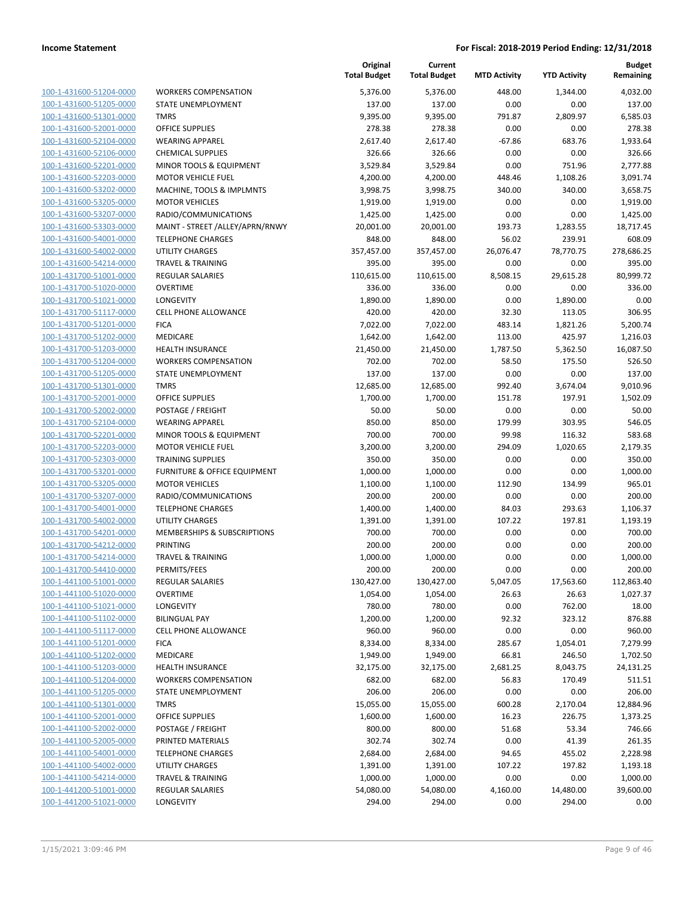| | | Original Total Budget | Current Total Budget | MTD Activity | YTD Activity | Budget Remaining |
|---|---|---|---|---|---|---|
| 100-1-431600-51204-0000 | WORKERS COMPENSATION | 5,376.00 | 5,376.00 | 448.00 | 1,344.00 | 4,032.00 |
| 100-1-431600-51205-0000 | STATE UNEMPLOYMENT | 137.00 | 137.00 | 0.00 | 0.00 | 137.00 |
| 100-1-431600-51301-0000 | TMRS | 9,395.00 | 9,395.00 | 791.87 | 2,809.97 | 6,585.03 |
| 100-1-431600-52001-0000 | OFFICE SUPPLIES | 278.38 | 278.38 | 0.00 | 0.00 | 278.38 |
| 100-1-431600-52104-0000 | WEARING APPAREL | 2,617.40 | 2,617.40 | -67.86 | 683.76 | 1,933.64 |
| 100-1-431600-52106-0000 | CHEMICAL SUPPLIES | 326.66 | 326.66 | 0.00 | 0.00 | 326.66 |
| 100-1-431600-52201-0000 | MINOR TOOLS & EQUIPMENT | 3,529.84 | 3,529.84 | 0.00 | 751.96 | 2,777.88 |
| 100-1-431600-52203-0000 | MOTOR VEHICLE FUEL | 4,200.00 | 4,200.00 | 448.46 | 1,108.26 | 3,091.74 |
| 100-1-431600-53202-0000 | MACHINE, TOOLS & IMPLMNTS | 3,998.75 | 3,998.75 | 340.00 | 340.00 | 3,658.75 |
| 100-1-431600-53205-0000 | MOTOR VEHICLES | 1,919.00 | 1,919.00 | 0.00 | 0.00 | 1,919.00 |
| 100-1-431600-53207-0000 | RADIO/COMMUNICATIONS | 1,425.00 | 1,425.00 | 0.00 | 0.00 | 1,425.00 |
| 100-1-431600-53303-0000 | MAINT - STREET /ALLEY/APRN/RNWY | 20,001.00 | 20,001.00 | 193.73 | 1,283.55 | 18,717.45 |
| 100-1-431600-54001-0000 | TELEPHONE CHARGES | 848.00 | 848.00 | 56.02 | 239.91 | 608.09 |
| 100-1-431600-54002-0000 | UTILITY CHARGES | 357,457.00 | 357,457.00 | 26,076.47 | 78,770.75 | 278,686.25 |
| 100-1-431600-54214-0000 | TRAVEL & TRAINING | 395.00 | 395.00 | 0.00 | 0.00 | 395.00 |
| 100-1-431700-51001-0000 | REGULAR SALARIES | 110,615.00 | 110,615.00 | 8,508.15 | 29,615.28 | 80,999.72 |
| 100-1-431700-51020-0000 | OVERTIME | 336.00 | 336.00 | 0.00 | 0.00 | 336.00 |
| 100-1-431700-51021-0000 | LONGEVITY | 1,890.00 | 1,890.00 | 0.00 | 1,890.00 | 0.00 |
| 100-1-431700-51117-0000 | CELL PHONE ALLOWANCE | 420.00 | 420.00 | 32.30 | 113.05 | 306.95 |
| 100-1-431700-51201-0000 | FICA | 7,022.00 | 7,022.00 | 483.14 | 1,821.26 | 5,200.74 |
| 100-1-431700-51202-0000 | MEDICARE | 1,642.00 | 1,642.00 | 113.00 | 425.97 | 1,216.03 |
| 100-1-431700-51203-0000 | HEALTH INSURANCE | 21,450.00 | 21,450.00 | 1,787.50 | 5,362.50 | 16,087.50 |
| 100-1-431700-51204-0000 | WORKERS COMPENSATION | 702.00 | 702.00 | 58.50 | 175.50 | 526.50 |
| 100-1-431700-51205-0000 | STATE UNEMPLOYMENT | 137.00 | 137.00 | 0.00 | 0.00 | 137.00 |
| 100-1-431700-51301-0000 | TMRS | 12,685.00 | 12,685.00 | 992.40 | 3,674.04 | 9,010.96 |
| 100-1-431700-52001-0000 | OFFICE SUPPLIES | 1,700.00 | 1,700.00 | 151.78 | 197.91 | 1,502.09 |
| 100-1-431700-52002-0000 | POSTAGE / FREIGHT | 50.00 | 50.00 | 0.00 | 0.00 | 50.00 |
| 100-1-431700-52104-0000 | WEARING APPAREL | 850.00 | 850.00 | 179.99 | 303.95 | 546.05 |
| 100-1-431700-52201-0000 | MINOR TOOLS & EQUIPMENT | 700.00 | 700.00 | 99.98 | 116.32 | 583.68 |
| 100-1-431700-52203-0000 | MOTOR VEHICLE FUEL | 3,200.00 | 3,200.00 | 294.09 | 1,020.65 | 2,179.35 |
| 100-1-431700-52303-0000 | TRAINING SUPPLIES | 350.00 | 350.00 | 0.00 | 0.00 | 350.00 |
| 100-1-431700-53201-0000 | FURNITURE & OFFICE EQUIPMENT | 1,000.00 | 1,000.00 | 0.00 | 0.00 | 1,000.00 |
| 100-1-431700-53205-0000 | MOTOR VEHICLES | 1,100.00 | 1,100.00 | 112.90 | 134.99 | 965.01 |
| 100-1-431700-53207-0000 | RADIO/COMMUNICATIONS | 200.00 | 200.00 | 0.00 | 0.00 | 200.00 |
| 100-1-431700-54001-0000 | TELEPHONE CHARGES | 1,400.00 | 1,400.00 | 84.03 | 293.63 | 1,106.37 |
| 100-1-431700-54002-0000 | UTILITY CHARGES | 1,391.00 | 1,391.00 | 107.22 | 197.81 | 1,193.19 |
| 100-1-431700-54201-0000 | MEMBERSHIPS & SUBSCRIPTIONS | 700.00 | 700.00 | 0.00 | 0.00 | 700.00 |
| 100-1-431700-54212-0000 | PRINTING | 200.00 | 200.00 | 0.00 | 0.00 | 200.00 |
| 100-1-431700-54214-0000 | TRAVEL & TRAINING | 1,000.00 | 1,000.00 | 0.00 | 0.00 | 1,000.00 |
| 100-1-431700-54410-0000 | PERMITS/FEES | 200.00 | 200.00 | 0.00 | 0.00 | 200.00 |
| 100-1-441100-51001-0000 | REGULAR SALARIES | 130,427.00 | 130,427.00 | 5,047.05 | 17,563.60 | 112,863.40 |
| 100-1-441100-51020-0000 | OVERTIME | 1,054.00 | 1,054.00 | 26.63 | 26.63 | 1,027.37 |
| 100-1-441100-51021-0000 | LONGEVITY | 780.00 | 780.00 | 0.00 | 762.00 | 18.00 |
| 100-1-441100-51102-0000 | BILINGUAL PAY | 1,200.00 | 1,200.00 | 92.32 | 323.12 | 876.88 |
| 100-1-441100-51117-0000 | CELL PHONE ALLOWANCE | 960.00 | 960.00 | 0.00 | 0.00 | 960.00 |
| 100-1-441100-51201-0000 | FICA | 8,334.00 | 8,334.00 | 285.67 | 1,054.01 | 7,279.99 |
| 100-1-441100-51202-0000 | MEDICARE | 1,949.00 | 1,949.00 | 66.81 | 246.50 | 1,702.50 |
| 100-1-441100-51203-0000 | HEALTH INSURANCE | 32,175.00 | 32,175.00 | 2,681.25 | 8,043.75 | 24,131.25 |
| 100-1-441100-51204-0000 | WORKERS COMPENSATION | 682.00 | 682.00 | 56.83 | 170.49 | 511.51 |
| 100-1-441100-51205-0000 | STATE UNEMPLOYMENT | 206.00 | 206.00 | 0.00 | 0.00 | 206.00 |
| 100-1-441100-51301-0000 | TMRS | 15,055.00 | 15,055.00 | 600.28 | 2,170.04 | 12,884.96 |
| 100-1-441100-52001-0000 | OFFICE SUPPLIES | 1,600.00 | 1,600.00 | 16.23 | 226.75 | 1,373.25 |
| 100-1-441100-52002-0000 | POSTAGE / FREIGHT | 800.00 | 800.00 | 51.68 | 53.34 | 746.66 |
| 100-1-441100-52005-0000 | PRINTED MATERIALS | 302.74 | 302.74 | 0.00 | 41.39 | 261.35 |
| 100-1-441100-54001-0000 | TELEPHONE CHARGES | 2,684.00 | 2,684.00 | 94.65 | 455.02 | 2,228.98 |
| 100-1-441100-54002-0000 | UTILITY CHARGES | 1,391.00 | 1,391.00 | 107.22 | 197.82 | 1,193.18 |
| 100-1-441100-54214-0000 | TRAVEL & TRAINING | 1,000.00 | 1,000.00 | 0.00 | 0.00 | 1,000.00 |
| 100-1-441200-51001-0000 | REGULAR SALARIES | 54,080.00 | 54,080.00 | 4,160.00 | 14,480.00 | 39,600.00 |
| 100-1-441200-51021-0000 | LONGEVITY | 294.00 | 294.00 | 0.00 | 294.00 | 0.00 |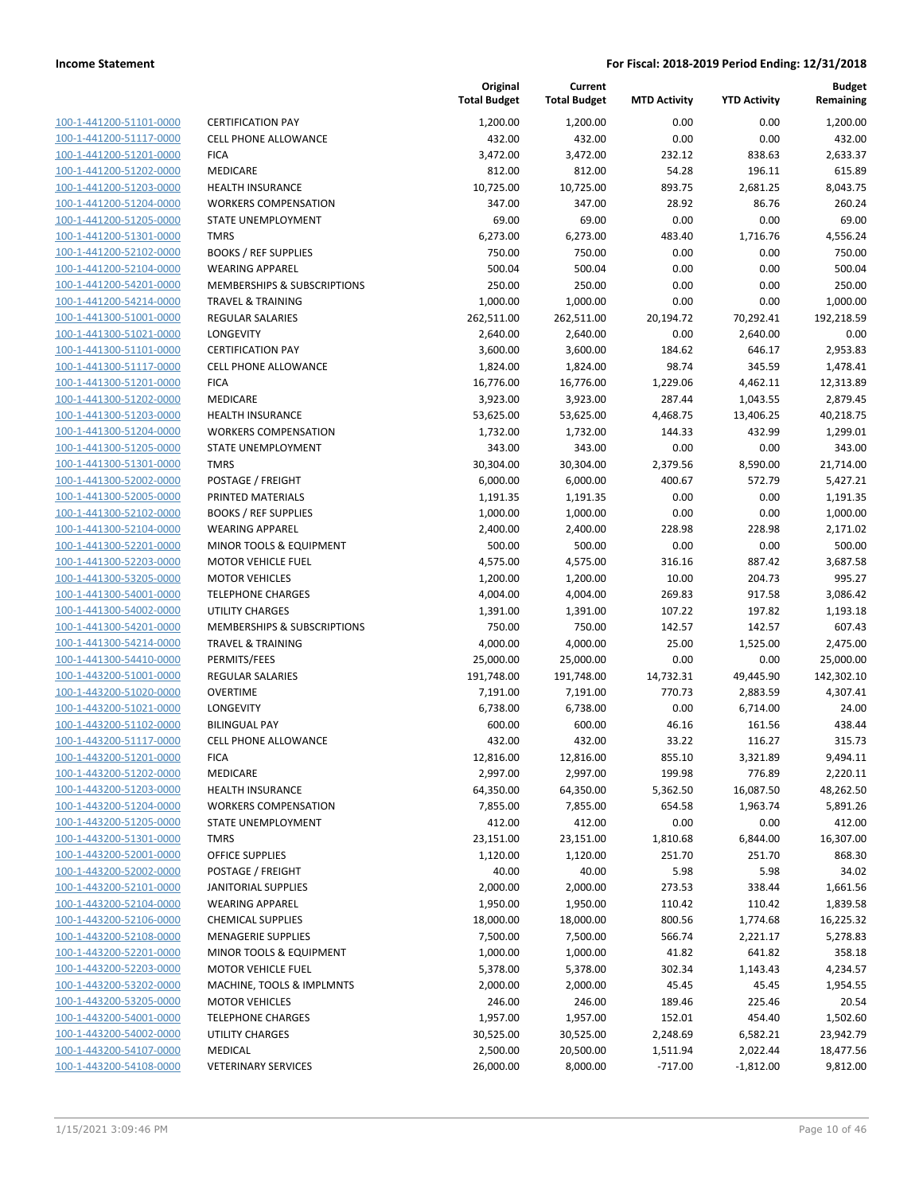| | | Original Total Budget | Current Total Budget | MTD Activity | YTD Activity | Budget Remaining |
|---|---|---|---|---|---|---|
| 100-1-441200-51101-0000 | CERTIFICATION PAY | 1,200.00 | 1,200.00 | 0.00 | 0.00 | 1,200.00 |
| 100-1-441200-51117-0000 | CELL PHONE ALLOWANCE | 432.00 | 432.00 | 0.00 | 0.00 | 432.00 |
| 100-1-441200-51201-0000 | FICA | 3,472.00 | 3,472.00 | 232.12 | 838.63 | 2,633.37 |
| 100-1-441200-51202-0000 | MEDICARE | 812.00 | 812.00 | 54.28 | 196.11 | 615.89 |
| 100-1-441200-51203-0000 | HEALTH INSURANCE | 10,725.00 | 10,725.00 | 893.75 | 2,681.25 | 8,043.75 |
| 100-1-441200-51204-0000 | WORKERS COMPENSATION | 347.00 | 347.00 | 28.92 | 86.76 | 260.24 |
| 100-1-441200-51205-0000 | STATE UNEMPLOYMENT | 69.00 | 69.00 | 0.00 | 0.00 | 69.00 |
| 100-1-441200-51301-0000 | TMRS | 6,273.00 | 6,273.00 | 483.40 | 1,716.76 | 4,556.24 |
| 100-1-441200-52102-0000 | BOOKS / REF SUPPLIES | 750.00 | 750.00 | 0.00 | 0.00 | 750.00 |
| 100-1-441200-52104-0000 | WEARING APPAREL | 500.04 | 500.04 | 0.00 | 0.00 | 500.04 |
| 100-1-441200-54201-0000 | MEMBERSHIPS & SUBSCRIPTIONS | 250.00 | 250.00 | 0.00 | 0.00 | 250.00 |
| 100-1-441200-54214-0000 | TRAVEL & TRAINING | 1,000.00 | 1,000.00 | 0.00 | 0.00 | 1,000.00 |
| 100-1-441300-51001-0000 | REGULAR SALARIES | 262,511.00 | 262,511.00 | 20,194.72 | 70,292.41 | 192,218.59 |
| 100-1-441300-51021-0000 | LONGEVITY | 2,640.00 | 2,640.00 | 0.00 | 2,640.00 | 0.00 |
| 100-1-441300-51101-0000 | CERTIFICATION PAY | 3,600.00 | 3,600.00 | 184.62 | 646.17 | 2,953.83 |
| 100-1-441300-51117-0000 | CELL PHONE ALLOWANCE | 1,824.00 | 1,824.00 | 98.74 | 345.59 | 1,478.41 |
| 100-1-441300-51201-0000 | FICA | 16,776.00 | 16,776.00 | 1,229.06 | 4,462.11 | 12,313.89 |
| 100-1-441300-51202-0000 | MEDICARE | 3,923.00 | 3,923.00 | 287.44 | 1,043.55 | 2,879.45 |
| 100-1-441300-51203-0000 | HEALTH INSURANCE | 53,625.00 | 53,625.00 | 4,468.75 | 13,406.25 | 40,218.75 |
| 100-1-441300-51204-0000 | WORKERS COMPENSATION | 1,732.00 | 1,732.00 | 144.33 | 432.99 | 1,299.01 |
| 100-1-441300-51205-0000 | STATE UNEMPLOYMENT | 343.00 | 343.00 | 0.00 | 0.00 | 343.00 |
| 100-1-441300-51301-0000 | TMRS | 30,304.00 | 30,304.00 | 2,379.56 | 8,590.00 | 21,714.00 |
| 100-1-441300-52002-0000 | POSTAGE / FREIGHT | 6,000.00 | 6,000.00 | 400.67 | 572.79 | 5,427.21 |
| 100-1-441300-52005-0000 | PRINTED MATERIALS | 1,191.35 | 1,191.35 | 0.00 | 0.00 | 1,191.35 |
| 100-1-441300-52102-0000 | BOOKS / REF SUPPLIES | 1,000.00 | 1,000.00 | 0.00 | 0.00 | 1,000.00 |
| 100-1-441300-52104-0000 | WEARING APPAREL | 2,400.00 | 2,400.00 | 228.98 | 228.98 | 2,171.02 |
| 100-1-441300-52201-0000 | MINOR TOOLS & EQUIPMENT | 500.00 | 500.00 | 0.00 | 0.00 | 500.00 |
| 100-1-441300-52203-0000 | MOTOR VEHICLE FUEL | 4,575.00 | 4,575.00 | 316.16 | 887.42 | 3,687.58 |
| 100-1-441300-53205-0000 | MOTOR VEHICLES | 1,200.00 | 1,200.00 | 10.00 | 204.73 | 995.27 |
| 100-1-441300-54001-0000 | TELEPHONE CHARGES | 4,004.00 | 4,004.00 | 269.83 | 917.58 | 3,086.42 |
| 100-1-441300-54002-0000 | UTILITY CHARGES | 1,391.00 | 1,391.00 | 107.22 | 197.82 | 1,193.18 |
| 100-1-441300-54201-0000 | MEMBERSHIPS & SUBSCRIPTIONS | 750.00 | 750.00 | 142.57 | 142.57 | 607.43 |
| 100-1-441300-54214-0000 | TRAVEL & TRAINING | 4,000.00 | 4,000.00 | 25.00 | 1,525.00 | 2,475.00 |
| 100-1-441300-54410-0000 | PERMITS/FEES | 25,000.00 | 25,000.00 | 0.00 | 0.00 | 25,000.00 |
| 100-1-443200-51001-0000 | REGULAR SALARIES | 191,748.00 | 191,748.00 | 14,732.31 | 49,445.90 | 142,302.10 |
| 100-1-443200-51020-0000 | OVERTIME | 7,191.00 | 7,191.00 | 770.73 | 2,883.59 | 4,307.41 |
| 100-1-443200-51021-0000 | LONGEVITY | 6,738.00 | 6,738.00 | 0.00 | 6,714.00 | 24.00 |
| 100-1-443200-51102-0000 | BILINGUAL PAY | 600.00 | 600.00 | 46.16 | 161.56 | 438.44 |
| 100-1-443200-51117-0000 | CELL PHONE ALLOWANCE | 432.00 | 432.00 | 33.22 | 116.27 | 315.73 |
| 100-1-443200-51201-0000 | FICA | 12,816.00 | 12,816.00 | 855.10 | 3,321.89 | 9,494.11 |
| 100-1-443200-51202-0000 | MEDICARE | 2,997.00 | 2,997.00 | 199.98 | 776.89 | 2,220.11 |
| 100-1-443200-51203-0000 | HEALTH INSURANCE | 64,350.00 | 64,350.00 | 5,362.50 | 16,087.50 | 48,262.50 |
| 100-1-443200-51204-0000 | WORKERS COMPENSATION | 7,855.00 | 7,855.00 | 654.58 | 1,963.74 | 5,891.26 |
| 100-1-443200-51205-0000 | STATE UNEMPLOYMENT | 412.00 | 412.00 | 0.00 | 0.00 | 412.00 |
| 100-1-443200-51301-0000 | TMRS | 23,151.00 | 23,151.00 | 1,810.68 | 6,844.00 | 16,307.00 |
| 100-1-443200-52001-0000 | OFFICE SUPPLIES | 1,120.00 | 1,120.00 | 251.70 | 251.70 | 868.30 |
| 100-1-443200-52002-0000 | POSTAGE / FREIGHT | 40.00 | 40.00 | 5.98 | 5.98 | 34.02 |
| 100-1-443200-52101-0000 | JANITORIAL SUPPLIES | 2,000.00 | 2,000.00 | 273.53 | 338.44 | 1,661.56 |
| 100-1-443200-52104-0000 | WEARING APPAREL | 1,950.00 | 1,950.00 | 110.42 | 110.42 | 1,839.58 |
| 100-1-443200-52106-0000 | CHEMICAL SUPPLIES | 18,000.00 | 18,000.00 | 800.56 | 1,774.68 | 16,225.32 |
| 100-1-443200-52108-0000 | MENAGERIE SUPPLIES | 7,500.00 | 7,500.00 | 566.74 | 2,221.17 | 5,278.83 |
| 100-1-443200-52201-0000 | MINOR TOOLS & EQUIPMENT | 1,000.00 | 1,000.00 | 41.82 | 641.82 | 358.18 |
| 100-1-443200-52203-0000 | MOTOR VEHICLE FUEL | 5,378.00 | 5,378.00 | 302.34 | 1,143.43 | 4,234.57 |
| 100-1-443200-53202-0000 | MACHINE, TOOLS & IMPLMNTS | 2,000.00 | 2,000.00 | 45.45 | 45.45 | 1,954.55 |
| 100-1-443200-53205-0000 | MOTOR VEHICLES | 246.00 | 246.00 | 189.46 | 225.46 | 20.54 |
| 100-1-443200-54001-0000 | TELEPHONE CHARGES | 1,957.00 | 1,957.00 | 152.01 | 454.40 | 1,502.60 |
| 100-1-443200-54002-0000 | UTILITY CHARGES | 30,525.00 | 30,525.00 | 2,248.69 | 6,582.21 | 23,942.79 |
| 100-1-443200-54107-0000 | MEDICAL | 2,500.00 | 20,500.00 | 1,511.94 | 2,022.44 | 18,477.56 |
| 100-1-443200-54108-0000 | VETERINARY SERVICES | 26,000.00 | 8,000.00 | -717.00 | -1,812.00 | 9,812.00 |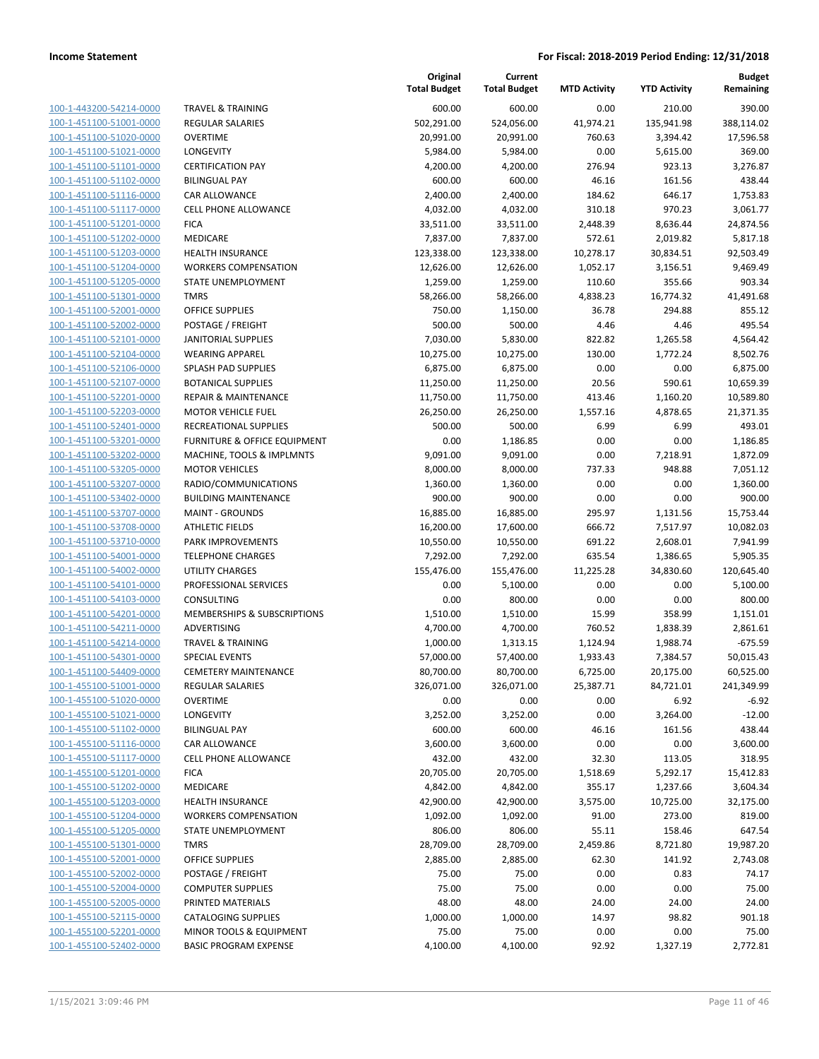**Income Statement** **For Fiscal: 2018-2019 Period Ending: 12/31/2018**

| | | Original Total Budget | Current Total Budget | MTD Activity | YTD Activity | Budget Remaining |
|---|---|---|---|---|---|---|
| 100-1-443200-54214-0000 | TRAVEL & TRAINING | 600.00 | 600.00 | 0.00 | 210.00 | 390.00 |
| 100-1-451100-51001-0000 | REGULAR SALARIES | 502,291.00 | 524,056.00 | 41,974.21 | 135,941.98 | 388,114.02 |
| 100-1-451100-51020-0000 | OVERTIME | 20,991.00 | 20,991.00 | 760.63 | 3,394.42 | 17,596.58 |
| 100-1-451100-51021-0000 | LONGEVITY | 5,984.00 | 5,984.00 | 0.00 | 5,615.00 | 369.00 |
| 100-1-451100-51101-0000 | CERTIFICATION PAY | 4,200.00 | 4,200.00 | 276.94 | 923.13 | 3,276.87 |
| 100-1-451100-51102-0000 | BILINGUAL PAY | 600.00 | 600.00 | 46.16 | 161.56 | 438.44 |
| 100-1-451100-51116-0000 | CAR ALLOWANCE | 2,400.00 | 2,400.00 | 184.62 | 646.17 | 1,753.83 |
| 100-1-451100-51117-0000 | CELL PHONE ALLOWANCE | 4,032.00 | 4,032.00 | 310.18 | 970.23 | 3,061.77 |
| 100-1-451100-51201-0000 | FICA | 33,511.00 | 33,511.00 | 2,448.39 | 8,636.44 | 24,874.56 |
| 100-1-451100-51202-0000 | MEDICARE | 7,837.00 | 7,837.00 | 572.61 | 2,019.82 | 5,817.18 |
| 100-1-451100-51203-0000 | HEALTH INSURANCE | 123,338.00 | 123,338.00 | 10,278.17 | 30,834.51 | 92,503.49 |
| 100-1-451100-51204-0000 | WORKERS COMPENSATION | 12,626.00 | 12,626.00 | 1,052.17 | 3,156.51 | 9,469.49 |
| 100-1-451100-51205-0000 | STATE UNEMPLOYMENT | 1,259.00 | 1,259.00 | 110.60 | 355.66 | 903.34 |
| 100-1-451100-51301-0000 | TMRS | 58,266.00 | 58,266.00 | 4,838.23 | 16,774.32 | 41,491.68 |
| 100-1-451100-52001-0000 | OFFICE SUPPLIES | 750.00 | 1,150.00 | 36.78 | 294.88 | 855.12 |
| 100-1-451100-52002-0000 | POSTAGE / FREIGHT | 500.00 | 500.00 | 4.46 | 4.46 | 495.54 |
| 100-1-451100-52101-0000 | JANITORIAL SUPPLIES | 7,030.00 | 5,830.00 | 822.82 | 1,265.58 | 4,564.42 |
| 100-1-451100-52104-0000 | WEARING APPAREL | 10,275.00 | 10,275.00 | 130.00 | 1,772.24 | 8,502.76 |
| 100-1-451100-52106-0000 | SPLASH PAD SUPPLIES | 6,875.00 | 6,875.00 | 0.00 | 0.00 | 6,875.00 |
| 100-1-451100-52107-0000 | BOTANICAL SUPPLIES | 11,250.00 | 11,250.00 | 20.56 | 590.61 | 10,659.39 |
| 100-1-451100-52201-0000 | REPAIR & MAINTENANCE | 11,750.00 | 11,750.00 | 413.46 | 1,160.20 | 10,589.80 |
| 100-1-451100-52203-0000 | MOTOR VEHICLE FUEL | 26,250.00 | 26,250.00 | 1,557.16 | 4,878.65 | 21,371.35 |
| 100-1-451100-52401-0000 | RECREATIONAL SUPPLIES | 500.00 | 500.00 | 6.99 | 6.99 | 493.01 |
| 100-1-451100-53201-0000 | FURNITURE & OFFICE EQUIPMENT | 0.00 | 1,186.85 | 0.00 | 0.00 | 1,186.85 |
| 100-1-451100-53202-0000 | MACHINE, TOOLS & IMPLMNTS | 9,091.00 | 9,091.00 | 0.00 | 7,218.91 | 1,872.09 |
| 100-1-451100-53205-0000 | MOTOR VEHICLES | 8,000.00 | 8,000.00 | 737.33 | 948.88 | 7,051.12 |
| 100-1-451100-53207-0000 | RADIO/COMMUNICATIONS | 1,360.00 | 1,360.00 | 0.00 | 0.00 | 1,360.00 |
| 100-1-451100-53402-0000 | BUILDING MAINTENANCE | 900.00 | 900.00 | 0.00 | 0.00 | 900.00 |
| 100-1-451100-53707-0000 | MAINT - GROUNDS | 16,885.00 | 16,885.00 | 295.97 | 1,131.56 | 15,753.44 |
| 100-1-451100-53708-0000 | ATHLETIC FIELDS | 16,200.00 | 17,600.00 | 666.72 | 7,517.97 | 10,082.03 |
| 100-1-451100-53710-0000 | PARK IMPROVEMENTS | 10,550.00 | 10,550.00 | 691.22 | 2,608.01 | 7,941.99 |
| 100-1-451100-54001-0000 | TELEPHONE CHARGES | 7,292.00 | 7,292.00 | 635.54 | 1,386.65 | 5,905.35 |
| 100-1-451100-54002-0000 | UTILITY CHARGES | 155,476.00 | 155,476.00 | 11,225.28 | 34,830.60 | 120,645.40 |
| 100-1-451100-54101-0000 | PROFESSIONAL SERVICES | 0.00 | 5,100.00 | 0.00 | 0.00 | 5,100.00 |
| 100-1-451100-54103-0000 | CONSULTING | 0.00 | 800.00 | 0.00 | 0.00 | 800.00 |
| 100-1-451100-54201-0000 | MEMBERSHIPS & SUBSCRIPTIONS | 1,510.00 | 1,510.00 | 15.99 | 358.99 | 1,151.01 |
| 100-1-451100-54211-0000 | ADVERTISING | 4,700.00 | 4,700.00 | 760.52 | 1,838.39 | 2,861.61 |
| 100-1-451100-54214-0000 | TRAVEL & TRAINING | 1,000.00 | 1,313.15 | 1,124.94 | 1,988.74 | -675.59 |
| 100-1-451100-54301-0000 | SPECIAL EVENTS | 57,000.00 | 57,400.00 | 1,933.43 | 7,384.57 | 50,015.43 |
| 100-1-451100-54409-0000 | CEMETERY MAINTENANCE | 80,700.00 | 80,700.00 | 6,725.00 | 20,175.00 | 60,525.00 |
| 100-1-455100-51001-0000 | REGULAR SALARIES | 326,071.00 | 326,071.00 | 25,387.71 | 84,721.01 | 241,349.99 |
| 100-1-455100-51020-0000 | OVERTIME | 0.00 | 0.00 | 0.00 | 6.92 | -6.92 |
| 100-1-455100-51021-0000 | LONGEVITY | 3,252.00 | 3,252.00 | 0.00 | 3,264.00 | -12.00 |
| 100-1-455100-51102-0000 | BILINGUAL PAY | 600.00 | 600.00 | 46.16 | 161.56 | 438.44 |
| 100-1-455100-51116-0000 | CAR ALLOWANCE | 3,600.00 | 3,600.00 | 0.00 | 0.00 | 3,600.00 |
| 100-1-455100-51117-0000 | CELL PHONE ALLOWANCE | 432.00 | 432.00 | 32.30 | 113.05 | 318.95 |
| 100-1-455100-51201-0000 | FICA | 20,705.00 | 20,705.00 | 1,518.69 | 5,292.17 | 15,412.83 |
| 100-1-455100-51202-0000 | MEDICARE | 4,842.00 | 4,842.00 | 355.17 | 1,237.66 | 3,604.34 |
| 100-1-455100-51203-0000 | HEALTH INSURANCE | 42,900.00 | 42,900.00 | 3,575.00 | 10,725.00 | 32,175.00 |
| 100-1-455100-51204-0000 | WORKERS COMPENSATION | 1,092.00 | 1,092.00 | 91.00 | 273.00 | 819.00 |
| 100-1-455100-51205-0000 | STATE UNEMPLOYMENT | 806.00 | 806.00 | 55.11 | 158.46 | 647.54 |
| 100-1-455100-51301-0000 | TMRS | 28,709.00 | 28,709.00 | 2,459.86 | 8,721.80 | 19,987.20 |
| 100-1-455100-52001-0000 | OFFICE SUPPLIES | 2,885.00 | 2,885.00 | 62.30 | 141.92 | 2,743.08 |
| 100-1-455100-52002-0000 | POSTAGE / FREIGHT | 75.00 | 75.00 | 0.00 | 0.83 | 74.17 |
| 100-1-455100-52004-0000 | COMPUTER SUPPLIES | 75.00 | 75.00 | 0.00 | 0.00 | 75.00 |
| 100-1-455100-52005-0000 | PRINTED MATERIALS | 48.00 | 48.00 | 24.00 | 24.00 | 24.00 |
| 100-1-455100-52115-0000 | CATALOGING SUPPLIES | 1,000.00 | 1,000.00 | 14.97 | 98.82 | 901.18 |
| 100-1-455100-52201-0000 | MINOR TOOLS & EQUIPMENT | 75.00 | 75.00 | 0.00 | 0.00 | 75.00 |
| 100-1-455100-52402-0000 | BASIC PROGRAM EXPENSE | 4,100.00 | 4,100.00 | 92.92 | 1,327.19 | 2,772.81 |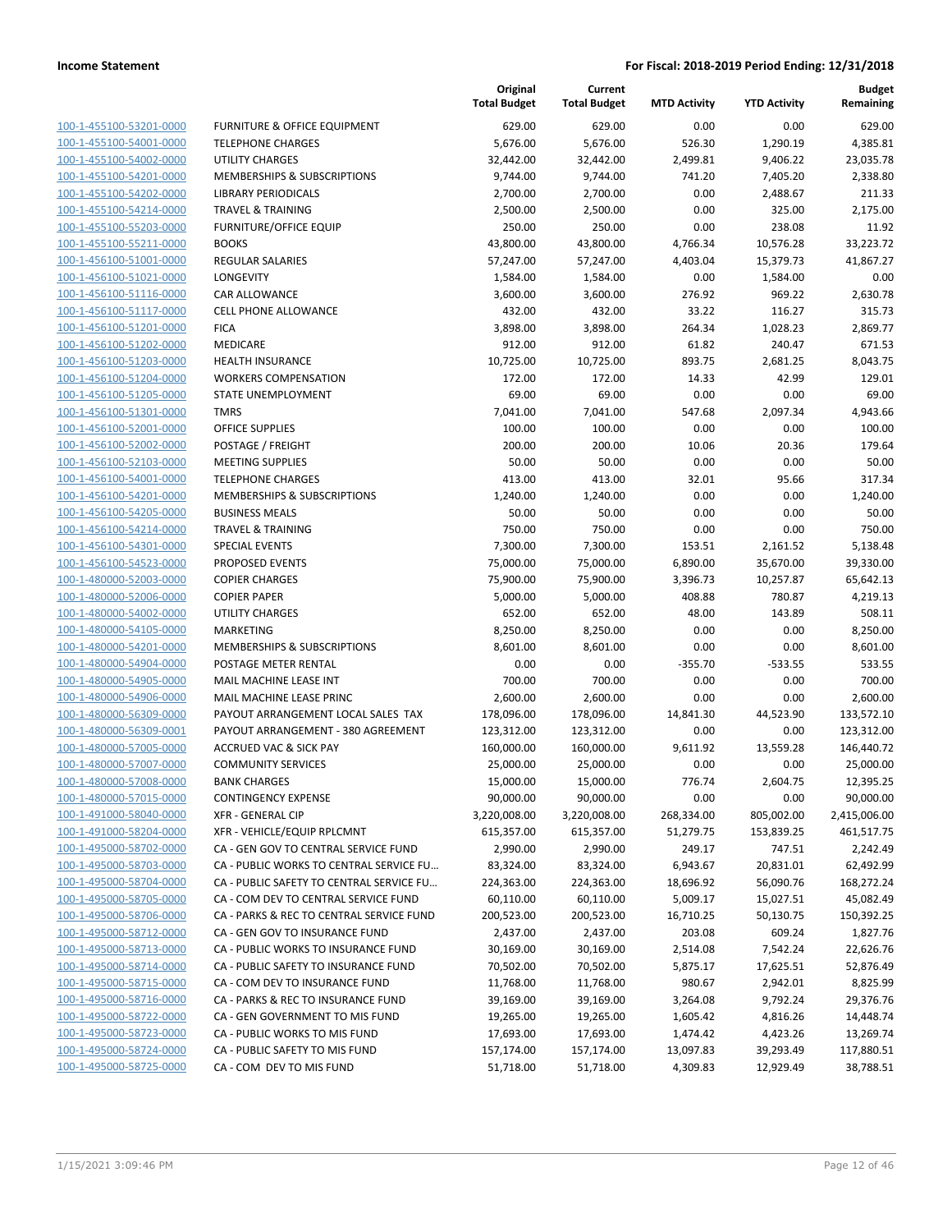| | | Original Total Budget | Current Total Budget | MTD Activity | YTD Activity | Budget Remaining |
|---|---|---|---|---|---|---|
| 100-1-455100-53201-0000 | FURNITURE & OFFICE EQUIPMENT | 629.00 | 629.00 | 0.00 | 0.00 | 629.00 |
| 100-1-455100-54001-0000 | TELEPHONE CHARGES | 5,676.00 | 5,676.00 | 526.30 | 1,290.19 | 4,385.81 |
| 100-1-455100-54002-0000 | UTILITY CHARGES | 32,442.00 | 32,442.00 | 2,499.81 | 9,406.22 | 23,035.78 |
| 100-1-455100-54201-0000 | MEMBERSHIPS & SUBSCRIPTIONS | 9,744.00 | 9,744.00 | 741.20 | 7,405.20 | 2,338.80 |
| 100-1-455100-54202-0000 | LIBRARY PERIODICALS | 2,700.00 | 2,700.00 | 0.00 | 2,488.67 | 211.33 |
| 100-1-455100-54214-0000 | TRAVEL & TRAINING | 2,500.00 | 2,500.00 | 0.00 | 325.00 | 2,175.00 |
| 100-1-455100-55203-0000 | FURNITURE/OFFICE EQUIP | 250.00 | 250.00 | 0.00 | 238.08 | 11.92 |
| 100-1-455100-55211-0000 | BOOKS | 43,800.00 | 43,800.00 | 4,766.34 | 10,576.28 | 33,223.72 |
| 100-1-456100-51001-0000 | REGULAR SALARIES | 57,247.00 | 57,247.00 | 4,403.04 | 15,379.73 | 41,867.27 |
| 100-1-456100-51021-0000 | LONGEVITY | 1,584.00 | 1,584.00 | 0.00 | 1,584.00 | 0.00 |
| 100-1-456100-51116-0000 | CAR ALLOWANCE | 3,600.00 | 3,600.00 | 276.92 | 969.22 | 2,630.78 |
| 100-1-456100-51117-0000 | CELL PHONE ALLOWANCE | 432.00 | 432.00 | 33.22 | 116.27 | 315.73 |
| 100-1-456100-51201-0000 | FICA | 3,898.00 | 3,898.00 | 264.34 | 1,028.23 | 2,869.77 |
| 100-1-456100-51202-0000 | MEDICARE | 912.00 | 912.00 | 61.82 | 240.47 | 671.53 |
| 100-1-456100-51203-0000 | HEALTH INSURANCE | 10,725.00 | 10,725.00 | 893.75 | 2,681.25 | 8,043.75 |
| 100-1-456100-51204-0000 | WORKERS COMPENSATION | 172.00 | 172.00 | 14.33 | 42.99 | 129.01 |
| 100-1-456100-51205-0000 | STATE UNEMPLOYMENT | 69.00 | 69.00 | 0.00 | 0.00 | 69.00 |
| 100-1-456100-51301-0000 | TMRS | 7,041.00 | 7,041.00 | 547.68 | 2,097.34 | 4,943.66 |
| 100-1-456100-52001-0000 | OFFICE SUPPLIES | 100.00 | 100.00 | 0.00 | 0.00 | 100.00 |
| 100-1-456100-52002-0000 | POSTAGE / FREIGHT | 200.00 | 200.00 | 10.06 | 20.36 | 179.64 |
| 100-1-456100-52103-0000 | MEETING SUPPLIES | 50.00 | 50.00 | 0.00 | 0.00 | 50.00 |
| 100-1-456100-54001-0000 | TELEPHONE CHARGES | 413.00 | 413.00 | 32.01 | 95.66 | 317.34 |
| 100-1-456100-54201-0000 | MEMBERSHIPS & SUBSCRIPTIONS | 1,240.00 | 1,240.00 | 0.00 | 0.00 | 1,240.00 |
| 100-1-456100-54205-0000 | BUSINESS MEALS | 50.00 | 50.00 | 0.00 | 0.00 | 50.00 |
| 100-1-456100-54214-0000 | TRAVEL & TRAINING | 750.00 | 750.00 | 0.00 | 0.00 | 750.00 |
| 100-1-456100-54301-0000 | SPECIAL EVENTS | 7,300.00 | 7,300.00 | 153.51 | 2,161.52 | 5,138.48 |
| 100-1-456100-54523-0000 | PROPOSED EVENTS | 75,000.00 | 75,000.00 | 6,890.00 | 35,670.00 | 39,330.00 |
| 100-1-480000-52003-0000 | COPIER CHARGES | 75,900.00 | 75,900.00 | 3,396.73 | 10,257.87 | 65,642.13 |
| 100-1-480000-52006-0000 | COPIER PAPER | 5,000.00 | 5,000.00 | 408.88 | 780.87 | 4,219.13 |
| 100-1-480000-54002-0000 | UTILITY CHARGES | 652.00 | 652.00 | 48.00 | 143.89 | 508.11 |
| 100-1-480000-54105-0000 | MARKETING | 8,250.00 | 8,250.00 | 0.00 | 0.00 | 8,250.00 |
| 100-1-480000-54201-0000 | MEMBERSHIPS & SUBSCRIPTIONS | 8,601.00 | 8,601.00 | 0.00 | 0.00 | 8,601.00 |
| 100-1-480000-54904-0000 | POSTAGE METER RENTAL | 0.00 | 0.00 | -355.70 | -533.55 | 533.55 |
| 100-1-480000-54905-0000 | MAIL MACHINE LEASE INT | 700.00 | 700.00 | 0.00 | 0.00 | 700.00 |
| 100-1-480000-54906-0000 | MAIL MACHINE LEASE PRINC | 2,600.00 | 2,600.00 | 0.00 | 0.00 | 2,600.00 |
| 100-1-480000-56309-0000 | PAYOUT ARRANGEMENT LOCAL SALES TAX | 178,096.00 | 178,096.00 | 14,841.30 | 44,523.90 | 133,572.10 |
| 100-1-480000-56309-0001 | PAYOUT ARRANGEMENT - 380 AGREEMENT | 123,312.00 | 123,312.00 | 0.00 | 0.00 | 123,312.00 |
| 100-1-480000-57005-0000 | ACCRUED VAC & SICK PAY | 160,000.00 | 160,000.00 | 9,611.92 | 13,559.28 | 146,440.72 |
| 100-1-480000-57007-0000 | COMMUNITY SERVICES | 25,000.00 | 25,000.00 | 0.00 | 0.00 | 25,000.00 |
| 100-1-480000-57008-0000 | BANK CHARGES | 15,000.00 | 15,000.00 | 776.74 | 2,604.75 | 12,395.25 |
| 100-1-480000-57015-0000 | CONTINGENCY EXPENSE | 90,000.00 | 90,000.00 | 0.00 | 0.00 | 90,000.00 |
| 100-1-491000-58040-0000 | XFR - GENERAL CIP | 3,220,008.00 | 3,220,008.00 | 268,334.00 | 805,002.00 | 2,415,006.00 |
| 100-1-491000-58204-0000 | XFR - VEHICLE/EQUIP RPLCMNT | 615,357.00 | 615,357.00 | 51,279.75 | 153,839.25 | 461,517.75 |
| 100-1-495000-58702-0000 | CA - GEN GOV TO CENTRAL SERVICE FUND | 2,990.00 | 2,990.00 | 249.17 | 747.51 | 2,242.49 |
| 100-1-495000-58703-0000 | CA - PUBLIC WORKS TO CENTRAL SERVICE FU… | 83,324.00 | 83,324.00 | 6,943.67 | 20,831.01 | 62,492.99 |
| 100-1-495000-58704-0000 | CA - PUBLIC SAFETY TO CENTRAL SERVICE FU… | 224,363.00 | 224,363.00 | 18,696.92 | 56,090.76 | 168,272.24 |
| 100-1-495000-58705-0000 | CA - COM DEV TO CENTRAL SERVICE FUND | 60,110.00 | 60,110.00 | 5,009.17 | 15,027.51 | 45,082.49 |
| 100-1-495000-58706-0000 | CA - PARKS & REC TO CENTRAL SERVICE FUND | 200,523.00 | 200,523.00 | 16,710.25 | 50,130.75 | 150,392.25 |
| 100-1-495000-58712-0000 | CA - GEN GOV TO INSURANCE FUND | 2,437.00 | 2,437.00 | 203.08 | 609.24 | 1,827.76 |
| 100-1-495000-58713-0000 | CA - PUBLIC WORKS TO INSURANCE FUND | 30,169.00 | 30,169.00 | 2,514.08 | 7,542.24 | 22,626.76 |
| 100-1-495000-58714-0000 | CA - PUBLIC SAFETY TO INSURANCE FUND | 70,502.00 | 70,502.00 | 5,875.17 | 17,625.51 | 52,876.49 |
| 100-1-495000-58715-0000 | CA - COM DEV TO INSURANCE FUND | 11,768.00 | 11,768.00 | 980.67 | 2,942.01 | 8,825.99 |
| 100-1-495000-58716-0000 | CA - PARKS & REC TO INSURANCE FUND | 39,169.00 | 39,169.00 | 3,264.08 | 9,792.24 | 29,376.76 |
| 100-1-495000-58722-0000 | CA - GEN GOVERNMENT TO MIS FUND | 19,265.00 | 19,265.00 | 1,605.42 | 4,816.26 | 14,448.74 |
| 100-1-495000-58723-0000 | CA - PUBLIC WORKS TO MIS FUND | 17,693.00 | 17,693.00 | 1,474.42 | 4,423.26 | 13,269.74 |
| 100-1-495000-58724-0000 | CA - PUBLIC SAFETY TO MIS FUND | 157,174.00 | 157,174.00 | 13,097.83 | 39,293.49 | 117,880.51 |
| 100-1-495000-58725-0000 | CA - COM DEV TO MIS FUND | 51,718.00 | 51,718.00 | 4,309.83 | 12,929.49 | 38,788.51 |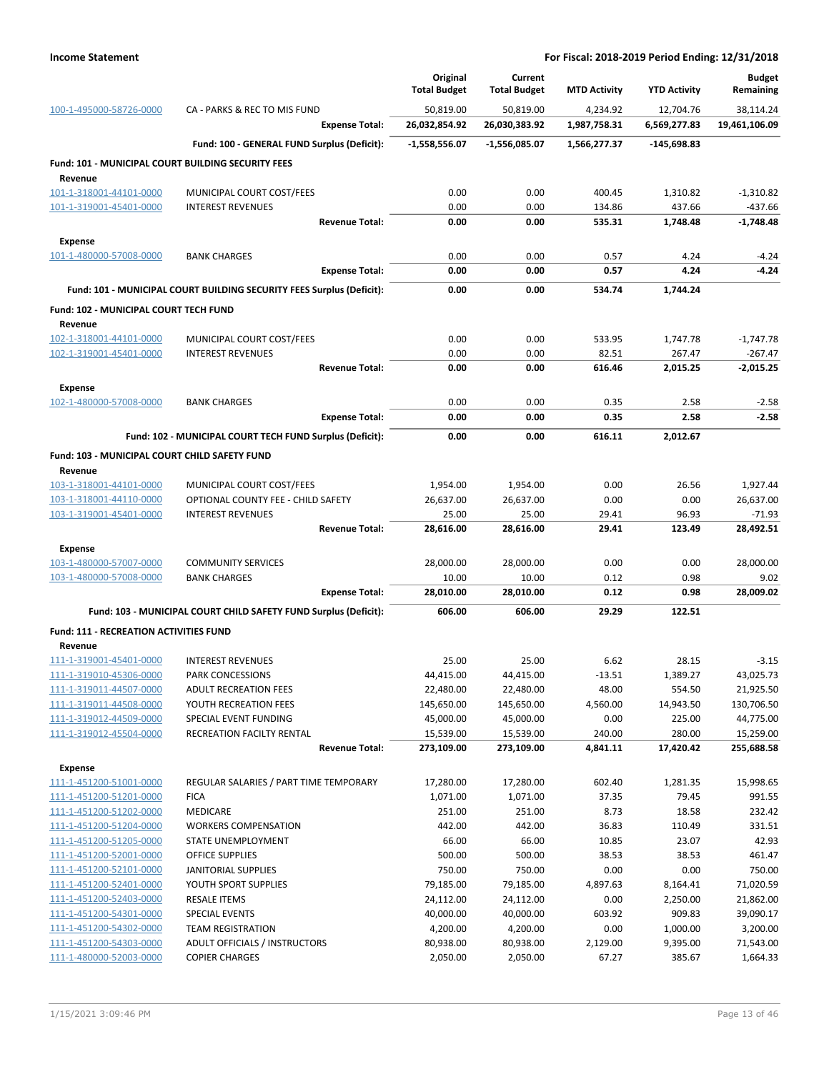**Income Statement** — **For Fiscal: 2018-2019 Period Ending: 12/31/2018**

| | | Original Total Budget | Current Total Budget | MTD Activity | YTD Activity | Budget Remaining |
|---|---|---|---|---|---|---|
| 100-1-495000-58726-0000 | CA - PARKS & REC TO MIS FUND | 50,819.00 | 50,819.00 | 4,234.92 | 12,704.76 | 38,114.24 |
| | **Expense Total:** | **26,032,854.92** | **26,030,383.92** | **1,987,758.31** | **6,569,277.83** | **19,461,106.09** |
| | **Fund: 100 - GENERAL FUND Surplus (Deficit):** | **-1,558,556.07** | **-1,556,085.07** | **1,566,277.37** | **-145,698.83** | |
| **Fund: 101 - MUNICIPAL COURT BUILDING SECURITY FEES** | | | | | | |
| **Revenue** | | | | | | |
| 101-1-318001-44101-0000 | MUNICIPAL COURT COST/FEES | 0.00 | 0.00 | 400.45 | 1,310.82 | -1,310.82 |
| 101-1-319001-45401-0000 | INTEREST REVENUES | 0.00 | 0.00 | 134.86 | 437.66 | -437.66 |
| | **Revenue Total:** | **0.00** | **0.00** | **535.31** | **1,748.48** | **-1,748.48** |
| **Expense** | | | | | | |
| 101-1-480000-57008-0000 | BANK CHARGES | 0.00 | 0.00 | 0.57 | 4.24 | -4.24 |
| | **Expense Total:** | **0.00** | **0.00** | **0.57** | **4.24** | **-4.24** |
| | **Fund: 101 - MUNICIPAL COURT BUILDING SECURITY FEES Surplus (Deficit):** | **0.00** | **0.00** | **534.74** | **1,744.24** | |
| **Fund: 102 - MUNICIPAL COURT TECH FUND** | | | | | | |
| **Revenue** | | | | | | |
| 102-1-318001-44101-0000 | MUNICIPAL COURT COST/FEES | 0.00 | 0.00 | 533.95 | 1,747.78 | -1,747.78 |
| 102-1-319001-45401-0000 | INTEREST REVENUES | 0.00 | 0.00 | 82.51 | 267.47 | -267.47 |
| | **Revenue Total:** | **0.00** | **0.00** | **616.46** | **2,015.25** | **-2,015.25** |
| **Expense** | | | | | | |
| 102-1-480000-57008-0000 | BANK CHARGES | 0.00 | 0.00 | 0.35 | 2.58 | -2.58 |
| | **Expense Total:** | **0.00** | **0.00** | **0.35** | **2.58** | **-2.58** |
| | **Fund: 102 - MUNICIPAL COURT TECH FUND Surplus (Deficit):** | **0.00** | **0.00** | **616.11** | **2,012.67** | |
| **Fund: 103 - MUNICIPAL COURT CHILD SAFETY FUND** | | | | | | |
| **Revenue** | | | | | | |
| 103-1-318001-44101-0000 | MUNICIPAL COURT COST/FEES | 1,954.00 | 1,954.00 | 0.00 | 26.56 | 1,927.44 |
| 103-1-318001-44110-0000 | OPTIONAL COUNTY FEE - CHILD SAFETY | 26,637.00 | 26,637.00 | 0.00 | 0.00 | 26,637.00 |
| 103-1-319001-45401-0000 | INTEREST REVENUES | 25.00 | 25.00 | 29.41 | 96.93 | -71.93 |
| | **Revenue Total:** | **28,616.00** | **28,616.00** | **29.41** | **123.49** | **28,492.51** |
| **Expense** | | | | | | |
| 103-1-480000-57007-0000 | COMMUNITY SERVICES | 28,000.00 | 28,000.00 | 0.00 | 0.00 | 28,000.00 |
| 103-1-480000-57008-0000 | BANK CHARGES | 10.00 | 10.00 | 0.12 | 0.98 | 9.02 |
| | **Expense Total:** | **28,010.00** | **28,010.00** | **0.12** | **0.98** | **28,009.02** |
| | **Fund: 103 - MUNICIPAL COURT CHILD SAFETY FUND Surplus (Deficit):** | **606.00** | **606.00** | **29.29** | **122.51** | |
| **Fund: 111 - RECREATION ACTIVITIES FUND** | | | | | | |
| **Revenue** | | | | | | |
| 111-1-319001-45401-0000 | INTEREST REVENUES | 25.00 | 25.00 | 6.62 | 28.15 | -3.15 |
| 111-1-319010-45306-0000 | PARK CONCESSIONS | 44,415.00 | 44,415.00 | -13.51 | 1,389.27 | 43,025.73 |
| 111-1-319011-44507-0000 | ADULT RECREATION FEES | 22,480.00 | 22,480.00 | 48.00 | 554.50 | 21,925.50 |
| 111-1-319011-44508-0000 | YOUTH RECREATION FEES | 145,650.00 | 145,650.00 | 4,560.00 | 14,943.50 | 130,706.50 |
| 111-1-319012-44509-0000 | SPECIAL EVENT FUNDING | 45,000.00 | 45,000.00 | 0.00 | 225.00 | 44,775.00 |
| 111-1-319012-45504-0000 | RECREATION FACILTY RENTAL | 15,539.00 | 15,539.00 | 240.00 | 280.00 | 15,259.00 |
| | **Revenue Total:** | **273,109.00** | **273,109.00** | **4,841.11** | **17,420.42** | **255,688.58** |
| **Expense** | | | | | | |
| 111-1-451200-51001-0000 | REGULAR SALARIES / PART TIME TEMPORARY | 17,280.00 | 17,280.00 | 602.40 | 1,281.35 | 15,998.65 |
| 111-1-451200-51201-0000 | FICA | 1,071.00 | 1,071.00 | 37.35 | 79.45 | 991.55 |
| 111-1-451200-51202-0000 | MEDICARE | 251.00 | 251.00 | 8.73 | 18.58 | 232.42 |
| 111-1-451200-51204-0000 | WORKERS COMPENSATION | 442.00 | 442.00 | 36.83 | 110.49 | 331.51 |
| 111-1-451200-51205-0000 | STATE UNEMPLOYMENT | 66.00 | 66.00 | 10.85 | 23.07 | 42.93 |
| 111-1-451200-52001-0000 | OFFICE SUPPLIES | 500.00 | 500.00 | 38.53 | 38.53 | 461.47 |
| 111-1-451200-52101-0000 | JANITORIAL SUPPLIES | 750.00 | 750.00 | 0.00 | 0.00 | 750.00 |
| 111-1-451200-52401-0000 | YOUTH SPORT SUPPLIES | 79,185.00 | 79,185.00 | 4,897.63 | 8,164.41 | 71,020.59 |
| 111-1-451200-52403-0000 | RESALE ITEMS | 24,112.00 | 24,112.00 | 0.00 | 2,250.00 | 21,862.00 |
| 111-1-451200-54301-0000 | SPECIAL EVENTS | 40,000.00 | 40,000.00 | 603.92 | 909.83 | 39,090.17 |
| 111-1-451200-54302-0000 | TEAM REGISTRATION | 4,200.00 | 4,200.00 | 0.00 | 1,000.00 | 3,200.00 |
| 111-1-451200-54303-0000 | ADULT OFFICIALS / INSTRUCTORS | 80,938.00 | 80,938.00 | 2,129.00 | 9,395.00 | 71,543.00 |
| 111-1-480000-52003-0000 | COPIER CHARGES | 2,050.00 | 2,050.00 | 67.27 | 385.67 | 1,664.33 |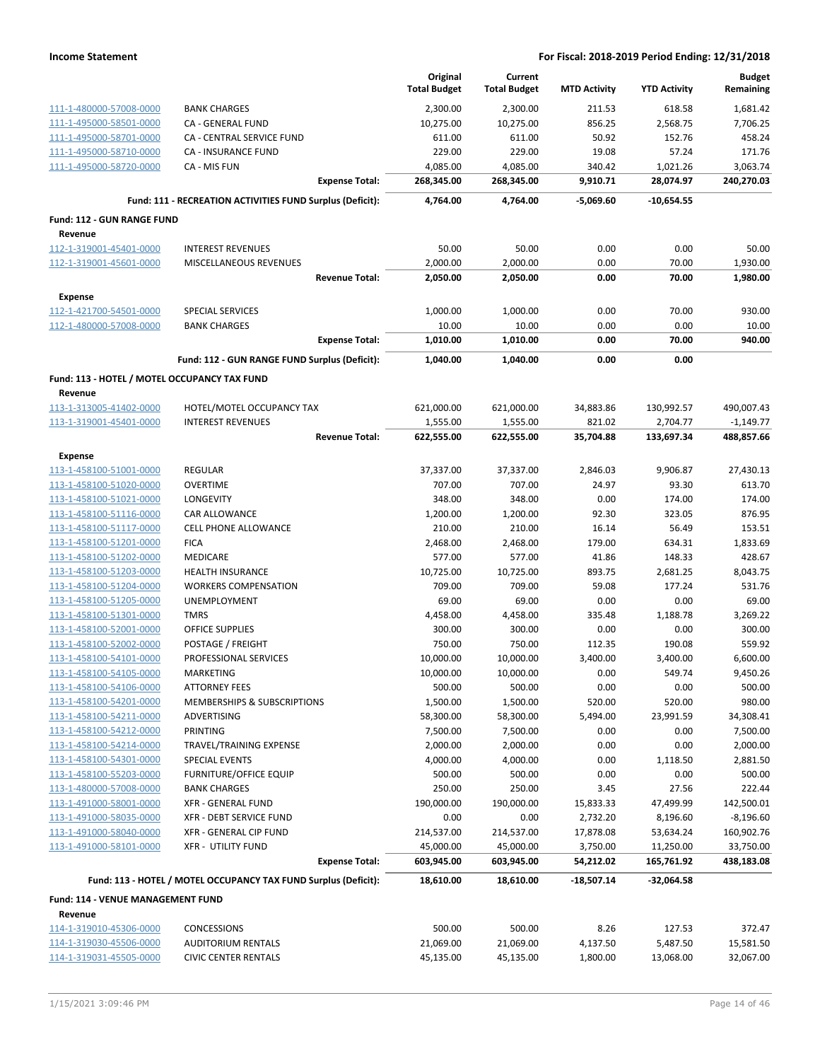| | | Original Total Budget | Current Total Budget | MTD Activity | YTD Activity | Budget Remaining |
|---|---|---|---|---|---|---|
| 111-1-480000-57008-0000 | BANK CHARGES | 2,300.00 | 2,300.00 | 211.53 | 618.58 | 1,681.42 |
| 111-1-495000-58501-0000 | CA - GENERAL FUND | 10,275.00 | 10,275.00 | 856.25 | 2,568.75 | 7,706.25 |
| 111-1-495000-58701-0000 | CA - CENTRAL SERVICE FUND | 611.00 | 611.00 | 50.92 | 152.76 | 458.24 |
| 111-1-495000-58710-0000 | CA - INSURANCE FUND | 229.00 | 229.00 | 19.08 | 57.24 | 171.76 |
| 111-1-495000-58720-0000 | CA - MIS FUN | 4,085.00 | 4,085.00 | 340.42 | 1,021.26 | 3,063.74 |
| | **Expense Total:** | **268,345.00** | **268,345.00** | **9,910.71** | **28,074.97** | **240,270.03** |
| | **Fund: 111 - RECREATION ACTIVITIES FUND Surplus (Deficit):** | **4,764.00** | **4,764.00** | **-5,069.60** | **-10,654.55** | |
| **Fund: 112 - GUN RANGE FUND** | | | | | | |
| **Revenue** | | | | | | |
| 112-1-319001-45401-0000 | INTEREST REVENUES | 50.00 | 50.00 | 0.00 | 0.00 | 50.00 |
| 112-1-319001-45601-0000 | MISCELLANEOUS REVENUES | 2,000.00 | 2,000.00 | 0.00 | 70.00 | 1,930.00 |
| | **Revenue Total:** | **2,050.00** | **2,050.00** | **0.00** | **70.00** | **1,980.00** |
| **Expense** | | | | | | |
| 112-1-421700-54501-0000 | SPECIAL SERVICES | 1,000.00 | 1,000.00 | 0.00 | 70.00 | 930.00 |
| 112-1-480000-57008-0000 | BANK CHARGES | 10.00 | 10.00 | 0.00 | 0.00 | 10.00 |
| | **Expense Total:** | **1,010.00** | **1,010.00** | **0.00** | **70.00** | **940.00** |
| | **Fund: 112 - GUN RANGE FUND Surplus (Deficit):** | **1,040.00** | **1,040.00** | **0.00** | **0.00** | |
| **Fund: 113 - HOTEL / MOTEL OCCUPANCY TAX FUND** | | | | | | |
| **Revenue** | | | | | | |
| 113-1-313005-41402-0000 | HOTEL/MOTEL OCCUPANCY TAX | 621,000.00 | 621,000.00 | 34,883.86 | 130,992.57 | 490,007.43 |
| 113-1-319001-45401-0000 | INTEREST REVENUES | 1,555.00 | 1,555.00 | 821.02 | 2,704.77 | -1,149.77 |
| | **Revenue Total:** | **622,555.00** | **622,555.00** | **35,704.88** | **133,697.34** | **488,857.66** |
| **Expense** | | | | | | |
| 113-1-458100-51001-0000 | REGULAR | 37,337.00 | 37,337.00 | 2,846.03 | 9,906.87 | 27,430.13 |
| 113-1-458100-51020-0000 | OVERTIME | 707.00 | 707.00 | 24.97 | 93.30 | 613.70 |
| 113-1-458100-51021-0000 | LONGEVITY | 348.00 | 348.00 | 0.00 | 174.00 | 174.00 |
| 113-1-458100-51116-0000 | CAR ALLOWANCE | 1,200.00 | 1,200.00 | 92.30 | 323.05 | 876.95 |
| 113-1-458100-51117-0000 | CELL PHONE ALLOWANCE | 210.00 | 210.00 | 16.14 | 56.49 | 153.51 |
| 113-1-458100-51201-0000 | FICA | 2,468.00 | 2,468.00 | 179.00 | 634.31 | 1,833.69 |
| 113-1-458100-51202-0000 | MEDICARE | 577.00 | 577.00 | 41.86 | 148.33 | 428.67 |
| 113-1-458100-51203-0000 | HEALTH INSURANCE | 10,725.00 | 10,725.00 | 893.75 | 2,681.25 | 8,043.75 |
| 113-1-458100-51204-0000 | WORKERS COMPENSATION | 709.00 | 709.00 | 59.08 | 177.24 | 531.76 |
| 113-1-458100-51205-0000 | UNEMPLOYMENT | 69.00 | 69.00 | 0.00 | 0.00 | 69.00 |
| 113-1-458100-51301-0000 | TMRS | 4,458.00 | 4,458.00 | 335.48 | 1,188.78 | 3,269.22 |
| 113-1-458100-52001-0000 | OFFICE SUPPLIES | 300.00 | 300.00 | 0.00 | 0.00 | 300.00 |
| 113-1-458100-52002-0000 | POSTAGE / FREIGHT | 750.00 | 750.00 | 112.35 | 190.08 | 559.92 |
| 113-1-458100-54101-0000 | PROFESSIONAL SERVICES | 10,000.00 | 10,000.00 | 3,400.00 | 3,400.00 | 6,600.00 |
| 113-1-458100-54105-0000 | MARKETING | 10,000.00 | 10,000.00 | 0.00 | 549.74 | 9,450.26 |
| 113-1-458100-54106-0000 | ATTORNEY FEES | 500.00 | 500.00 | 0.00 | 0.00 | 500.00 |
| 113-1-458100-54201-0000 | MEMBERSHIPS & SUBSCRIPTIONS | 1,500.00 | 1,500.00 | 520.00 | 520.00 | 980.00 |
| 113-1-458100-54211-0000 | ADVERTISING | 58,300.00 | 58,300.00 | 5,494.00 | 23,991.59 | 34,308.41 |
| 113-1-458100-54212-0000 | PRINTING | 7,500.00 | 7,500.00 | 0.00 | 0.00 | 7,500.00 |
| 113-1-458100-54214-0000 | TRAVEL/TRAINING EXPENSE | 2,000.00 | 2,000.00 | 0.00 | 0.00 | 2,000.00 |
| 113-1-458100-54301-0000 | SPECIAL EVENTS | 4,000.00 | 4,000.00 | 0.00 | 1,118.50 | 2,881.50 |
| 113-1-458100-55203-0000 | FURNITURE/OFFICE EQUIP | 500.00 | 500.00 | 0.00 | 0.00 | 500.00 |
| 113-1-480000-57008-0000 | BANK CHARGES | 250.00 | 250.00 | 3.45 | 27.56 | 222.44 |
| 113-1-491000-58001-0000 | XFR - GENERAL FUND | 190,000.00 | 190,000.00 | 15,833.33 | 47,499.99 | 142,500.01 |
| 113-1-491000-58035-0000 | XFR - DEBT SERVICE FUND | 0.00 | 0.00 | 2,732.20 | 8,196.60 | -8,196.60 |
| 113-1-491000-58040-0000 | XFR - GENERAL CIP FUND | 214,537.00 | 214,537.00 | 17,878.08 | 53,634.24 | 160,902.76 |
| 113-1-491000-58101-0000 | XFR - UTILITY FUND | 45,000.00 | 45,000.00 | 3,750.00 | 11,250.00 | 33,750.00 |
| | **Expense Total:** | **603,945.00** | **603,945.00** | **54,212.02** | **165,761.92** | **438,183.08** |
| | **Fund: 113 - HOTEL / MOTEL OCCUPANCY TAX FUND Surplus (Deficit):** | **18,610.00** | **18,610.00** | **-18,507.14** | **-32,064.58** | |
| **Fund: 114 - VENUE MANAGEMENT FUND** | | | | | | |
| **Revenue** | | | | | | |
| 114-1-319010-45306-0000 | CONCESSIONS | 500.00 | 500.00 | 8.26 | 127.53 | 372.47 |
| 114-1-319030-45506-0000 | AUDITORIUM RENTALS | 21,069.00 | 21,069.00 | 4,137.50 | 5,487.50 | 15,581.50 |
| 114-1-319031-45505-0000 | CIVIC CENTER RENTALS | 45,135.00 | 45,135.00 | 1,800.00 | 13,068.00 | 32,067.00 |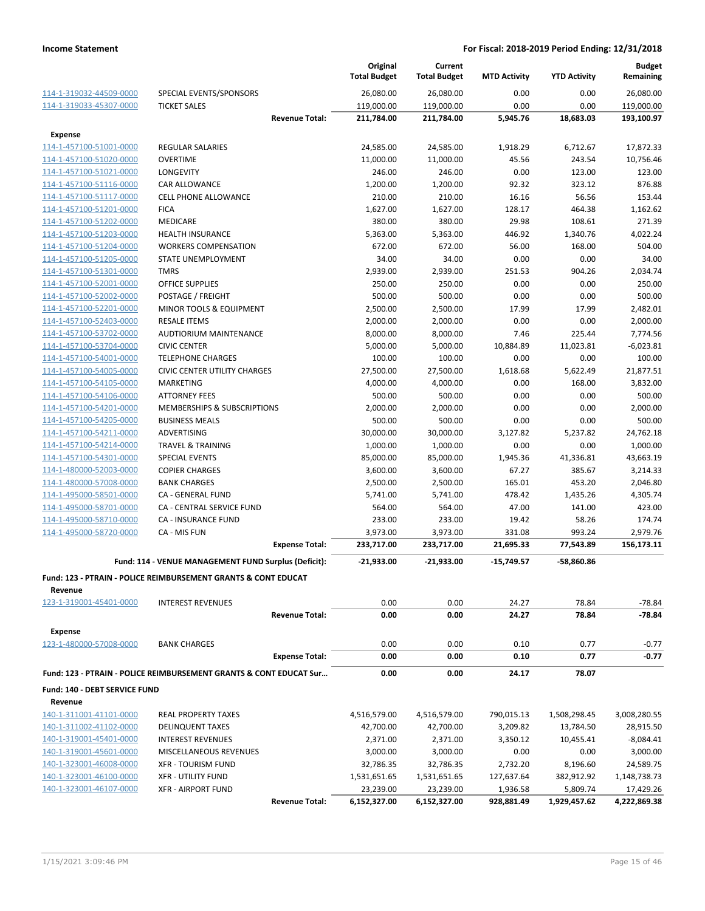| | | Original Total Budget | Current Total Budget | MTD Activity | YTD Activity | Budget Remaining |
|---|---|---|---|---|---|---|
| 114-1-319032-44509-0000 | SPECIAL EVENTS/SPONSORS | 26,080.00 | 26,080.00 | 0.00 | 0.00 | 26,080.00 |
| 114-1-319033-45307-0000 | TICKET SALES | 119,000.00 | 119,000.00 | 0.00 | 0.00 | 119,000.00 |
| | **Revenue Total:** | **211,784.00** | **211,784.00** | **5,945.76** | **18,683.03** | **193,100.97** |
| **Expense** | | | | | | |
| 114-1-457100-51001-0000 | REGULAR SALARIES | 24,585.00 | 24,585.00 | 1,918.29 | 6,712.67 | 17,872.33 |
| 114-1-457100-51020-0000 | OVERTIME | 11,000.00 | 11,000.00 | 45.56 | 243.54 | 10,756.46 |
| 114-1-457100-51021-0000 | LONGEVITY | 246.00 | 246.00 | 0.00 | 123.00 | 123.00 |
| 114-1-457100-51116-0000 | CAR ALLOWANCE | 1,200.00 | 1,200.00 | 92.32 | 323.12 | 876.88 |
| 114-1-457100-51117-0000 | CELL PHONE ALLOWANCE | 210.00 | 210.00 | 16.16 | 56.56 | 153.44 |
| 114-1-457100-51201-0000 | FICA | 1,627.00 | 1,627.00 | 128.17 | 464.38 | 1,162.62 |
| 114-1-457100-51202-0000 | MEDICARE | 380.00 | 380.00 | 29.98 | 108.61 | 271.39 |
| 114-1-457100-51203-0000 | HEALTH INSURANCE | 5,363.00 | 5,363.00 | 446.92 | 1,340.76 | 4,022.24 |
| 114-1-457100-51204-0000 | WORKERS COMPENSATION | 672.00 | 672.00 | 56.00 | 168.00 | 504.00 |
| 114-1-457100-51205-0000 | STATE UNEMPLOYMENT | 34.00 | 34.00 | 0.00 | 0.00 | 34.00 |
| 114-1-457100-51301-0000 | TMRS | 2,939.00 | 2,939.00 | 251.53 | 904.26 | 2,034.74 |
| 114-1-457100-52001-0000 | OFFICE SUPPLIES | 250.00 | 250.00 | 0.00 | 0.00 | 250.00 |
| 114-1-457100-52002-0000 | POSTAGE / FREIGHT | 500.00 | 500.00 | 0.00 | 0.00 | 500.00 |
| 114-1-457100-52201-0000 | MINOR TOOLS & EQUIPMENT | 2,500.00 | 2,500.00 | 17.99 | 17.99 | 2,482.01 |
| 114-1-457100-52403-0000 | RESALE ITEMS | 2,000.00 | 2,000.00 | 0.00 | 0.00 | 2,000.00 |
| 114-1-457100-53702-0000 | AUDTIORIUM MAINTENANCE | 8,000.00 | 8,000.00 | 7.46 | 225.44 | 7,774.56 |
| 114-1-457100-53704-0000 | CIVIC CENTER | 5,000.00 | 5,000.00 | 10,884.89 | 11,023.81 | -6,023.81 |
| 114-1-457100-54001-0000 | TELEPHONE CHARGES | 100.00 | 100.00 | 0.00 | 0.00 | 100.00 |
| 114-1-457100-54005-0000 | CIVIC CENTER UTILITY CHARGES | 27,500.00 | 27,500.00 | 1,618.68 | 5,622.49 | 21,877.51 |
| 114-1-457100-54105-0000 | MARKETING | 4,000.00 | 4,000.00 | 0.00 | 168.00 | 3,832.00 |
| 114-1-457100-54106-0000 | ATTORNEY FEES | 500.00 | 500.00 | 0.00 | 0.00 | 500.00 |
| 114-1-457100-54201-0000 | MEMBERSHIPS & SUBSCRIPTIONS | 2,000.00 | 2,000.00 | 0.00 | 0.00 | 2,000.00 |
| 114-1-457100-54205-0000 | BUSINESS MEALS | 500.00 | 500.00 | 0.00 | 0.00 | 500.00 |
| 114-1-457100-54211-0000 | ADVERTISING | 30,000.00 | 30,000.00 | 3,127.82 | 5,237.82 | 24,762.18 |
| 114-1-457100-54214-0000 | TRAVEL & TRAINING | 1,000.00 | 1,000.00 | 0.00 | 0.00 | 1,000.00 |
| 114-1-457100-54301-0000 | SPECIAL EVENTS | 85,000.00 | 85,000.00 | 1,945.36 | 41,336.81 | 43,663.19 |
| 114-1-480000-52003-0000 | COPIER CHARGES | 3,600.00 | 3,600.00 | 67.27 | 385.67 | 3,214.33 |
| 114-1-480000-57008-0000 | BANK CHARGES | 2,500.00 | 2,500.00 | 165.01 | 453.20 | 2,046.80 |
| 114-1-495000-58501-0000 | CA - GENERAL FUND | 5,741.00 | 5,741.00 | 478.42 | 1,435.26 | 4,305.74 |
| 114-1-495000-58701-0000 | CA - CENTRAL SERVICE FUND | 564.00 | 564.00 | 47.00 | 141.00 | 423.00 |
| 114-1-495000-58710-0000 | CA - INSURANCE FUND | 233.00 | 233.00 | 19.42 | 58.26 | 174.74 |
| 114-1-495000-58720-0000 | CA - MIS FUN | 3,973.00 | 3,973.00 | 331.08 | 993.24 | 2,979.76 |
| | **Expense Total:** | **233,717.00** | **233,717.00** | **21,695.33** | **77,543.89** | **156,173.11** |
| | **Fund: 114 - VENUE MANAGEMENT FUND Surplus (Deficit):** | **-21,933.00** | **-21,933.00** | **-15,749.57** | **-58,860.86** | |
| **Fund: 123 - PTRAIN - POLICE REIMBURSEMENT GRANTS & CONT EDUCAT** | | | | | | |
| **Revenue** | | | | | | |
| 123-1-319001-45401-0000 | INTEREST REVENUES | 0.00 | 0.00 | 24.27 | 78.84 | -78.84 |
| | **Revenue Total:** | **0.00** | **0.00** | **24.27** | **78.84** | **-78.84** |
| **Expense** | | | | | | |
| 123-1-480000-57008-0000 | BANK CHARGES | 0.00 | 0.00 | 0.10 | 0.77 | -0.77 |
| | **Expense Total:** | **0.00** | **0.00** | **0.10** | **0.77** | **-0.77** |
| **Fund: 123 - PTRAIN - POLICE REIMBURSEMENT GRANTS & CONT EDUCAT Sur…** | | **0.00** | **0.00** | **24.17** | **78.07** | |
| **Fund: 140 - DEBT SERVICE FUND** | | | | | | |
| **Revenue** | | | | | | |
| 140-1-311001-41101-0000 | REAL PROPERTY TAXES | 4,516,579.00 | 4,516,579.00 | 790,015.13 | 1,508,298.45 | 3,008,280.55 |
| 140-1-311002-41102-0000 | DELINQUENT TAXES | 42,700.00 | 42,700.00 | 3,209.82 | 13,784.50 | 28,915.50 |
| 140-1-319001-45401-0000 | INTEREST REVENUES | 2,371.00 | 2,371.00 | 3,350.12 | 10,455.41 | -8,084.41 |
| 140-1-319001-45601-0000 | MISCELLANEOUS REVENUES | 3,000.00 | 3,000.00 | 0.00 | 0.00 | 3,000.00 |
| 140-1-323001-46008-0000 | XFR - TOURISM FUND | 32,786.35 | 32,786.35 | 2,732.20 | 8,196.60 | 24,589.75 |
| 140-1-323001-46100-0000 | XFR - UTILITY FUND | 1,531,651.65 | 1,531,651.65 | 127,637.64 | 382,912.92 | 1,148,738.73 |
| 140-1-323001-46107-0000 | XFR - AIRPORT FUND | 23,239.00 | 23,239.00 | 1,936.58 | 5,809.74 | 17,429.26 |
| | **Revenue Total:** | **6,152,327.00** | **6,152,327.00** | **928,881.49** | **1,929,457.62** | **4,222,869.38** |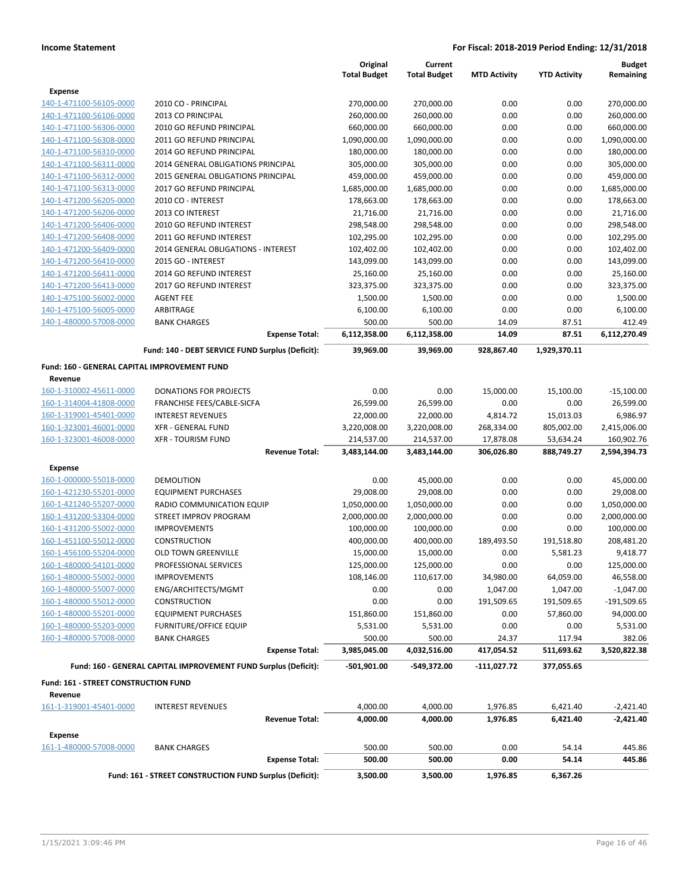| | | Original Total Budget | Current Total Budget | MTD Activity | YTD Activity | Budget Remaining |
|---|---|---|---|---|---|---|
| **Expense** | | | | | | |
| 140-1-471100-56105-0000 | 2010 CO - PRINCIPAL | 270,000.00 | 270,000.00 | 0.00 | 0.00 | 270,000.00 |
| 140-1-471100-56106-0000 | 2013 CO PRINCIPAL | 260,000.00 | 260,000.00 | 0.00 | 0.00 | 260,000.00 |
| 140-1-471100-56306-0000 | 2010 GO REFUND PRINCIPAL | 660,000.00 | 660,000.00 | 0.00 | 0.00 | 660,000.00 |
| 140-1-471100-56308-0000 | 2011 GO REFUND PRINCIPAL | 1,090,000.00 | 1,090,000.00 | 0.00 | 0.00 | 1,090,000.00 |
| 140-1-471100-56310-0000 | 2014 GO REFUND PRINCIPAL | 180,000.00 | 180,000.00 | 0.00 | 0.00 | 180,000.00 |
| 140-1-471100-56311-0000 | 2014 GENERAL OBLIGATIONS PRINCIPAL | 305,000.00 | 305,000.00 | 0.00 | 0.00 | 305,000.00 |
| 140-1-471100-56312-0000 | 2015 GENERAL OBLIGATIONS PRINCIPAL | 459,000.00 | 459,000.00 | 0.00 | 0.00 | 459,000.00 |
| 140-1-471100-56313-0000 | 2017 GO REFUND PRINCIPAL | 1,685,000.00 | 1,685,000.00 | 0.00 | 0.00 | 1,685,000.00 |
| 140-1-471200-56205-0000 | 2010 CO - INTEREST | 178,663.00 | 178,663.00 | 0.00 | 0.00 | 178,663.00 |
| 140-1-471200-56206-0000 | 2013 CO INTEREST | 21,716.00 | 21,716.00 | 0.00 | 0.00 | 21,716.00 |
| 140-1-471200-56406-0000 | 2010 GO REFUND INTEREST | 298,548.00 | 298,548.00 | 0.00 | 0.00 | 298,548.00 |
| 140-1-471200-56408-0000 | 2011 GO REFUND INTEREST | 102,295.00 | 102,295.00 | 0.00 | 0.00 | 102,295.00 |
| 140-1-471200-56409-0000 | 2014 GENERAL OBLIGATIONS - INTEREST | 102,402.00 | 102,402.00 | 0.00 | 0.00 | 102,402.00 |
| 140-1-471200-56410-0000 | 2015 GO - INTEREST | 143,099.00 | 143,099.00 | 0.00 | 0.00 | 143,099.00 |
| 140-1-471200-56411-0000 | 2014 GO REFUND INTEREST | 25,160.00 | 25,160.00 | 0.00 | 0.00 | 25,160.00 |
| 140-1-471200-56413-0000 | 2017 GO REFUND INTEREST | 323,375.00 | 323,375.00 | 0.00 | 0.00 | 323,375.00 |
| 140-1-475100-56002-0000 | AGENT FEE | 1,500.00 | 1,500.00 | 0.00 | 0.00 | 1,500.00 |
| 140-1-475100-56005-0000 | ARBITRAGE | 6,100.00 | 6,100.00 | 0.00 | 0.00 | 6,100.00 |
| 140-1-480000-57008-0000 | BANK CHARGES | 500.00 | 500.00 | 14.09 | 87.51 | 412.49 |
| | **Expense Total:** | **6,112,358.00** | **6,112,358.00** | **14.09** | **87.51** | **6,112,270.49** |
| | **Fund: 140 - DEBT SERVICE FUND Surplus (Deficit):** | **39,969.00** | **39,969.00** | **928,867.40** | **1,929,370.11** | |
| **Fund: 160 - GENERAL CAPITAL IMPROVEMENT FUND** | | | | | | |
| **Revenue** | | | | | | |
| 160-1-310002-45611-0000 | DONATIONS FOR PROJECTS | 0.00 | 0.00 | 15,000.00 | 15,100.00 | -15,100.00 |
| 160-1-314004-41808-0000 | FRANCHISE FEES/CABLE-SICFA | 26,599.00 | 26,599.00 | 0.00 | 0.00 | 26,599.00 |
| 160-1-319001-45401-0000 | INTEREST REVENUES | 22,000.00 | 22,000.00 | 4,814.72 | 15,013.03 | 6,986.97 |
| 160-1-323001-46001-0000 | XFR - GENERAL FUND | 3,220,008.00 | 3,220,008.00 | 268,334.00 | 805,002.00 | 2,415,006.00 |
| 160-1-323001-46008-0000 | XFR - TOURISM FUND | 214,537.00 | 214,537.00 | 17,878.08 | 53,634.24 | 160,902.76 |
| | **Revenue Total:** | **3,483,144.00** | **3,483,144.00** | **306,026.80** | **888,749.27** | **2,594,394.73** |
| **Expense** | | | | | | |
| 160-1-000000-55018-0000 | DEMOLITION | 0.00 | 45,000.00 | 0.00 | 0.00 | 45,000.00 |
| 160-1-421230-55201-0000 | EQUIPMENT PURCHASES | 29,008.00 | 29,008.00 | 0.00 | 0.00 | 29,008.00 |
| 160-1-421240-55207-0000 | RADIO COMMUNICATION EQUIP | 1,050,000.00 | 1,050,000.00 | 0.00 | 0.00 | 1,050,000.00 |
| 160-1-431200-53304-0000 | STREET IMPROV PROGRAM | 2,000,000.00 | 2,000,000.00 | 0.00 | 0.00 | 2,000,000.00 |
| 160-1-431200-55002-0000 | IMPROVEMENTS | 100,000.00 | 100,000.00 | 0.00 | 0.00 | 100,000.00 |
| 160-1-451100-55012-0000 | CONSTRUCTION | 400,000.00 | 400,000.00 | 189,493.50 | 191,518.80 | 208,481.20 |
| 160-1-456100-55204-0000 | OLD TOWN GREENVILLE | 15,000.00 | 15,000.00 | 0.00 | 5,581.23 | 9,418.77 |
| 160-1-480000-54101-0000 | PROFESSIONAL SERVICES | 125,000.00 | 125,000.00 | 0.00 | 0.00 | 125,000.00 |
| 160-1-480000-55002-0000 | IMPROVEMENTS | 108,146.00 | 110,617.00 | 34,980.00 | 64,059.00 | 46,558.00 |
| 160-1-480000-55007-0000 | ENG/ARCHITECTS/MGMT | 0.00 | 0.00 | 1,047.00 | 1,047.00 | -1,047.00 |
| 160-1-480000-55012-0000 | CONSTRUCTION | 0.00 | 0.00 | 191,509.65 | 191,509.65 | -191,509.65 |
| 160-1-480000-55201-0000 | EQUIPMENT PURCHASES | 151,860.00 | 151,860.00 | 0.00 | 57,860.00 | 94,000.00 |
| 160-1-480000-55203-0000 | FURNITURE/OFFICE EQUIP | 5,531.00 | 5,531.00 | 0.00 | 0.00 | 5,531.00 |
| 160-1-480000-57008-0000 | BANK CHARGES | 500.00 | 500.00 | 24.37 | 117.94 | 382.06 |
| | **Expense Total:** | **3,985,045.00** | **4,032,516.00** | **417,054.52** | **511,693.62** | **3,520,822.38** |
| | **Fund: 160 - GENERAL CAPITAL IMPROVEMENT FUND Surplus (Deficit):** | **-501,901.00** | **-549,372.00** | **-111,027.72** | **377,055.65** | |
| **Fund: 161 - STREET CONSTRUCTION FUND** | | | | | | |
| **Revenue** | | | | | | |
| 161-1-319001-45401-0000 | INTEREST REVENUES | 4,000.00 | 4,000.00 | 1,976.85 | 6,421.40 | -2,421.40 |
| | **Revenue Total:** | **4,000.00** | **4,000.00** | **1,976.85** | **6,421.40** | **-2,421.40** |
| **Expense** | | | | | | |
| 161-1-480000-57008-0000 | BANK CHARGES | 500.00 | 500.00 | 0.00 | 54.14 | 445.86 |
| | **Expense Total:** | **500.00** | **500.00** | **0.00** | **54.14** | **445.86** |
| | **Fund: 161 - STREET CONSTRUCTION FUND Surplus (Deficit):** | **3,500.00** | **3,500.00** | **1,976.85** | **6,367.26** | |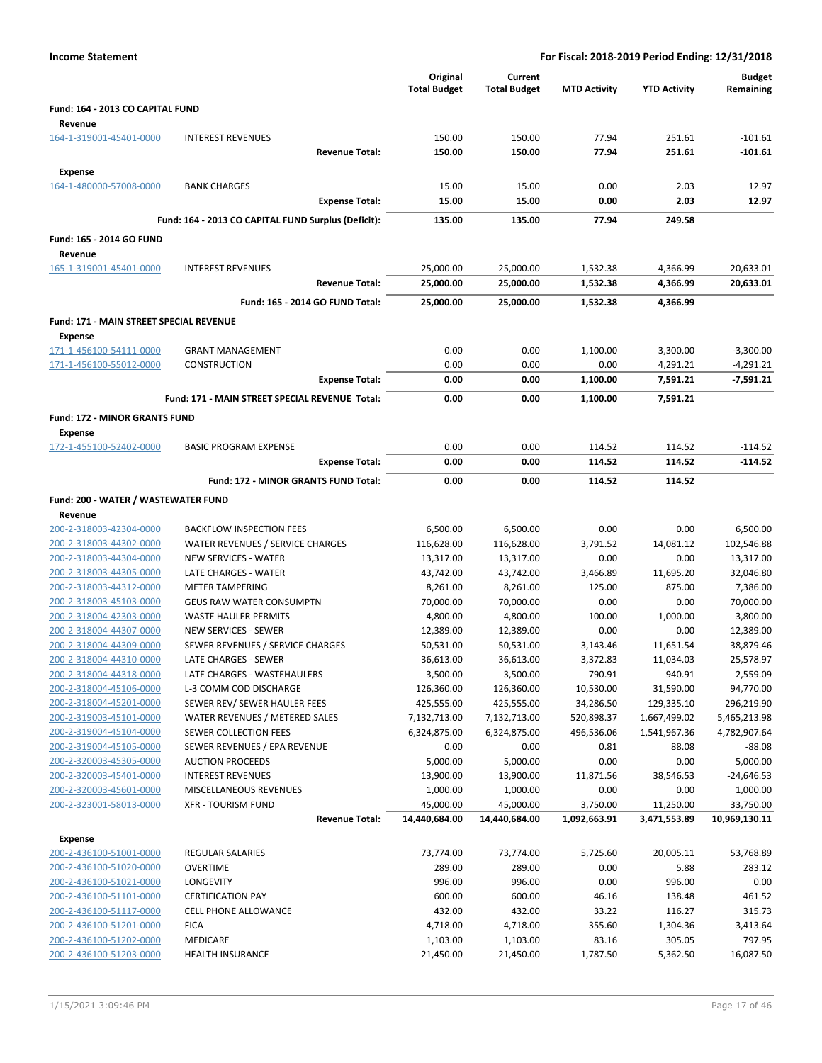**Income Statement** | **For Fiscal: 2018-2019 Period Ending: 12/31/2018**

| | | Original Total Budget | Current Total Budget | MTD Activity | YTD Activity | Budget Remaining |
|---|---|---|---|---|---|---|
| **Fund: 164 - 2013 CO CAPITAL FUND** | | | | | | |
| **Revenue** | | | | | | |
| 164-1-319001-45401-0000 | INTEREST REVENUES | 150.00 | 150.00 | 77.94 | 251.61 | -101.61 |
| | **Revenue Total:** | **150.00** | **150.00** | **77.94** | **251.61** | **-101.61** |
| **Expense** | | | | | | |
| 164-1-480000-57008-0000 | BANK CHARGES | 15.00 | 15.00 | 0.00 | 2.03 | 12.97 |
| | **Expense Total:** | **15.00** | **15.00** | **0.00** | **2.03** | **12.97** |
| | **Fund: 164 - 2013 CO CAPITAL FUND Surplus (Deficit):** | **135.00** | **135.00** | **77.94** | **249.58** | |
| **Fund: 165 - 2014 GO FUND** | | | | | | |
| **Revenue** | | | | | | |
| 165-1-319001-45401-0000 | INTEREST REVENUES | 25,000.00 | 25,000.00 | 1,532.38 | 4,366.99 | 20,633.01 |
| | **Revenue Total:** | **25,000.00** | **25,000.00** | **1,532.38** | **4,366.99** | **20,633.01** |
| | **Fund: 165 - 2014 GO FUND Total:** | **25,000.00** | **25,000.00** | **1,532.38** | **4,366.99** | |
| **Fund: 171 - MAIN STREET SPECIAL REVENUE** | | | | | | |
| **Expense** | | | | | | |
| 171-1-456100-54111-0000 | GRANT MANAGEMENT | 0.00 | 0.00 | 1,100.00 | 3,300.00 | -3,300.00 |
| 171-1-456100-55012-0000 | CONSTRUCTION | 0.00 | 0.00 | 0.00 | 4,291.21 | -4,291.21 |
| | **Expense Total:** | **0.00** | **0.00** | **1,100.00** | **7,591.21** | **-7,591.21** |
| | **Fund: 171 - MAIN STREET SPECIAL REVENUE Total:** | **0.00** | **0.00** | **1,100.00** | **7,591.21** | |
| **Fund: 172 - MINOR GRANTS FUND** | | | | | | |
| **Expense** | | | | | | |
| 172-1-455100-52402-0000 | BASIC PROGRAM EXPENSE | 0.00 | 0.00 | 114.52 | 114.52 | -114.52 |
| | **Expense Total:** | **0.00** | **0.00** | **114.52** | **114.52** | **-114.52** |
| | **Fund: 172 - MINOR GRANTS FUND Total:** | **0.00** | **0.00** | **114.52** | **114.52** | |
| **Fund: 200 - WATER / WASTEWATER FUND** | | | | | | |
| **Revenue** | | | | | | |
| 200-2-318003-42304-0000 | BACKFLOW INSPECTION FEES | 6,500.00 | 6,500.00 | 0.00 | 0.00 | 6,500.00 |
| 200-2-318003-44302-0000 | WATER REVENUES / SERVICE CHARGES | 116,628.00 | 116,628.00 | 3,791.52 | 14,081.12 | 102,546.88 |
| 200-2-318003-44304-0000 | NEW SERVICES - WATER | 13,317.00 | 13,317.00 | 0.00 | 0.00 | 13,317.00 |
| 200-2-318003-44305-0000 | LATE CHARGES - WATER | 43,742.00 | 43,742.00 | 3,466.89 | 11,695.20 | 32,046.80 |
| 200-2-318003-44312-0000 | METER TAMPERING | 8,261.00 | 8,261.00 | 125.00 | 875.00 | 7,386.00 |
| 200-2-318003-45103-0000 | GEUS RAW WATER CONSUMPTN | 70,000.00 | 70,000.00 | 0.00 | 0.00 | 70,000.00 |
| 200-2-318004-42303-0000 | WASTE HAULER PERMITS | 4,800.00 | 4,800.00 | 100.00 | 1,000.00 | 3,800.00 |
| 200-2-318004-44307-0000 | NEW SERVICES - SEWER | 12,389.00 | 12,389.00 | 0.00 | 0.00 | 12,389.00 |
| 200-2-318004-44309-0000 | SEWER REVENUES / SERVICE CHARGES | 50,531.00 | 50,531.00 | 3,143.46 | 11,651.54 | 38,879.46 |
| 200-2-318004-44310-0000 | LATE CHARGES - SEWER | 36,613.00 | 36,613.00 | 3,372.83 | 11,034.03 | 25,578.97 |
| 200-2-318004-44318-0000 | LATE CHARGES - WASTEHAULERS | 3,500.00 | 3,500.00 | 790.91 | 940.91 | 2,559.09 |
| 200-2-318004-45106-0000 | L-3 COMM COD DISCHARGE | 126,360.00 | 126,360.00 | 10,530.00 | 31,590.00 | 94,770.00 |
| 200-2-318004-45201-0000 | SEWER REV/ SEWER HAULER FEES | 425,555.00 | 425,555.00 | 34,286.50 | 129,335.10 | 296,219.90 |
| 200-2-319003-45101-0000 | WATER REVENUES / METERED SALES | 7,132,713.00 | 7,132,713.00 | 520,898.37 | 1,667,499.02 | 5,465,213.98 |
| 200-2-319004-45104-0000 | SEWER COLLECTION FEES | 6,324,875.00 | 6,324,875.00 | 496,536.06 | 1,541,967.36 | 4,782,907.64 |
| 200-2-319004-45105-0000 | SEWER REVENUES / EPA REVENUE | 0.00 | 0.00 | 0.81 | 88.08 | -88.08 |
| 200-2-320003-45305-0000 | AUCTION PROCEEDS | 5,000.00 | 5,000.00 | 0.00 | 0.00 | 5,000.00 |
| 200-2-320003-45401-0000 | INTEREST REVENUES | 13,900.00 | 13,900.00 | 11,871.56 | 38,546.53 | -24,646.53 |
| 200-2-320003-45601-0000 | MISCELLANEOUS REVENUES | 1,000.00 | 1,000.00 | 0.00 | 0.00 | 1,000.00 |
| 200-2-323001-58013-0000 | XFR - TOURISM FUND | 45,000.00 | 45,000.00 | 3,750.00 | 11,250.00 | 33,750.00 |
| | **Revenue Total:** | **14,440,684.00** | **14,440,684.00** | **1,092,663.91** | **3,471,553.89** | **10,969,130.11** |
| **Expense** | | | | | | |
| 200-2-436100-51001-0000 | REGULAR SALARIES | 73,774.00 | 73,774.00 | 5,725.60 | 20,005.11 | 53,768.89 |
| 200-2-436100-51020-0000 | OVERTIME | 289.00 | 289.00 | 0.00 | 5.88 | 283.12 |
| 200-2-436100-51021-0000 | LONGEVITY | 996.00 | 996.00 | 0.00 | 996.00 | 0.00 |
| 200-2-436100-51101-0000 | CERTIFICATION PAY | 600.00 | 600.00 | 46.16 | 138.48 | 461.52 |
| 200-2-436100-51117-0000 | CELL PHONE ALLOWANCE | 432.00 | 432.00 | 33.22 | 116.27 | 315.73 |
| 200-2-436100-51201-0000 | FICA | 4,718.00 | 4,718.00 | 355.60 | 1,304.36 | 3,413.64 |
| 200-2-436100-51202-0000 | MEDICARE | 1,103.00 | 1,103.00 | 83.16 | 305.05 | 797.95 |
| 200-2-436100-51203-0000 | HEALTH INSURANCE | 21,450.00 | 21,450.00 | 1,787.50 | 5,362.50 | 16,087.50 |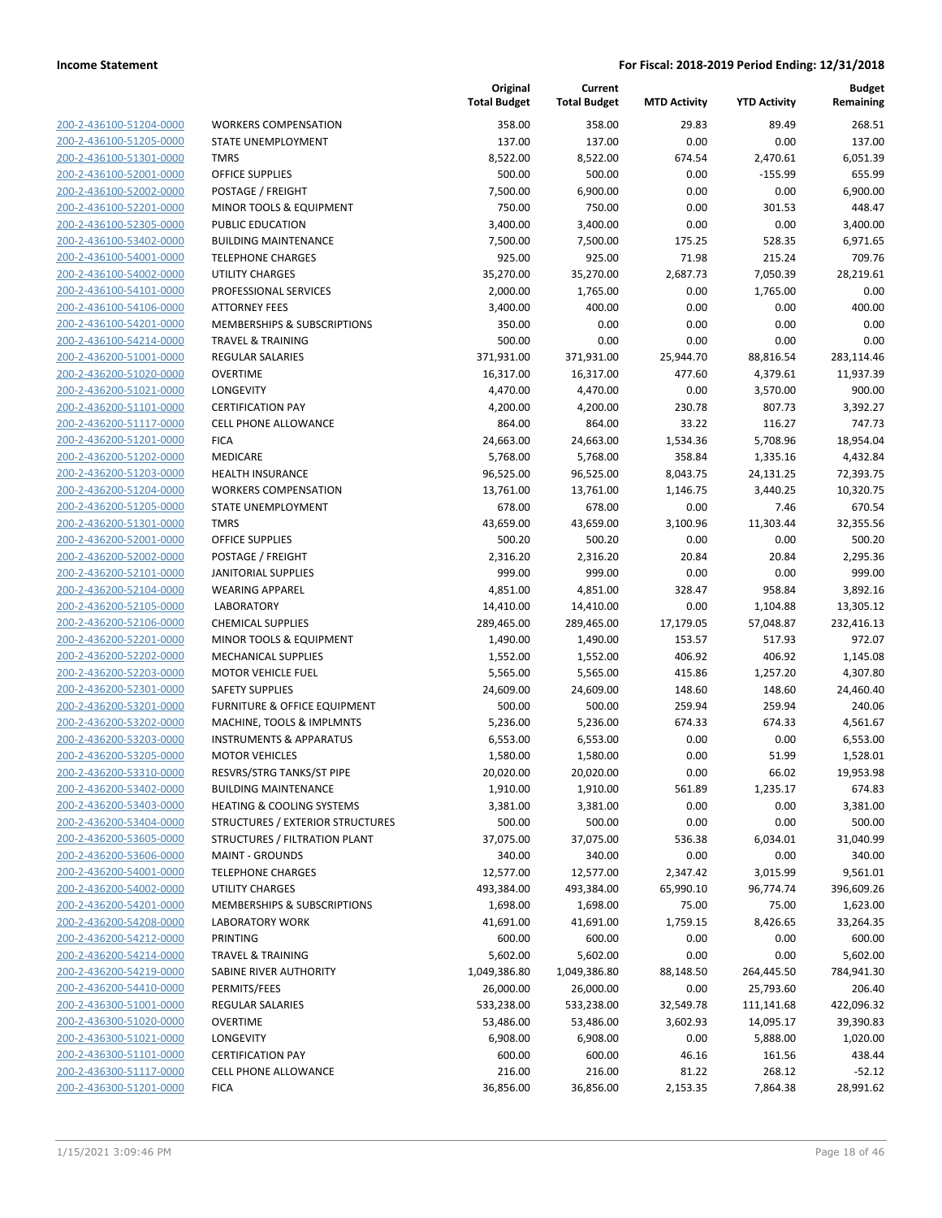**Income Statement** **For Fiscal: 2018-2019 Period Ending: 12/31/2018**

| | | Original Total Budget | Current Total Budget | MTD Activity | YTD Activity | Budget Remaining |
|---|---|---|---|---|---|---|
| 200-2-436100-51204-0000 | WORKERS COMPENSATION | 358.00 | 358.00 | 29.83 | 89.49 | 268.51 |
| 200-2-436100-51205-0000 | STATE UNEMPLOYMENT | 137.00 | 137.00 | 0.00 | 0.00 | 137.00 |
| 200-2-436100-51301-0000 | TMRS | 8,522.00 | 8,522.00 | 674.54 | 2,470.61 | 6,051.39 |
| 200-2-436100-52001-0000 | OFFICE SUPPLIES | 500.00 | 500.00 | 0.00 | -155.99 | 655.99 |
| 200-2-436100-52002-0000 | POSTAGE / FREIGHT | 7,500.00 | 6,900.00 | 0.00 | 0.00 | 6,900.00 |
| 200-2-436100-52201-0000 | MINOR TOOLS & EQUIPMENT | 750.00 | 750.00 | 0.00 | 301.53 | 448.47 |
| 200-2-436100-52305-0000 | PUBLIC EDUCATION | 3,400.00 | 3,400.00 | 0.00 | 0.00 | 3,400.00 |
| 200-2-436100-53402-0000 | BUILDING MAINTENANCE | 7,500.00 | 7,500.00 | 175.25 | 528.35 | 6,971.65 |
| 200-2-436100-54001-0000 | TELEPHONE CHARGES | 925.00 | 925.00 | 71.98 | 215.24 | 709.76 |
| 200-2-436100-54002-0000 | UTILITY CHARGES | 35,270.00 | 35,270.00 | 2,687.73 | 7,050.39 | 28,219.61 |
| 200-2-436100-54101-0000 | PROFESSIONAL SERVICES | 2,000.00 | 1,765.00 | 0.00 | 1,765.00 | 0.00 |
| 200-2-436100-54106-0000 | ATTORNEY FEES | 3,400.00 | 400.00 | 0.00 | 0.00 | 400.00 |
| 200-2-436100-54201-0000 | MEMBERSHIPS & SUBSCRIPTIONS | 350.00 | 0.00 | 0.00 | 0.00 | 0.00 |
| 200-2-436100-54214-0000 | TRAVEL & TRAINING | 500.00 | 0.00 | 0.00 | 0.00 | 0.00 |
| 200-2-436200-51001-0000 | REGULAR SALARIES | 371,931.00 | 371,931.00 | 25,944.70 | 88,816.54 | 283,114.46 |
| 200-2-436200-51020-0000 | OVERTIME | 16,317.00 | 16,317.00 | 477.60 | 4,379.61 | 11,937.39 |
| 200-2-436200-51021-0000 | LONGEVITY | 4,470.00 | 4,470.00 | 0.00 | 3,570.00 | 900.00 |
| 200-2-436200-51101-0000 | CERTIFICATION PAY | 4,200.00 | 4,200.00 | 230.78 | 807.73 | 3,392.27 |
| 200-2-436200-51117-0000 | CELL PHONE ALLOWANCE | 864.00 | 864.00 | 33.22 | 116.27 | 747.73 |
| 200-2-436200-51201-0000 | FICA | 24,663.00 | 24,663.00 | 1,534.36 | 5,708.96 | 18,954.04 |
| 200-2-436200-51202-0000 | MEDICARE | 5,768.00 | 5,768.00 | 358.84 | 1,335.16 | 4,432.84 |
| 200-2-436200-51203-0000 | HEALTH INSURANCE | 96,525.00 | 96,525.00 | 8,043.75 | 24,131.25 | 72,393.75 |
| 200-2-436200-51204-0000 | WORKERS COMPENSATION | 13,761.00 | 13,761.00 | 1,146.75 | 3,440.25 | 10,320.75 |
| 200-2-436200-51205-0000 | STATE UNEMPLOYMENT | 678.00 | 678.00 | 0.00 | 7.46 | 670.54 |
| 200-2-436200-51301-0000 | TMRS | 43,659.00 | 43,659.00 | 3,100.96 | 11,303.44 | 32,355.56 |
| 200-2-436200-52001-0000 | OFFICE SUPPLIES | 500.20 | 500.20 | 0.00 | 0.00 | 500.20 |
| 200-2-436200-52002-0000 | POSTAGE / FREIGHT | 2,316.20 | 2,316.20 | 20.84 | 20.84 | 2,295.36 |
| 200-2-436200-52101-0000 | JANITORIAL SUPPLIES | 999.00 | 999.00 | 0.00 | 0.00 | 999.00 |
| 200-2-436200-52104-0000 | WEARING APPAREL | 4,851.00 | 4,851.00 | 328.47 | 958.84 | 3,892.16 |
| 200-2-436200-52105-0000 | LABORATORY | 14,410.00 | 14,410.00 | 0.00 | 1,104.88 | 13,305.12 |
| 200-2-436200-52106-0000 | CHEMICAL SUPPLIES | 289,465.00 | 289,465.00 | 17,179.05 | 57,048.87 | 232,416.13 |
| 200-2-436200-52201-0000 | MINOR TOOLS & EQUIPMENT | 1,490.00 | 1,490.00 | 153.57 | 517.93 | 972.07 |
| 200-2-436200-52202-0000 | MECHANICAL SUPPLIES | 1,552.00 | 1,552.00 | 406.92 | 406.92 | 1,145.08 |
| 200-2-436200-52203-0000 | MOTOR VEHICLE FUEL | 5,565.00 | 5,565.00 | 415.86 | 1,257.20 | 4,307.80 |
| 200-2-436200-52301-0000 | SAFETY SUPPLIES | 24,609.00 | 24,609.00 | 148.60 | 148.60 | 24,460.40 |
| 200-2-436200-53201-0000 | FURNITURE & OFFICE EQUIPMENT | 500.00 | 500.00 | 259.94 | 259.94 | 240.06 |
| 200-2-436200-53202-0000 | MACHINE, TOOLS & IMPLMNTS | 5,236.00 | 5,236.00 | 674.33 | 674.33 | 4,561.67 |
| 200-2-436200-53203-0000 | INSTRUMENTS & APPARATUS | 6,553.00 | 6,553.00 | 0.00 | 0.00 | 6,553.00 |
| 200-2-436200-53205-0000 | MOTOR VEHICLES | 1,580.00 | 1,580.00 | 0.00 | 51.99 | 1,528.01 |
| 200-2-436200-53310-0000 | RESVRS/STRG TANKS/ST PIPE | 20,020.00 | 20,020.00 | 0.00 | 66.02 | 19,953.98 |
| 200-2-436200-53402-0000 | BUILDING MAINTENANCE | 1,910.00 | 1,910.00 | 561.89 | 1,235.17 | 674.83 |
| 200-2-436200-53403-0000 | HEATING & COOLING SYSTEMS | 3,381.00 | 3,381.00 | 0.00 | 0.00 | 3,381.00 |
| 200-2-436200-53404-0000 | STRUCTURES / EXTERIOR STRUCTURES | 500.00 | 500.00 | 0.00 | 0.00 | 500.00 |
| 200-2-436200-53605-0000 | STRUCTURES / FILTRATION PLANT | 37,075.00 | 37,075.00 | 536.38 | 6,034.01 | 31,040.99 |
| 200-2-436200-53606-0000 | MAINT - GROUNDS | 340.00 | 340.00 | 0.00 | 0.00 | 340.00 |
| 200-2-436200-54001-0000 | TELEPHONE CHARGES | 12,577.00 | 12,577.00 | 2,347.42 | 3,015.99 | 9,561.01 |
| 200-2-436200-54002-0000 | UTILITY CHARGES | 493,384.00 | 493,384.00 | 65,990.10 | 96,774.74 | 396,609.26 |
| 200-2-436200-54201-0000 | MEMBERSHIPS & SUBSCRIPTIONS | 1,698.00 | 1,698.00 | 75.00 | 75.00 | 1,623.00 |
| 200-2-436200-54208-0000 | LABORATORY WORK | 41,691.00 | 41,691.00 | 1,759.15 | 8,426.65 | 33,264.35 |
| 200-2-436200-54212-0000 | PRINTING | 600.00 | 600.00 | 0.00 | 0.00 | 600.00 |
| 200-2-436200-54214-0000 | TRAVEL & TRAINING | 5,602.00 | 5,602.00 | 0.00 | 0.00 | 5,602.00 |
| 200-2-436200-54219-0000 | SABINE RIVER AUTHORITY | 1,049,386.80 | 1,049,386.80 | 88,148.50 | 264,445.50 | 784,941.30 |
| 200-2-436200-54410-0000 | PERMITS/FEES | 26,000.00 | 26,000.00 | 0.00 | 25,793.60 | 206.40 |
| 200-2-436300-51001-0000 | REGULAR SALARIES | 533,238.00 | 533,238.00 | 32,549.78 | 111,141.68 | 422,096.32 |
| 200-2-436300-51020-0000 | OVERTIME | 53,486.00 | 53,486.00 | 3,602.93 | 14,095.17 | 39,390.83 |
| 200-2-436300-51021-0000 | LONGEVITY | 6,908.00 | 6,908.00 | 0.00 | 5,888.00 | 1,020.00 |
| 200-2-436300-51101-0000 | CERTIFICATION PAY | 600.00 | 600.00 | 46.16 | 161.56 | 438.44 |
| 200-2-436300-51117-0000 | CELL PHONE ALLOWANCE | 216.00 | 216.00 | 81.22 | 268.12 | -52.12 |
| 200-2-436300-51201-0000 | FICA | 36,856.00 | 36,856.00 | 2,153.35 | 7,864.38 | 28,991.62 |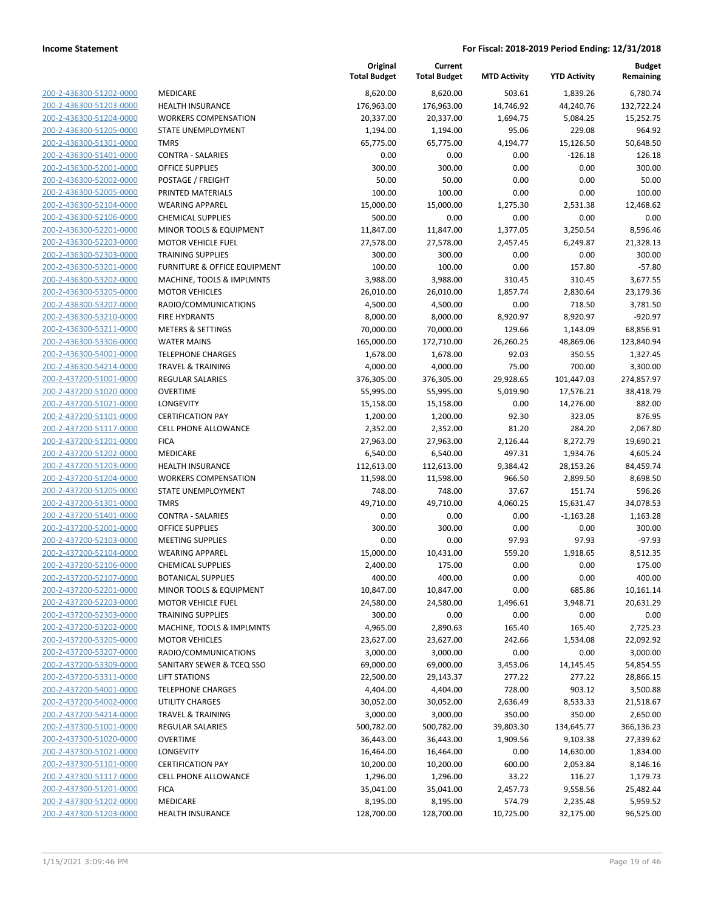**Income Statement** **For Fiscal: 2018-2019 Period Ending: 12/31/2018**

| | | Original Total Budget | Current Total Budget | MTD Activity | YTD Activity | Budget Remaining |
|---|---|---|---|---|---|---|
| 200-2-436300-51202-0000 | MEDICARE | 8,620.00 | 8,620.00 | 503.61 | 1,839.26 | 6,780.74 |
| 200-2-436300-51203-0000 | HEALTH INSURANCE | 176,963.00 | 176,963.00 | 14,746.92 | 44,240.76 | 132,722.24 |
| 200-2-436300-51204-0000 | WORKERS COMPENSATION | 20,337.00 | 20,337.00 | 1,694.75 | 5,084.25 | 15,252.75 |
| 200-2-436300-51205-0000 | STATE UNEMPLOYMENT | 1,194.00 | 1,194.00 | 95.06 | 229.08 | 964.92 |
| 200-2-436300-51301-0000 | TMRS | 65,775.00 | 65,775.00 | 4,194.77 | 15,126.50 | 50,648.50 |
| 200-2-436300-51401-0000 | CONTRA - SALARIES | 0.00 | 0.00 | 0.00 | -126.18 | 126.18 |
| 200-2-436300-52001-0000 | OFFICE SUPPLIES | 300.00 | 300.00 | 0.00 | 0.00 | 300.00 |
| 200-2-436300-52002-0000 | POSTAGE / FREIGHT | 50.00 | 50.00 | 0.00 | 0.00 | 50.00 |
| 200-2-436300-52005-0000 | PRINTED MATERIALS | 100.00 | 100.00 | 0.00 | 0.00 | 100.00 |
| 200-2-436300-52104-0000 | WEARING APPAREL | 15,000.00 | 15,000.00 | 1,275.30 | 2,531.38 | 12,468.62 |
| 200-2-436300-52106-0000 | CHEMICAL SUPPLIES | 500.00 | 0.00 | 0.00 | 0.00 | 0.00 |
| 200-2-436300-52201-0000 | MINOR TOOLS & EQUIPMENT | 11,847.00 | 11,847.00 | 1,377.05 | 3,250.54 | 8,596.46 |
| 200-2-436300-52203-0000 | MOTOR VEHICLE FUEL | 27,578.00 | 27,578.00 | 2,457.45 | 6,249.87 | 21,328.13 |
| 200-2-436300-52303-0000 | TRAINING SUPPLIES | 300.00 | 300.00 | 0.00 | 0.00 | 300.00 |
| 200-2-436300-53201-0000 | FURNITURE & OFFICE EQUIPMENT | 100.00 | 100.00 | 0.00 | 157.80 | -57.80 |
| 200-2-436300-53202-0000 | MACHINE, TOOLS & IMPLMNTS | 3,988.00 | 3,988.00 | 310.45 | 310.45 | 3,677.55 |
| 200-2-436300-53205-0000 | MOTOR VEHICLES | 26,010.00 | 26,010.00 | 1,857.74 | 2,830.64 | 23,179.36 |
| 200-2-436300-53207-0000 | RADIO/COMMUNICATIONS | 4,500.00 | 4,500.00 | 0.00 | 718.50 | 3,781.50 |
| 200-2-436300-53210-0000 | FIRE HYDRANTS | 8,000.00 | 8,000.00 | 8,920.97 | 8,920.97 | -920.97 |
| 200-2-436300-53211-0000 | METERS & SETTINGS | 70,000.00 | 70,000.00 | 129.66 | 1,143.09 | 68,856.91 |
| 200-2-436300-53306-0000 | WATER MAINS | 165,000.00 | 172,710.00 | 26,260.25 | 48,869.06 | 123,840.94 |
| 200-2-436300-54001-0000 | TELEPHONE CHARGES | 1,678.00 | 1,678.00 | 92.03 | 350.55 | 1,327.45 |
| 200-2-436300-54214-0000 | TRAVEL & TRAINING | 4,000.00 | 4,000.00 | 75.00 | 700.00 | 3,300.00 |
| 200-2-437200-51001-0000 | REGULAR SALARIES | 376,305.00 | 376,305.00 | 29,928.65 | 101,447.03 | 274,857.97 |
| 200-2-437200-51020-0000 | OVERTIME | 55,995.00 | 55,995.00 | 5,019.90 | 17,576.21 | 38,418.79 |
| 200-2-437200-51021-0000 | LONGEVITY | 15,158.00 | 15,158.00 | 0.00 | 14,276.00 | 882.00 |
| 200-2-437200-51101-0000 | CERTIFICATION PAY | 1,200.00 | 1,200.00 | 92.30 | 323.05 | 876.95 |
| 200-2-437200-51117-0000 | CELL PHONE ALLOWANCE | 2,352.00 | 2,352.00 | 81.20 | 284.20 | 2,067.80 |
| 200-2-437200-51201-0000 | FICA | 27,963.00 | 27,963.00 | 2,126.44 | 8,272.79 | 19,690.21 |
| 200-2-437200-51202-0000 | MEDICARE | 6,540.00 | 6,540.00 | 497.31 | 1,934.76 | 4,605.24 |
| 200-2-437200-51203-0000 | HEALTH INSURANCE | 112,613.00 | 112,613.00 | 9,384.42 | 28,153.26 | 84,459.74 |
| 200-2-437200-51204-0000 | WORKERS COMPENSATION | 11,598.00 | 11,598.00 | 966.50 | 2,899.50 | 8,698.50 |
| 200-2-437200-51205-0000 | STATE UNEMPLOYMENT | 748.00 | 748.00 | 37.67 | 151.74 | 596.26 |
| 200-2-437200-51301-0000 | TMRS | 49,710.00 | 49,710.00 | 4,060.25 | 15,631.47 | 34,078.53 |
| 200-2-437200-51401-0000 | CONTRA - SALARIES | 0.00 | 0.00 | 0.00 | -1,163.28 | 1,163.28 |
| 200-2-437200-52001-0000 | OFFICE SUPPLIES | 300.00 | 300.00 | 0.00 | 0.00 | 300.00 |
| 200-2-437200-52103-0000 | MEETING SUPPLIES | 0.00 | 0.00 | 97.93 | 97.93 | -97.93 |
| 200-2-437200-52104-0000 | WEARING APPAREL | 15,000.00 | 10,431.00 | 559.20 | 1,918.65 | 8,512.35 |
| 200-2-437200-52106-0000 | CHEMICAL SUPPLIES | 2,400.00 | 175.00 | 0.00 | 0.00 | 175.00 |
| 200-2-437200-52107-0000 | BOTANICAL SUPPLIES | 400.00 | 400.00 | 0.00 | 0.00 | 400.00 |
| 200-2-437200-52201-0000 | MINOR TOOLS & EQUIPMENT | 10,847.00 | 10,847.00 | 0.00 | 685.86 | 10,161.14 |
| 200-2-437200-52203-0000 | MOTOR VEHICLE FUEL | 24,580.00 | 24,580.00 | 1,496.61 | 3,948.71 | 20,631.29 |
| 200-2-437200-52303-0000 | TRAINING SUPPLIES | 300.00 | 0.00 | 0.00 | 0.00 | 0.00 |
| 200-2-437200-53202-0000 | MACHINE, TOOLS & IMPLMNTS | 4,965.00 | 2,890.63 | 165.40 | 165.40 | 2,725.23 |
| 200-2-437200-53205-0000 | MOTOR VEHICLES | 23,627.00 | 23,627.00 | 242.66 | 1,534.08 | 22,092.92 |
| 200-2-437200-53207-0000 | RADIO/COMMUNICATIONS | 3,000.00 | 3,000.00 | 0.00 | 0.00 | 3,000.00 |
| 200-2-437200-53309-0000 | SANITARY SEWER & TCEQ SSO | 69,000.00 | 69,000.00 | 3,453.06 | 14,145.45 | 54,854.55 |
| 200-2-437200-53311-0000 | LIFT STATIONS | 22,500.00 | 29,143.37 | 277.22 | 277.22 | 28,866.15 |
| 200-2-437200-54001-0000 | TELEPHONE CHARGES | 4,404.00 | 4,404.00 | 728.00 | 903.12 | 3,500.88 |
| 200-2-437200-54002-0000 | UTILITY CHARGES | 30,052.00 | 30,052.00 | 2,636.49 | 8,533.33 | 21,518.67 |
| 200-2-437200-54214-0000 | TRAVEL & TRAINING | 3,000.00 | 3,000.00 | 350.00 | 350.00 | 2,650.00 |
| 200-2-437300-51001-0000 | REGULAR SALARIES | 500,782.00 | 500,782.00 | 39,803.30 | 134,645.77 | 366,136.23 |
| 200-2-437300-51020-0000 | OVERTIME | 36,443.00 | 36,443.00 | 1,909.56 | 9,103.38 | 27,339.62 |
| 200-2-437300-51021-0000 | LONGEVITY | 16,464.00 | 16,464.00 | 0.00 | 14,630.00 | 1,834.00 |
| 200-2-437300-51101-0000 | CERTIFICATION PAY | 10,200.00 | 10,200.00 | 600.00 | 2,053.84 | 8,146.16 |
| 200-2-437300-51117-0000 | CELL PHONE ALLOWANCE | 1,296.00 | 1,296.00 | 33.22 | 116.27 | 1,179.73 |
| 200-2-437300-51201-0000 | FICA | 35,041.00 | 35,041.00 | 2,457.73 | 9,558.56 | 25,482.44 |
| 200-2-437300-51202-0000 | MEDICARE | 8,195.00 | 8,195.00 | 574.79 | 2,235.48 | 5,959.52 |
| 200-2-437300-51203-0000 | HEALTH INSURANCE | 128,700.00 | 128,700.00 | 10,725.00 | 32,175.00 | 96,525.00 |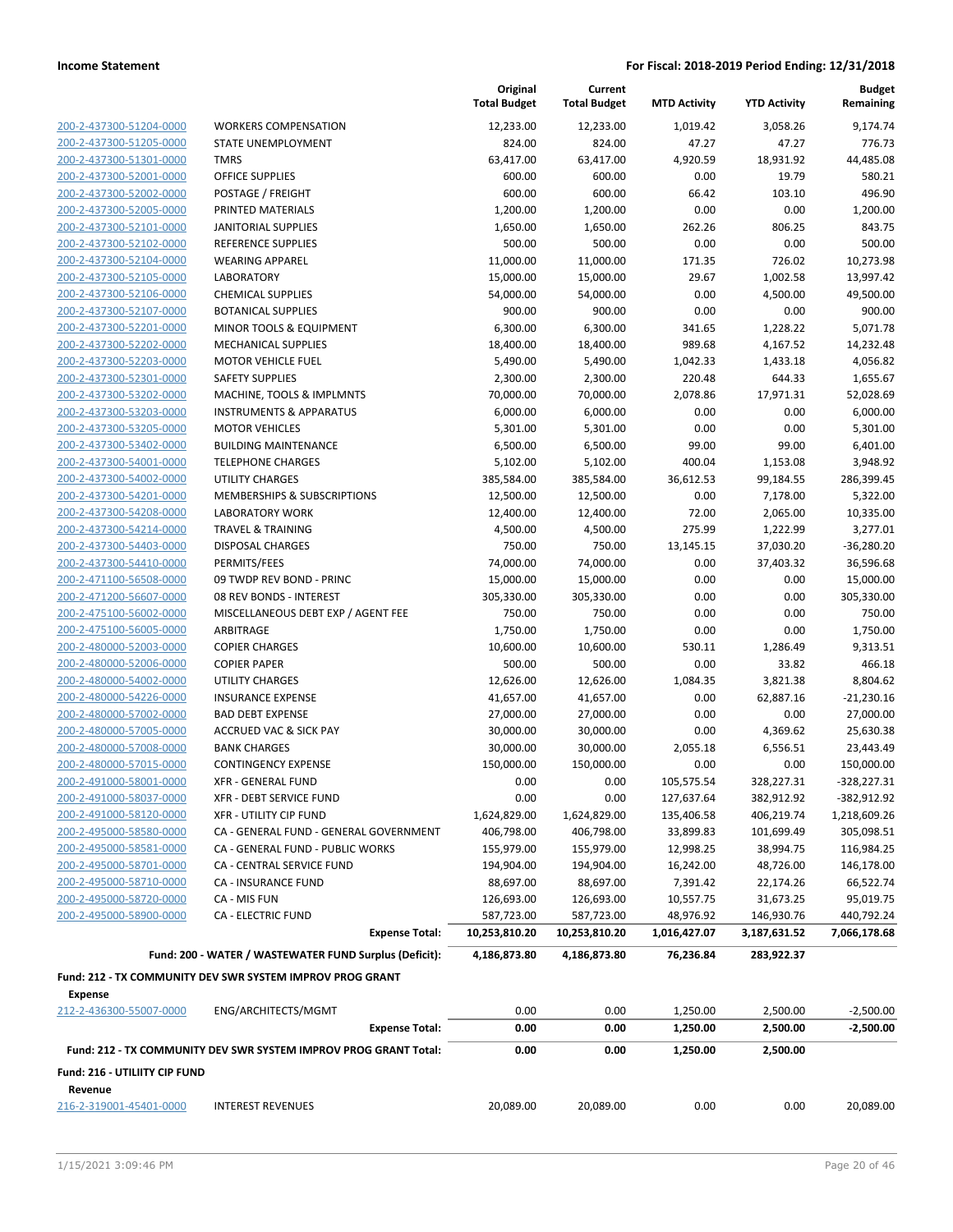| | | Original Total Budget | Current Total Budget | MTD Activity | YTD Activity | Budget Remaining |
|---|---|---|---|---|---|---|
| 200-2-437300-51204-0000 | WORKERS COMPENSATION | 12,233.00 | 12,233.00 | 1,019.42 | 3,058.26 | 9,174.74 |
| 200-2-437300-51205-0000 | STATE UNEMPLOYMENT | 824.00 | 824.00 | 47.27 | 47.27 | 776.73 |
| 200-2-437300-51301-0000 | TMRS | 63,417.00 | 63,417.00 | 4,920.59 | 18,931.92 | 44,485.08 |
| 200-2-437300-52001-0000 | OFFICE SUPPLIES | 600.00 | 600.00 | 0.00 | 19.79 | 580.21 |
| 200-2-437300-52002-0000 | POSTAGE / FREIGHT | 600.00 | 600.00 | 66.42 | 103.10 | 496.90 |
| 200-2-437300-52005-0000 | PRINTED MATERIALS | 1,200.00 | 1,200.00 | 0.00 | 0.00 | 1,200.00 |
| 200-2-437300-52101-0000 | JANITORIAL SUPPLIES | 1,650.00 | 1,650.00 | 262.26 | 806.25 | 843.75 |
| 200-2-437300-52102-0000 | REFERENCE SUPPLIES | 500.00 | 500.00 | 0.00 | 0.00 | 500.00 |
| 200-2-437300-52104-0000 | WEARING APPAREL | 11,000.00 | 11,000.00 | 171.35 | 726.02 | 10,273.98 |
| 200-2-437300-52105-0000 | LABORATORY | 15,000.00 | 15,000.00 | 29.67 | 1,002.58 | 13,997.42 |
| 200-2-437300-52106-0000 | CHEMICAL SUPPLIES | 54,000.00 | 54,000.00 | 0.00 | 4,500.00 | 49,500.00 |
| 200-2-437300-52107-0000 | BOTANICAL SUPPLIES | 900.00 | 900.00 | 0.00 | 0.00 | 900.00 |
| 200-2-437300-52201-0000 | MINOR TOOLS & EQUIPMENT | 6,300.00 | 6,300.00 | 341.65 | 1,228.22 | 5,071.78 |
| 200-2-437300-52202-0000 | MECHANICAL SUPPLIES | 18,400.00 | 18,400.00 | 989.68 | 4,167.52 | 14,232.48 |
| 200-2-437300-52203-0000 | MOTOR VEHICLE FUEL | 5,490.00 | 5,490.00 | 1,042.33 | 1,433.18 | 4,056.82 |
| 200-2-437300-52301-0000 | SAFETY SUPPLIES | 2,300.00 | 2,300.00 | 220.48 | 644.33 | 1,655.67 |
| 200-2-437300-53202-0000 | MACHINE, TOOLS & IMPLMNTS | 70,000.00 | 70,000.00 | 2,078.86 | 17,971.31 | 52,028.69 |
| 200-2-437300-53203-0000 | INSTRUMENTS & APPARATUS | 6,000.00 | 6,000.00 | 0.00 | 0.00 | 6,000.00 |
| 200-2-437300-53205-0000 | MOTOR VEHICLES | 5,301.00 | 5,301.00 | 0.00 | 0.00 | 5,301.00 |
| 200-2-437300-53402-0000 | BUILDING MAINTENANCE | 6,500.00 | 6,500.00 | 99.00 | 99.00 | 6,401.00 |
| 200-2-437300-54001-0000 | TELEPHONE CHARGES | 5,102.00 | 5,102.00 | 400.04 | 1,153.08 | 3,948.92 |
| 200-2-437300-54002-0000 | UTILITY CHARGES | 385,584.00 | 385,584.00 | 36,612.53 | 99,184.55 | 286,399.45 |
| 200-2-437300-54201-0000 | MEMBERSHIPS & SUBSCRIPTIONS | 12,500.00 | 12,500.00 | 0.00 | 7,178.00 | 5,322.00 |
| 200-2-437300-54208-0000 | LABORATORY WORK | 12,400.00 | 12,400.00 | 72.00 | 2,065.00 | 10,335.00 |
| 200-2-437300-54214-0000 | TRAVEL & TRAINING | 4,500.00 | 4,500.00 | 275.99 | 1,222.99 | 3,277.01 |
| 200-2-437300-54403-0000 | DISPOSAL CHARGES | 750.00 | 750.00 | 13,145.15 | 37,030.20 | -36,280.20 |
| 200-2-437300-54410-0000 | PERMITS/FEES | 74,000.00 | 74,000.00 | 0.00 | 37,403.32 | 36,596.68 |
| 200-2-471100-56508-0000 | 09 TWDP REV BOND - PRINC | 15,000.00 | 15,000.00 | 0.00 | 0.00 | 15,000.00 |
| 200-2-471200-56607-0000 | 08 REV BONDS - INTEREST | 305,330.00 | 305,330.00 | 0.00 | 0.00 | 305,330.00 |
| 200-2-475100-56002-0000 | MISCELLANEOUS DEBT EXP / AGENT FEE | 750.00 | 750.00 | 0.00 | 0.00 | 750.00 |
| 200-2-475100-56005-0000 | ARBITRAGE | 1,750.00 | 1,750.00 | 0.00 | 0.00 | 1,750.00 |
| 200-2-480000-52003-0000 | COPIER CHARGES | 10,600.00 | 10,600.00 | 530.11 | 1,286.49 | 9,313.51 |
| 200-2-480000-52006-0000 | COPIER PAPER | 500.00 | 500.00 | 0.00 | 33.82 | 466.18 |
| 200-2-480000-54002-0000 | UTILITY CHARGES | 12,626.00 | 12,626.00 | 1,084.35 | 3,821.38 | 8,804.62 |
| 200-2-480000-54226-0000 | INSURANCE EXPENSE | 41,657.00 | 41,657.00 | 0.00 | 62,887.16 | -21,230.16 |
| 200-2-480000-57002-0000 | BAD DEBT EXPENSE | 27,000.00 | 27,000.00 | 0.00 | 0.00 | 27,000.00 |
| 200-2-480000-57005-0000 | ACCRUED VAC & SICK PAY | 30,000.00 | 30,000.00 | 0.00 | 4,369.62 | 25,630.38 |
| 200-2-480000-57008-0000 | BANK CHARGES | 30,000.00 | 30,000.00 | 2,055.18 | 6,556.51 | 23,443.49 |
| 200-2-480000-57015-0000 | CONTINGENCY EXPENSE | 150,000.00 | 150,000.00 | 0.00 | 0.00 | 150,000.00 |
| 200-2-491000-58001-0000 | XFR - GENERAL FUND | 0.00 | 0.00 | 105,575.54 | 328,227.31 | -328,227.31 |
| 200-2-491000-58037-0000 | XFR - DEBT SERVICE FUND | 0.00 | 0.00 | 127,637.64 | 382,912.92 | -382,912.92 |
| 200-2-491000-58120-0000 | XFR - UTILITY CIP FUND | 1,624,829.00 | 1,624,829.00 | 135,406.58 | 406,219.74 | 1,218,609.26 |
| 200-2-495000-58580-0000 | CA - GENERAL FUND - GENERAL GOVERNMENT | 406,798.00 | 406,798.00 | 33,899.83 | 101,699.49 | 305,098.51 |
| 200-2-495000-58581-0000 | CA - GENERAL FUND - PUBLIC WORKS | 155,979.00 | 155,979.00 | 12,998.25 | 38,994.75 | 116,984.25 |
| 200-2-495000-58701-0000 | CA - CENTRAL SERVICE FUND | 194,904.00 | 194,904.00 | 16,242.00 | 48,726.00 | 146,178.00 |
| 200-2-495000-58710-0000 | CA - INSURANCE FUND | 88,697.00 | 88,697.00 | 7,391.42 | 22,174.26 | 66,522.74 |
| 200-2-495000-58720-0000 | CA - MIS FUN | 126,693.00 | 126,693.00 | 10,557.75 | 31,673.25 | 95,019.75 |
| 200-2-495000-58900-0000 | CA - ELECTRIC FUND | 587,723.00 | 587,723.00 | 48,976.92 | 146,930.76 | 440,792.24 |
| | **Expense Total:** | **10,253,810.20** | **10,253,810.20** | **1,016,427.07** | **3,187,631.52** | **7,066,178.68** |
| | **Fund: 200 - WATER / WASTEWATER FUND Surplus (Deficit):** | **4,186,873.80** | **4,186,873.80** | **76,236.84** | **283,922.37** | |

**Fund: 212 - TX COMMUNITY DEV SWR SYSTEM IMPROV PROG GRANT**

**Expense**

| | | Original Total Budget | Current Total Budget | MTD Activity | YTD Activity | Budget Remaining |
|---|---|---|---|---|---|---|
| 212-2-436300-55007-0000 | ENG/ARCHITECTS/MGMT | 0.00 | 0.00 | 1,250.00 | 2,500.00 | -2,500.00 |
| | **Expense Total:** | **0.00** | **0.00** | **1,250.00** | **2,500.00** | **-2,500.00** |
| | **Fund: 212 - TX COMMUNITY DEV SWR SYSTEM IMPROV PROG GRANT Total:** | **0.00** | **0.00** | **1,250.00** | **2,500.00** | |

**Fund: 216 - UTILIITY CIP FUND**

**Revenue**

| | | Original Total Budget | Current Total Budget | MTD Activity | YTD Activity | Budget Remaining |
|---|---|---|---|---|---|---|
| 216-2-319001-45401-0000 | INTEREST REVENUES | 20,089.00 | 20,089.00 | 0.00 | 0.00 | 20,089.00 |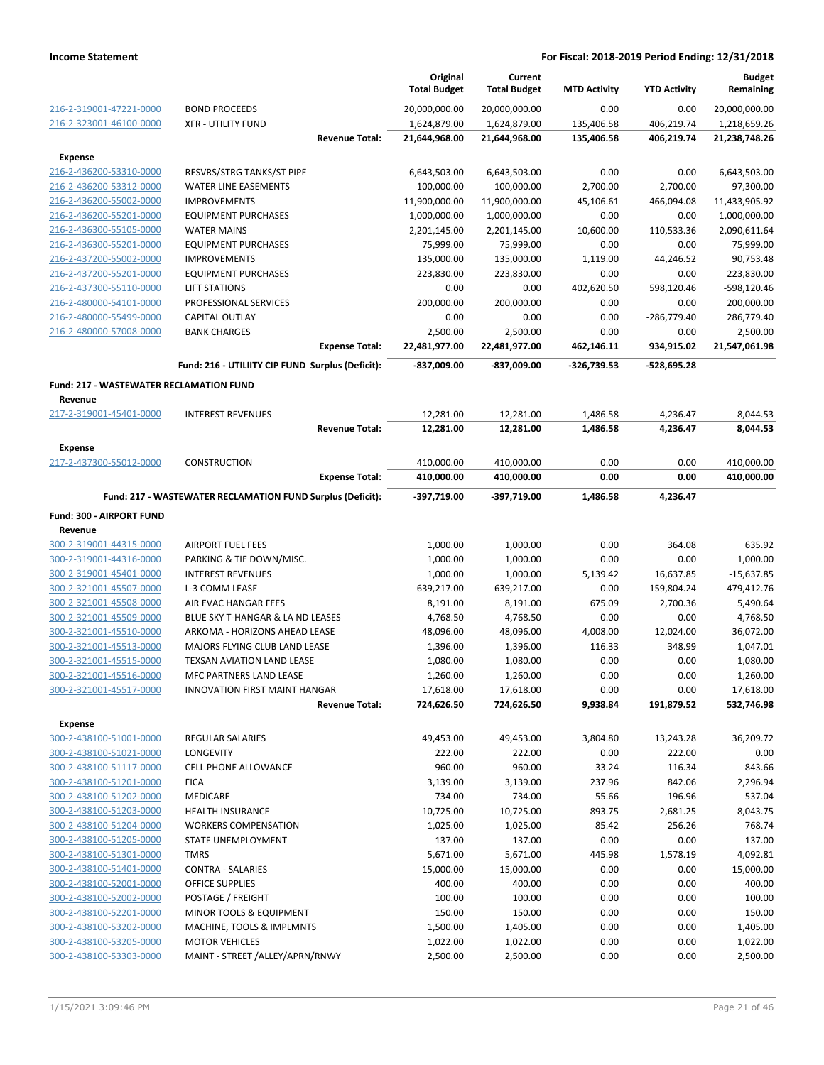| | | Original Total Budget | Current Total Budget | MTD Activity | YTD Activity | Budget Remaining |
|---|---|---|---|---|---|---|
| 216-2-319001-47221-0000 | BOND PROCEEDS | 20,000,000.00 | 20,000,000.00 | 0.00 | 0.00 | 20,000,000.00 |
| 216-2-323001-46100-0000 | XFR - UTILITY FUND | 1,624,879.00 | 1,624,879.00 | 135,406.58 | 406,219.74 | 1,218,659.26 |
| | **Revenue Total:** | **21,644,968.00** | **21,644,968.00** | **135,406.58** | **406,219.74** | **21,238,748.26** |
| **Expense** | | | | | | |
| 216-2-436200-53310-0000 | RESVRS/STRG TANKS/ST PIPE | 6,643,503.00 | 6,643,503.00 | 0.00 | 0.00 | 6,643,503.00 |
| 216-2-436200-53312-0000 | WATER LINE EASEMENTS | 100,000.00 | 100,000.00 | 2,700.00 | 2,700.00 | 97,300.00 |
| 216-2-436200-55002-0000 | IMPROVEMENTS | 11,900,000.00 | 11,900,000.00 | 45,106.61 | 466,094.08 | 11,433,905.92 |
| 216-2-436200-55201-0000 | EQUIPMENT PURCHASES | 1,000,000.00 | 1,000,000.00 | 0.00 | 0.00 | 1,000,000.00 |
| 216-2-436300-55105-0000 | WATER MAINS | 2,201,145.00 | 2,201,145.00 | 10,600.00 | 110,533.36 | 2,090,611.64 |
| 216-2-436300-55201-0000 | EQUIPMENT PURCHASES | 75,999.00 | 75,999.00 | 0.00 | 0.00 | 75,999.00 |
| 216-2-437200-55002-0000 | IMPROVEMENTS | 135,000.00 | 135,000.00 | 1,119.00 | 44,246.52 | 90,753.48 |
| 216-2-437200-55201-0000 | EQUIPMENT PURCHASES | 223,830.00 | 223,830.00 | 0.00 | 0.00 | 223,830.00 |
| 216-2-437300-55110-0000 | LIFT STATIONS | 0.00 | 0.00 | 402,620.50 | 598,120.46 | -598,120.46 |
| 216-2-480000-54101-0000 | PROFESSIONAL SERVICES | 200,000.00 | 200,000.00 | 0.00 | 0.00 | 200,000.00 |
| 216-2-480000-55499-0000 | CAPITAL OUTLAY | 0.00 | 0.00 | 0.00 | -286,779.40 | 286,779.40 |
| 216-2-480000-57008-0000 | BANK CHARGES | 2,500.00 | 2,500.00 | 0.00 | 0.00 | 2,500.00 |
| | **Expense Total:** | **22,481,977.00** | **22,481,977.00** | **462,146.11** | **934,915.02** | **21,547,061.98** |
| | **Fund: 216 - UTILIITY CIP FUND Surplus (Deficit):** | **-837,009.00** | **-837,009.00** | **-326,739.53** | **-528,695.28** | |
| **Fund: 217 - WASTEWATER RECLAMATION FUND** | | | | | | |
| **Revenue** | | | | | | |
| 217-2-319001-45401-0000 | INTEREST REVENUES | 12,281.00 | 12,281.00 | 1,486.58 | 4,236.47 | 8,044.53 |
| | **Revenue Total:** | **12,281.00** | **12,281.00** | **1,486.58** | **4,236.47** | **8,044.53** |
| **Expense** | | | | | | |
| 217-2-437300-55012-0000 | CONSTRUCTION | 410,000.00 | 410,000.00 | 0.00 | 0.00 | 410,000.00 |
| | **Expense Total:** | **410,000.00** | **410,000.00** | **0.00** | **0.00** | **410,000.00** |
| | **Fund: 217 - WASTEWATER RECLAMATION FUND Surplus (Deficit):** | **-397,719.00** | **-397,719.00** | **1,486.58** | **4,236.47** | |
| **Fund: 300 - AIRPORT FUND** | | | | | | |
| **Revenue** | | | | | | |
| 300-2-319001-44315-0000 | AIRPORT FUEL FEES | 1,000.00 | 1,000.00 | 0.00 | 364.08 | 635.92 |
| 300-2-319001-44316-0000 | PARKING & TIE DOWN/MISC. | 1,000.00 | 1,000.00 | 0.00 | 0.00 | 1,000.00 |
| 300-2-319001-45401-0000 | INTEREST REVENUES | 1,000.00 | 1,000.00 | 5,139.42 | 16,637.85 | -15,637.85 |
| 300-2-321001-45507-0000 | L-3 COMM LEASE | 639,217.00 | 639,217.00 | 0.00 | 159,804.24 | 479,412.76 |
| 300-2-321001-45508-0000 | AIR EVAC HANGAR FEES | 8,191.00 | 8,191.00 | 675.09 | 2,700.36 | 5,490.64 |
| 300-2-321001-45509-0000 | BLUE SKY T-HANGAR & LA ND LEASES | 4,768.50 | 4,768.50 | 0.00 | 0.00 | 4,768.50 |
| 300-2-321001-45510-0000 | ARKOMA - HORIZONS AHEAD LEASE | 48,096.00 | 48,096.00 | 4,008.00 | 12,024.00 | 36,072.00 |
| 300-2-321001-45513-0000 | MAJORS FLYING CLUB LAND LEASE | 1,396.00 | 1,396.00 | 116.33 | 348.99 | 1,047.01 |
| 300-2-321001-45515-0000 | TEXSAN AVIATION LAND LEASE | 1,080.00 | 1,080.00 | 0.00 | 0.00 | 1,080.00 |
| 300-2-321001-45516-0000 | MFC PARTNERS LAND LEASE | 1,260.00 | 1,260.00 | 0.00 | 0.00 | 1,260.00 |
| 300-2-321001-45517-0000 | INNOVATION FIRST MAINT HANGAR | 17,618.00 | 17,618.00 | 0.00 | 0.00 | 17,618.00 |
| | **Revenue Total:** | **724,626.50** | **724,626.50** | **9,938.84** | **191,879.52** | **532,746.98** |
| **Expense** | | | | | | |
| 300-2-438100-51001-0000 | REGULAR SALARIES | 49,453.00 | 49,453.00 | 3,804.80 | 13,243.28 | 36,209.72 |
| 300-2-438100-51021-0000 | LONGEVITY | 222.00 | 222.00 | 0.00 | 222.00 | 0.00 |
| 300-2-438100-51117-0000 | CELL PHONE ALLOWANCE | 960.00 | 960.00 | 33.24 | 116.34 | 843.66 |
| 300-2-438100-51201-0000 | FICA | 3,139.00 | 3,139.00 | 237.96 | 842.06 | 2,296.94 |
| 300-2-438100-51202-0000 | MEDICARE | 734.00 | 734.00 | 55.66 | 196.96 | 537.04 |
| 300-2-438100-51203-0000 | HEALTH INSURANCE | 10,725.00 | 10,725.00 | 893.75 | 2,681.25 | 8,043.75 |
| 300-2-438100-51204-0000 | WORKERS COMPENSATION | 1,025.00 | 1,025.00 | 85.42 | 256.26 | 768.74 |
| 300-2-438100-51205-0000 | STATE UNEMPLOYMENT | 137.00 | 137.00 | 0.00 | 0.00 | 137.00 |
| 300-2-438100-51301-0000 | TMRS | 5,671.00 | 5,671.00 | 445.98 | 1,578.19 | 4,092.81 |
| 300-2-438100-51401-0000 | CONTRA - SALARIES | 15,000.00 | 15,000.00 | 0.00 | 0.00 | 15,000.00 |
| 300-2-438100-52001-0000 | OFFICE SUPPLIES | 400.00 | 400.00 | 0.00 | 0.00 | 400.00 |
| 300-2-438100-52002-0000 | POSTAGE / FREIGHT | 100.00 | 100.00 | 0.00 | 0.00 | 100.00 |
| 300-2-438100-52201-0000 | MINOR TOOLS & EQUIPMENT | 150.00 | 150.00 | 0.00 | 0.00 | 150.00 |
| 300-2-438100-53202-0000 | MACHINE, TOOLS & IMPLMNTS | 1,500.00 | 1,405.00 | 0.00 | 0.00 | 1,405.00 |
| 300-2-438100-53205-0000 | MOTOR VEHICLES | 1,022.00 | 1,022.00 | 0.00 | 0.00 | 1,022.00 |
| 300-2-438100-53303-0000 | MAINT - STREET /ALLEY/APRN/RNWY | 2,500.00 | 2,500.00 | 0.00 | 0.00 | 2,500.00 |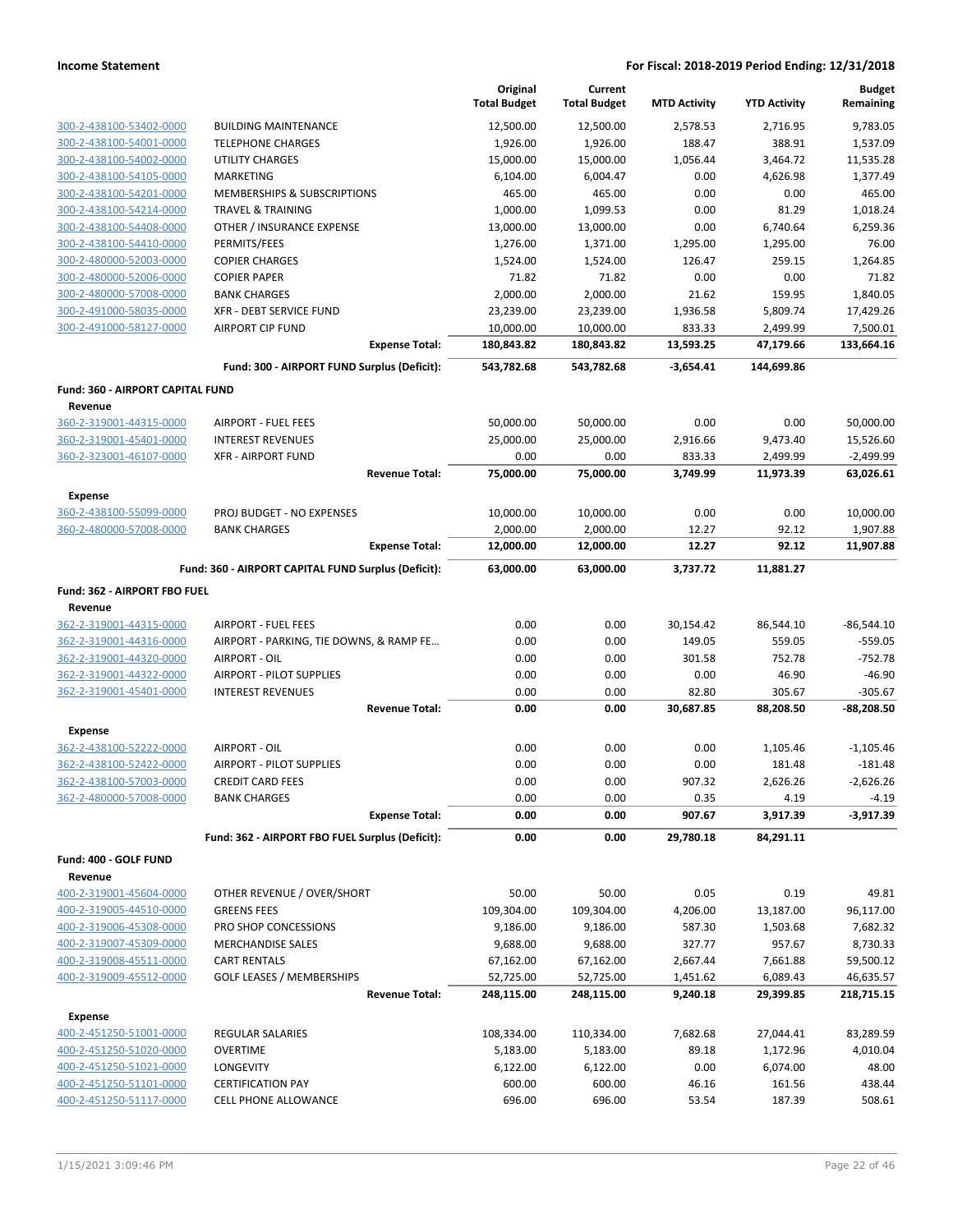**Income Statement** — For Fiscal: 2018-2019 Period Ending: 12/31/2018

| | | Original Total Budget | Current Total Budget | MTD Activity | YTD Activity | Budget Remaining |
|---|---|---|---|---|---|---|
| 300-2-438100-53402-0000 | BUILDING MAINTENANCE | 12,500.00 | 12,500.00 | 2,578.53 | 2,716.95 | 9,783.05 |
| 300-2-438100-54001-0000 | TELEPHONE CHARGES | 1,926.00 | 1,926.00 | 188.47 | 388.91 | 1,537.09 |
| 300-2-438100-54002-0000 | UTILITY CHARGES | 15,000.00 | 15,000.00 | 1,056.44 | 3,464.72 | 11,535.28 |
| 300-2-438100-54105-0000 | MARKETING | 6,104.00 | 6,004.47 | 0.00 | 4,626.98 | 1,377.49 |
| 300-2-438100-54201-0000 | MEMBERSHIPS & SUBSCRIPTIONS | 465.00 | 465.00 | 0.00 | 0.00 | 465.00 |
| 300-2-438100-54214-0000 | TRAVEL & TRAINING | 1,000.00 | 1,099.53 | 0.00 | 81.29 | 1,018.24 |
| 300-2-438100-54408-0000 | OTHER / INSURANCE EXPENSE | 13,000.00 | 13,000.00 | 0.00 | 6,740.64 | 6,259.36 |
| 300-2-438100-54410-0000 | PERMITS/FEES | 1,276.00 | 1,371.00 | 1,295.00 | 1,295.00 | 76.00 |
| 300-2-480000-52003-0000 | COPIER CHARGES | 1,524.00 | 1,524.00 | 126.47 | 259.15 | 1,264.85 |
| 300-2-480000-52006-0000 | COPIER PAPER | 71.82 | 71.82 | 0.00 | 0.00 | 71.82 |
| 300-2-480000-57008-0000 | BANK CHARGES | 2,000.00 | 2,000.00 | 21.62 | 159.95 | 1,840.05 |
| 300-2-491000-58035-0000 | XFR - DEBT SERVICE FUND | 23,239.00 | 23,239.00 | 1,936.58 | 5,809.74 | 17,429.26 |
| 300-2-491000-58127-0000 | AIRPORT CIP FUND | 10,000.00 | 10,000.00 | 833.33 | 2,499.99 | 7,500.01 |
| | **Expense Total:** | **180,843.82** | **180,843.82** | **13,593.25** | **47,179.66** | **133,664.16** |
| | **Fund: 300 - AIRPORT FUND Surplus (Deficit):** | **543,782.68** | **543,782.68** | **-3,654.41** | **144,699.86** | |
| **Fund: 360 - AIRPORT CAPITAL FUND** | | | | | | |
| **Revenue** | | | | | | |
| 360-2-319001-44315-0000 | AIRPORT - FUEL FEES | 50,000.00 | 50,000.00 | 0.00 | 0.00 | 50,000.00 |
| 360-2-319001-45401-0000 | INTEREST REVENUES | 25,000.00 | 25,000.00 | 2,916.66 | 9,473.40 | 15,526.60 |
| 360-2-323001-46107-0000 | XFR - AIRPORT FUND | 0.00 | 0.00 | 833.33 | 2,499.99 | -2,499.99 |
| | **Revenue Total:** | **75,000.00** | **75,000.00** | **3,749.99** | **11,973.39** | **63,026.61** |
| **Expense** | | | | | | |
| 360-2-438100-55099-0000 | PROJ BUDGET - NO EXPENSES | 10,000.00 | 10,000.00 | 0.00 | 0.00 | 10,000.00 |
| 360-2-480000-57008-0000 | BANK CHARGES | 2,000.00 | 2,000.00 | 12.27 | 92.12 | 1,907.88 |
| | **Expense Total:** | **12,000.00** | **12,000.00** | **12.27** | **92.12** | **11,907.88** |
| | **Fund: 360 - AIRPORT CAPITAL FUND Surplus (Deficit):** | **63,000.00** | **63,000.00** | **3,737.72** | **11,881.27** | |
| **Fund: 362 - AIRPORT FBO FUEL** | | | | | | |
| **Revenue** | | | | | | |
| 362-2-319001-44315-0000 | AIRPORT - FUEL FEES | 0.00 | 0.00 | 30,154.42 | 86,544.10 | -86,544.10 |
| 362-2-319001-44316-0000 | AIRPORT - PARKING, TIE DOWNS, & RAMP FE… | 0.00 | 0.00 | 149.05 | 559.05 | -559.05 |
| 362-2-319001-44320-0000 | AIRPORT - OIL | 0.00 | 0.00 | 301.58 | 752.78 | -752.78 |
| 362-2-319001-44322-0000 | AIRPORT - PILOT SUPPLIES | 0.00 | 0.00 | 0.00 | 46.90 | -46.90 |
| 362-2-319001-45401-0000 | INTEREST REVENUES | 0.00 | 0.00 | 82.80 | 305.67 | -305.67 |
| | **Revenue Total:** | **0.00** | **0.00** | **30,687.85** | **88,208.50** | **-88,208.50** |
| **Expense** | | | | | | |
| 362-2-438100-52222-0000 | AIRPORT - OIL | 0.00 | 0.00 | 0.00 | 1,105.46 | -1,105.46 |
| 362-2-438100-52422-0000 | AIRPORT - PILOT SUPPLIES | 0.00 | 0.00 | 0.00 | 181.48 | -181.48 |
| 362-2-438100-57003-0000 | CREDIT CARD FEES | 0.00 | 0.00 | 907.32 | 2,626.26 | -2,626.26 |
| 362-2-480000-57008-0000 | BANK CHARGES | 0.00 | 0.00 | 0.35 | 4.19 | -4.19 |
| | **Expense Total:** | **0.00** | **0.00** | **907.67** | **3,917.39** | **-3,917.39** |
| | **Fund: 362 - AIRPORT FBO FUEL Surplus (Deficit):** | **0.00** | **0.00** | **29,780.18** | **84,291.11** | |
| **Fund: 400 - GOLF FUND** | | | | | | |
| **Revenue** | | | | | | |
| 400-2-319001-45604-0000 | OTHER REVENUE / OVER/SHORT | 50.00 | 50.00 | 0.05 | 0.19 | 49.81 |
| 400-2-319005-44510-0000 | GREENS FEES | 109,304.00 | 109,304.00 | 4,206.00 | 13,187.00 | 96,117.00 |
| 400-2-319006-45308-0000 | PRO SHOP CONCESSIONS | 9,186.00 | 9,186.00 | 587.30 | 1,503.68 | 7,682.32 |
| 400-2-319007-45309-0000 | MERCHANDISE SALES | 9,688.00 | 9,688.00 | 327.77 | 957.67 | 8,730.33 |
| 400-2-319008-45511-0000 | CART RENTALS | 67,162.00 | 67,162.00 | 2,667.44 | 7,661.88 | 59,500.12 |
| 400-2-319009-45512-0000 | GOLF LEASES / MEMBERSHIPS | 52,725.00 | 52,725.00 | 1,451.62 | 6,089.43 | 46,635.57 |
| | **Revenue Total:** | **248,115.00** | **248,115.00** | **9,240.18** | **29,399.85** | **218,715.15** |
| **Expense** | | | | | | |
| 400-2-451250-51001-0000 | REGULAR SALARIES | 108,334.00 | 110,334.00 | 7,682.68 | 27,044.41 | 83,289.59 |
| 400-2-451250-51020-0000 | OVERTIME | 5,183.00 | 5,183.00 | 89.18 | 1,172.96 | 4,010.04 |
| 400-2-451250-51021-0000 | LONGEVITY | 6,122.00 | 6,122.00 | 0.00 | 6,074.00 | 48.00 |
| 400-2-451250-51101-0000 | CERTIFICATION PAY | 600.00 | 600.00 | 46.16 | 161.56 | 438.44 |
| 400-2-451250-51117-0000 | CELL PHONE ALLOWANCE | 696.00 | 696.00 | 53.54 | 187.39 | 508.61 |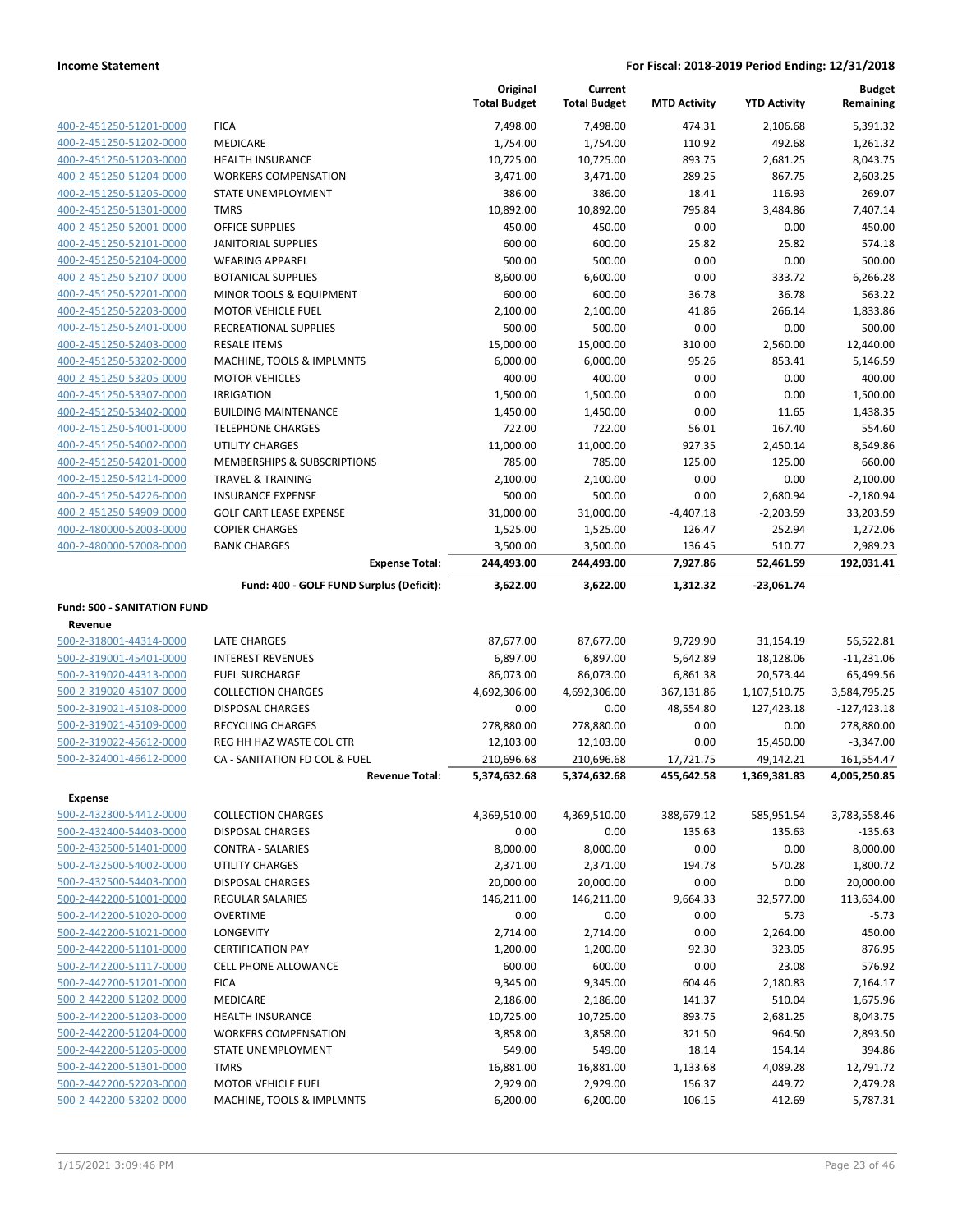| | | Original Total Budget | Current Total Budget | MTD Activity | YTD Activity | Budget Remaining |
|---|---|---|---|---|---|---|
| 400-2-451250-51201-0000 | FICA | 7,498.00 | 7,498.00 | 474.31 | 2,106.68 | 5,391.32 |
| 400-2-451250-51202-0000 | MEDICARE | 1,754.00 | 1,754.00 | 110.92 | 492.68 | 1,261.32 |
| 400-2-451250-51203-0000 | HEALTH INSURANCE | 10,725.00 | 10,725.00 | 893.75 | 2,681.25 | 8,043.75 |
| 400-2-451250-51204-0000 | WORKERS COMPENSATION | 3,471.00 | 3,471.00 | 289.25 | 867.75 | 2,603.25 |
| 400-2-451250-51205-0000 | STATE UNEMPLOYMENT | 386.00 | 386.00 | 18.41 | 116.93 | 269.07 |
| 400-2-451250-51301-0000 | TMRS | 10,892.00 | 10,892.00 | 795.84 | 3,484.86 | 7,407.14 |
| 400-2-451250-52001-0000 | OFFICE SUPPLIES | 450.00 | 450.00 | 0.00 | 0.00 | 450.00 |
| 400-2-451250-52101-0000 | JANITORIAL SUPPLIES | 600.00 | 600.00 | 25.82 | 25.82 | 574.18 |
| 400-2-451250-52104-0000 | WEARING APPAREL | 500.00 | 500.00 | 0.00 | 0.00 | 500.00 |
| 400-2-451250-52107-0000 | BOTANICAL SUPPLIES | 8,600.00 | 6,600.00 | 0.00 | 333.72 | 6,266.28 |
| 400-2-451250-52201-0000 | MINOR TOOLS & EQUIPMENT | 600.00 | 600.00 | 36.78 | 36.78 | 563.22 |
| 400-2-451250-52203-0000 | MOTOR VEHICLE FUEL | 2,100.00 | 2,100.00 | 41.86 | 266.14 | 1,833.86 |
| 400-2-451250-52401-0000 | RECREATIONAL SUPPLIES | 500.00 | 500.00 | 0.00 | 0.00 | 500.00 |
| 400-2-451250-52403-0000 | RESALE ITEMS | 15,000.00 | 15,000.00 | 310.00 | 2,560.00 | 12,440.00 |
| 400-2-451250-53202-0000 | MACHINE, TOOLS & IMPLMNTS | 6,000.00 | 6,000.00 | 95.26 | 853.41 | 5,146.59 |
| 400-2-451250-53205-0000 | MOTOR VEHICLES | 400.00 | 400.00 | 0.00 | 0.00 | 400.00 |
| 400-2-451250-53307-0000 | IRRIGATION | 1,500.00 | 1,500.00 | 0.00 | 0.00 | 1,500.00 |
| 400-2-451250-53402-0000 | BUILDING MAINTENANCE | 1,450.00 | 1,450.00 | 0.00 | 11.65 | 1,438.35 |
| 400-2-451250-54001-0000 | TELEPHONE CHARGES | 722.00 | 722.00 | 56.01 | 167.40 | 554.60 |
| 400-2-451250-54002-0000 | UTILITY CHARGES | 11,000.00 | 11,000.00 | 927.35 | 2,450.14 | 8,549.86 |
| 400-2-451250-54201-0000 | MEMBERSHIPS & SUBSCRIPTIONS | 785.00 | 785.00 | 125.00 | 125.00 | 660.00 |
| 400-2-451250-54214-0000 | TRAVEL & TRAINING | 2,100.00 | 2,100.00 | 0.00 | 0.00 | 2,100.00 |
| 400-2-451250-54226-0000 | INSURANCE EXPENSE | 500.00 | 500.00 | 0.00 | 2,680.94 | -2,180.94 |
| 400-2-451250-54909-0000 | GOLF CART LEASE EXPENSE | 31,000.00 | 31,000.00 | -4,407.18 | -2,203.59 | 33,203.59 |
| 400-2-480000-52003-0000 | COPIER CHARGES | 1,525.00 | 1,525.00 | 126.47 | 252.94 | 1,272.06 |
| 400-2-480000-57008-0000 | BANK CHARGES | 3,500.00 | 3,500.00 | 136.45 | 510.77 | 2,989.23 |
| | **Expense Total:** | **244,493.00** | **244,493.00** | **7,927.86** | **52,461.59** | **192,031.41** |
| | **Fund: 400 - GOLF FUND Surplus (Deficit):** | **3,622.00** | **3,622.00** | **1,312.32** | **-23,061.74** | |

**Fund: 500 - SANITATION FUND**

**Revenue**

| | | Original Total Budget | Current Total Budget | MTD Activity | YTD Activity | Budget Remaining |
|---|---|---|---|---|---|---|
| 500-2-318001-44314-0000 | LATE CHARGES | 87,677.00 | 87,677.00 | 9,729.90 | 31,154.19 | 56,522.81 |
| 500-2-319001-45401-0000 | INTEREST REVENUES | 6,897.00 | 6,897.00 | 5,642.89 | 18,128.06 | -11,231.06 |
| 500-2-319020-44313-0000 | FUEL SURCHARGE | 86,073.00 | 86,073.00 | 6,861.38 | 20,573.44 | 65,499.56 |
| 500-2-319020-45107-0000 | COLLECTION CHARGES | 4,692,306.00 | 4,692,306.00 | 367,131.86 | 1,107,510.75 | 3,584,795.25 |
| 500-2-319021-45108-0000 | DISPOSAL CHARGES | 0.00 | 0.00 | 48,554.80 | 127,423.18 | -127,423.18 |
| 500-2-319021-45109-0000 | RECYCLING CHARGES | 278,880.00 | 278,880.00 | 0.00 | 0.00 | 278,880.00 |
| 500-2-319022-45612-0000 | REG HH HAZ WASTE COL CTR | 12,103.00 | 12,103.00 | 0.00 | 15,450.00 | -3,347.00 |
| 500-2-324001-46612-0000 | CA - SANITATION FD COL & FUEL | 210,696.68 | 210,696.68 | 17,721.75 | 49,142.21 | 161,554.47 |
| | **Revenue Total:** | **5,374,632.68** | **5,374,632.68** | **455,642.58** | **1,369,381.83** | **4,005,250.85** |

**Expense**

| | | Original Total Budget | Current Total Budget | MTD Activity | YTD Activity | Budget Remaining |
|---|---|---|---|---|---|---|
| 500-2-432300-54412-0000 | COLLECTION CHARGES | 4,369,510.00 | 4,369,510.00 | 388,679.12 | 585,951.54 | 3,783,558.46 |
| 500-2-432400-54403-0000 | DISPOSAL CHARGES | 0.00 | 0.00 | 135.63 | 135.63 | -135.63 |
| 500-2-432500-51401-0000 | CONTRA - SALARIES | 8,000.00 | 8,000.00 | 0.00 | 0.00 | 8,000.00 |
| 500-2-432500-54002-0000 | UTILITY CHARGES | 2,371.00 | 2,371.00 | 194.78 | 570.28 | 1,800.72 |
| 500-2-432500-54403-0000 | DISPOSAL CHARGES | 20,000.00 | 20,000.00 | 0.00 | 0.00 | 20,000.00 |
| 500-2-442200-51001-0000 | REGULAR SALARIES | 146,211.00 | 146,211.00 | 9,664.33 | 32,577.00 | 113,634.00 |
| 500-2-442200-51020-0000 | OVERTIME | 0.00 | 0.00 | 0.00 | 5.73 | -5.73 |
| 500-2-442200-51021-0000 | LONGEVITY | 2,714.00 | 2,714.00 | 0.00 | 2,264.00 | 450.00 |
| 500-2-442200-51101-0000 | CERTIFICATION PAY | 1,200.00 | 1,200.00 | 92.30 | 323.05 | 876.95 |
| 500-2-442200-51117-0000 | CELL PHONE ALLOWANCE | 600.00 | 600.00 | 0.00 | 23.08 | 576.92 |
| 500-2-442200-51201-0000 | FICA | 9,345.00 | 9,345.00 | 604.46 | 2,180.83 | 7,164.17 |
| 500-2-442200-51202-0000 | MEDICARE | 2,186.00 | 2,186.00 | 141.37 | 510.04 | 1,675.96 |
| 500-2-442200-51203-0000 | HEALTH INSURANCE | 10,725.00 | 10,725.00 | 893.75 | 2,681.25 | 8,043.75 |
| 500-2-442200-51204-0000 | WORKERS COMPENSATION | 3,858.00 | 3,858.00 | 321.50 | 964.50 | 2,893.50 |
| 500-2-442200-51205-0000 | STATE UNEMPLOYMENT | 549.00 | 549.00 | 18.14 | 154.14 | 394.86 |
| 500-2-442200-51301-0000 | TMRS | 16,881.00 | 16,881.00 | 1,133.68 | 4,089.28 | 12,791.72 |
| 500-2-442200-52203-0000 | MOTOR VEHICLE FUEL | 2,929.00 | 2,929.00 | 156.37 | 449.72 | 2,479.28 |
| 500-2-442200-53202-0000 | MACHINE, TOOLS & IMPLMNTS | 6,200.00 | 6,200.00 | 106.15 | 412.69 | 5,787.31 |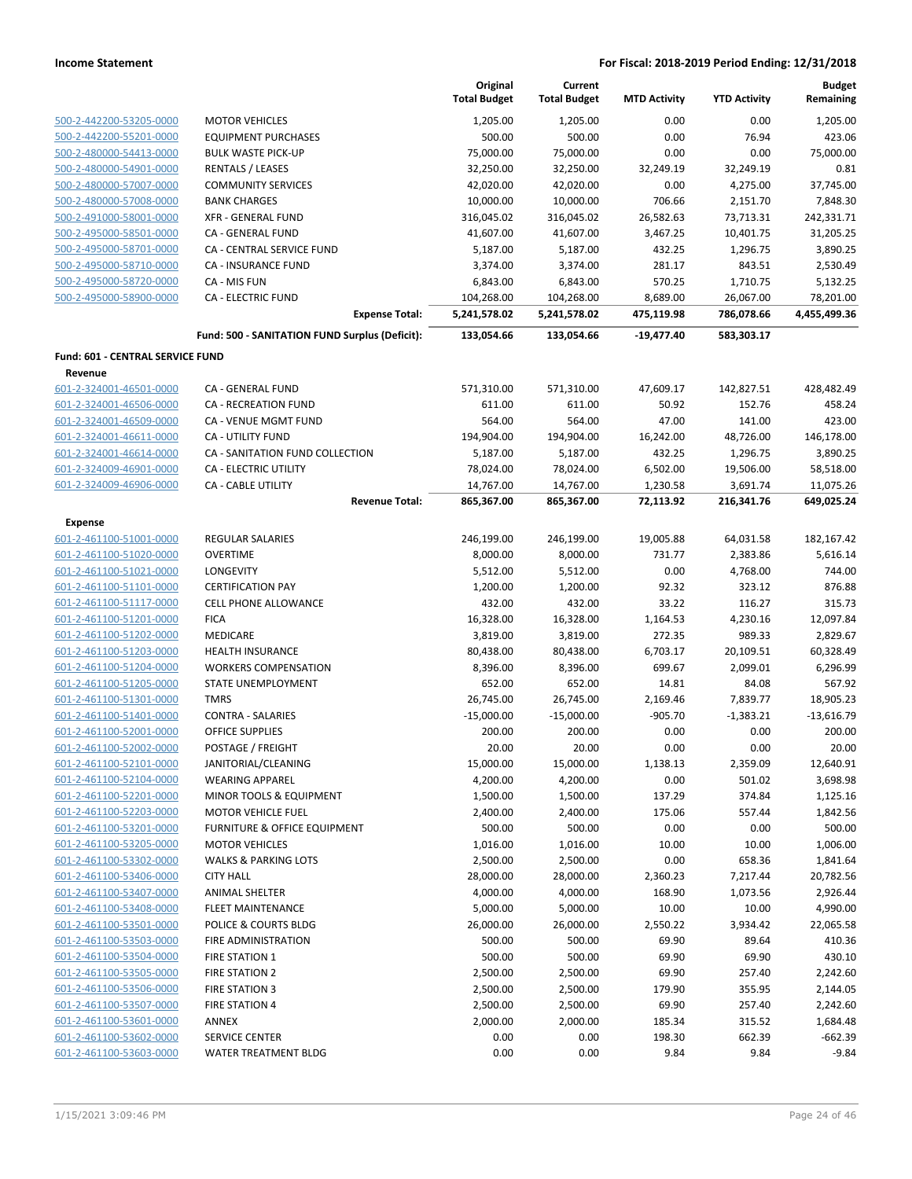**Income Statement** | **For Fiscal: 2018-2019 Period Ending: 12/31/2018**

| | | Original Total Budget | Current Total Budget | MTD Activity | YTD Activity | Budget Remaining |
|---|---|---|---|---|---|---|
| 500-2-442200-53205-0000 | MOTOR VEHICLES | 1,205.00 | 1,205.00 | 0.00 | 0.00 | 1,205.00 |
| 500-2-442200-55201-0000 | EQUIPMENT PURCHASES | 500.00 | 500.00 | 0.00 | 76.94 | 423.06 |
| 500-2-480000-54413-0000 | BULK WASTE PICK-UP | 75,000.00 | 75,000.00 | 0.00 | 0.00 | 75,000.00 |
| 500-2-480000-54901-0000 | RENTALS / LEASES | 32,250.00 | 32,250.00 | 32,249.19 | 32,249.19 | 0.81 |
| 500-2-480000-57007-0000 | COMMUNITY SERVICES | 42,020.00 | 42,020.00 | 0.00 | 4,275.00 | 37,745.00 |
| 500-2-480000-57008-0000 | BANK CHARGES | 10,000.00 | 10,000.00 | 706.66 | 2,151.70 | 7,848.30 |
| 500-2-491000-58001-0000 | XFR - GENERAL FUND | 316,045.02 | 316,045.02 | 26,582.63 | 73,713.31 | 242,331.71 |
| 500-2-495000-58501-0000 | CA - GENERAL FUND | 41,607.00 | 41,607.00 | 3,467.25 | 10,401.75 | 31,205.25 |
| 500-2-495000-58701-0000 | CA - CENTRAL SERVICE FUND | 5,187.00 | 5,187.00 | 432.25 | 1,296.75 | 3,890.25 |
| 500-2-495000-58710-0000 | CA - INSURANCE FUND | 3,374.00 | 3,374.00 | 281.17 | 843.51 | 2,530.49 |
| 500-2-495000-58720-0000 | CA - MIS FUN | 6,843.00 | 6,843.00 | 570.25 | 1,710.75 | 5,132.25 |
| 500-2-495000-58900-0000 | CA - ELECTRIC FUND | 104,268.00 | 104,268.00 | 8,689.00 | 26,067.00 | 78,201.00 |
| | **Expense Total:** | **5,241,578.02** | **5,241,578.02** | **475,119.98** | **786,078.66** | **4,455,499.36** |
| | **Fund: 500 - SANITATION FUND Surplus (Deficit):** | **133,054.66** | **133,054.66** | **-19,477.40** | **583,303.17** | |
| **Fund: 601 - CENTRAL SERVICE FUND** | | | | | | |
| **Revenue** | | | | | | |
| 601-2-324001-46501-0000 | CA - GENERAL FUND | 571,310.00 | 571,310.00 | 47,609.17 | 142,827.51 | 428,482.49 |
| 601-2-324001-46506-0000 | CA - RECREATION FUND | 611.00 | 611.00 | 50.92 | 152.76 | 458.24 |
| 601-2-324001-46509-0000 | CA - VENUE MGMT FUND | 564.00 | 564.00 | 47.00 | 141.00 | 423.00 |
| 601-2-324001-46611-0000 | CA - UTILITY FUND | 194,904.00 | 194,904.00 | 16,242.00 | 48,726.00 | 146,178.00 |
| 601-2-324001-46614-0000 | CA - SANITATION FUND COLLECTION | 5,187.00 | 5,187.00 | 432.25 | 1,296.75 | 3,890.25 |
| 601-2-324009-46901-0000 | CA - ELECTRIC UTILITY | 78,024.00 | 78,024.00 | 6,502.00 | 19,506.00 | 58,518.00 |
| 601-2-324009-46906-0000 | CA - CABLE UTILITY | 14,767.00 | 14,767.00 | 1,230.58 | 3,691.74 | 11,075.26 |
| | **Revenue Total:** | **865,367.00** | **865,367.00** | **72,113.92** | **216,341.76** | **649,025.24** |
| **Expense** | | | | | | |
| 601-2-461100-51001-0000 | REGULAR SALARIES | 246,199.00 | 246,199.00 | 19,005.88 | 64,031.58 | 182,167.42 |
| 601-2-461100-51020-0000 | OVERTIME | 8,000.00 | 8,000.00 | 731.77 | 2,383.86 | 5,616.14 |
| 601-2-461100-51021-0000 | LONGEVITY | 5,512.00 | 5,512.00 | 0.00 | 4,768.00 | 744.00 |
| 601-2-461100-51101-0000 | CERTIFICATION PAY | 1,200.00 | 1,200.00 | 92.32 | 323.12 | 876.88 |
| 601-2-461100-51117-0000 | CELL PHONE ALLOWANCE | 432.00 | 432.00 | 33.22 | 116.27 | 315.73 |
| 601-2-461100-51201-0000 | FICA | 16,328.00 | 16,328.00 | 1,164.53 | 4,230.16 | 12,097.84 |
| 601-2-461100-51202-0000 | MEDICARE | 3,819.00 | 3,819.00 | 272.35 | 989.33 | 2,829.67 |
| 601-2-461100-51203-0000 | HEALTH INSURANCE | 80,438.00 | 80,438.00 | 6,703.17 | 20,109.51 | 60,328.49 |
| 601-2-461100-51204-0000 | WORKERS COMPENSATION | 8,396.00 | 8,396.00 | 699.67 | 2,099.01 | 6,296.99 |
| 601-2-461100-51205-0000 | STATE UNEMPLOYMENT | 652.00 | 652.00 | 14.81 | 84.08 | 567.92 |
| 601-2-461100-51301-0000 | TMRS | 26,745.00 | 26,745.00 | 2,169.46 | 7,839.77 | 18,905.23 |
| 601-2-461100-51401-0000 | CONTRA - SALARIES | -15,000.00 | -15,000.00 | -905.70 | -1,383.21 | -13,616.79 |
| 601-2-461100-52001-0000 | OFFICE SUPPLIES | 200.00 | 200.00 | 0.00 | 0.00 | 200.00 |
| 601-2-461100-52002-0000 | POSTAGE / FREIGHT | 20.00 | 20.00 | 0.00 | 0.00 | 20.00 |
| 601-2-461100-52101-0000 | JANITORIAL/CLEANING | 15,000.00 | 15,000.00 | 1,138.13 | 2,359.09 | 12,640.91 |
| 601-2-461100-52104-0000 | WEARING APPAREL | 4,200.00 | 4,200.00 | 0.00 | 501.02 | 3,698.98 |
| 601-2-461100-52201-0000 | MINOR TOOLS & EQUIPMENT | 1,500.00 | 1,500.00 | 137.29 | 374.84 | 1,125.16 |
| 601-2-461100-52203-0000 | MOTOR VEHICLE FUEL | 2,400.00 | 2,400.00 | 175.06 | 557.44 | 1,842.56 |
| 601-2-461100-53201-0000 | FURNITURE & OFFICE EQUIPMENT | 500.00 | 500.00 | 0.00 | 0.00 | 500.00 |
| 601-2-461100-53205-0000 | MOTOR VEHICLES | 1,016.00 | 1,016.00 | 10.00 | 10.00 | 1,006.00 |
| 601-2-461100-53302-0000 | WALKS & PARKING LOTS | 2,500.00 | 2,500.00 | 0.00 | 658.36 | 1,841.64 |
| 601-2-461100-53406-0000 | CITY HALL | 28,000.00 | 28,000.00 | 2,360.23 | 7,217.44 | 20,782.56 |
| 601-2-461100-53407-0000 | ANIMAL SHELTER | 4,000.00 | 4,000.00 | 168.90 | 1,073.56 | 2,926.44 |
| 601-2-461100-53408-0000 | FLEET MAINTENANCE | 5,000.00 | 5,000.00 | 10.00 | 10.00 | 4,990.00 |
| 601-2-461100-53501-0000 | POLICE & COURTS BLDG | 26,000.00 | 26,000.00 | 2,550.22 | 3,934.42 | 22,065.58 |
| 601-2-461100-53503-0000 | FIRE ADMINISTRATION | 500.00 | 500.00 | 69.90 | 89.64 | 410.36 |
| 601-2-461100-53504-0000 | FIRE STATION 1 | 500.00 | 500.00 | 69.90 | 69.90 | 430.10 |
| 601-2-461100-53505-0000 | FIRE STATION 2 | 2,500.00 | 2,500.00 | 69.90 | 257.40 | 2,242.60 |
| 601-2-461100-53506-0000 | FIRE STATION 3 | 2,500.00 | 2,500.00 | 179.90 | 355.95 | 2,144.05 |
| 601-2-461100-53507-0000 | FIRE STATION 4 | 2,500.00 | 2,500.00 | 69.90 | 257.40 | 2,242.60 |
| 601-2-461100-53601-0000 | ANNEX | 2,000.00 | 2,000.00 | 185.34 | 315.52 | 1,684.48 |
| 601-2-461100-53602-0000 | SERVICE CENTER | 0.00 | 0.00 | 198.30 | 662.39 | -662.39 |
| 601-2-461100-53603-0000 | WATER TREATMENT BLDG | 0.00 | 0.00 | 9.84 | 9.84 | -9.84 |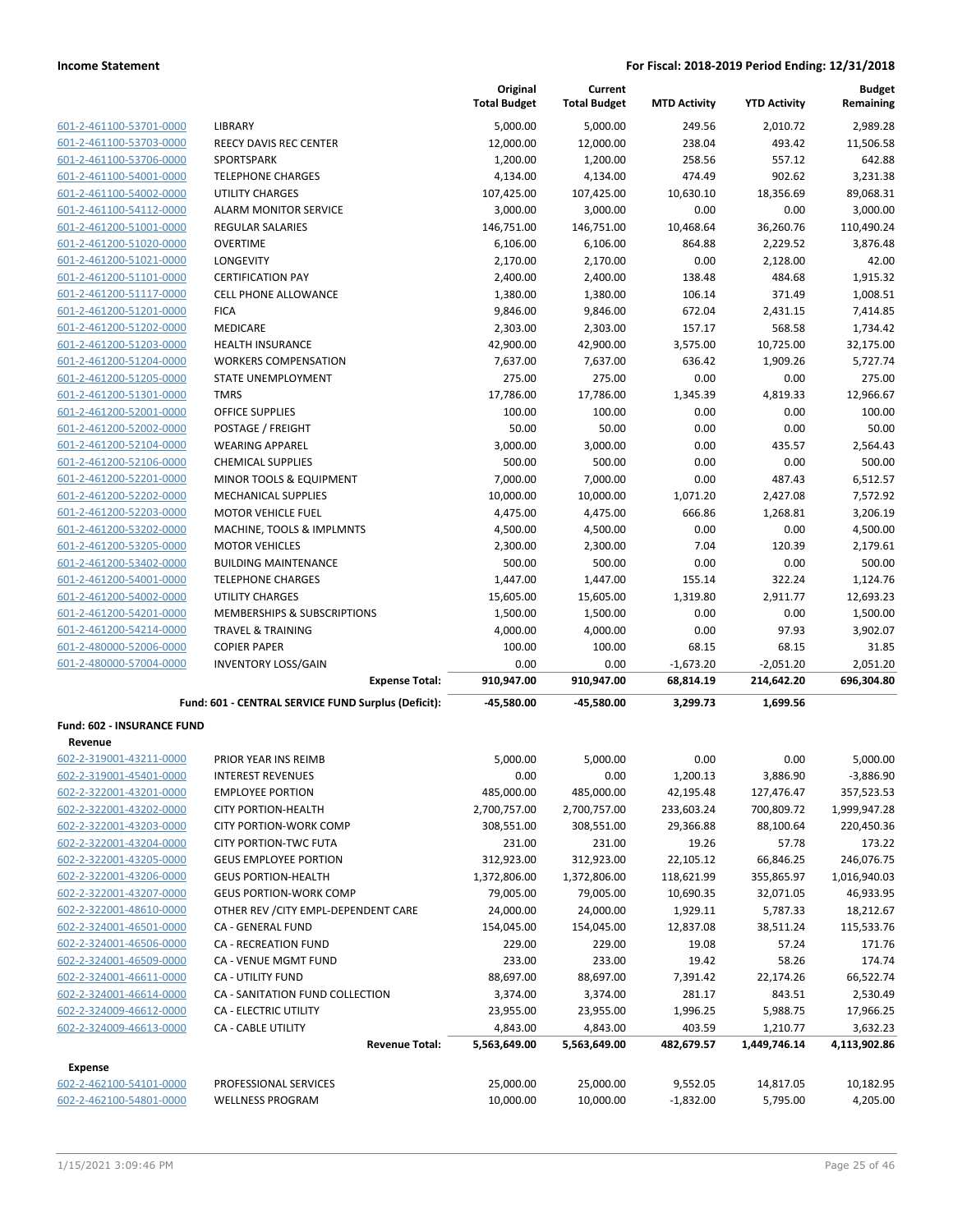**Income Statement** | **For Fiscal: 2018-2019 Period Ending: 12/31/2018**

| | | Original Total Budget | Current Total Budget | MTD Activity | YTD Activity | Budget Remaining |
|---|---|---|---|---|---|---|
| 601-2-461100-53701-0000 | LIBRARY | 5,000.00 | 5,000.00 | 249.56 | 2,010.72 | 2,989.28 |
| 601-2-461100-53703-0000 | REECY DAVIS REC CENTER | 12,000.00 | 12,000.00 | 238.04 | 493.42 | 11,506.58 |
| 601-2-461100-53706-0000 | SPORTSPARK | 1,200.00 | 1,200.00 | 258.56 | 557.12 | 642.88 |
| 601-2-461100-54001-0000 | TELEPHONE CHARGES | 4,134.00 | 4,134.00 | 474.49 | 902.62 | 3,231.38 |
| 601-2-461100-54002-0000 | UTILITY CHARGES | 107,425.00 | 107,425.00 | 10,630.10 | 18,356.69 | 89,068.31 |
| 601-2-461100-54112-0000 | ALARM MONITOR SERVICE | 3,000.00 | 3,000.00 | 0.00 | 0.00 | 3,000.00 |
| 601-2-461200-51001-0000 | REGULAR SALARIES | 146,751.00 | 146,751.00 | 10,468.64 | 36,260.76 | 110,490.24 |
| 601-2-461200-51020-0000 | OVERTIME | 6,106.00 | 6,106.00 | 864.88 | 2,229.52 | 3,876.48 |
| 601-2-461200-51021-0000 | LONGEVITY | 2,170.00 | 2,170.00 | 0.00 | 2,128.00 | 42.00 |
| 601-2-461200-51101-0000 | CERTIFICATION PAY | 2,400.00 | 2,400.00 | 138.48 | 484.68 | 1,915.32 |
| 601-2-461200-51117-0000 | CELL PHONE ALLOWANCE | 1,380.00 | 1,380.00 | 106.14 | 371.49 | 1,008.51 |
| 601-2-461200-51201-0000 | FICA | 9,846.00 | 9,846.00 | 672.04 | 2,431.15 | 7,414.85 |
| 601-2-461200-51202-0000 | MEDICARE | 2,303.00 | 2,303.00 | 157.17 | 568.58 | 1,734.42 |
| 601-2-461200-51203-0000 | HEALTH INSURANCE | 42,900.00 | 42,900.00 | 3,575.00 | 10,725.00 | 32,175.00 |
| 601-2-461200-51204-0000 | WORKERS COMPENSATION | 7,637.00 | 7,637.00 | 636.42 | 1,909.26 | 5,727.74 |
| 601-2-461200-51205-0000 | STATE UNEMPLOYMENT | 275.00 | 275.00 | 0.00 | 0.00 | 275.00 |
| 601-2-461200-51301-0000 | TMRS | 17,786.00 | 17,786.00 | 1,345.39 | 4,819.33 | 12,966.67 |
| 601-2-461200-52001-0000 | OFFICE SUPPLIES | 100.00 | 100.00 | 0.00 | 0.00 | 100.00 |
| 601-2-461200-52002-0000 | POSTAGE / FREIGHT | 50.00 | 50.00 | 0.00 | 0.00 | 50.00 |
| 601-2-461200-52104-0000 | WEARING APPAREL | 3,000.00 | 3,000.00 | 0.00 | 435.57 | 2,564.43 |
| 601-2-461200-52106-0000 | CHEMICAL SUPPLIES | 500.00 | 500.00 | 0.00 | 0.00 | 500.00 |
| 601-2-461200-52201-0000 | MINOR TOOLS & EQUIPMENT | 7,000.00 | 7,000.00 | 0.00 | 487.43 | 6,512.57 |
| 601-2-461200-52202-0000 | MECHANICAL SUPPLIES | 10,000.00 | 10,000.00 | 1,071.20 | 2,427.08 | 7,572.92 |
| 601-2-461200-52203-0000 | MOTOR VEHICLE FUEL | 4,475.00 | 4,475.00 | 666.86 | 1,268.81 | 3,206.19 |
| 601-2-461200-53202-0000 | MACHINE, TOOLS & IMPLMNTS | 4,500.00 | 4,500.00 | 0.00 | 0.00 | 4,500.00 |
| 601-2-461200-53205-0000 | MOTOR VEHICLES | 2,300.00 | 2,300.00 | 7.04 | 120.39 | 2,179.61 |
| 601-2-461200-53402-0000 | BUILDING MAINTENANCE | 500.00 | 500.00 | 0.00 | 0.00 | 500.00 |
| 601-2-461200-54001-0000 | TELEPHONE CHARGES | 1,447.00 | 1,447.00 | 155.14 | 322.24 | 1,124.76 |
| 601-2-461200-54002-0000 | UTILITY CHARGES | 15,605.00 | 15,605.00 | 1,319.80 | 2,911.77 | 12,693.23 |
| 601-2-461200-54201-0000 | MEMBERSHIPS & SUBSCRIPTIONS | 1,500.00 | 1,500.00 | 0.00 | 0.00 | 1,500.00 |
| 601-2-461200-54214-0000 | TRAVEL & TRAINING | 4,000.00 | 4,000.00 | 0.00 | 97.93 | 3,902.07 |
| 601-2-480000-52006-0000 | COPIER PAPER | 100.00 | 100.00 | 68.15 | 68.15 | 31.85 |
| 601-2-480000-57004-0000 | INVENTORY LOSS/GAIN | 0.00 | 0.00 | -1,673.20 | -2,051.20 | 2,051.20 |
| | **Expense Total:** | **910,947.00** | **910,947.00** | **68,814.19** | **214,642.20** | **696,304.80** |
| | **Fund: 601 - CENTRAL SERVICE FUND Surplus (Deficit):** | **-45,580.00** | **-45,580.00** | **3,299.73** | **1,699.56** | |
| **Fund: 602 - INSURANCE FUND** | | | | | | |
| **Revenue** | | | | | | |
| 602-2-319001-43211-0000 | PRIOR YEAR INS REIMB | 5,000.00 | 5,000.00 | 0.00 | 0.00 | 5,000.00 |
| 602-2-319001-45401-0000 | INTEREST REVENUES | 0.00 | 0.00 | 1,200.13 | 3,886.90 | -3,886.90 |
| 602-2-322001-43201-0000 | EMPLOYEE PORTION | 485,000.00 | 485,000.00 | 42,195.48 | 127,476.47 | 357,523.53 |
| 602-2-322001-43202-0000 | CITY PORTION-HEALTH | 2,700,757.00 | 2,700,757.00 | 233,603.24 | 700,809.72 | 1,999,947.28 |
| 602-2-322001-43203-0000 | CITY PORTION-WORK COMP | 308,551.00 | 308,551.00 | 29,366.88 | 88,100.64 | 220,450.36 |
| 602-2-322001-43204-0000 | CITY PORTION-TWC FUTA | 231.00 | 231.00 | 19.26 | 57.78 | 173.22 |
| 602-2-322001-43205-0000 | GEUS EMPLOYEE PORTION | 312,923.00 | 312,923.00 | 22,105.12 | 66,846.25 | 246,076.75 |
| 602-2-322001-43206-0000 | GEUS PORTION-HEALTH | 1,372,806.00 | 1,372,806.00 | 118,621.99 | 355,865.97 | 1,016,940.03 |
| 602-2-322001-43207-0000 | GEUS PORTION-WORK COMP | 79,005.00 | 79,005.00 | 10,690.35 | 32,071.05 | 46,933.95 |
| 602-2-322001-48610-0000 | OTHER REV /CITY EMPL-DEPENDENT CARE | 24,000.00 | 24,000.00 | 1,929.11 | 5,787.33 | 18,212.67 |
| 602-2-324001-46501-0000 | CA - GENERAL FUND | 154,045.00 | 154,045.00 | 12,837.08 | 38,511.24 | 115,533.76 |
| 602-2-324001-46506-0000 | CA - RECREATION FUND | 229.00 | 229.00 | 19.08 | 57.24 | 171.76 |
| 602-2-324001-46509-0000 | CA - VENUE MGMT FUND | 233.00 | 233.00 | 19.42 | 58.26 | 174.74 |
| 602-2-324001-46611-0000 | CA - UTILITY FUND | 88,697.00 | 88,697.00 | 7,391.42 | 22,174.26 | 66,522.74 |
| 602-2-324001-46614-0000 | CA - SANITATION FUND COLLECTION | 3,374.00 | 3,374.00 | 281.17 | 843.51 | 2,530.49 |
| 602-2-324009-46612-0000 | CA - ELECTRIC UTILITY | 23,955.00 | 23,955.00 | 1,996.25 | 5,988.75 | 17,966.25 |
| 602-2-324009-46613-0000 | CA - CABLE UTILITY | 4,843.00 | 4,843.00 | 403.59 | 1,210.77 | 3,632.23 |
| | **Revenue Total:** | **5,563,649.00** | **5,563,649.00** | **482,679.57** | **1,449,746.14** | **4,113,902.86** |
| **Expense** | | | | | | |
| 602-2-462100-54101-0000 | PROFESSIONAL SERVICES | 25,000.00 | 25,000.00 | 9,552.05 | 14,817.05 | 10,182.95 |
| 602-2-462100-54801-0000 | WELLNESS PROGRAM | 10,000.00 | 10,000.00 | -1,832.00 | 5,795.00 | 4,205.00 |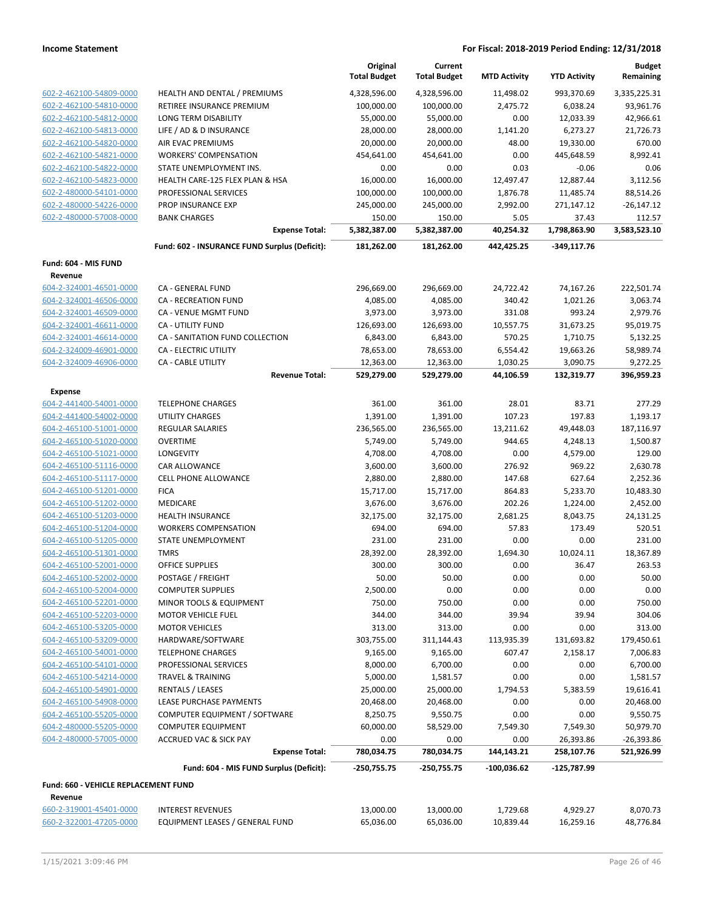| | | Original Total Budget | Current Total Budget | MTD Activity | YTD Activity | Budget Remaining |
|---|---|---|---|---|---|---|
| 602-2-462100-54809-0000 | HEALTH AND DENTAL / PREMIUMS | 4,328,596.00 | 4,328,596.00 | 11,498.02 | 993,370.69 | 3,335,225.31 |
| 602-2-462100-54810-0000 | RETIREE INSURANCE PREMIUM | 100,000.00 | 100,000.00 | 2,475.72 | 6,038.24 | 93,961.76 |
| 602-2-462100-54812-0000 | LONG TERM DISABILITY | 55,000.00 | 55,000.00 | 0.00 | 12,033.39 | 42,966.61 |
| 602-2-462100-54813-0000 | LIFE / AD & D INSURANCE | 28,000.00 | 28,000.00 | 1,141.20 | 6,273.27 | 21,726.73 |
| 602-2-462100-54820-0000 | AIR EVAC PREMIUMS | 20,000.00 | 20,000.00 | 48.00 | 19,330.00 | 670.00 |
| 602-2-462100-54821-0000 | WORKERS' COMPENSATION | 454,641.00 | 454,641.00 | 0.00 | 445,648.59 | 8,992.41 |
| 602-2-462100-54822-0000 | STATE UNEMPLOYMENT INS. | 0.00 | 0.00 | 0.03 | -0.06 | 0.06 |
| 602-2-462100-54823-0000 | HEALTH CARE-125 FLEX PLAN & HSA | 16,000.00 | 16,000.00 | 12,497.47 | 12,887.44 | 3,112.56 |
| 602-2-480000-54101-0000 | PROFESSIONAL SERVICES | 100,000.00 | 100,000.00 | 1,876.78 | 11,485.74 | 88,514.26 |
| 602-2-480000-54226-0000 | PROP INSURANCE EXP | 245,000.00 | 245,000.00 | 2,992.00 | 271,147.12 | -26,147.12 |
| 602-2-480000-57008-0000 | BANK CHARGES | 150.00 | 150.00 | 5.05 | 37.43 | 112.57 |
| | **Expense Total:** | **5,382,387.00** | **5,382,387.00** | **40,254.32** | **1,798,863.90** | **3,583,523.10** |
| | **Fund: 602 - INSURANCE FUND Surplus (Deficit):** | **181,262.00** | **181,262.00** | **442,425.25** | **-349,117.76** | |
| **Fund: 604 - MIS FUND** | | | | | | |
| **Revenue** | | | | | | |
| 604-2-324001-46501-0000 | CA - GENERAL FUND | 296,669.00 | 296,669.00 | 24,722.42 | 74,167.26 | 222,501.74 |
| 604-2-324001-46506-0000 | CA - RECREATION FUND | 4,085.00 | 4,085.00 | 340.42 | 1,021.26 | 3,063.74 |
| 604-2-324001-46509-0000 | CA - VENUE MGMT FUND | 3,973.00 | 3,973.00 | 331.08 | 993.24 | 2,979.76 |
| 604-2-324001-46611-0000 | CA - UTILITY FUND | 126,693.00 | 126,693.00 | 10,557.75 | 31,673.25 | 95,019.75 |
| 604-2-324001-46614-0000 | CA - SANITATION FUND COLLECTION | 6,843.00 | 6,843.00 | 570.25 | 1,710.75 | 5,132.25 |
| 604-2-324009-46901-0000 | CA - ELECTRIC UTILITY | 78,653.00 | 78,653.00 | 6,554.42 | 19,663.26 | 58,989.74 |
| 604-2-324009-46906-0000 | CA - CABLE UTILITY | 12,363.00 | 12,363.00 | 1,030.25 | 3,090.75 | 9,272.25 |
| | **Revenue Total:** | **529,279.00** | **529,279.00** | **44,106.59** | **132,319.77** | **396,959.23** |
| **Expense** | | | | | | |
| 604-2-441400-54001-0000 | TELEPHONE CHARGES | 361.00 | 361.00 | 28.01 | 83.71 | 277.29 |
| 604-2-441400-54002-0000 | UTILITY CHARGES | 1,391.00 | 1,391.00 | 107.23 | 197.83 | 1,193.17 |
| 604-2-465100-51001-0000 | REGULAR SALARIES | 236,565.00 | 236,565.00 | 13,211.62 | 49,448.03 | 187,116.97 |
| 604-2-465100-51020-0000 | OVERTIME | 5,749.00 | 5,749.00 | 944.65 | 4,248.13 | 1,500.87 |
| 604-2-465100-51021-0000 | LONGEVITY | 4,708.00 | 4,708.00 | 0.00 | 4,579.00 | 129.00 |
| 604-2-465100-51116-0000 | CAR ALLOWANCE | 3,600.00 | 3,600.00 | 276.92 | 969.22 | 2,630.78 |
| 604-2-465100-51117-0000 | CELL PHONE ALLOWANCE | 2,880.00 | 2,880.00 | 147.68 | 627.64 | 2,252.36 |
| 604-2-465100-51201-0000 | FICA | 15,717.00 | 15,717.00 | 864.83 | 5,233.70 | 10,483.30 |
| 604-2-465100-51202-0000 | MEDICARE | 3,676.00 | 3,676.00 | 202.26 | 1,224.00 | 2,452.00 |
| 604-2-465100-51203-0000 | HEALTH INSURANCE | 32,175.00 | 32,175.00 | 2,681.25 | 8,043.75 | 24,131.25 |
| 604-2-465100-51204-0000 | WORKERS COMPENSATION | 694.00 | 694.00 | 57.83 | 173.49 | 520.51 |
| 604-2-465100-51205-0000 | STATE UNEMPLOYMENT | 231.00 | 231.00 | 0.00 | 0.00 | 231.00 |
| 604-2-465100-51301-0000 | TMRS | 28,392.00 | 28,392.00 | 1,694.30 | 10,024.11 | 18,367.89 |
| 604-2-465100-52001-0000 | OFFICE SUPPLIES | 300.00 | 300.00 | 0.00 | 36.47 | 263.53 |
| 604-2-465100-52002-0000 | POSTAGE / FREIGHT | 50.00 | 50.00 | 0.00 | 0.00 | 50.00 |
| 604-2-465100-52004-0000 | COMPUTER SUPPLIES | 2,500.00 | 0.00 | 0.00 | 0.00 | 0.00 |
| 604-2-465100-52201-0000 | MINOR TOOLS & EQUIPMENT | 750.00 | 750.00 | 0.00 | 0.00 | 750.00 |
| 604-2-465100-52203-0000 | MOTOR VEHICLE FUEL | 344.00 | 344.00 | 39.94 | 39.94 | 304.06 |
| 604-2-465100-53205-0000 | MOTOR VEHICLES | 313.00 | 313.00 | 0.00 | 0.00 | 313.00 |
| 604-2-465100-53209-0000 | HARDWARE/SOFTWARE | 303,755.00 | 311,144.43 | 113,935.39 | 131,693.82 | 179,450.61 |
| 604-2-465100-54001-0000 | TELEPHONE CHARGES | 9,165.00 | 9,165.00 | 607.47 | 2,158.17 | 7,006.83 |
| 604-2-465100-54101-0000 | PROFESSIONAL SERVICES | 8,000.00 | 6,700.00 | 0.00 | 0.00 | 6,700.00 |
| 604-2-465100-54214-0000 | TRAVEL & TRAINING | 5,000.00 | 1,581.57 | 0.00 | 0.00 | 1,581.57 |
| 604-2-465100-54901-0000 | RENTALS / LEASES | 25,000.00 | 25,000.00 | 1,794.53 | 5,383.59 | 19,616.41 |
| 604-2-465100-54908-0000 | LEASE PURCHASE PAYMENTS | 20,468.00 | 20,468.00 | 0.00 | 0.00 | 20,468.00 |
| 604-2-465100-55205-0000 | COMPUTER EQUIPMENT / SOFTWARE | 8,250.75 | 9,550.75 | 0.00 | 0.00 | 9,550.75 |
| 604-2-480000-55205-0000 | COMPUTER EQUIPMENT | 60,000.00 | 58,529.00 | 7,549.30 | 7,549.30 | 50,979.70 |
| 604-2-480000-57005-0000 | ACCRUED VAC & SICK PAY | 0.00 | 0.00 | 0.00 | 26,393.86 | -26,393.86 |
| | **Expense Total:** | **780,034.75** | **780,034.75** | **144,143.21** | **258,107.76** | **521,926.99** |
| | **Fund: 604 - MIS FUND Surplus (Deficit):** | **-250,755.75** | **-250,755.75** | **-100,036.62** | **-125,787.99** | |
| **Fund: 660 - VEHICLE REPLACEMENT FUND** | | | | | | |
| **Revenue** | | | | | | |
| 660-2-319001-45401-0000 | INTEREST REVENUES | 13,000.00 | 13,000.00 | 1,729.68 | 4,929.27 | 8,070.73 |
| 660-2-322001-47205-0000 | EQUIPMENT LEASES / GENERAL FUND | 65,036.00 | 65,036.00 | 10,839.44 | 16,259.16 | 48,776.84 |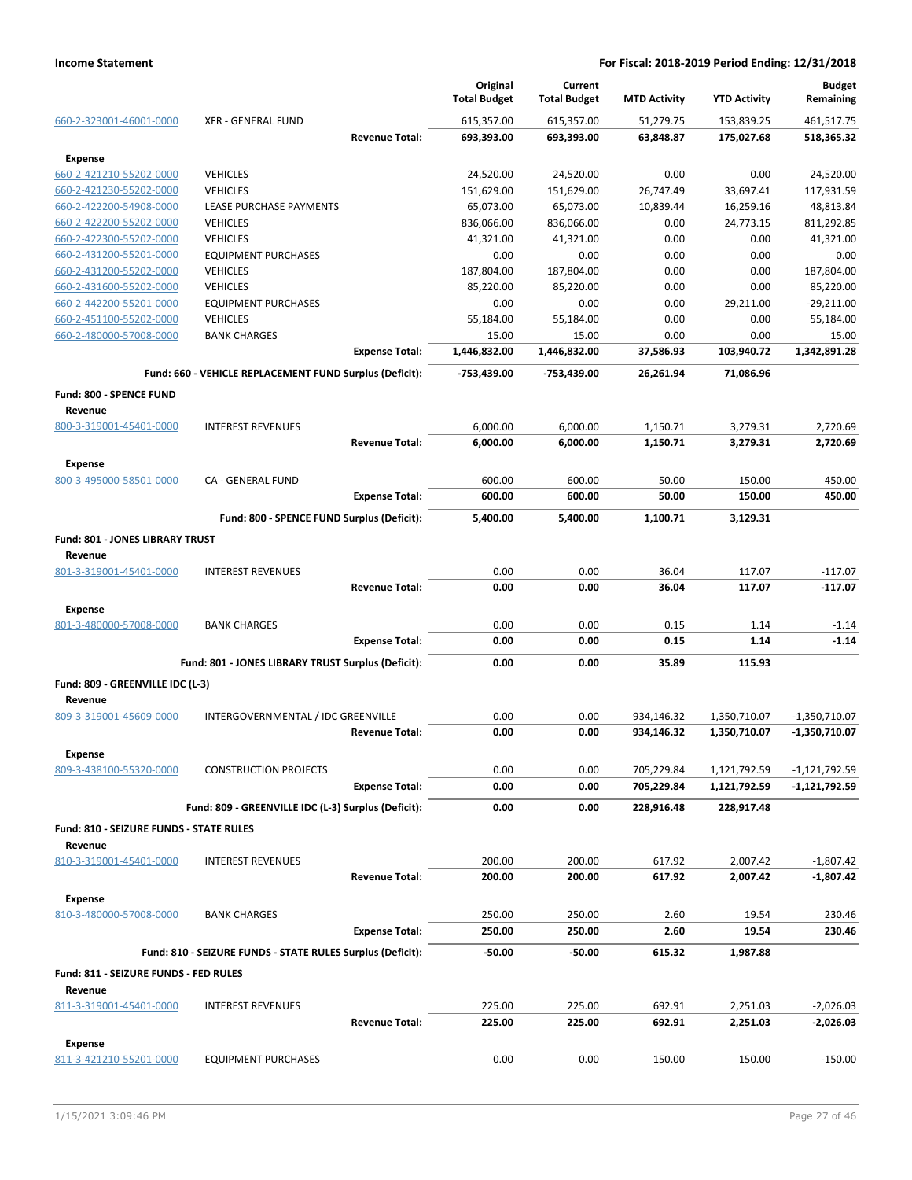| | | Original Total Budget | Current Total Budget | MTD Activity | YTD Activity | Budget Remaining |
|---|---|---|---|---|---|---|
| 660-2-323001-46001-0000 | XFR - GENERAL FUND | 615,357.00 | 615,357.00 | 51,279.75 | 153,839.25 | 461,517.75 |
| | **Revenue Total:** | **693,393.00** | **693,393.00** | **63,848.87** | **175,027.68** | **518,365.32** |
| **Expense** | | | | | | |
| 660-2-421210-55202-0000 | VEHICLES | 24,520.00 | 24,520.00 | 0.00 | 0.00 | 24,520.00 |
| 660-2-421230-55202-0000 | VEHICLES | 151,629.00 | 151,629.00 | 26,747.49 | 33,697.41 | 117,931.59 |
| 660-2-422200-54908-0000 | LEASE PURCHASE PAYMENTS | 65,073.00 | 65,073.00 | 10,839.44 | 16,259.16 | 48,813.84 |
| 660-2-422200-55202-0000 | VEHICLES | 836,066.00 | 836,066.00 | 0.00 | 24,773.15 | 811,292.85 |
| 660-2-422300-55202-0000 | VEHICLES | 41,321.00 | 41,321.00 | 0.00 | 0.00 | 41,321.00 |
| 660-2-431200-55201-0000 | EQUIPMENT PURCHASES | 0.00 | 0.00 | 0.00 | 0.00 | 0.00 |
| 660-2-431200-55202-0000 | VEHICLES | 187,804.00 | 187,804.00 | 0.00 | 0.00 | 187,804.00 |
| 660-2-431600-55202-0000 | VEHICLES | 85,220.00 | 85,220.00 | 0.00 | 0.00 | 85,220.00 |
| 660-2-442200-55201-0000 | EQUIPMENT PURCHASES | 0.00 | 0.00 | 0.00 | 29,211.00 | -29,211.00 |
| 660-2-451100-55202-0000 | VEHICLES | 55,184.00 | 55,184.00 | 0.00 | 0.00 | 55,184.00 |
| 660-2-480000-57008-0000 | BANK CHARGES | 15.00 | 15.00 | 0.00 | 0.00 | 15.00 |
| | **Expense Total:** | **1,446,832.00** | **1,446,832.00** | **37,586.93** | **103,940.72** | **1,342,891.28** |
| | **Fund: 660 - VEHICLE REPLACEMENT FUND Surplus (Deficit):** | **-753,439.00** | **-753,439.00** | **26,261.94** | **71,086.96** | |
| **Fund: 800 - SPENCE FUND** | | | | | | |
| **Revenue** | | | | | | |
| 800-3-319001-45401-0000 | INTEREST REVENUES | 6,000.00 | 6,000.00 | 1,150.71 | 3,279.31 | 2,720.69 |
| | **Revenue Total:** | **6,000.00** | **6,000.00** | **1,150.71** | **3,279.31** | **2,720.69** |
| **Expense** | | | | | | |
| 800-3-495000-58501-0000 | CA - GENERAL FUND | 600.00 | 600.00 | 50.00 | 150.00 | 450.00 |
| | **Expense Total:** | **600.00** | **600.00** | **50.00** | **150.00** | **450.00** |
| | **Fund: 800 - SPENCE FUND Surplus (Deficit):** | **5,400.00** | **5,400.00** | **1,100.71** | **3,129.31** | |
| **Fund: 801 - JONES LIBRARY TRUST** | | | | | | |
| **Revenue** | | | | | | |
| 801-3-319001-45401-0000 | INTEREST REVENUES | 0.00 | 0.00 | 36.04 | 117.07 | -117.07 |
| | **Revenue Total:** | **0.00** | **0.00** | **36.04** | **117.07** | **-117.07** |
| **Expense** | | | | | | |
| 801-3-480000-57008-0000 | BANK CHARGES | 0.00 | 0.00 | 0.15 | 1.14 | -1.14 |
| | **Expense Total:** | **0.00** | **0.00** | **0.15** | **1.14** | **-1.14** |
| | **Fund: 801 - JONES LIBRARY TRUST Surplus (Deficit):** | **0.00** | **0.00** | **35.89** | **115.93** | |
| **Fund: 809 - GREENVILLE IDC (L-3)** | | | | | | |
| **Revenue** | | | | | | |
| 809-3-319001-45609-0000 | INTERGOVERNMENTAL / IDC GREENVILLE | 0.00 | 0.00 | 934,146.32 | 1,350,710.07 | -1,350,710.07 |
| | **Revenue Total:** | **0.00** | **0.00** | **934,146.32** | **1,350,710.07** | **-1,350,710.07** |
| **Expense** | | | | | | |
| 809-3-438100-55320-0000 | CONSTRUCTION PROJECTS | 0.00 | 0.00 | 705,229.84 | 1,121,792.59 | -1,121,792.59 |
| | **Expense Total:** | **0.00** | **0.00** | **705,229.84** | **1,121,792.59** | **-1,121,792.59** |
| | **Fund: 809 - GREENVILLE IDC (L-3) Surplus (Deficit):** | **0.00** | **0.00** | **228,916.48** | **228,917.48** | |
| **Fund: 810 - SEIZURE FUNDS - STATE RULES** | | | | | | |
| **Revenue** | | | | | | |
| 810-3-319001-45401-0000 | INTEREST REVENUES | 200.00 | 200.00 | 617.92 | 2,007.42 | -1,807.42 |
| | **Revenue Total:** | **200.00** | **200.00** | **617.92** | **2,007.42** | **-1,807.42** |
| **Expense** | | | | | | |
| 810-3-480000-57008-0000 | BANK CHARGES | 250.00 | 250.00 | 2.60 | 19.54 | 230.46 |
| | **Expense Total:** | **250.00** | **250.00** | **2.60** | **19.54** | **230.46** |
| | **Fund: 810 - SEIZURE FUNDS - STATE RULES Surplus (Deficit):** | **-50.00** | **-50.00** | **615.32** | **1,987.88** | |
| **Fund: 811 - SEIZURE FUNDS - FED RULES** | | | | | | |
| **Revenue** | | | | | | |
| 811-3-319001-45401-0000 | INTEREST REVENUES | 225.00 | 225.00 | 692.91 | 2,251.03 | -2,026.03 |
| | **Revenue Total:** | **225.00** | **225.00** | **692.91** | **2,251.03** | **-2,026.03** |
| **Expense** | | | | | | |
| 811-3-421210-55201-0000 | EQUIPMENT PURCHASES | 0.00 | 0.00 | 150.00 | 150.00 | -150.00 |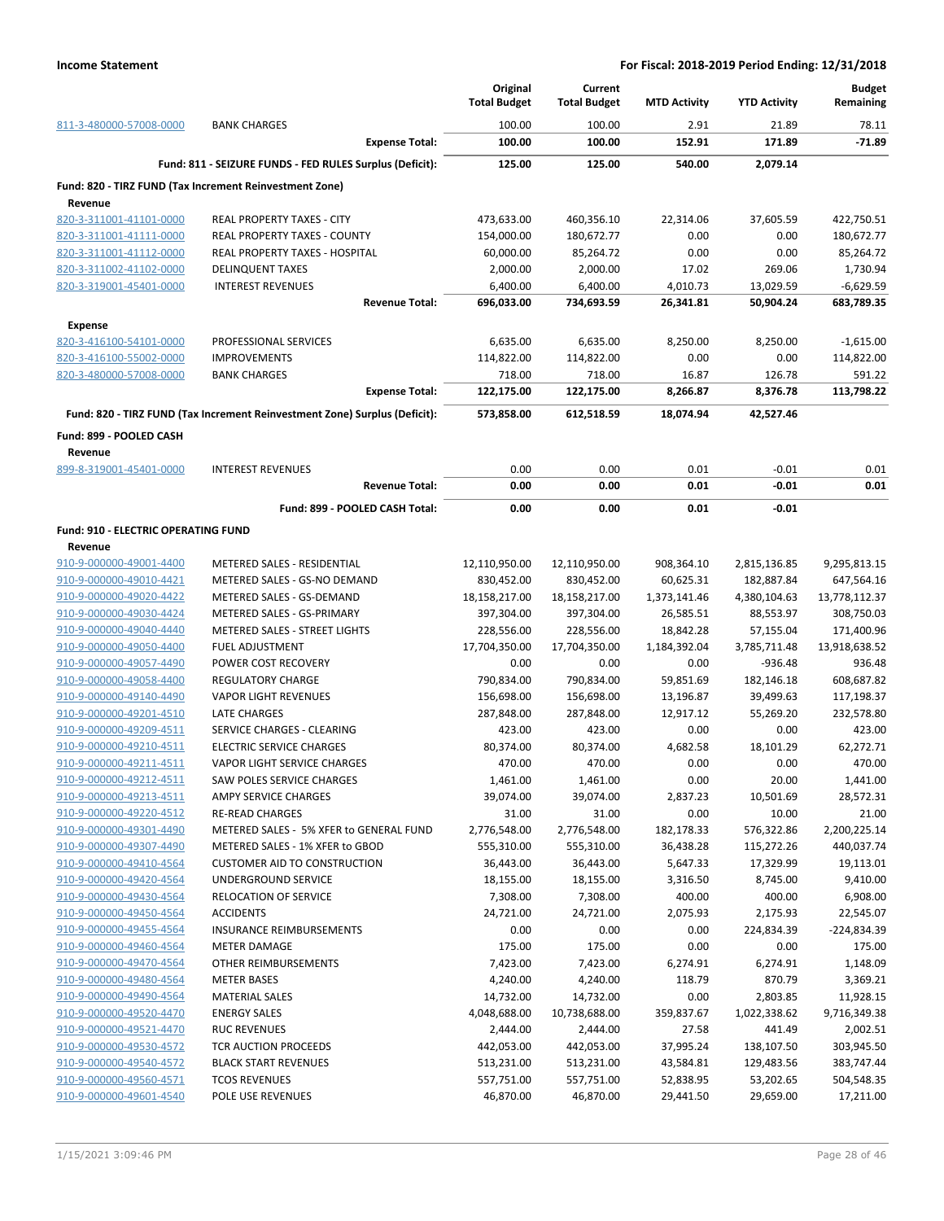**Income Statement** — **For Fiscal: 2018-2019 Period Ending: 12/31/2018**

| | | Original Total Budget | Current Total Budget | MTD Activity | YTD Activity | Budget Remaining |
|---|---|---|---|---|---|---|
| 811-3-480000-57008-0000 | BANK CHARGES | 100.00 | 100.00 | 2.91 | 21.89 | 78.11 |
| | **Expense Total:** | **100.00** | **100.00** | **152.91** | **171.89** | **-71.89** |
| | **Fund: 811 - SEIZURE FUNDS - FED RULES Surplus (Deficit):** | **125.00** | **125.00** | **540.00** | **2,079.14** | |
| **Fund: 820 - TIRZ FUND (Tax Increment Reinvestment Zone)** | | | | | | |
| **Revenue** | | | | | | |
| 820-3-311001-41101-0000 | REAL PROPERTY TAXES - CITY | 473,633.00 | 460,356.10 | 22,314.06 | 37,605.59 | 422,750.51 |
| 820-3-311001-41111-0000 | REAL PROPERTY TAXES - COUNTY | 154,000.00 | 180,672.77 | 0.00 | 0.00 | 180,672.77 |
| 820-3-311001-41112-0000 | REAL PROPERTY TAXES - HOSPITAL | 60,000.00 | 85,264.72 | 0.00 | 0.00 | 85,264.72 |
| 820-3-311002-41102-0000 | DELINQUENT TAXES | 2,000.00 | 2,000.00 | 17.02 | 269.06 | 1,730.94 |
| 820-3-319001-45401-0000 | INTEREST REVENUES | 6,400.00 | 6,400.00 | 4,010.73 | 13,029.59 | -6,629.59 |
| | **Revenue Total:** | **696,033.00** | **734,693.59** | **26,341.81** | **50,904.24** | **683,789.35** |
| **Expense** | | | | | | |
| 820-3-416100-54101-0000 | PROFESSIONAL SERVICES | 6,635.00 | 6,635.00 | 8,250.00 | 8,250.00 | -1,615.00 |
| 820-3-416100-55002-0000 | IMPROVEMENTS | 114,822.00 | 114,822.00 | 0.00 | 0.00 | 114,822.00 |
| 820-3-480000-57008-0000 | BANK CHARGES | 718.00 | 718.00 | 16.87 | 126.78 | 591.22 |
| | **Expense Total:** | **122,175.00** | **122,175.00** | **8,266.87** | **8,376.78** | **113,798.22** |
| | **Fund: 820 - TIRZ FUND (Tax Increment Reinvestment Zone) Surplus (Deficit):** | **573,858.00** | **612,518.59** | **18,074.94** | **42,527.46** | |
| **Fund: 899 - POOLED CASH** | | | | | | |
| **Revenue** | | | | | | |
| 899-8-319001-45401-0000 | INTEREST REVENUES | 0.00 | 0.00 | 0.01 | -0.01 | 0.01 |
| | **Revenue Total:** | **0.00** | **0.00** | **0.01** | **-0.01** | **0.01** |
| | **Fund: 899 - POOLED CASH Total:** | **0.00** | **0.00** | **0.01** | **-0.01** | |
| **Fund: 910 - ELECTRIC OPERATING FUND** | | | | | | |
| **Revenue** | | | | | | |
| 910-9-000000-49001-4400 | METERED SALES - RESIDENTIAL | 12,110,950.00 | 12,110,950.00 | 908,364.10 | 2,815,136.85 | 9,295,813.15 |
| 910-9-000000-49010-4421 | METERED SALES - GS-NO DEMAND | 830,452.00 | 830,452.00 | 60,625.31 | 182,887.84 | 647,564.16 |
| 910-9-000000-49020-4422 | METERED SALES - GS-DEMAND | 18,158,217.00 | 18,158,217.00 | 1,373,141.46 | 4,380,104.63 | 13,778,112.37 |
| 910-9-000000-49030-4424 | METERED SALES - GS-PRIMARY | 397,304.00 | 397,304.00 | 26,585.51 | 88,553.97 | 308,750.03 |
| 910-9-000000-49040-4440 | METERED SALES - STREET LIGHTS | 228,556.00 | 228,556.00 | 18,842.28 | 57,155.04 | 171,400.96 |
| 910-9-000000-49050-4400 | FUEL ADJUSTMENT | 17,704,350.00 | 17,704,350.00 | 1,184,392.04 | 3,785,711.48 | 13,918,638.52 |
| 910-9-000000-49057-4490 | POWER COST RECOVERY | 0.00 | 0.00 | 0.00 | -936.48 | 936.48 |
| 910-9-000000-49058-4400 | REGULATORY CHARGE | 790,834.00 | 790,834.00 | 59,851.69 | 182,146.18 | 608,687.82 |
| 910-9-000000-49140-4490 | VAPOR LIGHT REVENUES | 156,698.00 | 156,698.00 | 13,196.87 | 39,499.63 | 117,198.37 |
| 910-9-000000-49201-4510 | LATE CHARGES | 287,848.00 | 287,848.00 | 12,917.12 | 55,269.20 | 232,578.80 |
| 910-9-000000-49209-4511 | SERVICE CHARGES - CLEARING | 423.00 | 423.00 | 0.00 | 0.00 | 423.00 |
| 910-9-000000-49210-4511 | ELECTRIC SERVICE CHARGES | 80,374.00 | 80,374.00 | 4,682.58 | 18,101.29 | 62,272.71 |
| 910-9-000000-49211-4511 | VAPOR LIGHT SERVICE CHARGES | 470.00 | 470.00 | 0.00 | 0.00 | 470.00 |
| 910-9-000000-49212-4511 | SAW POLES SERVICE CHARGES | 1,461.00 | 1,461.00 | 0.00 | 20.00 | 1,441.00 |
| 910-9-000000-49213-4511 | AMPY SERVICE CHARGES | 39,074.00 | 39,074.00 | 2,837.23 | 10,501.69 | 28,572.31 |
| 910-9-000000-49220-4512 | RE-READ CHARGES | 31.00 | 31.00 | 0.00 | 10.00 | 21.00 |
| 910-9-000000-49301-4490 | METERED SALES - 5% XFER to GENERAL FUND | 2,776,548.00 | 2,776,548.00 | 182,178.33 | 576,322.86 | 2,200,225.14 |
| 910-9-000000-49307-4490 | METERED SALES - 1% XFER to GBOD | 555,310.00 | 555,310.00 | 36,438.28 | 115,272.26 | 440,037.74 |
| 910-9-000000-49410-4564 | CUSTOMER AID TO CONSTRUCTION | 36,443.00 | 36,443.00 | 5,647.33 | 17,329.99 | 19,113.01 |
| 910-9-000000-49420-4564 | UNDERGROUND SERVICE | 18,155.00 | 18,155.00 | 3,316.50 | 8,745.00 | 9,410.00 |
| 910-9-000000-49430-4564 | RELOCATION OF SERVICE | 7,308.00 | 7,308.00 | 400.00 | 400.00 | 6,908.00 |
| 910-9-000000-49450-4564 | ACCIDENTS | 24,721.00 | 24,721.00 | 2,075.93 | 2,175.93 | 22,545.07 |
| 910-9-000000-49455-4564 | INSURANCE REIMBURSEMENTS | 0.00 | 0.00 | 0.00 | 224,834.39 | -224,834.39 |
| 910-9-000000-49460-4564 | METER DAMAGE | 175.00 | 175.00 | 0.00 | 0.00 | 175.00 |
| 910-9-000000-49470-4564 | OTHER REIMBURSEMENTS | 7,423.00 | 7,423.00 | 6,274.91 | 6,274.91 | 1,148.09 |
| 910-9-000000-49480-4564 | METER BASES | 4,240.00 | 4,240.00 | 118.79 | 870.79 | 3,369.21 |
| 910-9-000000-49490-4564 | MATERIAL SALES | 14,732.00 | 14,732.00 | 0.00 | 2,803.85 | 11,928.15 |
| 910-9-000000-49520-4470 | ENERGY SALES | 4,048,688.00 | 10,738,688.00 | 359,837.67 | 1,022,338.62 | 9,716,349.38 |
| 910-9-000000-49521-4470 | RUC REVENUES | 2,444.00 | 2,444.00 | 27.58 | 441.49 | 2,002.51 |
| 910-9-000000-49530-4572 | TCR AUCTION PROCEEDS | 442,053.00 | 442,053.00 | 37,995.24 | 138,107.50 | 303,945.50 |
| 910-9-000000-49540-4572 | BLACK START REVENUES | 513,231.00 | 513,231.00 | 43,584.81 | 129,483.56 | 383,747.44 |
| 910-9-000000-49560-4571 | TCOS REVENUES | 557,751.00 | 557,751.00 | 52,838.95 | 53,202.65 | 504,548.35 |
| 910-9-000000-49601-4540 | POLE USE REVENUES | 46,870.00 | 46,870.00 | 29,441.50 | 29,659.00 | 17,211.00 |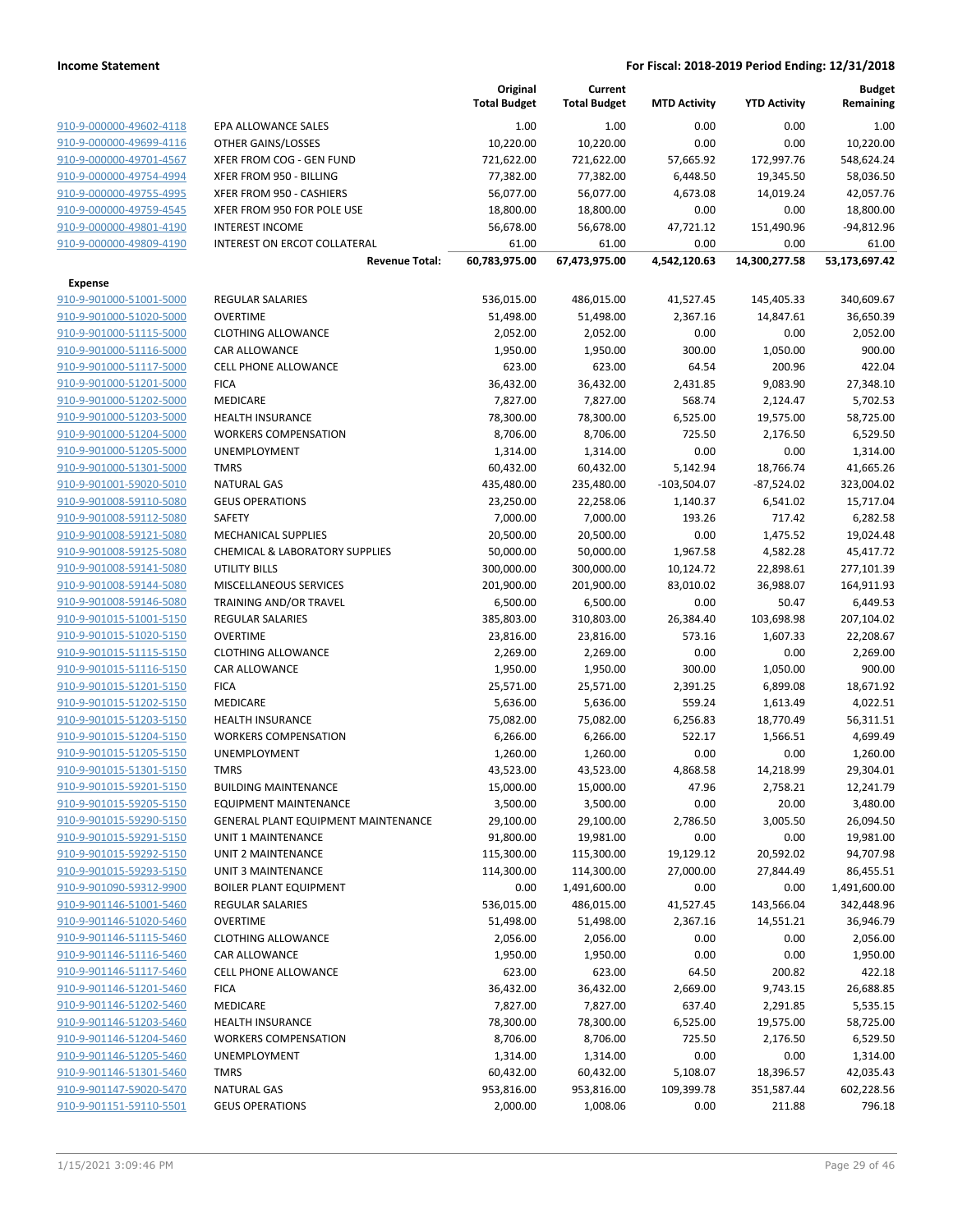**Income Statement** | **For Fiscal: 2018-2019 Period Ending: 12/31/2018**

| | | Original Total Budget | Current Total Budget | MTD Activity | YTD Activity | Budget Remaining |
|---|---|---|---|---|---|---|
| 910-9-000000-49602-4118 | EPA ALLOWANCE SALES | 1.00 | 1.00 | 0.00 | 0.00 | 1.00 |
| 910-9-000000-49699-4116 | OTHER GAINS/LOSSES | 10,220.00 | 10,220.00 | 0.00 | 0.00 | 10,220.00 |
| 910-9-000000-49701-4567 | XFER FROM COG - GEN FUND | 721,622.00 | 721,622.00 | 57,665.92 | 172,997.76 | 548,624.24 |
| 910-9-000000-49754-4994 | XFER FROM 950 - BILLING | 77,382.00 | 77,382.00 | 6,448.50 | 19,345.50 | 58,036.50 |
| 910-9-000000-49755-4995 | XFER FROM 950 - CASHIERS | 56,077.00 | 56,077.00 | 4,673.08 | 14,019.24 | 42,057.76 |
| 910-9-000000-49759-4545 | XFER FROM 950 FOR POLE USE | 18,800.00 | 18,800.00 | 0.00 | 0.00 | 18,800.00 |
| 910-9-000000-49801-4190 | INTEREST INCOME | 56,678.00 | 56,678.00 | 47,721.12 | 151,490.96 | -94,812.96 |
| 910-9-000000-49809-4190 | INTEREST ON ERCOT COLLATERAL | 61.00 | 61.00 | 0.00 | 0.00 | 61.00 |
| | **Revenue Total:** | **60,783,975.00** | **67,473,975.00** | **4,542,120.63** | **14,300,277.58** | **53,173,697.42** |
| **Expense** | | | | | | |
| 910-9-901000-51001-5000 | REGULAR SALARIES | 536,015.00 | 486,015.00 | 41,527.45 | 145,405.33 | 340,609.67 |
| 910-9-901000-51020-5000 | OVERTIME | 51,498.00 | 51,498.00 | 2,367.16 | 14,847.61 | 36,650.39 |
| 910-9-901000-51115-5000 | CLOTHING ALLOWANCE | 2,052.00 | 2,052.00 | 0.00 | 0.00 | 2,052.00 |
| 910-9-901000-51116-5000 | CAR ALLOWANCE | 1,950.00 | 1,950.00 | 300.00 | 1,050.00 | 900.00 |
| 910-9-901000-51117-5000 | CELL PHONE ALLOWANCE | 623.00 | 623.00 | 64.54 | 200.96 | 422.04 |
| 910-9-901000-51201-5000 | FICA | 36,432.00 | 36,432.00 | 2,431.85 | 9,083.90 | 27,348.10 |
| 910-9-901000-51202-5000 | MEDICARE | 7,827.00 | 7,827.00 | 568.74 | 2,124.47 | 5,702.53 |
| 910-9-901000-51203-5000 | HEALTH INSURANCE | 78,300.00 | 78,300.00 | 6,525.00 | 19,575.00 | 58,725.00 |
| 910-9-901000-51204-5000 | WORKERS COMPENSATION | 8,706.00 | 8,706.00 | 725.50 | 2,176.50 | 6,529.50 |
| 910-9-901000-51205-5000 | UNEMPLOYMENT | 1,314.00 | 1,314.00 | 0.00 | 0.00 | 1,314.00 |
| 910-9-901000-51301-5000 | TMRS | 60,432.00 | 60,432.00 | 5,142.94 | 18,766.74 | 41,665.26 |
| 910-9-901001-59020-5010 | NATURAL GAS | 435,480.00 | 235,480.00 | -103,504.07 | -87,524.02 | 323,004.02 |
| 910-9-901008-59110-5080 | GEUS OPERATIONS | 23,250.00 | 22,258.06 | 1,140.37 | 6,541.02 | 15,717.04 |
| 910-9-901008-59112-5080 | SAFETY | 7,000.00 | 7,000.00 | 193.26 | 717.42 | 6,282.58 |
| 910-9-901008-59121-5080 | MECHANICAL SUPPLIES | 20,500.00 | 20,500.00 | 0.00 | 1,475.52 | 19,024.48 |
| 910-9-901008-59125-5080 | CHEMICAL & LABORATORY SUPPLIES | 50,000.00 | 50,000.00 | 1,967.58 | 4,582.28 | 45,417.72 |
| 910-9-901008-59141-5080 | UTILITY BILLS | 300,000.00 | 300,000.00 | 10,124.72 | 22,898.61 | 277,101.39 |
| 910-9-901008-59144-5080 | MISCELLANEOUS SERVICES | 201,900.00 | 201,900.00 | 83,010.02 | 36,988.07 | 164,911.93 |
| 910-9-901008-59146-5080 | TRAINING AND/OR TRAVEL | 6,500.00 | 6,500.00 | 0.00 | 50.47 | 6,449.53 |
| 910-9-901015-51001-5150 | REGULAR SALARIES | 385,803.00 | 310,803.00 | 26,384.40 | 103,698.98 | 207,104.02 |
| 910-9-901015-51020-5150 | OVERTIME | 23,816.00 | 23,816.00 | 573.16 | 1,607.33 | 22,208.67 |
| 910-9-901015-51115-5150 | CLOTHING ALLOWANCE | 2,269.00 | 2,269.00 | 0.00 | 0.00 | 2,269.00 |
| 910-9-901015-51116-5150 | CAR ALLOWANCE | 1,950.00 | 1,950.00 | 300.00 | 1,050.00 | 900.00 |
| 910-9-901015-51201-5150 | FICA | 25,571.00 | 25,571.00 | 2,391.25 | 6,899.08 | 18,671.92 |
| 910-9-901015-51202-5150 | MEDICARE | 5,636.00 | 5,636.00 | 559.24 | 1,613.49 | 4,022.51 |
| 910-9-901015-51203-5150 | HEALTH INSURANCE | 75,082.00 | 75,082.00 | 6,256.83 | 18,770.49 | 56,311.51 |
| 910-9-901015-51204-5150 | WORKERS COMPENSATION | 6,266.00 | 6,266.00 | 522.17 | 1,566.51 | 4,699.49 |
| 910-9-901015-51205-5150 | UNEMPLOYMENT | 1,260.00 | 1,260.00 | 0.00 | 0.00 | 1,260.00 |
| 910-9-901015-51301-5150 | TMRS | 43,523.00 | 43,523.00 | 4,868.58 | 14,218.99 | 29,304.01 |
| 910-9-901015-59201-5150 | BUILDING MAINTENANCE | 15,000.00 | 15,000.00 | 47.96 | 2,758.21 | 12,241.79 |
| 910-9-901015-59205-5150 | EQUIPMENT MAINTENANCE | 3,500.00 | 3,500.00 | 0.00 | 20.00 | 3,480.00 |
| 910-9-901015-59290-5150 | GENERAL PLANT EQUIPMENT MAINTENANCE | 29,100.00 | 29,100.00 | 2,786.50 | 3,005.50 | 26,094.50 |
| 910-9-901015-59291-5150 | UNIT 1 MAINTENANCE | 91,800.00 | 19,981.00 | 0.00 | 0.00 | 19,981.00 |
| 910-9-901015-59292-5150 | UNIT 2 MAINTENANCE | 115,300.00 | 115,300.00 | 19,129.12 | 20,592.02 | 94,707.98 |
| 910-9-901015-59293-5150 | UNIT 3 MAINTENANCE | 114,300.00 | 114,300.00 | 27,000.00 | 27,844.49 | 86,455.51 |
| 910-9-901090-59312-9900 | BOILER PLANT EQUIPMENT | 0.00 | 1,491,600.00 | 0.00 | 0.00 | 1,491,600.00 |
| 910-9-901146-51001-5460 | REGULAR SALARIES | 536,015.00 | 486,015.00 | 41,527.45 | 143,566.04 | 342,448.96 |
| 910-9-901146-51020-5460 | OVERTIME | 51,498.00 | 51,498.00 | 2,367.16 | 14,551.21 | 36,946.79 |
| 910-9-901146-51115-5460 | CLOTHING ALLOWANCE | 2,056.00 | 2,056.00 | 0.00 | 0.00 | 2,056.00 |
| 910-9-901146-51116-5460 | CAR ALLOWANCE | 1,950.00 | 1,950.00 | 0.00 | 0.00 | 1,950.00 |
| 910-9-901146-51117-5460 | CELL PHONE ALLOWANCE | 623.00 | 623.00 | 64.50 | 200.82 | 422.18 |
| 910-9-901146-51201-5460 | FICA | 36,432.00 | 36,432.00 | 2,669.00 | 9,743.15 | 26,688.85 |
| 910-9-901146-51202-5460 | MEDICARE | 7,827.00 | 7,827.00 | 637.40 | 2,291.85 | 5,535.15 |
| 910-9-901146-51203-5460 | HEALTH INSURANCE | 78,300.00 | 78,300.00 | 6,525.00 | 19,575.00 | 58,725.00 |
| 910-9-901146-51204-5460 | WORKERS COMPENSATION | 8,706.00 | 8,706.00 | 725.50 | 2,176.50 | 6,529.50 |
| 910-9-901146-51205-5460 | UNEMPLOYMENT | 1,314.00 | 1,314.00 | 0.00 | 0.00 | 1,314.00 |
| 910-9-901146-51301-5460 | TMRS | 60,432.00 | 60,432.00 | 5,108.07 | 18,396.57 | 42,035.43 |
| 910-9-901147-59020-5470 | NATURAL GAS | 953,816.00 | 953,816.00 | 109,399.78 | 351,587.44 | 602,228.56 |
| 910-9-901151-59110-5501 | GEUS OPERATIONS | 2,000.00 | 1,008.06 | 0.00 | 211.88 | 796.18 |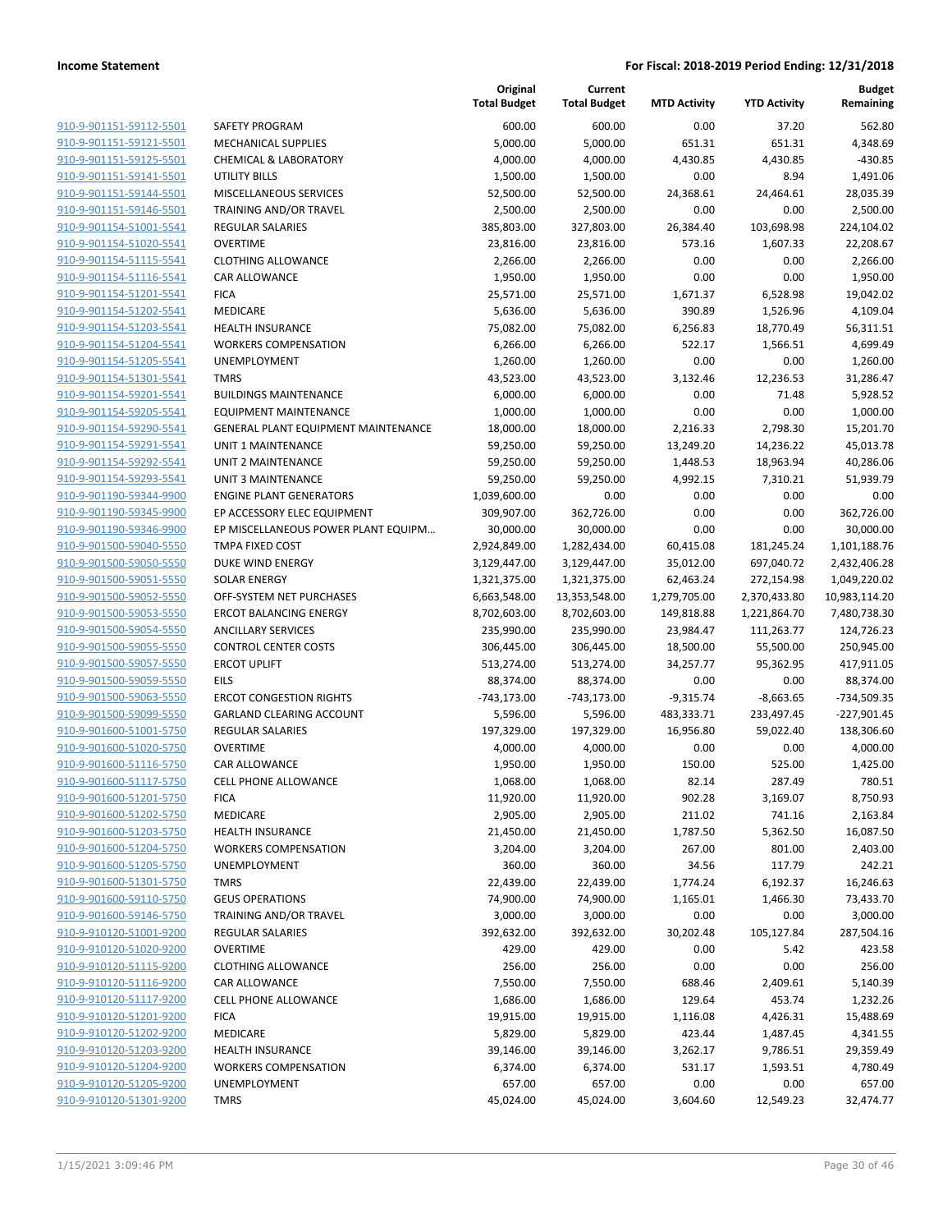| | | Original Total Budget | Current Total Budget | MTD Activity | YTD Activity | Budget Remaining |
|---|---|---|---|---|---|---|
| 910-9-901151-59112-5501 | SAFETY PROGRAM | 600.00 | 600.00 | 0.00 | 37.20 | 562.80 |
| 910-9-901151-59121-5501 | MECHANICAL SUPPLIES | 5,000.00 | 5,000.00 | 651.31 | 651.31 | 4,348.69 |
| 910-9-901151-59125-5501 | CHEMICAL & LABORATORY | 4,000.00 | 4,000.00 | 4,430.85 | 4,430.85 | -430.85 |
| 910-9-901151-59141-5501 | UTILITY BILLS | 1,500.00 | 1,500.00 | 0.00 | 8.94 | 1,491.06 |
| 910-9-901151-59144-5501 | MISCELLANEOUS SERVICES | 52,500.00 | 52,500.00 | 24,368.61 | 24,464.61 | 28,035.39 |
| 910-9-901151-59146-5501 | TRAINING AND/OR TRAVEL | 2,500.00 | 2,500.00 | 0.00 | 0.00 | 2,500.00 |
| 910-9-901154-51001-5541 | REGULAR SALARIES | 385,803.00 | 327,803.00 | 26,384.40 | 103,698.98 | 224,104.02 |
| 910-9-901154-51020-5541 | OVERTIME | 23,816.00 | 23,816.00 | 573.16 | 1,607.33 | 22,208.67 |
| 910-9-901154-51115-5541 | CLOTHING ALLOWANCE | 2,266.00 | 2,266.00 | 0.00 | 0.00 | 2,266.00 |
| 910-9-901154-51116-5541 | CAR ALLOWANCE | 1,950.00 | 1,950.00 | 0.00 | 0.00 | 1,950.00 |
| 910-9-901154-51201-5541 | FICA | 25,571.00 | 25,571.00 | 1,671.37 | 6,528.98 | 19,042.02 |
| 910-9-901154-51202-5541 | MEDICARE | 5,636.00 | 5,636.00 | 390.89 | 1,526.96 | 4,109.04 |
| 910-9-901154-51203-5541 | HEALTH INSURANCE | 75,082.00 | 75,082.00 | 6,256.83 | 18,770.49 | 56,311.51 |
| 910-9-901154-51204-5541 | WORKERS COMPENSATION | 6,266.00 | 6,266.00 | 522.17 | 1,566.51 | 4,699.49 |
| 910-9-901154-51205-5541 | UNEMPLOYMENT | 1,260.00 | 1,260.00 | 0.00 | 0.00 | 1,260.00 |
| 910-9-901154-51301-5541 | TMRS | 43,523.00 | 43,523.00 | 3,132.46 | 12,236.53 | 31,286.47 |
| 910-9-901154-59201-5541 | BUILDINGS MAINTENANCE | 6,000.00 | 6,000.00 | 0.00 | 71.48 | 5,928.52 |
| 910-9-901154-59205-5541 | EQUIPMENT MAINTENANCE | 1,000.00 | 1,000.00 | 0.00 | 0.00 | 1,000.00 |
| 910-9-901154-59290-5541 | GENERAL PLANT EQUIPMENT MAINTENANCE | 18,000.00 | 18,000.00 | 2,216.33 | 2,798.30 | 15,201.70 |
| 910-9-901154-59291-5541 | UNIT 1 MAINTENANCE | 59,250.00 | 59,250.00 | 13,249.20 | 14,236.22 | 45,013.78 |
| 910-9-901154-59292-5541 | UNIT 2 MAINTENANCE | 59,250.00 | 59,250.00 | 1,448.53 | 18,963.94 | 40,286.06 |
| 910-9-901154-59293-5541 | UNIT 3 MAINTENANCE | 59,250.00 | 59,250.00 | 4,992.15 | 7,310.21 | 51,939.79 |
| 910-9-901190-59344-9900 | ENGINE PLANT GENERATORS | 1,039,600.00 | 0.00 | 0.00 | 0.00 | 0.00 |
| 910-9-901190-59345-9900 | EP ACCESSORY ELEC EQUIPMENT | 309,907.00 | 362,726.00 | 0.00 | 0.00 | 362,726.00 |
| 910-9-901190-59346-9900 | EP MISCELLANEOUS POWER PLANT EQUIPM... | 30,000.00 | 30,000.00 | 0.00 | 0.00 | 30,000.00 |
| 910-9-901500-59040-5550 | TMPA FIXED COST | 2,924,849.00 | 1,282,434.00 | 60,415.08 | 181,245.24 | 1,101,188.76 |
| 910-9-901500-59050-5550 | DUKE WIND ENERGY | 3,129,447.00 | 3,129,447.00 | 35,012.00 | 697,040.72 | 2,432,406.28 |
| 910-9-901500-59051-5550 | SOLAR ENERGY | 1,321,375.00 | 1,321,375.00 | 62,463.24 | 272,154.98 | 1,049,220.02 |
| 910-9-901500-59052-5550 | OFF-SYSTEM NET PURCHASES | 6,663,548.00 | 13,353,548.00 | 1,279,705.00 | 2,370,433.80 | 10,983,114.20 |
| 910-9-901500-59053-5550 | ERCOT BALANCING ENERGY | 8,702,603.00 | 8,702,603.00 | 149,818.88 | 1,221,864.70 | 7,480,738.30 |
| 910-9-901500-59054-5550 | ANCILLARY SERVICES | 235,990.00 | 235,990.00 | 23,984.47 | 111,263.77 | 124,726.23 |
| 910-9-901500-59055-5550 | CONTROL CENTER COSTS | 306,445.00 | 306,445.00 | 18,500.00 | 55,500.00 | 250,945.00 |
| 910-9-901500-59057-5550 | ERCOT UPLIFT | 513,274.00 | 513,274.00 | 34,257.77 | 95,362.95 | 417,911.05 |
| 910-9-901500-59059-5550 | EILS | 88,374.00 | 88,374.00 | 0.00 | 0.00 | 88,374.00 |
| 910-9-901500-59063-5550 | ERCOT CONGESTION RIGHTS | -743,173.00 | -743,173.00 | -9,315.74 | -8,663.65 | -734,509.35 |
| 910-9-901500-59099-5550 | GARLAND CLEARING ACCOUNT | 5,596.00 | 5,596.00 | 483,333.71 | 233,497.45 | -227,901.45 |
| 910-9-901600-51001-5750 | REGULAR SALARIES | 197,329.00 | 197,329.00 | 16,956.80 | 59,022.40 | 138,306.60 |
| 910-9-901600-51020-5750 | OVERTIME | 4,000.00 | 4,000.00 | 0.00 | 0.00 | 4,000.00 |
| 910-9-901600-51116-5750 | CAR ALLOWANCE | 1,950.00 | 1,950.00 | 150.00 | 525.00 | 1,425.00 |
| 910-9-901600-51117-5750 | CELL PHONE ALLOWANCE | 1,068.00 | 1,068.00 | 82.14 | 287.49 | 780.51 |
| 910-9-901600-51201-5750 | FICA | 11,920.00 | 11,920.00 | 902.28 | 3,169.07 | 8,750.93 |
| 910-9-901600-51202-5750 | MEDICARE | 2,905.00 | 2,905.00 | 211.02 | 741.16 | 2,163.84 |
| 910-9-901600-51203-5750 | HEALTH INSURANCE | 21,450.00 | 21,450.00 | 1,787.50 | 5,362.50 | 16,087.50 |
| 910-9-901600-51204-5750 | WORKERS COMPENSATION | 3,204.00 | 3,204.00 | 267.00 | 801.00 | 2,403.00 |
| 910-9-901600-51205-5750 | UNEMPLOYMENT | 360.00 | 360.00 | 34.56 | 117.79 | 242.21 |
| 910-9-901600-51301-5750 | TMRS | 22,439.00 | 22,439.00 | 1,774.24 | 6,192.37 | 16,246.63 |
| 910-9-901600-59110-5750 | GEUS OPERATIONS | 74,900.00 | 74,900.00 | 1,165.01 | 1,466.30 | 73,433.70 |
| 910-9-901600-59146-5750 | TRAINING AND/OR TRAVEL | 3,000.00 | 3,000.00 | 0.00 | 0.00 | 3,000.00 |
| 910-9-910120-51001-9200 | REGULAR SALARIES | 392,632.00 | 392,632.00 | 30,202.48 | 105,127.84 | 287,504.16 |
| 910-9-910120-51020-9200 | OVERTIME | 429.00 | 429.00 | 0.00 | 5.42 | 423.58 |
| 910-9-910120-51115-9200 | CLOTHING ALLOWANCE | 256.00 | 256.00 | 0.00 | 0.00 | 256.00 |
| 910-9-910120-51116-9200 | CAR ALLOWANCE | 7,550.00 | 7,550.00 | 688.46 | 2,409.61 | 5,140.39 |
| 910-9-910120-51117-9200 | CELL PHONE ALLOWANCE | 1,686.00 | 1,686.00 | 129.64 | 453.74 | 1,232.26 |
| 910-9-910120-51201-9200 | FICA | 19,915.00 | 19,915.00 | 1,116.08 | 4,426.31 | 15,488.69 |
| 910-9-910120-51202-9200 | MEDICARE | 5,829.00 | 5,829.00 | 423.44 | 1,487.45 | 4,341.55 |
| 910-9-910120-51203-9200 | HEALTH INSURANCE | 39,146.00 | 39,146.00 | 3,262.17 | 9,786.51 | 29,359.49 |
| 910-9-910120-51204-9200 | WORKERS COMPENSATION | 6,374.00 | 6,374.00 | 531.17 | 1,593.51 | 4,780.49 |
| 910-9-910120-51205-9200 | UNEMPLOYMENT | 657.00 | 657.00 | 0.00 | 0.00 | 657.00 |
| 910-9-910120-51301-9200 | TMRS | 45,024.00 | 45,024.00 | 3,604.60 | 12,549.23 | 32,474.77 |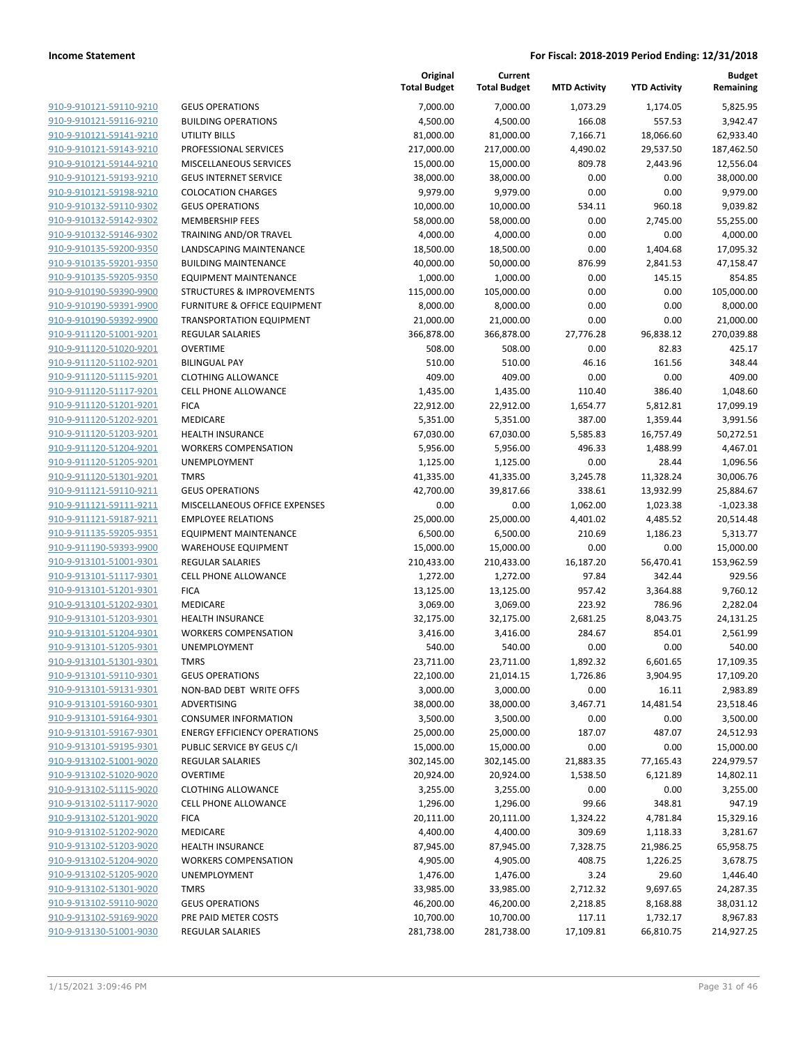| | | Original Total Budget | Current Total Budget | MTD Activity | YTD Activity | Budget Remaining |
|---|---|---|---|---|---|---|
| 910-9-910121-59110-9210 | GEUS OPERATIONS | 7,000.00 | 7,000.00 | 1,073.29 | 1,174.05 | 5,825.95 |
| 910-9-910121-59116-9210 | BUILDING OPERATIONS | 4,500.00 | 4,500.00 | 166.08 | 557.53 | 3,942.47 |
| 910-9-910121-59141-9210 | UTILITY BILLS | 81,000.00 | 81,000.00 | 7,166.71 | 18,066.60 | 62,933.40 |
| 910-9-910121-59143-9210 | PROFESSIONAL SERVICES | 217,000.00 | 217,000.00 | 4,490.02 | 29,537.50 | 187,462.50 |
| 910-9-910121-59144-9210 | MISCELLANEOUS SERVICES | 15,000.00 | 15,000.00 | 809.78 | 2,443.96 | 12,556.04 |
| 910-9-910121-59193-9210 | GEUS INTERNET SERVICE | 38,000.00 | 38,000.00 | 0.00 | 0.00 | 38,000.00 |
| 910-9-910121-59198-9210 | COLOCATION CHARGES | 9,979.00 | 9,979.00 | 0.00 | 0.00 | 9,979.00 |
| 910-9-910132-59110-9302 | GEUS OPERATIONS | 10,000.00 | 10,000.00 | 534.11 | 960.18 | 9,039.82 |
| 910-9-910132-59142-9302 | MEMBERSHIP FEES | 58,000.00 | 58,000.00 | 0.00 | 2,745.00 | 55,255.00 |
| 910-9-910132-59146-9302 | TRAINING AND/OR TRAVEL | 4,000.00 | 4,000.00 | 0.00 | 0.00 | 4,000.00 |
| 910-9-910135-59200-9350 | LANDSCAPING MAINTENANCE | 18,500.00 | 18,500.00 | 0.00 | 1,404.68 | 17,095.32 |
| 910-9-910135-59201-9350 | BUILDING MAINTENANCE | 40,000.00 | 50,000.00 | 876.99 | 2,841.53 | 47,158.47 |
| 910-9-910135-59205-9350 | EQUIPMENT MAINTENANCE | 1,000.00 | 1,000.00 | 0.00 | 145.15 | 854.85 |
| 910-9-910190-59390-9900 | STRUCTURES & IMPROVEMENTS | 115,000.00 | 105,000.00 | 0.00 | 0.00 | 105,000.00 |
| 910-9-910190-59391-9900 | FURNITURE & OFFICE EQUIPMENT | 8,000.00 | 8,000.00 | 0.00 | 0.00 | 8,000.00 |
| 910-9-910190-59392-9900 | TRANSPORTATION EQUIPMENT | 21,000.00 | 21,000.00 | 0.00 | 0.00 | 21,000.00 |
| 910-9-911120-51001-9201 | REGULAR SALARIES | 366,878.00 | 366,878.00 | 27,776.28 | 96,838.12 | 270,039.88 |
| 910-9-911120-51020-9201 | OVERTIME | 508.00 | 508.00 | 0.00 | 82.83 | 425.17 |
| 910-9-911120-51102-9201 | BILINGUAL PAY | 510.00 | 510.00 | 46.16 | 161.56 | 348.44 |
| 910-9-911120-51115-9201 | CLOTHING ALLOWANCE | 409.00 | 409.00 | 0.00 | 0.00 | 409.00 |
| 910-9-911120-51117-9201 | CELL PHONE ALLOWANCE | 1,435.00 | 1,435.00 | 110.40 | 386.40 | 1,048.60 |
| 910-9-911120-51201-9201 | FICA | 22,912.00 | 22,912.00 | 1,654.77 | 5,812.81 | 17,099.19 |
| 910-9-911120-51202-9201 | MEDICARE | 5,351.00 | 5,351.00 | 387.00 | 1,359.44 | 3,991.56 |
| 910-9-911120-51203-9201 | HEALTH INSURANCE | 67,030.00 | 67,030.00 | 5,585.83 | 16,757.49 | 50,272.51 |
| 910-9-911120-51204-9201 | WORKERS COMPENSATION | 5,956.00 | 5,956.00 | 496.33 | 1,488.99 | 4,467.01 |
| 910-9-911120-51205-9201 | UNEMPLOYMENT | 1,125.00 | 1,125.00 | 0.00 | 28.44 | 1,096.56 |
| 910-9-911120-51301-9201 | TMRS | 41,335.00 | 41,335.00 | 3,245.78 | 11,328.24 | 30,006.76 |
| 910-9-911121-59110-9211 | GEUS OPERATIONS | 42,700.00 | 39,817.66 | 338.61 | 13,932.99 | 25,884.67 |
| 910-9-911121-59111-9211 | MISCELLANEOUS OFFICE EXPENSES | 0.00 | 0.00 | 1,062.00 | 1,023.38 | -1,023.38 |
| 910-9-911121-59187-9211 | EMPLOYEE RELATIONS | 25,000.00 | 25,000.00 | 4,401.02 | 4,485.52 | 20,514.48 |
| 910-9-911135-59205-9351 | EQUIPMENT MAINTENANCE | 6,500.00 | 6,500.00 | 210.69 | 1,186.23 | 5,313.77 |
| 910-9-911190-59393-9900 | WAREHOUSE EQUIPMENT | 15,000.00 | 15,000.00 | 0.00 | 0.00 | 15,000.00 |
| 910-9-913101-51001-9301 | REGULAR SALARIES | 210,433.00 | 210,433.00 | 16,187.20 | 56,470.41 | 153,962.59 |
| 910-9-913101-51117-9301 | CELL PHONE ALLOWANCE | 1,272.00 | 1,272.00 | 97.84 | 342.44 | 929.56 |
| 910-9-913101-51201-9301 | FICA | 13,125.00 | 13,125.00 | 957.42 | 3,364.88 | 9,760.12 |
| 910-9-913101-51202-9301 | MEDICARE | 3,069.00 | 3,069.00 | 223.92 | 786.96 | 2,282.04 |
| 910-9-913101-51203-9301 | HEALTH INSURANCE | 32,175.00 | 32,175.00 | 2,681.25 | 8,043.75 | 24,131.25 |
| 910-9-913101-51204-9301 | WORKERS COMPENSATION | 3,416.00 | 3,416.00 | 284.67 | 854.01 | 2,561.99 |
| 910-9-913101-51205-9301 | UNEMPLOYMENT | 540.00 | 540.00 | 0.00 | 0.00 | 540.00 |
| 910-9-913101-51301-9301 | TMRS | 23,711.00 | 23,711.00 | 1,892.32 | 6,601.65 | 17,109.35 |
| 910-9-913101-59110-9301 | GEUS OPERATIONS | 22,100.00 | 21,014.15 | 1,726.86 | 3,904.95 | 17,109.20 |
| 910-9-913101-59131-9301 | NON-BAD DEBT WRITE OFFS | 3,000.00 | 3,000.00 | 0.00 | 16.11 | 2,983.89 |
| 910-9-913101-59160-9301 | ADVERTISING | 38,000.00 | 38,000.00 | 3,467.71 | 14,481.54 | 23,518.46 |
| 910-9-913101-59164-9301 | CONSUMER INFORMATION | 3,500.00 | 3,500.00 | 0.00 | 0.00 | 3,500.00 |
| 910-9-913101-59167-9301 | ENERGY EFFICIENCY OPERATIONS | 25,000.00 | 25,000.00 | 187.07 | 487.07 | 24,512.93 |
| 910-9-913101-59195-9301 | PUBLIC SERVICE BY GEUS C/I | 15,000.00 | 15,000.00 | 0.00 | 0.00 | 15,000.00 |
| 910-9-913102-51001-9020 | REGULAR SALARIES | 302,145.00 | 302,145.00 | 21,883.35 | 77,165.43 | 224,979.57 |
| 910-9-913102-51020-9020 | OVERTIME | 20,924.00 | 20,924.00 | 1,538.50 | 6,121.89 | 14,802.11 |
| 910-9-913102-51115-9020 | CLOTHING ALLOWANCE | 3,255.00 | 3,255.00 | 0.00 | 0.00 | 3,255.00 |
| 910-9-913102-51117-9020 | CELL PHONE ALLOWANCE | 1,296.00 | 1,296.00 | 99.66 | 348.81 | 947.19 |
| 910-9-913102-51201-9020 | FICA | 20,111.00 | 20,111.00 | 1,324.22 | 4,781.84 | 15,329.16 |
| 910-9-913102-51202-9020 | MEDICARE | 4,400.00 | 4,400.00 | 309.69 | 1,118.33 | 3,281.67 |
| 910-9-913102-51203-9020 | HEALTH INSURANCE | 87,945.00 | 87,945.00 | 7,328.75 | 21,986.25 | 65,958.75 |
| 910-9-913102-51204-9020 | WORKERS COMPENSATION | 4,905.00 | 4,905.00 | 408.75 | 1,226.25 | 3,678.75 |
| 910-9-913102-51205-9020 | UNEMPLOYMENT | 1,476.00 | 1,476.00 | 3.24 | 29.60 | 1,446.40 |
| 910-9-913102-51301-9020 | TMRS | 33,985.00 | 33,985.00 | 2,712.32 | 9,697.65 | 24,287.35 |
| 910-9-913102-59110-9020 | GEUS OPERATIONS | 46,200.00 | 46,200.00 | 2,218.85 | 8,168.88 | 38,031.12 |
| 910-9-913102-59169-9020 | PRE PAID METER COSTS | 10,700.00 | 10,700.00 | 117.11 | 1,732.17 | 8,967.83 |
| 910-9-913130-51001-9030 | REGULAR SALARIES | 281,738.00 | 281,738.00 | 17,109.81 | 66,810.75 | 214,927.25 |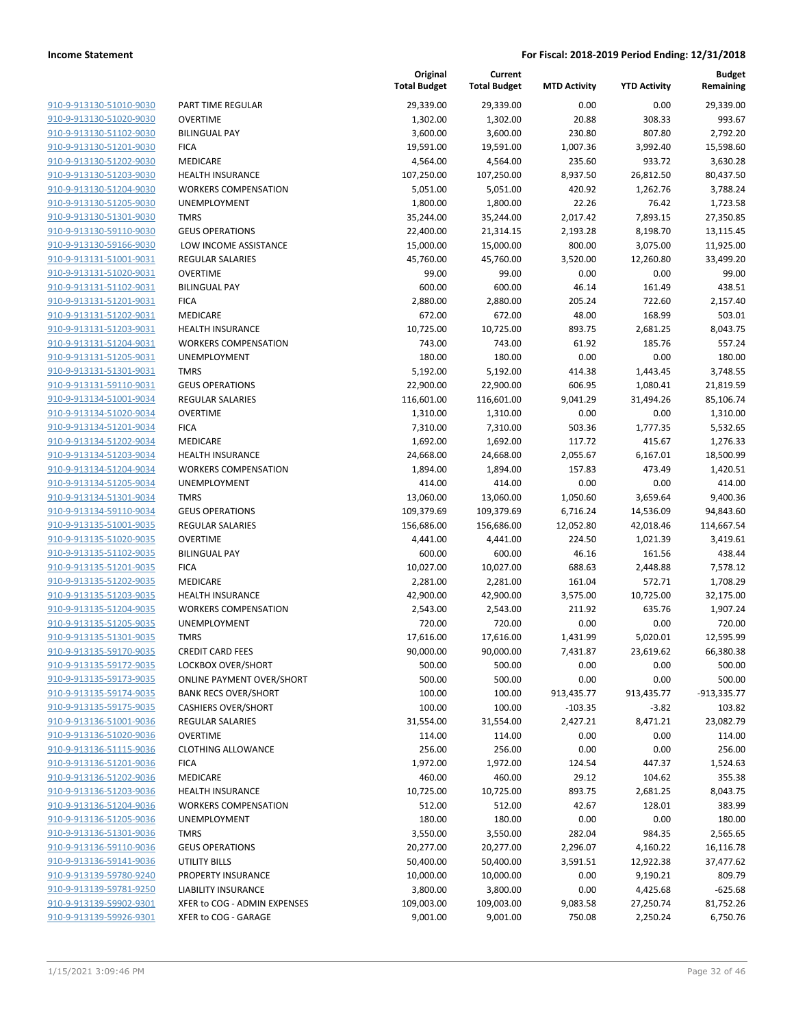| | | Original Total Budget | Current Total Budget | MTD Activity | YTD Activity | Budget Remaining |
|---|---|---|---|---|---|---|
| 910-9-913130-51010-9030 | PART TIME REGULAR | 29,339.00 | 29,339.00 | 0.00 | 0.00 | 29,339.00 |
| 910-9-913130-51020-9030 | OVERTIME | 1,302.00 | 1,302.00 | 20.88 | 308.33 | 993.67 |
| 910-9-913130-51102-9030 | BILINGUAL PAY | 3,600.00 | 3,600.00 | 230.80 | 807.80 | 2,792.20 |
| 910-9-913130-51201-9030 | FICA | 19,591.00 | 19,591.00 | 1,007.36 | 3,992.40 | 15,598.60 |
| 910-9-913130-51202-9030 | MEDICARE | 4,564.00 | 4,564.00 | 235.60 | 933.72 | 3,630.28 |
| 910-9-913130-51203-9030 | HEALTH INSURANCE | 107,250.00 | 107,250.00 | 8,937.50 | 26,812.50 | 80,437.50 |
| 910-9-913130-51204-9030 | WORKERS COMPENSATION | 5,051.00 | 5,051.00 | 420.92 | 1,262.76 | 3,788.24 |
| 910-9-913130-51205-9030 | UNEMPLOYMENT | 1,800.00 | 1,800.00 | 22.26 | 76.42 | 1,723.58 |
| 910-9-913130-51301-9030 | TMRS | 35,244.00 | 35,244.00 | 2,017.42 | 7,893.15 | 27,350.85 |
| 910-9-913130-59110-9030 | GEUS OPERATIONS | 22,400.00 | 21,314.15 | 2,193.28 | 8,198.70 | 13,115.45 |
| 910-9-913130-59166-9030 | LOW INCOME ASSISTANCE | 15,000.00 | 15,000.00 | 800.00 | 3,075.00 | 11,925.00 |
| 910-9-913131-51001-9031 | REGULAR SALARIES | 45,760.00 | 45,760.00 | 3,520.00 | 12,260.80 | 33,499.20 |
| 910-9-913131-51020-9031 | OVERTIME | 99.00 | 99.00 | 0.00 | 0.00 | 99.00 |
| 910-9-913131-51102-9031 | BILINGUAL PAY | 600.00 | 600.00 | 46.14 | 161.49 | 438.51 |
| 910-9-913131-51201-9031 | FICA | 2,880.00 | 2,880.00 | 205.24 | 722.60 | 2,157.40 |
| 910-9-913131-51202-9031 | MEDICARE | 672.00 | 672.00 | 48.00 | 168.99 | 503.01 |
| 910-9-913131-51203-9031 | HEALTH INSURANCE | 10,725.00 | 10,725.00 | 893.75 | 2,681.25 | 8,043.75 |
| 910-9-913131-51204-9031 | WORKERS COMPENSATION | 743.00 | 743.00 | 61.92 | 185.76 | 557.24 |
| 910-9-913131-51205-9031 | UNEMPLOYMENT | 180.00 | 180.00 | 0.00 | 0.00 | 180.00 |
| 910-9-913131-51301-9031 | TMRS | 5,192.00 | 5,192.00 | 414.38 | 1,443.45 | 3,748.55 |
| 910-9-913131-59110-9031 | GEUS OPERATIONS | 22,900.00 | 22,900.00 | 606.95 | 1,080.41 | 21,819.59 |
| 910-9-913134-51001-9034 | REGULAR SALARIES | 116,601.00 | 116,601.00 | 9,041.29 | 31,494.26 | 85,106.74 |
| 910-9-913134-51020-9034 | OVERTIME | 1,310.00 | 1,310.00 | 0.00 | 0.00 | 1,310.00 |
| 910-9-913134-51201-9034 | FICA | 7,310.00 | 7,310.00 | 503.36 | 1,777.35 | 5,532.65 |
| 910-9-913134-51202-9034 | MEDICARE | 1,692.00 | 1,692.00 | 117.72 | 415.67 | 1,276.33 |
| 910-9-913134-51203-9034 | HEALTH INSURANCE | 24,668.00 | 24,668.00 | 2,055.67 | 6,167.01 | 18,500.99 |
| 910-9-913134-51204-9034 | WORKERS COMPENSATION | 1,894.00 | 1,894.00 | 157.83 | 473.49 | 1,420.51 |
| 910-9-913134-51205-9034 | UNEMPLOYMENT | 414.00 | 414.00 | 0.00 | 0.00 | 414.00 |
| 910-9-913134-51301-9034 | TMRS | 13,060.00 | 13,060.00 | 1,050.60 | 3,659.64 | 9,400.36 |
| 910-9-913134-59110-9034 | GEUS OPERATIONS | 109,379.69 | 109,379.69 | 6,716.24 | 14,536.09 | 94,843.60 |
| 910-9-913135-51001-9035 | REGULAR SALARIES | 156,686.00 | 156,686.00 | 12,052.80 | 42,018.46 | 114,667.54 |
| 910-9-913135-51020-9035 | OVERTIME | 4,441.00 | 4,441.00 | 224.50 | 1,021.39 | 3,419.61 |
| 910-9-913135-51102-9035 | BILINGUAL PAY | 600.00 | 600.00 | 46.16 | 161.56 | 438.44 |
| 910-9-913135-51201-9035 | FICA | 10,027.00 | 10,027.00 | 688.63 | 2,448.88 | 7,578.12 |
| 910-9-913135-51202-9035 | MEDICARE | 2,281.00 | 2,281.00 | 161.04 | 572.71 | 1,708.29 |
| 910-9-913135-51203-9035 | HEALTH INSURANCE | 42,900.00 | 42,900.00 | 3,575.00 | 10,725.00 | 32,175.00 |
| 910-9-913135-51204-9035 | WORKERS COMPENSATION | 2,543.00 | 2,543.00 | 211.92 | 635.76 | 1,907.24 |
| 910-9-913135-51205-9035 | UNEMPLOYMENT | 720.00 | 720.00 | 0.00 | 0.00 | 720.00 |
| 910-9-913135-51301-9035 | TMRS | 17,616.00 | 17,616.00 | 1,431.99 | 5,020.01 | 12,595.99 |
| 910-9-913135-59170-9035 | CREDIT CARD FEES | 90,000.00 | 90,000.00 | 7,431.87 | 23,619.62 | 66,380.38 |
| 910-9-913135-59172-9035 | LOCKBOX OVER/SHORT | 500.00 | 500.00 | 0.00 | 0.00 | 500.00 |
| 910-9-913135-59173-9035 | ONLINE PAYMENT OVER/SHORT | 500.00 | 500.00 | 0.00 | 0.00 | 500.00 |
| 910-9-913135-59174-9035 | BANK RECS OVER/SHORT | 100.00 | 100.00 | 913,435.77 | 913,435.77 | -913,335.77 |
| 910-9-913135-59175-9035 | CASHIERS OVER/SHORT | 100.00 | 100.00 | -103.35 | -3.82 | 103.82 |
| 910-9-913136-51001-9036 | REGULAR SALARIES | 31,554.00 | 31,554.00 | 2,427.21 | 8,471.21 | 23,082.79 |
| 910-9-913136-51020-9036 | OVERTIME | 114.00 | 114.00 | 0.00 | 0.00 | 114.00 |
| 910-9-913136-51115-9036 | CLOTHING ALLOWANCE | 256.00 | 256.00 | 0.00 | 0.00 | 256.00 |
| 910-9-913136-51201-9036 | FICA | 1,972.00 | 1,972.00 | 124.54 | 447.37 | 1,524.63 |
| 910-9-913136-51202-9036 | MEDICARE | 460.00 | 460.00 | 29.12 | 104.62 | 355.38 |
| 910-9-913136-51203-9036 | HEALTH INSURANCE | 10,725.00 | 10,725.00 | 893.75 | 2,681.25 | 8,043.75 |
| 910-9-913136-51204-9036 | WORKERS COMPENSATION | 512.00 | 512.00 | 42.67 | 128.01 | 383.99 |
| 910-9-913136-51205-9036 | UNEMPLOYMENT | 180.00 | 180.00 | 0.00 | 0.00 | 180.00 |
| 910-9-913136-51301-9036 | TMRS | 3,550.00 | 3,550.00 | 282.04 | 984.35 | 2,565.65 |
| 910-9-913136-59110-9036 | GEUS OPERATIONS | 20,277.00 | 20,277.00 | 2,296.07 | 4,160.22 | 16,116.78 |
| 910-9-913136-59141-9036 | UTILITY BILLS | 50,400.00 | 50,400.00 | 3,591.51 | 12,922.38 | 37,477.62 |
| 910-9-913139-59780-9240 | PROPERTY INSURANCE | 10,000.00 | 10,000.00 | 0.00 | 9,190.21 | 809.79 |
| 910-9-913139-59781-9250 | LIABILITY INSURANCE | 3,800.00 | 3,800.00 | 0.00 | 4,425.68 | -625.68 |
| 910-9-913139-59902-9301 | XFER to COG - ADMIN EXPENSES | 109,003.00 | 109,003.00 | 9,083.58 | 27,250.74 | 81,752.26 |
| 910-9-913139-59926-9301 | XFER to COG - GARAGE | 9,001.00 | 9,001.00 | 750.08 | 2,250.24 | 6,750.76 |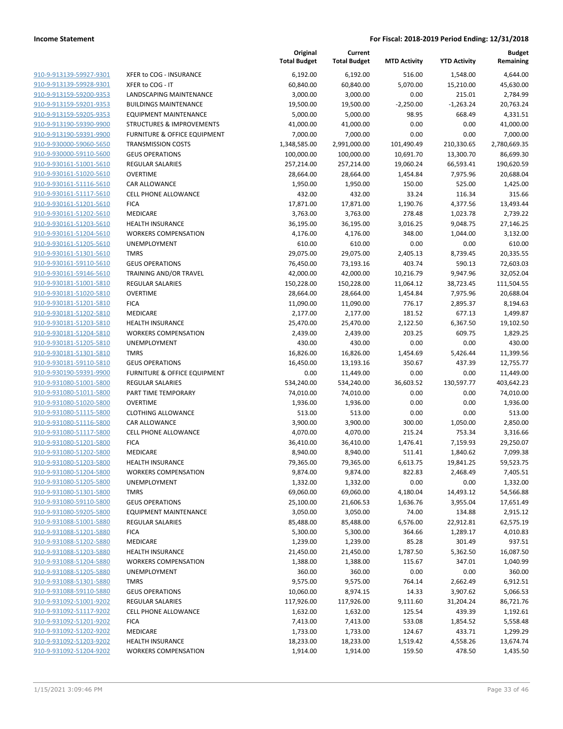**Income Statement** **For Fiscal: 2018-2019 Period Ending: 12/31/2018**

| | | Original Total Budget | Current Total Budget | MTD Activity | YTD Activity | Budget Remaining |
|---|---|---|---|---|---|---|
| 910-9-913139-59927-9301 | XFER to COG - INSURANCE | 6,192.00 | 6,192.00 | 516.00 | 1,548.00 | 4,644.00 |
| 910-9-913139-59928-9301 | XFER to COG - IT | 60,840.00 | 60,840.00 | 5,070.00 | 15,210.00 | 45,630.00 |
| 910-9-913159-59200-9353 | LANDSCAPING MAINTENANCE | 3,000.00 | 3,000.00 | 0.00 | 215.01 | 2,784.99 |
| 910-9-913159-59201-9353 | BUILDINGS MAINTENANCE | 19,500.00 | 19,500.00 | -2,250.00 | -1,263.24 | 20,763.24 |
| 910-9-913159-59205-9353 | EQUIPMENT MAINTENANCE | 5,000.00 | 5,000.00 | 98.95 | 668.49 | 4,331.51 |
| 910-9-913190-59390-9900 | STRUCTURES & IMPROVEMENTS | 41,000.00 | 41,000.00 | 0.00 | 0.00 | 41,000.00 |
| 910-9-913190-59391-9900 | FURNITURE & OFFICE EQUIPMENT | 7,000.00 | 7,000.00 | 0.00 | 0.00 | 7,000.00 |
| 910-9-930000-59060-5650 | TRANSMISSION COSTS | 1,348,585.00 | 2,991,000.00 | 101,490.49 | 210,330.65 | 2,780,669.35 |
| 910-9-930000-59110-5600 | GEUS OPERATIONS | 100,000.00 | 100,000.00 | 10,691.70 | 13,300.70 | 86,699.30 |
| 910-9-930161-51001-5610 | REGULAR SALARIES | 257,214.00 | 257,214.00 | 19,060.24 | 66,593.41 | 190,620.59 |
| 910-9-930161-51020-5610 | OVERTIME | 28,664.00 | 28,664.00 | 1,454.84 | 7,975.96 | 20,688.04 |
| 910-9-930161-51116-5610 | CAR ALLOWANCE | 1,950.00 | 1,950.00 | 150.00 | 525.00 | 1,425.00 |
| 910-9-930161-51117-5610 | CELL PHONE ALLOWANCE | 432.00 | 432.00 | 33.24 | 116.34 | 315.66 |
| 910-9-930161-51201-5610 | FICA | 17,871.00 | 17,871.00 | 1,190.76 | 4,377.56 | 13,493.44 |
| 910-9-930161-51202-5610 | MEDICARE | 3,763.00 | 3,763.00 | 278.48 | 1,023.78 | 2,739.22 |
| 910-9-930161-51203-5610 | HEALTH INSURANCE | 36,195.00 | 36,195.00 | 3,016.25 | 9,048.75 | 27,146.25 |
| 910-9-930161-51204-5610 | WORKERS COMPENSATION | 4,176.00 | 4,176.00 | 348.00 | 1,044.00 | 3,132.00 |
| 910-9-930161-51205-5610 | UNEMPLOYMENT | 610.00 | 610.00 | 0.00 | 0.00 | 610.00 |
| 910-9-930161-51301-5610 | TMRS | 29,075.00 | 29,075.00 | 2,405.13 | 8,739.45 | 20,335.55 |
| 910-9-930161-59110-5610 | GEUS OPERATIONS | 76,450.00 | 73,193.16 | 403.74 | 590.13 | 72,603.03 |
| 910-9-930161-59146-5610 | TRAINING AND/OR TRAVEL | 42,000.00 | 42,000.00 | 10,216.79 | 9,947.96 | 32,052.04 |
| 910-9-930181-51001-5810 | REGULAR SALARIES | 150,228.00 | 150,228.00 | 11,064.12 | 38,723.45 | 111,504.55 |
| 910-9-930181-51020-5810 | OVERTIME | 28,664.00 | 28,664.00 | 1,454.84 | 7,975.96 | 20,688.04 |
| 910-9-930181-51201-5810 | FICA | 11,090.00 | 11,090.00 | 776.17 | 2,895.37 | 8,194.63 |
| 910-9-930181-51202-5810 | MEDICARE | 2,177.00 | 2,177.00 | 181.52 | 677.13 | 1,499.87 |
| 910-9-930181-51203-5810 | HEALTH INSURANCE | 25,470.00 | 25,470.00 | 2,122.50 | 6,367.50 | 19,102.50 |
| 910-9-930181-51204-5810 | WORKERS COMPENSATION | 2,439.00 | 2,439.00 | 203.25 | 609.75 | 1,829.25 |
| 910-9-930181-51205-5810 | UNEMPLOYMENT | 430.00 | 430.00 | 0.00 | 0.00 | 430.00 |
| 910-9-930181-51301-5810 | TMRS | 16,826.00 | 16,826.00 | 1,454.69 | 5,426.44 | 11,399.56 |
| 910-9-930181-59110-5810 | GEUS OPERATIONS | 16,450.00 | 13,193.16 | 350.67 | 437.39 | 12,755.77 |
| 910-9-930190-59391-9900 | FURNITURE & OFFICE EQUIPMENT | 0.00 | 11,449.00 | 0.00 | 0.00 | 11,449.00 |
| 910-9-931080-51001-5800 | REGULAR SALARIES | 534,240.00 | 534,240.00 | 36,603.52 | 130,597.77 | 403,642.23 |
| 910-9-931080-51011-5800 | PART TIME TEMPORARY | 74,010.00 | 74,010.00 | 0.00 | 0.00 | 74,010.00 |
| 910-9-931080-51020-5800 | OVERTIME | 1,936.00 | 1,936.00 | 0.00 | 0.00 | 1,936.00 |
| 910-9-931080-51115-5800 | CLOTHING ALLOWANCE | 513.00 | 513.00 | 0.00 | 0.00 | 513.00 |
| 910-9-931080-51116-5800 | CAR ALLOWANCE | 3,900.00 | 3,900.00 | 300.00 | 1,050.00 | 2,850.00 |
| 910-9-931080-51117-5800 | CELL PHONE ALLOWANCE | 4,070.00 | 4,070.00 | 215.24 | 753.34 | 3,316.66 |
| 910-9-931080-51201-5800 | FICA | 36,410.00 | 36,410.00 | 1,476.41 | 7,159.93 | 29,250.07 |
| 910-9-931080-51202-5800 | MEDICARE | 8,940.00 | 8,940.00 | 511.41 | 1,840.62 | 7,099.38 |
| 910-9-931080-51203-5800 | HEALTH INSURANCE | 79,365.00 | 79,365.00 | 6,613.75 | 19,841.25 | 59,523.75 |
| 910-9-931080-51204-5800 | WORKERS COMPENSATION | 9,874.00 | 9,874.00 | 822.83 | 2,468.49 | 7,405.51 |
| 910-9-931080-51205-5800 | UNEMPLOYMENT | 1,332.00 | 1,332.00 | 0.00 | 0.00 | 1,332.00 |
| 910-9-931080-51301-5800 | TMRS | 69,060.00 | 69,060.00 | 4,180.04 | 14,493.12 | 54,566.88 |
| 910-9-931080-59110-5800 | GEUS OPERATIONS | 25,100.00 | 21,606.53 | 1,636.76 | 3,955.04 | 17,651.49 |
| 910-9-931080-59205-5800 | EQUIPMENT MAINTENANCE | 3,050.00 | 3,050.00 | 74.00 | 134.88 | 2,915.12 |
| 910-9-931088-51001-5880 | REGULAR SALARIES | 85,488.00 | 85,488.00 | 6,576.00 | 22,912.81 | 62,575.19 |
| 910-9-931088-51201-5880 | FICA | 5,300.00 | 5,300.00 | 364.66 | 1,289.17 | 4,010.83 |
| 910-9-931088-51202-5880 | MEDICARE | 1,239.00 | 1,239.00 | 85.28 | 301.49 | 937.51 |
| 910-9-931088-51203-5880 | HEALTH INSURANCE | 21,450.00 | 21,450.00 | 1,787.50 | 5,362.50 | 16,087.50 |
| 910-9-931088-51204-5880 | WORKERS COMPENSATION | 1,388.00 | 1,388.00 | 115.67 | 347.01 | 1,040.99 |
| 910-9-931088-51205-5880 | UNEMPLOYMENT | 360.00 | 360.00 | 0.00 | 0.00 | 360.00 |
| 910-9-931088-51301-5880 | TMRS | 9,575.00 | 9,575.00 | 764.14 | 2,662.49 | 6,912.51 |
| 910-9-931088-59110-5880 | GEUS OPERATIONS | 10,060.00 | 8,974.15 | 14.33 | 3,907.62 | 5,066.53 |
| 910-9-931092-51001-9202 | REGULAR SALARIES | 117,926.00 | 117,926.00 | 9,111.60 | 31,204.24 | 86,721.76 |
| 910-9-931092-51117-9202 | CELL PHONE ALLOWANCE | 1,632.00 | 1,632.00 | 125.54 | 439.39 | 1,192.61 |
| 910-9-931092-51201-9202 | FICA | 7,413.00 | 7,413.00 | 533.08 | 1,854.52 | 5,558.48 |
| 910-9-931092-51202-9202 | MEDICARE | 1,733.00 | 1,733.00 | 124.67 | 433.71 | 1,299.29 |
| 910-9-931092-51203-9202 | HEALTH INSURANCE | 18,233.00 | 18,233.00 | 1,519.42 | 4,558.26 | 13,674.74 |
| 910-9-931092-51204-9202 | WORKERS COMPENSATION | 1,914.00 | 1,914.00 | 159.50 | 478.50 | 1,435.50 |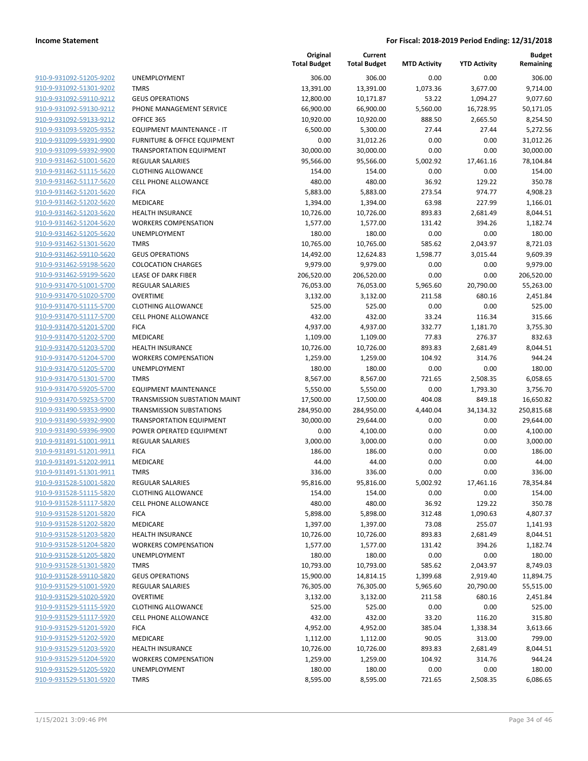| | | Original Total Budget | Current Total Budget | MTD Activity | YTD Activity | Budget Remaining |
|---|---|---|---|---|---|---|
| 910-9-931092-51205-9202 | UNEMPLOYMENT | 306.00 | 306.00 | 0.00 | 0.00 | 306.00 |
| 910-9-931092-51301-9202 | TMRS | 13,391.00 | 13,391.00 | 1,073.36 | 3,677.00 | 9,714.00 |
| 910-9-931092-59110-9212 | GEUS OPERATIONS | 12,800.00 | 10,171.87 | 53.22 | 1,094.27 | 9,077.60 |
| 910-9-931092-59130-9212 | PHONE MANAGEMENT SERVICE | 66,900.00 | 66,900.00 | 5,560.00 | 16,728.95 | 50,171.05 |
| 910-9-931092-59133-9212 | OFFICE 365 | 10,920.00 | 10,920.00 | 888.50 | 2,665.50 | 8,254.50 |
| 910-9-931093-59205-9352 | EQUIPMENT MAINTENANCE - IT | 6,500.00 | 5,300.00 | 27.44 | 27.44 | 5,272.56 |
| 910-9-931099-59391-9900 | FURNITURE & OFFICE EQUIPMENT | 0.00 | 31,012.26 | 0.00 | 0.00 | 31,012.26 |
| 910-9-931099-59392-9900 | TRANSPORTATION EQUIPMENT | 30,000.00 | 30,000.00 | 0.00 | 0.00 | 30,000.00 |
| 910-9-931462-51001-5620 | REGULAR SALARIES | 95,566.00 | 95,566.00 | 5,002.92 | 17,461.16 | 78,104.84 |
| 910-9-931462-51115-5620 | CLOTHING ALLOWANCE | 154.00 | 154.00 | 0.00 | 0.00 | 154.00 |
| 910-9-931462-51117-5620 | CELL PHONE ALLOWANCE | 480.00 | 480.00 | 36.92 | 129.22 | 350.78 |
| 910-9-931462-51201-5620 | FICA | 5,883.00 | 5,883.00 | 273.54 | 974.77 | 4,908.23 |
| 910-9-931462-51202-5620 | MEDICARE | 1,394.00 | 1,394.00 | 63.98 | 227.99 | 1,166.01 |
| 910-9-931462-51203-5620 | HEALTH INSURANCE | 10,726.00 | 10,726.00 | 893.83 | 2,681.49 | 8,044.51 |
| 910-9-931462-51204-5620 | WORKERS COMPENSATION | 1,577.00 | 1,577.00 | 131.42 | 394.26 | 1,182.74 |
| 910-9-931462-51205-5620 | UNEMPLOYMENT | 180.00 | 180.00 | 0.00 | 0.00 | 180.00 |
| 910-9-931462-51301-5620 | TMRS | 10,765.00 | 10,765.00 | 585.62 | 2,043.97 | 8,721.03 |
| 910-9-931462-59110-5620 | GEUS OPERATIONS | 14,492.00 | 12,624.83 | 1,598.77 | 3,015.44 | 9,609.39 |
| 910-9-931462-59198-5620 | COLOCATION CHARGES | 9,979.00 | 9,979.00 | 0.00 | 0.00 | 9,979.00 |
| 910-9-931462-59199-5620 | LEASE OF DARK FIBER | 206,520.00 | 206,520.00 | 0.00 | 0.00 | 206,520.00 |
| 910-9-931470-51001-5700 | REGULAR SALARIES | 76,053.00 | 76,053.00 | 5,965.60 | 20,790.00 | 55,263.00 |
| 910-9-931470-51020-5700 | OVERTIME | 3,132.00 | 3,132.00 | 211.58 | 680.16 | 2,451.84 |
| 910-9-931470-51115-5700 | CLOTHING ALLOWANCE | 525.00 | 525.00 | 0.00 | 0.00 | 525.00 |
| 910-9-931470-51117-5700 | CELL PHONE ALLOWANCE | 432.00 | 432.00 | 33.24 | 116.34 | 315.66 |
| 910-9-931470-51201-5700 | FICA | 4,937.00 | 4,937.00 | 332.77 | 1,181.70 | 3,755.30 |
| 910-9-931470-51202-5700 | MEDICARE | 1,109.00 | 1,109.00 | 77.83 | 276.37 | 832.63 |
| 910-9-931470-51203-5700 | HEALTH INSURANCE | 10,726.00 | 10,726.00 | 893.83 | 2,681.49 | 8,044.51 |
| 910-9-931470-51204-5700 | WORKERS COMPENSATION | 1,259.00 | 1,259.00 | 104.92 | 314.76 | 944.24 |
| 910-9-931470-51205-5700 | UNEMPLOYMENT | 180.00 | 180.00 | 0.00 | 0.00 | 180.00 |
| 910-9-931470-51301-5700 | TMRS | 8,567.00 | 8,567.00 | 721.65 | 2,508.35 | 6,058.65 |
| 910-9-931470-59205-5700 | EQUIPMENT MAINTENANCE | 5,550.00 | 5,550.00 | 0.00 | 1,793.30 | 3,756.70 |
| 910-9-931470-59253-5700 | TRANSMISSION SUBSTATION MAINT | 17,500.00 | 17,500.00 | 404.08 | 849.18 | 16,650.82 |
| 910-9-931490-59353-9900 | TRANSMISSION SUBSTATIONS | 284,950.00 | 284,950.00 | 4,440.04 | 34,134.32 | 250,815.68 |
| 910-9-931490-59392-9900 | TRANSPORTATION EQUIPMENT | 30,000.00 | 29,644.00 | 0.00 | 0.00 | 29,644.00 |
| 910-9-931490-59396-9900 | POWER OPERATED EQUIPMENT | 0.00 | 4,100.00 | 0.00 | 0.00 | 4,100.00 |
| 910-9-931491-51001-9911 | REGULAR SALARIES | 3,000.00 | 3,000.00 | 0.00 | 0.00 | 3,000.00 |
| 910-9-931491-51201-9911 | FICA | 186.00 | 186.00 | 0.00 | 0.00 | 186.00 |
| 910-9-931491-51202-9911 | MEDICARE | 44.00 | 44.00 | 0.00 | 0.00 | 44.00 |
| 910-9-931491-51301-9911 | TMRS | 336.00 | 336.00 | 0.00 | 0.00 | 336.00 |
| 910-9-931528-51001-5820 | REGULAR SALARIES | 95,816.00 | 95,816.00 | 5,002.92 | 17,461.16 | 78,354.84 |
| 910-9-931528-51115-5820 | CLOTHING ALLOWANCE | 154.00 | 154.00 | 0.00 | 0.00 | 154.00 |
| 910-9-931528-51117-5820 | CELL PHONE ALLOWANCE | 480.00 | 480.00 | 36.92 | 129.22 | 350.78 |
| 910-9-931528-51201-5820 | FICA | 5,898.00 | 5,898.00 | 312.48 | 1,090.63 | 4,807.37 |
| 910-9-931528-51202-5820 | MEDICARE | 1,397.00 | 1,397.00 | 73.08 | 255.07 | 1,141.93 |
| 910-9-931528-51203-5820 | HEALTH INSURANCE | 10,726.00 | 10,726.00 | 893.83 | 2,681.49 | 8,044.51 |
| 910-9-931528-51204-5820 | WORKERS COMPENSATION | 1,577.00 | 1,577.00 | 131.42 | 394.26 | 1,182.74 |
| 910-9-931528-51205-5820 | UNEMPLOYMENT | 180.00 | 180.00 | 0.00 | 0.00 | 180.00 |
| 910-9-931528-51301-5820 | TMRS | 10,793.00 | 10,793.00 | 585.62 | 2,043.97 | 8,749.03 |
| 910-9-931528-59110-5820 | GEUS OPERATIONS | 15,900.00 | 14,814.15 | 1,399.68 | 2,919.40 | 11,894.75 |
| 910-9-931529-51001-5920 | REGULAR SALARIES | 76,305.00 | 76,305.00 | 5,965.60 | 20,790.00 | 55,515.00 |
| 910-9-931529-51020-5920 | OVERTIME | 3,132.00 | 3,132.00 | 211.58 | 680.16 | 2,451.84 |
| 910-9-931529-51115-5920 | CLOTHING ALLOWANCE | 525.00 | 525.00 | 0.00 | 0.00 | 525.00 |
| 910-9-931529-51117-5920 | CELL PHONE ALLOWANCE | 432.00 | 432.00 | 33.20 | 116.20 | 315.80 |
| 910-9-931529-51201-5920 | FICA | 4,952.00 | 4,952.00 | 385.04 | 1,338.34 | 3,613.66 |
| 910-9-931529-51202-5920 | MEDICARE | 1,112.00 | 1,112.00 | 90.05 | 313.00 | 799.00 |
| 910-9-931529-51203-5920 | HEALTH INSURANCE | 10,726.00 | 10,726.00 | 893.83 | 2,681.49 | 8,044.51 |
| 910-9-931529-51204-5920 | WORKERS COMPENSATION | 1,259.00 | 1,259.00 | 104.92 | 314.76 | 944.24 |
| 910-9-931529-51205-5920 | UNEMPLOYMENT | 180.00 | 180.00 | 0.00 | 0.00 | 180.00 |
| 910-9-931529-51301-5920 | TMRS | 8,595.00 | 8,595.00 | 721.65 | 2,508.35 | 6,086.65 |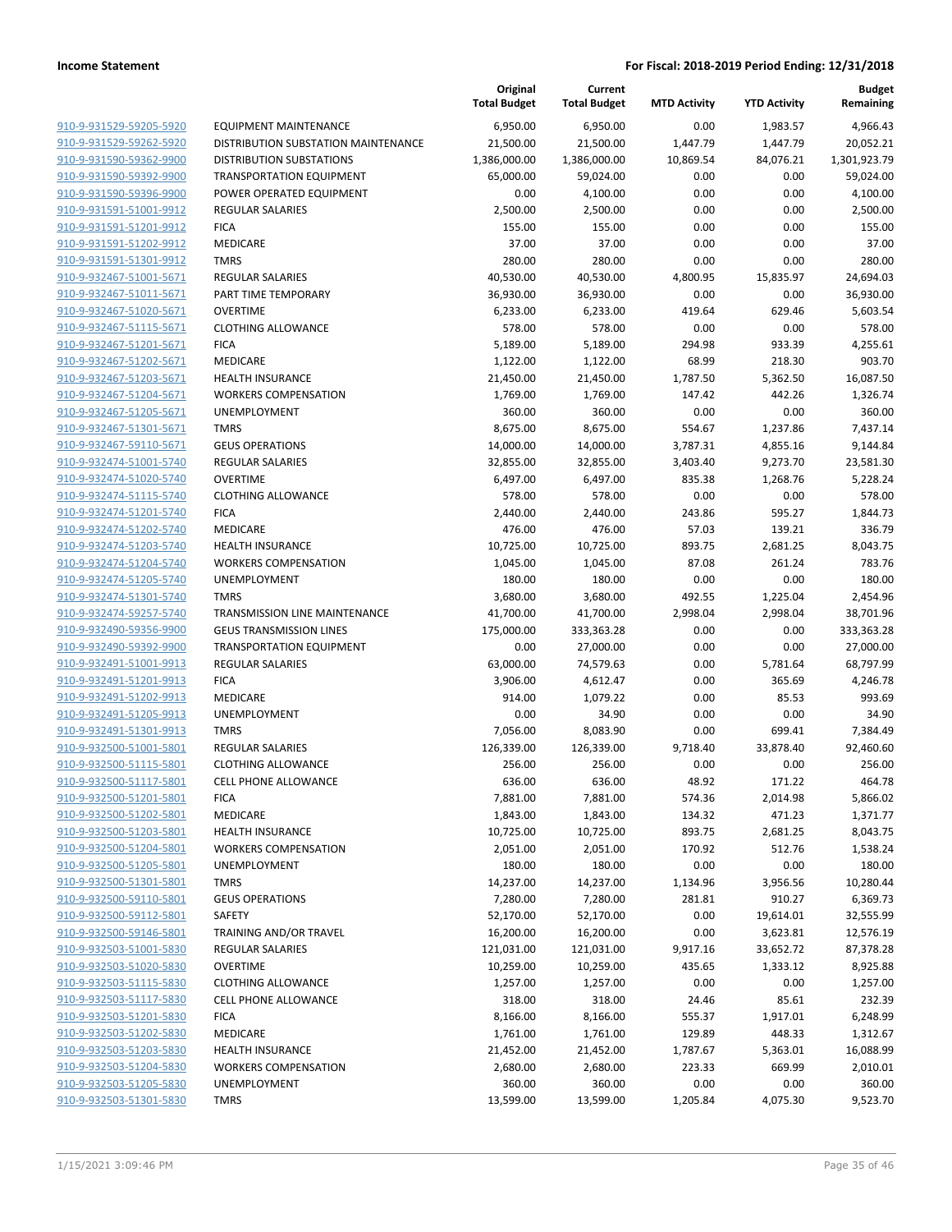| | | Original Total Budget | Current Total Budget | MTD Activity | YTD Activity | Budget Remaining |
|---|---|---|---|---|---|---|
| 910-9-931529-59205-5920 | EQUIPMENT MAINTENANCE | 6,950.00 | 6,950.00 | 0.00 | 1,983.57 | 4,966.43 |
| 910-9-931529-59262-5920 | DISTRIBUTION SUBSTATION MAINTENANCE | 21,500.00 | 21,500.00 | 1,447.79 | 1,447.79 | 20,052.21 |
| 910-9-931590-59362-9900 | DISTRIBUTION SUBSTATIONS | 1,386,000.00 | 1,386,000.00 | 10,869.54 | 84,076.21 | 1,301,923.79 |
| 910-9-931590-59392-9900 | TRANSPORTATION EQUIPMENT | 65,000.00 | 59,024.00 | 0.00 | 0.00 | 59,024.00 |
| 910-9-931590-59396-9900 | POWER OPERATED EQUIPMENT | 0.00 | 4,100.00 | 0.00 | 0.00 | 4,100.00 |
| 910-9-931591-51001-9912 | REGULAR SALARIES | 2,500.00 | 2,500.00 | 0.00 | 0.00 | 2,500.00 |
| 910-9-931591-51201-9912 | FICA | 155.00 | 155.00 | 0.00 | 0.00 | 155.00 |
| 910-9-931591-51202-9912 | MEDICARE | 37.00 | 37.00 | 0.00 | 0.00 | 37.00 |
| 910-9-931591-51301-9912 | TMRS | 280.00 | 280.00 | 0.00 | 0.00 | 280.00 |
| 910-9-932467-51001-5671 | REGULAR SALARIES | 40,530.00 | 40,530.00 | 4,800.95 | 15,835.97 | 24,694.03 |
| 910-9-932467-51011-5671 | PART TIME TEMPORARY | 36,930.00 | 36,930.00 | 0.00 | 0.00 | 36,930.00 |
| 910-9-932467-51020-5671 | OVERTIME | 6,233.00 | 6,233.00 | 419.64 | 629.46 | 5,603.54 |
| 910-9-932467-51115-5671 | CLOTHING ALLOWANCE | 578.00 | 578.00 | 0.00 | 0.00 | 578.00 |
| 910-9-932467-51201-5671 | FICA | 5,189.00 | 5,189.00 | 294.98 | 933.39 | 4,255.61 |
| 910-9-932467-51202-5671 | MEDICARE | 1,122.00 | 1,122.00 | 68.99 | 218.30 | 903.70 |
| 910-9-932467-51203-5671 | HEALTH INSURANCE | 21,450.00 | 21,450.00 | 1,787.50 | 5,362.50 | 16,087.50 |
| 910-9-932467-51204-5671 | WORKERS COMPENSATION | 1,769.00 | 1,769.00 | 147.42 | 442.26 | 1,326.74 |
| 910-9-932467-51205-5671 | UNEMPLOYMENT | 360.00 | 360.00 | 0.00 | 0.00 | 360.00 |
| 910-9-932467-51301-5671 | TMRS | 8,675.00 | 8,675.00 | 554.67 | 1,237.86 | 7,437.14 |
| 910-9-932467-59110-5671 | GEUS OPERATIONS | 14,000.00 | 14,000.00 | 3,787.31 | 4,855.16 | 9,144.84 |
| 910-9-932474-51001-5740 | REGULAR SALARIES | 32,855.00 | 32,855.00 | 3,403.40 | 9,273.70 | 23,581.30 |
| 910-9-932474-51020-5740 | OVERTIME | 6,497.00 | 6,497.00 | 835.38 | 1,268.76 | 5,228.24 |
| 910-9-932474-51115-5740 | CLOTHING ALLOWANCE | 578.00 | 578.00 | 0.00 | 0.00 | 578.00 |
| 910-9-932474-51201-5740 | FICA | 2,440.00 | 2,440.00 | 243.86 | 595.27 | 1,844.73 |
| 910-9-932474-51202-5740 | MEDICARE | 476.00 | 476.00 | 57.03 | 139.21 | 336.79 |
| 910-9-932474-51203-5740 | HEALTH INSURANCE | 10,725.00 | 10,725.00 | 893.75 | 2,681.25 | 8,043.75 |
| 910-9-932474-51204-5740 | WORKERS COMPENSATION | 1,045.00 | 1,045.00 | 87.08 | 261.24 | 783.76 |
| 910-9-932474-51205-5740 | UNEMPLOYMENT | 180.00 | 180.00 | 0.00 | 0.00 | 180.00 |
| 910-9-932474-51301-5740 | TMRS | 3,680.00 | 3,680.00 | 492.55 | 1,225.04 | 2,454.96 |
| 910-9-932474-59257-5740 | TRANSMISSION LINE MAINTENANCE | 41,700.00 | 41,700.00 | 2,998.04 | 2,998.04 | 38,701.96 |
| 910-9-932490-59356-9900 | GEUS TRANSMISSION LINES | 175,000.00 | 333,363.28 | 0.00 | 0.00 | 333,363.28 |
| 910-9-932490-59392-9900 | TRANSPORTATION EQUIPMENT | 0.00 | 27,000.00 | 0.00 | 0.00 | 27,000.00 |
| 910-9-932491-51001-9913 | REGULAR SALARIES | 63,000.00 | 74,579.63 | 0.00 | 5,781.64 | 68,797.99 |
| 910-9-932491-51201-9913 | FICA | 3,906.00 | 4,612.47 | 0.00 | 365.69 | 4,246.78 |
| 910-9-932491-51202-9913 | MEDICARE | 914.00 | 1,079.22 | 0.00 | 85.53 | 993.69 |
| 910-9-932491-51205-9913 | UNEMPLOYMENT | 0.00 | 34.90 | 0.00 | 0.00 | 34.90 |
| 910-9-932491-51301-9913 | TMRS | 7,056.00 | 8,083.90 | 0.00 | 699.41 | 7,384.49 |
| 910-9-932500-51001-5801 | REGULAR SALARIES | 126,339.00 | 126,339.00 | 9,718.40 | 33,878.40 | 92,460.60 |
| 910-9-932500-51115-5801 | CLOTHING ALLOWANCE | 256.00 | 256.00 | 0.00 | 0.00 | 256.00 |
| 910-9-932500-51117-5801 | CELL PHONE ALLOWANCE | 636.00 | 636.00 | 48.92 | 171.22 | 464.78 |
| 910-9-932500-51201-5801 | FICA | 7,881.00 | 7,881.00 | 574.36 | 2,014.98 | 5,866.02 |
| 910-9-932500-51202-5801 | MEDICARE | 1,843.00 | 1,843.00 | 134.32 | 471.23 | 1,371.77 |
| 910-9-932500-51203-5801 | HEALTH INSURANCE | 10,725.00 | 10,725.00 | 893.75 | 2,681.25 | 8,043.75 |
| 910-9-932500-51204-5801 | WORKERS COMPENSATION | 2,051.00 | 2,051.00 | 170.92 | 512.76 | 1,538.24 |
| 910-9-932500-51205-5801 | UNEMPLOYMENT | 180.00 | 180.00 | 0.00 | 0.00 | 180.00 |
| 910-9-932500-51301-5801 | TMRS | 14,237.00 | 14,237.00 | 1,134.96 | 3,956.56 | 10,280.44 |
| 910-9-932500-59110-5801 | GEUS OPERATIONS | 7,280.00 | 7,280.00 | 281.81 | 910.27 | 6,369.73 |
| 910-9-932500-59112-5801 | SAFETY | 52,170.00 | 52,170.00 | 0.00 | 19,614.01 | 32,555.99 |
| 910-9-932500-59146-5801 | TRAINING AND/OR TRAVEL | 16,200.00 | 16,200.00 | 0.00 | 3,623.81 | 12,576.19 |
| 910-9-932503-51001-5830 | REGULAR SALARIES | 121,031.00 | 121,031.00 | 9,917.16 | 33,652.72 | 87,378.28 |
| 910-9-932503-51020-5830 | OVERTIME | 10,259.00 | 10,259.00 | 435.65 | 1,333.12 | 8,925.88 |
| 910-9-932503-51115-5830 | CLOTHING ALLOWANCE | 1,257.00 | 1,257.00 | 0.00 | 0.00 | 1,257.00 |
| 910-9-932503-51117-5830 | CELL PHONE ALLOWANCE | 318.00 | 318.00 | 24.46 | 85.61 | 232.39 |
| 910-9-932503-51201-5830 | FICA | 8,166.00 | 8,166.00 | 555.37 | 1,917.01 | 6,248.99 |
| 910-9-932503-51202-5830 | MEDICARE | 1,761.00 | 1,761.00 | 129.89 | 448.33 | 1,312.67 |
| 910-9-932503-51203-5830 | HEALTH INSURANCE | 21,452.00 | 21,452.00 | 1,787.67 | 5,363.01 | 16,088.99 |
| 910-9-932503-51204-5830 | WORKERS COMPENSATION | 2,680.00 | 2,680.00 | 223.33 | 669.99 | 2,010.01 |
| 910-9-932503-51205-5830 | UNEMPLOYMENT | 360.00 | 360.00 | 0.00 | 0.00 | 360.00 |
| 910-9-932503-51301-5830 | TMRS | 13,599.00 | 13,599.00 | 1,205.84 | 4,075.30 | 9,523.70 |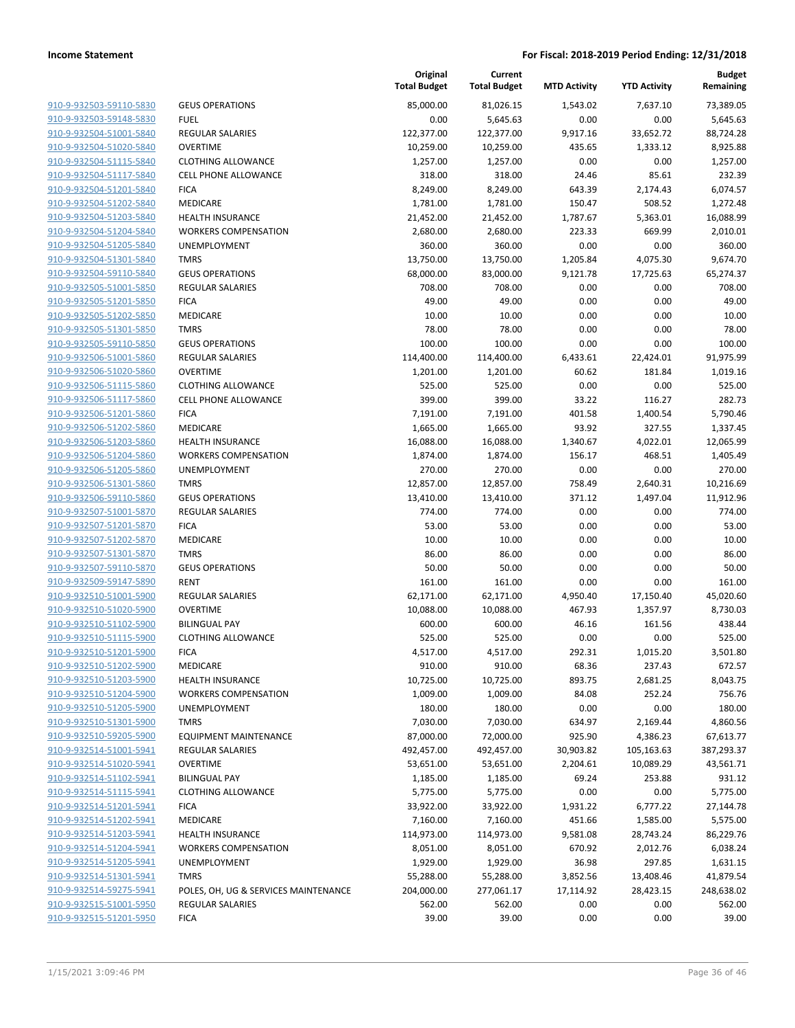| | | Original Total Budget | Current Total Budget | MTD Activity | YTD Activity | Budget Remaining |
|---|---|---|---|---|---|---|
| 910-9-932503-59110-5830 | GEUS OPERATIONS | 85,000.00 | 81,026.15 | 1,543.02 | 7,637.10 | 73,389.05 |
| 910-9-932503-59148-5830 | FUEL | 0.00 | 5,645.63 | 0.00 | 0.00 | 5,645.63 |
| 910-9-932504-51001-5840 | REGULAR SALARIES | 122,377.00 | 122,377.00 | 9,917.16 | 33,652.72 | 88,724.28 |
| 910-9-932504-51020-5840 | OVERTIME | 10,259.00 | 10,259.00 | 435.65 | 1,333.12 | 8,925.88 |
| 910-9-932504-51115-5840 | CLOTHING ALLOWANCE | 1,257.00 | 1,257.00 | 0.00 | 0.00 | 1,257.00 |
| 910-9-932504-51117-5840 | CELL PHONE ALLOWANCE | 318.00 | 318.00 | 24.46 | 85.61 | 232.39 |
| 910-9-932504-51201-5840 | FICA | 8,249.00 | 8,249.00 | 643.39 | 2,174.43 | 6,074.57 |
| 910-9-932504-51202-5840 | MEDICARE | 1,781.00 | 1,781.00 | 150.47 | 508.52 | 1,272.48 |
| 910-9-932504-51203-5840 | HEALTH INSURANCE | 21,452.00 | 21,452.00 | 1,787.67 | 5,363.01 | 16,088.99 |
| 910-9-932504-51204-5840 | WORKERS COMPENSATION | 2,680.00 | 2,680.00 | 223.33 | 669.99 | 2,010.01 |
| 910-9-932504-51205-5840 | UNEMPLOYMENT | 360.00 | 360.00 | 0.00 | 0.00 | 360.00 |
| 910-9-932504-51301-5840 | TMRS | 13,750.00 | 13,750.00 | 1,205.84 | 4,075.30 | 9,674.70 |
| 910-9-932504-59110-5840 | GEUS OPERATIONS | 68,000.00 | 83,000.00 | 9,121.78 | 17,725.63 | 65,274.37 |
| 910-9-932505-51001-5850 | REGULAR SALARIES | 708.00 | 708.00 | 0.00 | 0.00 | 708.00 |
| 910-9-932505-51201-5850 | FICA | 49.00 | 49.00 | 0.00 | 0.00 | 49.00 |
| 910-9-932505-51202-5850 | MEDICARE | 10.00 | 10.00 | 0.00 | 0.00 | 10.00 |
| 910-9-932505-51301-5850 | TMRS | 78.00 | 78.00 | 0.00 | 0.00 | 78.00 |
| 910-9-932505-59110-5850 | GEUS OPERATIONS | 100.00 | 100.00 | 0.00 | 0.00 | 100.00 |
| 910-9-932506-51001-5860 | REGULAR SALARIES | 114,400.00 | 114,400.00 | 6,433.61 | 22,424.01 | 91,975.99 |
| 910-9-932506-51020-5860 | OVERTIME | 1,201.00 | 1,201.00 | 60.62 | 181.84 | 1,019.16 |
| 910-9-932506-51115-5860 | CLOTHING ALLOWANCE | 525.00 | 525.00 | 0.00 | 0.00 | 525.00 |
| 910-9-932506-51117-5860 | CELL PHONE ALLOWANCE | 399.00 | 399.00 | 33.22 | 116.27 | 282.73 |
| 910-9-932506-51201-5860 | FICA | 7,191.00 | 7,191.00 | 401.58 | 1,400.54 | 5,790.46 |
| 910-9-932506-51202-5860 | MEDICARE | 1,665.00 | 1,665.00 | 93.92 | 327.55 | 1,337.45 |
| 910-9-932506-51203-5860 | HEALTH INSURANCE | 16,088.00 | 16,088.00 | 1,340.67 | 4,022.01 | 12,065.99 |
| 910-9-932506-51204-5860 | WORKERS COMPENSATION | 1,874.00 | 1,874.00 | 156.17 | 468.51 | 1,405.49 |
| 910-9-932506-51205-5860 | UNEMPLOYMENT | 270.00 | 270.00 | 0.00 | 0.00 | 270.00 |
| 910-9-932506-51301-5860 | TMRS | 12,857.00 | 12,857.00 | 758.49 | 2,640.31 | 10,216.69 |
| 910-9-932506-59110-5860 | GEUS OPERATIONS | 13,410.00 | 13,410.00 | 371.12 | 1,497.04 | 11,912.96 |
| 910-9-932507-51001-5870 | REGULAR SALARIES | 774.00 | 774.00 | 0.00 | 0.00 | 774.00 |
| 910-9-932507-51201-5870 | FICA | 53.00 | 53.00 | 0.00 | 0.00 | 53.00 |
| 910-9-932507-51202-5870 | MEDICARE | 10.00 | 10.00 | 0.00 | 0.00 | 10.00 |
| 910-9-932507-51301-5870 | TMRS | 86.00 | 86.00 | 0.00 | 0.00 | 86.00 |
| 910-9-932507-59110-5870 | GEUS OPERATIONS | 50.00 | 50.00 | 0.00 | 0.00 | 50.00 |
| 910-9-932509-59147-5890 | RENT | 161.00 | 161.00 | 0.00 | 0.00 | 161.00 |
| 910-9-932510-51001-5900 | REGULAR SALARIES | 62,171.00 | 62,171.00 | 4,950.40 | 17,150.40 | 45,020.60 |
| 910-9-932510-51020-5900 | OVERTIME | 10,088.00 | 10,088.00 | 467.93 | 1,357.97 | 8,730.03 |
| 910-9-932510-51102-5900 | BILINGUAL PAY | 600.00 | 600.00 | 46.16 | 161.56 | 438.44 |
| 910-9-932510-51115-5900 | CLOTHING ALLOWANCE | 525.00 | 525.00 | 0.00 | 0.00 | 525.00 |
| 910-9-932510-51201-5900 | FICA | 4,517.00 | 4,517.00 | 292.31 | 1,015.20 | 3,501.80 |
| 910-9-932510-51202-5900 | MEDICARE | 910.00 | 910.00 | 68.36 | 237.43 | 672.57 |
| 910-9-932510-51203-5900 | HEALTH INSURANCE | 10,725.00 | 10,725.00 | 893.75 | 2,681.25 | 8,043.75 |
| 910-9-932510-51204-5900 | WORKERS COMPENSATION | 1,009.00 | 1,009.00 | 84.08 | 252.24 | 756.76 |
| 910-9-932510-51205-5900 | UNEMPLOYMENT | 180.00 | 180.00 | 0.00 | 0.00 | 180.00 |
| 910-9-932510-51301-5900 | TMRS | 7,030.00 | 7,030.00 | 634.97 | 2,169.44 | 4,860.56 |
| 910-9-932510-59205-5900 | EQUIPMENT MAINTENANCE | 87,000.00 | 72,000.00 | 925.90 | 4,386.23 | 67,613.77 |
| 910-9-932514-51001-5941 | REGULAR SALARIES | 492,457.00 | 492,457.00 | 30,903.82 | 105,163.63 | 387,293.37 |
| 910-9-932514-51020-5941 | OVERTIME | 53,651.00 | 53,651.00 | 2,204.61 | 10,089.29 | 43,561.71 |
| 910-9-932514-51102-5941 | BILINGUAL PAY | 1,185.00 | 1,185.00 | 69.24 | 253.88 | 931.12 |
| 910-9-932514-51115-5941 | CLOTHING ALLOWANCE | 5,775.00 | 5,775.00 | 0.00 | 0.00 | 5,775.00 |
| 910-9-932514-51201-5941 | FICA | 33,922.00 | 33,922.00 | 1,931.22 | 6,777.22 | 27,144.78 |
| 910-9-932514-51202-5941 | MEDICARE | 7,160.00 | 7,160.00 | 451.66 | 1,585.00 | 5,575.00 |
| 910-9-932514-51203-5941 | HEALTH INSURANCE | 114,973.00 | 114,973.00 | 9,581.08 | 28,743.24 | 86,229.76 |
| 910-9-932514-51204-5941 | WORKERS COMPENSATION | 8,051.00 | 8,051.00 | 670.92 | 2,012.76 | 6,038.24 |
| 910-9-932514-51205-5941 | UNEMPLOYMENT | 1,929.00 | 1,929.00 | 36.98 | 297.85 | 1,631.15 |
| 910-9-932514-51301-5941 | TMRS | 55,288.00 | 55,288.00 | 3,852.56 | 13,408.46 | 41,879.54 |
| 910-9-932514-59275-5941 | POLES, OH, UG & SERVICES MAINTENANCE | 204,000.00 | 277,061.17 | 17,114.92 | 28,423.15 | 248,638.02 |
| 910-9-932515-51001-5950 | REGULAR SALARIES | 562.00 | 562.00 | 0.00 | 0.00 | 562.00 |
| 910-9-932515-51201-5950 | FICA | 39.00 | 39.00 | 0.00 | 0.00 | 39.00 |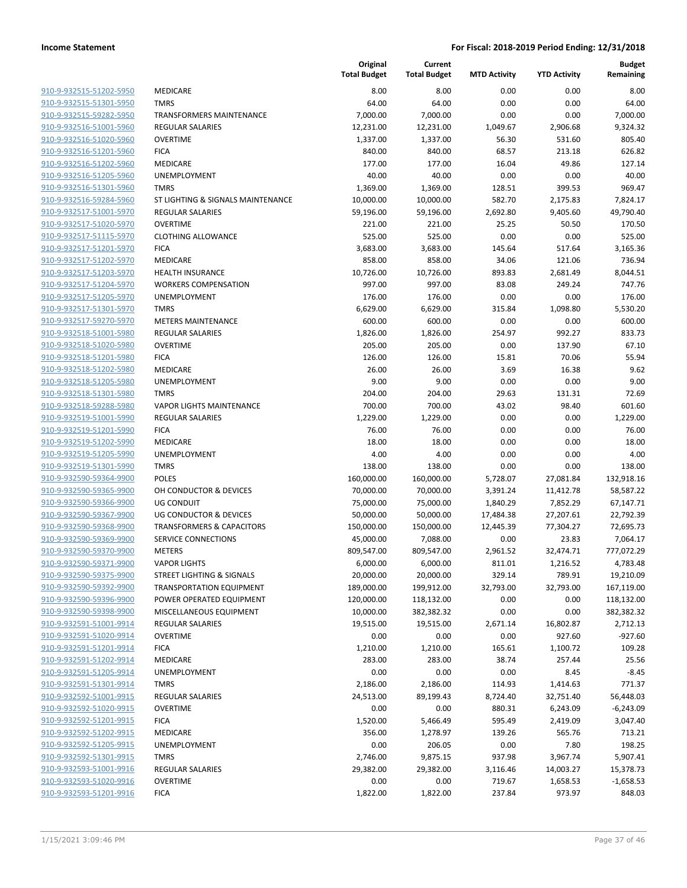| | | Original Total Budget | Current Total Budget | MTD Activity | YTD Activity | Budget Remaining |
|---|---|---|---|---|---|---|
| 910-9-932515-51202-5950 | MEDICARE | 8.00 | 8.00 | 0.00 | 0.00 | 8.00 |
| 910-9-932515-51301-5950 | TMRS | 64.00 | 64.00 | 0.00 | 0.00 | 64.00 |
| 910-9-932515-59282-5950 | TRANSFORMERS MAINTENANCE | 7,000.00 | 7,000.00 | 0.00 | 0.00 | 7,000.00 |
| 910-9-932516-51001-5960 | REGULAR SALARIES | 12,231.00 | 12,231.00 | 1,049.67 | 2,906.68 | 9,324.32 |
| 910-9-932516-51020-5960 | OVERTIME | 1,337.00 | 1,337.00 | 56.30 | 531.60 | 805.40 |
| 910-9-932516-51201-5960 | FICA | 840.00 | 840.00 | 68.57 | 213.18 | 626.82 |
| 910-9-932516-51202-5960 | MEDICARE | 177.00 | 177.00 | 16.04 | 49.86 | 127.14 |
| 910-9-932516-51205-5960 | UNEMPLOYMENT | 40.00 | 40.00 | 0.00 | 0.00 | 40.00 |
| 910-9-932516-51301-5960 | TMRS | 1,369.00 | 1,369.00 | 128.51 | 399.53 | 969.47 |
| 910-9-932516-59284-5960 | ST LIGHTING & SIGNALS MAINTENANCE | 10,000.00 | 10,000.00 | 582.70 | 2,175.83 | 7,824.17 |
| 910-9-932517-51001-5970 | REGULAR SALARIES | 59,196.00 | 59,196.00 | 2,692.80 | 9,405.60 | 49,790.40 |
| 910-9-932517-51020-5970 | OVERTIME | 221.00 | 221.00 | 25.25 | 50.50 | 170.50 |
| 910-9-932517-51115-5970 | CLOTHING ALLOWANCE | 525.00 | 525.00 | 0.00 | 0.00 | 525.00 |
| 910-9-932517-51201-5970 | FICA | 3,683.00 | 3,683.00 | 145.64 | 517.64 | 3,165.36 |
| 910-9-932517-51202-5970 | MEDICARE | 858.00 | 858.00 | 34.06 | 121.06 | 736.94 |
| 910-9-932517-51203-5970 | HEALTH INSURANCE | 10,726.00 | 10,726.00 | 893.83 | 2,681.49 | 8,044.51 |
| 910-9-932517-51204-5970 | WORKERS COMPENSATION | 997.00 | 997.00 | 83.08 | 249.24 | 747.76 |
| 910-9-932517-51205-5970 | UNEMPLOYMENT | 176.00 | 176.00 | 0.00 | 0.00 | 176.00 |
| 910-9-932517-51301-5970 | TMRS | 6,629.00 | 6,629.00 | 315.84 | 1,098.80 | 5,530.20 |
| 910-9-932517-59270-5970 | METERS MAINTENANCE | 600.00 | 600.00 | 0.00 | 0.00 | 600.00 |
| 910-9-932518-51001-5980 | REGULAR SALARIES | 1,826.00 | 1,826.00 | 254.97 | 992.27 | 833.73 |
| 910-9-932518-51020-5980 | OVERTIME | 205.00 | 205.00 | 0.00 | 137.90 | 67.10 |
| 910-9-932518-51201-5980 | FICA | 126.00 | 126.00 | 15.81 | 70.06 | 55.94 |
| 910-9-932518-51202-5980 | MEDICARE | 26.00 | 26.00 | 3.69 | 16.38 | 9.62 |
| 910-9-932518-51205-5980 | UNEMPLOYMENT | 9.00 | 9.00 | 0.00 | 0.00 | 9.00 |
| 910-9-932518-51301-5980 | TMRS | 204.00 | 204.00 | 29.63 | 131.31 | 72.69 |
| 910-9-932518-59288-5980 | VAPOR LIGHTS MAINTENANCE | 700.00 | 700.00 | 43.02 | 98.40 | 601.60 |
| 910-9-932519-51001-5990 | REGULAR SALARIES | 1,229.00 | 1,229.00 | 0.00 | 0.00 | 1,229.00 |
| 910-9-932519-51201-5990 | FICA | 76.00 | 76.00 | 0.00 | 0.00 | 76.00 |
| 910-9-932519-51202-5990 | MEDICARE | 18.00 | 18.00 | 0.00 | 0.00 | 18.00 |
| 910-9-932519-51205-5990 | UNEMPLOYMENT | 4.00 | 4.00 | 0.00 | 0.00 | 4.00 |
| 910-9-932519-51301-5990 | TMRS | 138.00 | 138.00 | 0.00 | 0.00 | 138.00 |
| 910-9-932590-59364-9900 | POLES | 160,000.00 | 160,000.00 | 5,728.07 | 27,081.84 | 132,918.16 |
| 910-9-932590-59365-9900 | OH CONDUCTOR & DEVICES | 70,000.00 | 70,000.00 | 3,391.24 | 11,412.78 | 58,587.22 |
| 910-9-932590-59366-9900 | UG CONDUIT | 75,000.00 | 75,000.00 | 1,840.29 | 7,852.29 | 67,147.71 |
| 910-9-932590-59367-9900 | UG CONDUCTOR & DEVICES | 50,000.00 | 50,000.00 | 17,484.38 | 27,207.61 | 22,792.39 |
| 910-9-932590-59368-9900 | TRANSFORMERS & CAPACITORS | 150,000.00 | 150,000.00 | 12,445.39 | 77,304.27 | 72,695.73 |
| 910-9-932590-59369-9900 | SERVICE CONNECTIONS | 45,000.00 | 7,088.00 | 0.00 | 23.83 | 7,064.17 |
| 910-9-932590-59370-9900 | METERS | 809,547.00 | 809,547.00 | 2,961.52 | 32,474.71 | 777,072.29 |
| 910-9-932590-59371-9900 | VAPOR LIGHTS | 6,000.00 | 6,000.00 | 811.01 | 1,216.52 | 4,783.48 |
| 910-9-932590-59375-9900 | STREET LIGHTING & SIGNALS | 20,000.00 | 20,000.00 | 329.14 | 789.91 | 19,210.09 |
| 910-9-932590-59392-9900 | TRANSPORTATION EQUIPMENT | 189,000.00 | 199,912.00 | 32,793.00 | 32,793.00 | 167,119.00 |
| 910-9-932590-59396-9900 | POWER OPERATED EQUIPMENT | 120,000.00 | 118,132.00 | 0.00 | 0.00 | 118,132.00 |
| 910-9-932590-59398-9900 | MISCELLANEOUS EQUIPMENT | 10,000.00 | 382,382.32 | 0.00 | 0.00 | 382,382.32 |
| 910-9-932591-51001-9914 | REGULAR SALARIES | 19,515.00 | 19,515.00 | 2,671.14 | 16,802.87 | 2,712.13 |
| 910-9-932591-51020-9914 | OVERTIME | 0.00 | 0.00 | 0.00 | 927.60 | -927.60 |
| 910-9-932591-51201-9914 | FICA | 1,210.00 | 1,210.00 | 165.61 | 1,100.72 | 109.28 |
| 910-9-932591-51202-9914 | MEDICARE | 283.00 | 283.00 | 38.74 | 257.44 | 25.56 |
| 910-9-932591-51205-9914 | UNEMPLOYMENT | 0.00 | 0.00 | 0.00 | 8.45 | -8.45 |
| 910-9-932591-51301-9914 | TMRS | 2,186.00 | 2,186.00 | 114.93 | 1,414.63 | 771.37 |
| 910-9-932592-51001-9915 | REGULAR SALARIES | 24,513.00 | 89,199.43 | 8,724.40 | 32,751.40 | 56,448.03 |
| 910-9-932592-51020-9915 | OVERTIME | 0.00 | 0.00 | 880.31 | 6,243.09 | -6,243.09 |
| 910-9-932592-51201-9915 | FICA | 1,520.00 | 5,466.49 | 595.49 | 2,419.09 | 3,047.40 |
| 910-9-932592-51202-9915 | MEDICARE | 356.00 | 1,278.97 | 139.26 | 565.76 | 713.21 |
| 910-9-932592-51205-9915 | UNEMPLOYMENT | 0.00 | 206.05 | 0.00 | 7.80 | 198.25 |
| 910-9-932592-51301-9915 | TMRS | 2,746.00 | 9,875.15 | 937.98 | 3,967.74 | 5,907.41 |
| 910-9-932593-51001-9916 | REGULAR SALARIES | 29,382.00 | 29,382.00 | 3,116.46 | 14,003.27 | 15,378.73 |
| 910-9-932593-51020-9916 | OVERTIME | 0.00 | 0.00 | 719.67 | 1,658.53 | -1,658.53 |
| 910-9-932593-51201-9916 | FICA | 1,822.00 | 1,822.00 | 237.84 | 973.97 | 848.03 |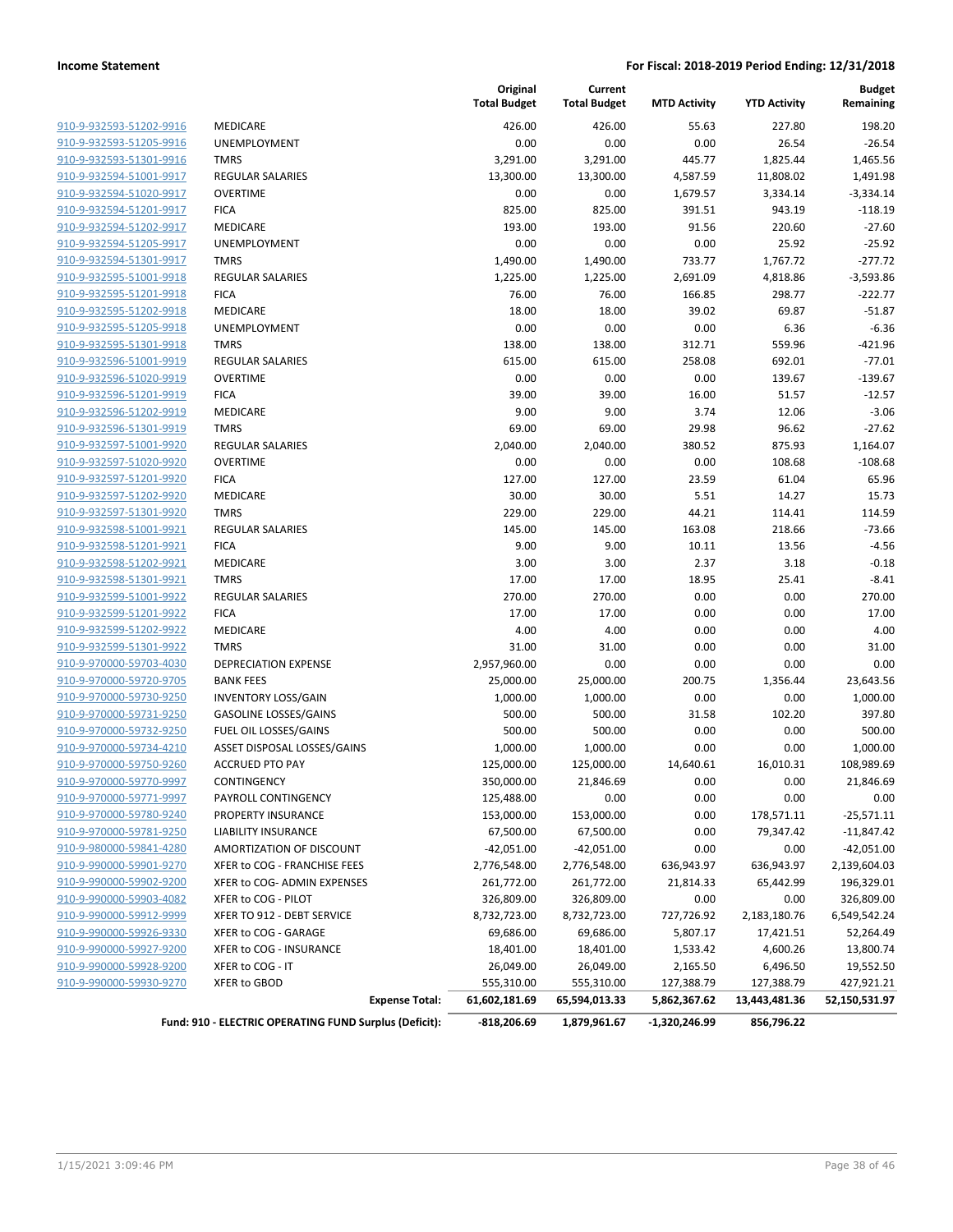**Income Statement** | **For Fiscal: 2018-2019 Period Ending: 12/31/2018**

| | | Original Total Budget | Current Total Budget | MTD Activity | YTD Activity | Budget Remaining |
|---|---|---|---|---|---|---|
| 910-9-932593-51202-9916 | MEDICARE | 426.00 | 426.00 | 55.63 | 227.80 | 198.20 |
| 910-9-932593-51205-9916 | UNEMPLOYMENT | 0.00 | 0.00 | 0.00 | 26.54 | -26.54 |
| 910-9-932593-51301-9916 | TMRS | 3,291.00 | 3,291.00 | 445.77 | 1,825.44 | 1,465.56 |
| 910-9-932594-51001-9917 | REGULAR SALARIES | 13,300.00 | 13,300.00 | 4,587.59 | 11,808.02 | 1,491.98 |
| 910-9-932594-51020-9917 | OVERTIME | 0.00 | 0.00 | 1,679.57 | 3,334.14 | -3,334.14 |
| 910-9-932594-51201-9917 | FICA | 825.00 | 825.00 | 391.51 | 943.19 | -118.19 |
| 910-9-932594-51202-9917 | MEDICARE | 193.00 | 193.00 | 91.56 | 220.60 | -27.60 |
| 910-9-932594-51205-9917 | UNEMPLOYMENT | 0.00 | 0.00 | 0.00 | 25.92 | -25.92 |
| 910-9-932594-51301-9917 | TMRS | 1,490.00 | 1,490.00 | 733.77 | 1,767.72 | -277.72 |
| 910-9-932595-51001-9918 | REGULAR SALARIES | 1,225.00 | 1,225.00 | 2,691.09 | 4,818.86 | -3,593.86 |
| 910-9-932595-51201-9918 | FICA | 76.00 | 76.00 | 166.85 | 298.77 | -222.77 |
| 910-9-932595-51202-9918 | MEDICARE | 18.00 | 18.00 | 39.02 | 69.87 | -51.87 |
| 910-9-932595-51205-9918 | UNEMPLOYMENT | 0.00 | 0.00 | 0.00 | 6.36 | -6.36 |
| 910-9-932595-51301-9918 | TMRS | 138.00 | 138.00 | 312.71 | 559.96 | -421.96 |
| 910-9-932596-51001-9919 | REGULAR SALARIES | 615.00 | 615.00 | 258.08 | 692.01 | -77.01 |
| 910-9-932596-51020-9919 | OVERTIME | 0.00 | 0.00 | 0.00 | 139.67 | -139.67 |
| 910-9-932596-51201-9919 | FICA | 39.00 | 39.00 | 16.00 | 51.57 | -12.57 |
| 910-9-932596-51202-9919 | MEDICARE | 9.00 | 9.00 | 3.74 | 12.06 | -3.06 |
| 910-9-932596-51301-9919 | TMRS | 69.00 | 69.00 | 29.98 | 96.62 | -27.62 |
| 910-9-932597-51001-9920 | REGULAR SALARIES | 2,040.00 | 2,040.00 | 380.52 | 875.93 | 1,164.07 |
| 910-9-932597-51020-9920 | OVERTIME | 0.00 | 0.00 | 0.00 | 108.68 | -108.68 |
| 910-9-932597-51201-9920 | FICA | 127.00 | 127.00 | 23.59 | 61.04 | 65.96 |
| 910-9-932597-51202-9920 | MEDICARE | 30.00 | 30.00 | 5.51 | 14.27 | 15.73 |
| 910-9-932597-51301-9920 | TMRS | 229.00 | 229.00 | 44.21 | 114.41 | 114.59 |
| 910-9-932598-51001-9921 | REGULAR SALARIES | 145.00 | 145.00 | 163.08 | 218.66 | -73.66 |
| 910-9-932598-51201-9921 | FICA | 9.00 | 9.00 | 10.11 | 13.56 | -4.56 |
| 910-9-932598-51202-9921 | MEDICARE | 3.00 | 3.00 | 2.37 | 3.18 | -0.18 |
| 910-9-932598-51301-9921 | TMRS | 17.00 | 17.00 | 18.95 | 25.41 | -8.41 |
| 910-9-932599-51001-9922 | REGULAR SALARIES | 270.00 | 270.00 | 0.00 | 0.00 | 270.00 |
| 910-9-932599-51201-9922 | FICA | 17.00 | 17.00 | 0.00 | 0.00 | 17.00 |
| 910-9-932599-51202-9922 | MEDICARE | 4.00 | 4.00 | 0.00 | 0.00 | 4.00 |
| 910-9-932599-51301-9922 | TMRS | 31.00 | 31.00 | 0.00 | 0.00 | 31.00 |
| 910-9-970000-59703-4030 | DEPRECIATION EXPENSE | 2,957,960.00 | 0.00 | 0.00 | 0.00 | 0.00 |
| 910-9-970000-59720-9705 | BANK FEES | 25,000.00 | 25,000.00 | 200.75 | 1,356.44 | 23,643.56 |
| 910-9-970000-59730-9250 | INVENTORY LOSS/GAIN | 1,000.00 | 1,000.00 | 0.00 | 0.00 | 1,000.00 |
| 910-9-970000-59731-9250 | GASOLINE LOSSES/GAINS | 500.00 | 500.00 | 31.58 | 102.20 | 397.80 |
| 910-9-970000-59732-9250 | FUEL OIL LOSSES/GAINS | 500.00 | 500.00 | 0.00 | 0.00 | 500.00 |
| 910-9-970000-59734-4210 | ASSET DISPOSAL LOSSES/GAINS | 1,000.00 | 1,000.00 | 0.00 | 0.00 | 1,000.00 |
| 910-9-970000-59750-9260 | ACCRUED PTO PAY | 125,000.00 | 125,000.00 | 14,640.61 | 16,010.31 | 108,989.69 |
| 910-9-970000-59770-9997 | CONTINGENCY | 350,000.00 | 21,846.69 | 0.00 | 0.00 | 21,846.69 |
| 910-9-970000-59771-9997 | PAYROLL CONTINGENCY | 125,488.00 | 0.00 | 0.00 | 0.00 | 0.00 |
| 910-9-970000-59780-9240 | PROPERTY INSURANCE | 153,000.00 | 153,000.00 | 0.00 | 178,571.11 | -25,571.11 |
| 910-9-970000-59781-9250 | LIABILITY INSURANCE | 67,500.00 | 67,500.00 | 0.00 | 79,347.42 | -11,847.42 |
| 910-9-980000-59841-4280 | AMORTIZATION OF DISCOUNT | -42,051.00 | -42,051.00 | 0.00 | 0.00 | -42,051.00 |
| 910-9-990000-59901-9270 | XFER to COG - FRANCHISE FEES | 2,776,548.00 | 2,776,548.00 | 636,943.97 | 636,943.97 | 2,139,604.03 |
| 910-9-990000-59902-9200 | XFER to COG- ADMIN EXPENSES | 261,772.00 | 261,772.00 | 21,814.33 | 65,442.99 | 196,329.01 |
| 910-9-990000-59903-4082 | XFER to COG - PILOT | 326,809.00 | 326,809.00 | 0.00 | 0.00 | 326,809.00 |
| 910-9-990000-59912-9999 | XFER TO 912 - DEBT SERVICE | 8,732,723.00 | 8,732,723.00 | 727,726.92 | 2,183,180.76 | 6,549,542.24 |
| 910-9-990000-59926-9330 | XFER to COG - GARAGE | 69,686.00 | 69,686.00 | 5,807.17 | 17,421.51 | 52,264.49 |
| 910-9-990000-59927-9200 | XFER to COG - INSURANCE | 18,401.00 | 18,401.00 | 1,533.42 | 4,600.26 | 13,800.74 |
| 910-9-990000-59928-9200 | XFER to COG - IT | 26,049.00 | 26,049.00 | 2,165.50 | 6,496.50 | 19,552.50 |
| 910-9-990000-59930-9270 | XFER to GBOD | 555,310.00 | 555,310.00 | 127,388.79 | 127,388.79 | 427,921.21 |
| | **Expense Total:** | **61,602,181.69** | **65,594,013.33** | **5,862,367.62** | **13,443,481.36** | **52,150,531.97** |
| | **Fund: 910 - ELECTRIC OPERATING FUND Surplus (Deficit):** | **-818,206.69** | **1,879,961.67** | **-1,320,246.99** | **856,796.22** | |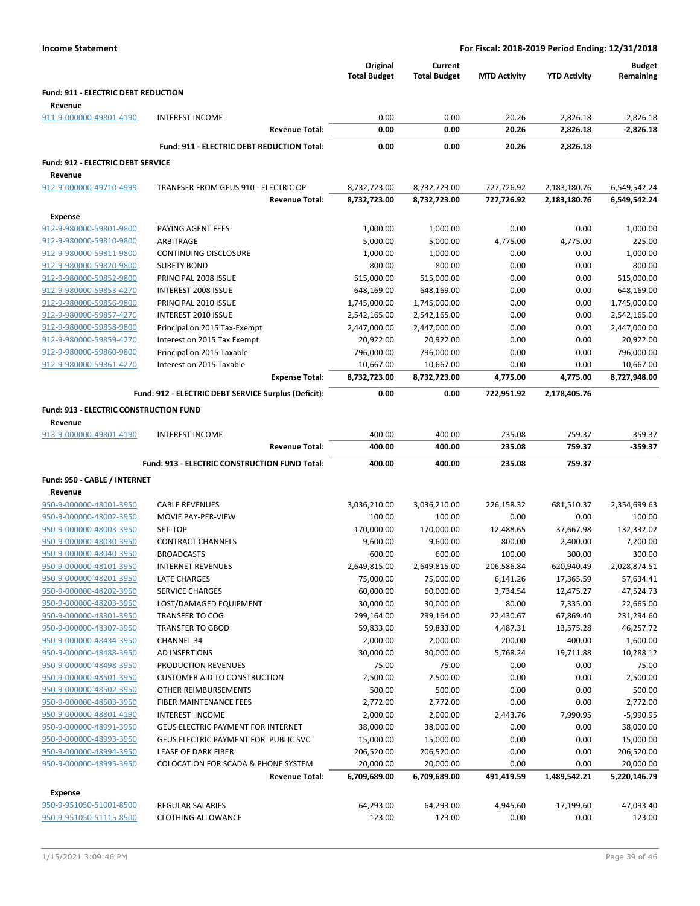**Income Statement** — **For Fiscal: 2018-2019 Period Ending: 12/31/2018**

| | | Original Total Budget | Current Total Budget | MTD Activity | YTD Activity | Budget Remaining |
|---|---|---|---|---|---|---|
| **Fund: 911 - ELECTRIC DEBT REDUCTION** | | | | | | |
| **Revenue** | | | | | | |
| 911-9-000000-49801-4190 | INTEREST INCOME | 0.00 | 0.00 | 20.26 | 2,826.18 | -2,826.18 |
| | **Revenue Total:** | **0.00** | **0.00** | **20.26** | **2,826.18** | **-2,826.18** |
| | **Fund: 911 - ELECTRIC DEBT REDUCTION Total:** | **0.00** | **0.00** | **20.26** | **2,826.18** | |
| **Fund: 912 - ELECTRIC DEBT SERVICE** | | | | | | |
| **Revenue** | | | | | | |
| 912-9-000000-49710-4999 | TRANFSER FROM GEUS 910 - ELECTRIC OP | 8,732,723.00 | 8,732,723.00 | 727,726.92 | 2,183,180.76 | 6,549,542.24 |
| | **Revenue Total:** | **8,732,723.00** | **8,732,723.00** | **727,726.92** | **2,183,180.76** | **6,549,542.24** |
| **Expense** | | | | | | |
| 912-9-980000-59801-9800 | PAYING AGENT FEES | 1,000.00 | 1,000.00 | 0.00 | 0.00 | 1,000.00 |
| 912-9-980000-59810-9800 | ARBITRAGE | 5,000.00 | 5,000.00 | 4,775.00 | 4,775.00 | 225.00 |
| 912-9-980000-59811-9800 | CONTINUING DISCLOSURE | 1,000.00 | 1,000.00 | 0.00 | 0.00 | 1,000.00 |
| 912-9-980000-59820-9800 | SURETY BOND | 800.00 | 800.00 | 0.00 | 0.00 | 800.00 |
| 912-9-980000-59852-9800 | PRINCIPAL 2008 ISSUE | 515,000.00 | 515,000.00 | 0.00 | 0.00 | 515,000.00 |
| 912-9-980000-59853-4270 | INTEREST 2008 ISSUE | 648,169.00 | 648,169.00 | 0.00 | 0.00 | 648,169.00 |
| 912-9-980000-59856-9800 | PRINCIPAL 2010 ISSUE | 1,745,000.00 | 1,745,000.00 | 0.00 | 0.00 | 1,745,000.00 |
| 912-9-980000-59857-4270 | INTEREST 2010 ISSUE | 2,542,165.00 | 2,542,165.00 | 0.00 | 0.00 | 2,542,165.00 |
| 912-9-980000-59858-9800 | Principal on 2015 Tax-Exempt | 2,447,000.00 | 2,447,000.00 | 0.00 | 0.00 | 2,447,000.00 |
| 912-9-980000-59859-4270 | Interest on 2015 Tax Exempt | 20,922.00 | 20,922.00 | 0.00 | 0.00 | 20,922.00 |
| 912-9-980000-59860-9800 | Principal on 2015 Taxable | 796,000.00 | 796,000.00 | 0.00 | 0.00 | 796,000.00 |
| 912-9-980000-59861-4270 | Interest on 2015 Taxable | 10,667.00 | 10,667.00 | 0.00 | 0.00 | 10,667.00 |
| | **Expense Total:** | **8,732,723.00** | **8,732,723.00** | **4,775.00** | **4,775.00** | **8,727,948.00** |
| | **Fund: 912 - ELECTRIC DEBT SERVICE Surplus (Deficit):** | **0.00** | **0.00** | **722,951.92** | **2,178,405.76** | |
| **Fund: 913 - ELECTRIC CONSTRUCTION FUND** | | | | | | |
| **Revenue** | | | | | | |
| 913-9-000000-49801-4190 | INTEREST INCOME | 400.00 | 400.00 | 235.08 | 759.37 | -359.37 |
| | **Revenue Total:** | **400.00** | **400.00** | **235.08** | **759.37** | **-359.37** |
| | **Fund: 913 - ELECTRIC CONSTRUCTION FUND Total:** | **400.00** | **400.00** | **235.08** | **759.37** | |
| **Fund: 950 - CABLE / INTERNET** | | | | | | |
| **Revenue** | | | | | | |
| 950-9-000000-48001-3950 | CABLE REVENUES | 3,036,210.00 | 3,036,210.00 | 226,158.32 | 681,510.37 | 2,354,699.63 |
| 950-9-000000-48002-3950 | MOVIE PAY-PER-VIEW | 100.00 | 100.00 | 0.00 | 0.00 | 100.00 |
| 950-9-000000-48003-3950 | SET-TOP | 170,000.00 | 170,000.00 | 12,488.65 | 37,667.98 | 132,332.02 |
| 950-9-000000-48030-3950 | CONTRACT CHANNELS | 9,600.00 | 9,600.00 | 800.00 | 2,400.00 | 7,200.00 |
| 950-9-000000-48040-3950 | BROADCASTS | 600.00 | 600.00 | 100.00 | 300.00 | 300.00 |
| 950-9-000000-48101-3950 | INTERNET REVENUES | 2,649,815.00 | 2,649,815.00 | 206,586.84 | 620,940.49 | 2,028,874.51 |
| 950-9-000000-48201-3950 | LATE CHARGES | 75,000.00 | 75,000.00 | 6,141.26 | 17,365.59 | 57,634.41 |
| 950-9-000000-48202-3950 | SERVICE CHARGES | 60,000.00 | 60,000.00 | 3,734.54 | 12,475.27 | 47,524.73 |
| 950-9-000000-48203-3950 | LOST/DAMAGED EQUIPMENT | 30,000.00 | 30,000.00 | 80.00 | 7,335.00 | 22,665.00 |
| 950-9-000000-48301-3950 | TRANSFER TO COG | 299,164.00 | 299,164.00 | 22,430.67 | 67,869.40 | 231,294.60 |
| 950-9-000000-48307-3950 | TRANSFER TO GBOD | 59,833.00 | 59,833.00 | 4,487.31 | 13,575.28 | 46,257.72 |
| 950-9-000000-48434-3950 | CHANNEL 34 | 2,000.00 | 2,000.00 | 200.00 | 400.00 | 1,600.00 |
| 950-9-000000-48488-3950 | AD INSERTIONS | 30,000.00 | 30,000.00 | 5,768.24 | 19,711.88 | 10,288.12 |
| 950-9-000000-48498-3950 | PRODUCTION REVENUES | 75.00 | 75.00 | 0.00 | 0.00 | 75.00 |
| 950-9-000000-48501-3950 | CUSTOMER AID TO CONSTRUCTION | 2,500.00 | 2,500.00 | 0.00 | 0.00 | 2,500.00 |
| 950-9-000000-48502-3950 | OTHER REIMBURSEMENTS | 500.00 | 500.00 | 0.00 | 0.00 | 500.00 |
| 950-9-000000-48503-3950 | FIBER MAINTENANCE FEES | 2,772.00 | 2,772.00 | 0.00 | 0.00 | 2,772.00 |
| 950-9-000000-48801-4190 | INTEREST INCOME | 2,000.00 | 2,000.00 | 2,443.76 | 7,990.95 | -5,990.95 |
| 950-9-000000-48991-3950 | GEUS ELECTRIC PAYMENT FOR INTERNET | 38,000.00 | 38,000.00 | 0.00 | 0.00 | 38,000.00 |
| 950-9-000000-48993-3950 | GEUS ELECTRIC PAYMENT FOR PUBLIC SVC | 15,000.00 | 15,000.00 | 0.00 | 0.00 | 15,000.00 |
| 950-9-000000-48994-3950 | LEASE OF DARK FIBER | 206,520.00 | 206,520.00 | 0.00 | 0.00 | 206,520.00 |
| 950-9-000000-48995-3950 | COLOCATION FOR SCADA & PHONE SYSTEM | 20,000.00 | 20,000.00 | 0.00 | 0.00 | 20,000.00 |
| | **Revenue Total:** | **6,709,689.00** | **6,709,689.00** | **491,419.59** | **1,489,542.21** | **5,220,146.79** |
| **Expense** | | | | | | |
| 950-9-951050-51001-8500 | REGULAR SALARIES | 64,293.00 | 64,293.00 | 4,945.60 | 17,199.60 | 47,093.40 |
| 950-9-951050-51115-8500 | CLOTHING ALLOWANCE | 123.00 | 123.00 | 0.00 | 0.00 | 123.00 |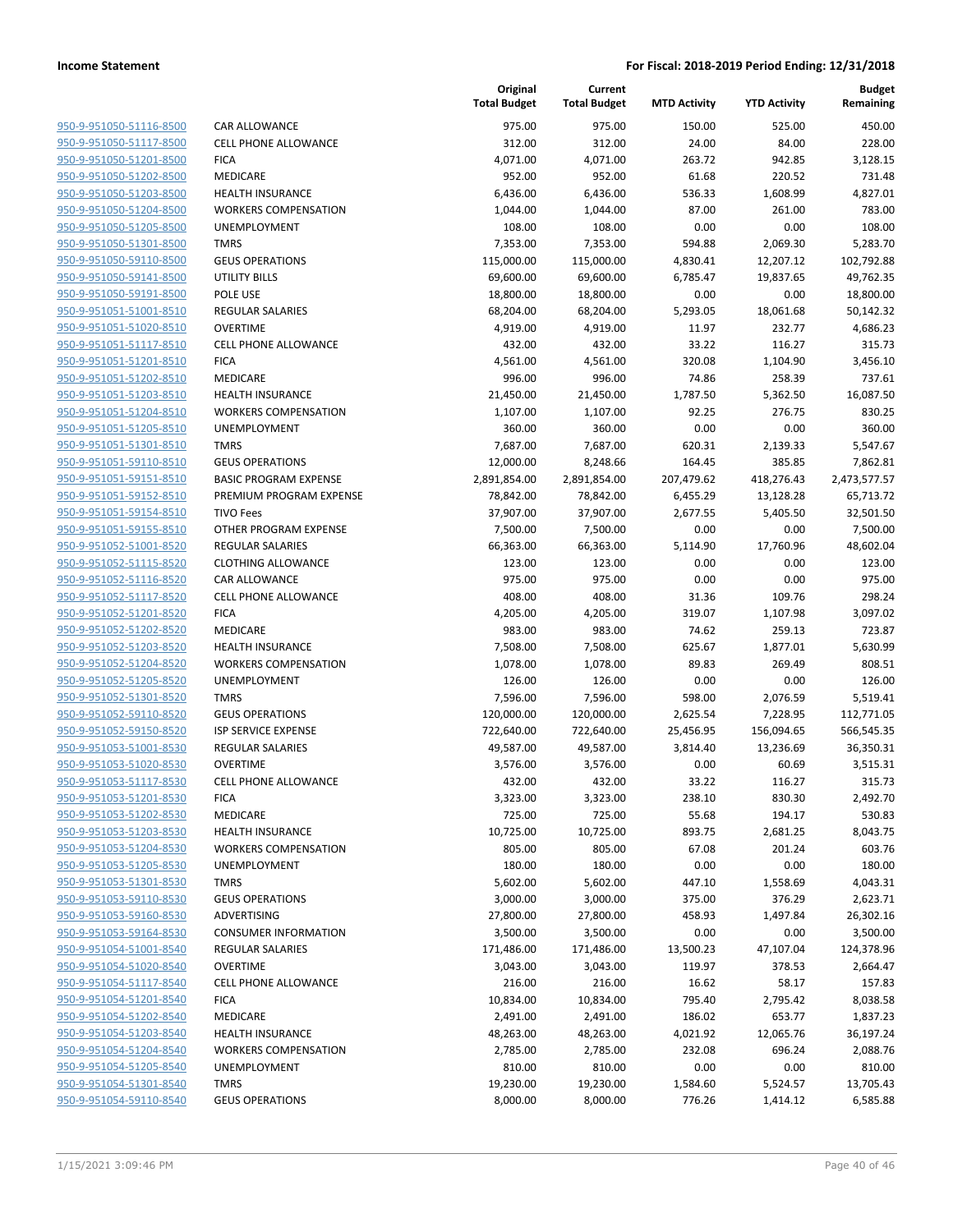**Income Statement** — **For Fiscal: 2018-2019 Period Ending: 12/31/2018**

| | | Original Total Budget | Current Total Budget | MTD Activity | YTD Activity | Budget Remaining |
|---|---|---|---|---|---|---|
| 950-9-951050-51116-8500 | CAR ALLOWANCE | 975.00 | 975.00 | 150.00 | 525.00 | 450.00 |
| 950-9-951050-51117-8500 | CELL PHONE ALLOWANCE | 312.00 | 312.00 | 24.00 | 84.00 | 228.00 |
| 950-9-951050-51201-8500 | FICA | 4,071.00 | 4,071.00 | 263.72 | 942.85 | 3,128.15 |
| 950-9-951050-51202-8500 | MEDICARE | 952.00 | 952.00 | 61.68 | 220.52 | 731.48 |
| 950-9-951050-51203-8500 | HEALTH INSURANCE | 6,436.00 | 6,436.00 | 536.33 | 1,608.99 | 4,827.01 |
| 950-9-951050-51204-8500 | WORKERS COMPENSATION | 1,044.00 | 1,044.00 | 87.00 | 261.00 | 783.00 |
| 950-9-951050-51205-8500 | UNEMPLOYMENT | 108.00 | 108.00 | 0.00 | 0.00 | 108.00 |
| 950-9-951050-51301-8500 | TMRS | 7,353.00 | 7,353.00 | 594.88 | 2,069.30 | 5,283.70 |
| 950-9-951050-59110-8500 | GEUS OPERATIONS | 115,000.00 | 115,000.00 | 4,830.41 | 12,207.12 | 102,792.88 |
| 950-9-951050-59141-8500 | UTILITY BILLS | 69,600.00 | 69,600.00 | 6,785.47 | 19,837.65 | 49,762.35 |
| 950-9-951050-59191-8500 | POLE USE | 18,800.00 | 18,800.00 | 0.00 | 0.00 | 18,800.00 |
| 950-9-951051-51001-8510 | REGULAR SALARIES | 68,204.00 | 68,204.00 | 5,293.05 | 18,061.68 | 50,142.32 |
| 950-9-951051-51020-8510 | OVERTIME | 4,919.00 | 4,919.00 | 11.97 | 232.77 | 4,686.23 |
| 950-9-951051-51117-8510 | CELL PHONE ALLOWANCE | 432.00 | 432.00 | 33.22 | 116.27 | 315.73 |
| 950-9-951051-51201-8510 | FICA | 4,561.00 | 4,561.00 | 320.08 | 1,104.90 | 3,456.10 |
| 950-9-951051-51202-8510 | MEDICARE | 996.00 | 996.00 | 74.86 | 258.39 | 737.61 |
| 950-9-951051-51203-8510 | HEALTH INSURANCE | 21,450.00 | 21,450.00 | 1,787.50 | 5,362.50 | 16,087.50 |
| 950-9-951051-51204-8510 | WORKERS COMPENSATION | 1,107.00 | 1,107.00 | 92.25 | 276.75 | 830.25 |
| 950-9-951051-51205-8510 | UNEMPLOYMENT | 360.00 | 360.00 | 0.00 | 0.00 | 360.00 |
| 950-9-951051-51301-8510 | TMRS | 7,687.00 | 7,687.00 | 620.31 | 2,139.33 | 5,547.67 |
| 950-9-951051-59110-8510 | GEUS OPERATIONS | 12,000.00 | 8,248.66 | 164.45 | 385.85 | 7,862.81 |
| 950-9-951051-59151-8510 | BASIC PROGRAM EXPENSE | 2,891,854.00 | 2,891,854.00 | 207,479.62 | 418,276.43 | 2,473,577.57 |
| 950-9-951051-59152-8510 | PREMIUM PROGRAM EXPENSE | 78,842.00 | 78,842.00 | 6,455.29 | 13,128.28 | 65,713.72 |
| 950-9-951051-59154-8510 | TIVO Fees | 37,907.00 | 37,907.00 | 2,677.55 | 5,405.50 | 32,501.50 |
| 950-9-951051-59155-8510 | OTHER PROGRAM EXPENSE | 7,500.00 | 7,500.00 | 0.00 | 0.00 | 7,500.00 |
| 950-9-951052-51001-8520 | REGULAR SALARIES | 66,363.00 | 66,363.00 | 5,114.90 | 17,760.96 | 48,602.04 |
| 950-9-951052-51115-8520 | CLOTHING ALLOWANCE | 123.00 | 123.00 | 0.00 | 0.00 | 123.00 |
| 950-9-951052-51116-8520 | CAR ALLOWANCE | 975.00 | 975.00 | 0.00 | 0.00 | 975.00 |
| 950-9-951052-51117-8520 | CELL PHONE ALLOWANCE | 408.00 | 408.00 | 31.36 | 109.76 | 298.24 |
| 950-9-951052-51201-8520 | FICA | 4,205.00 | 4,205.00 | 319.07 | 1,107.98 | 3,097.02 |
| 950-9-951052-51202-8520 | MEDICARE | 983.00 | 983.00 | 74.62 | 259.13 | 723.87 |
| 950-9-951052-51203-8520 | HEALTH INSURANCE | 7,508.00 | 7,508.00 | 625.67 | 1,877.01 | 5,630.99 |
| 950-9-951052-51204-8520 | WORKERS COMPENSATION | 1,078.00 | 1,078.00 | 89.83 | 269.49 | 808.51 |
| 950-9-951052-51205-8520 | UNEMPLOYMENT | 126.00 | 126.00 | 0.00 | 0.00 | 126.00 |
| 950-9-951052-51301-8520 | TMRS | 7,596.00 | 7,596.00 | 598.00 | 2,076.59 | 5,519.41 |
| 950-9-951052-59110-8520 | GEUS OPERATIONS | 120,000.00 | 120,000.00 | 2,625.54 | 7,228.95 | 112,771.05 |
| 950-9-951052-59150-8520 | ISP SERVICE EXPENSE | 722,640.00 | 722,640.00 | 25,456.95 | 156,094.65 | 566,545.35 |
| 950-9-951053-51001-8530 | REGULAR SALARIES | 49,587.00 | 49,587.00 | 3,814.40 | 13,236.69 | 36,350.31 |
| 950-9-951053-51020-8530 | OVERTIME | 3,576.00 | 3,576.00 | 0.00 | 60.69 | 3,515.31 |
| 950-9-951053-51117-8530 | CELL PHONE ALLOWANCE | 432.00 | 432.00 | 33.22 | 116.27 | 315.73 |
| 950-9-951053-51201-8530 | FICA | 3,323.00 | 3,323.00 | 238.10 | 830.30 | 2,492.70 |
| 950-9-951053-51202-8530 | MEDICARE | 725.00 | 725.00 | 55.68 | 194.17 | 530.83 |
| 950-9-951053-51203-8530 | HEALTH INSURANCE | 10,725.00 | 10,725.00 | 893.75 | 2,681.25 | 8,043.75 |
| 950-9-951053-51204-8530 | WORKERS COMPENSATION | 805.00 | 805.00 | 67.08 | 201.24 | 603.76 |
| 950-9-951053-51205-8530 | UNEMPLOYMENT | 180.00 | 180.00 | 0.00 | 0.00 | 180.00 |
| 950-9-951053-51301-8530 | TMRS | 5,602.00 | 5,602.00 | 447.10 | 1,558.69 | 4,043.31 |
| 950-9-951053-59110-8530 | GEUS OPERATIONS | 3,000.00 | 3,000.00 | 375.00 | 376.29 | 2,623.71 |
| 950-9-951053-59160-8530 | ADVERTISING | 27,800.00 | 27,800.00 | 458.93 | 1,497.84 | 26,302.16 |
| 950-9-951053-59164-8530 | CONSUMER INFORMATION | 3,500.00 | 3,500.00 | 0.00 | 0.00 | 3,500.00 |
| 950-9-951054-51001-8540 | REGULAR SALARIES | 171,486.00 | 171,486.00 | 13,500.23 | 47,107.04 | 124,378.96 |
| 950-9-951054-51020-8540 | OVERTIME | 3,043.00 | 3,043.00 | 119.97 | 378.53 | 2,664.47 |
| 950-9-951054-51117-8540 | CELL PHONE ALLOWANCE | 216.00 | 216.00 | 16.62 | 58.17 | 157.83 |
| 950-9-951054-51201-8540 | FICA | 10,834.00 | 10,834.00 | 795.40 | 2,795.42 | 8,038.58 |
| 950-9-951054-51202-8540 | MEDICARE | 2,491.00 | 2,491.00 | 186.02 | 653.77 | 1,837.23 |
| 950-9-951054-51203-8540 | HEALTH INSURANCE | 48,263.00 | 48,263.00 | 4,021.92 | 12,065.76 | 36,197.24 |
| 950-9-951054-51204-8540 | WORKERS COMPENSATION | 2,785.00 | 2,785.00 | 232.08 | 696.24 | 2,088.76 |
| 950-9-951054-51205-8540 | UNEMPLOYMENT | 810.00 | 810.00 | 0.00 | 0.00 | 810.00 |
| 950-9-951054-51301-8540 | TMRS | 19,230.00 | 19,230.00 | 1,584.60 | 5,524.57 | 13,705.43 |
| 950-9-951054-59110-8540 | GEUS OPERATIONS | 8,000.00 | 8,000.00 | 776.26 | 1,414.12 | 6,585.88 |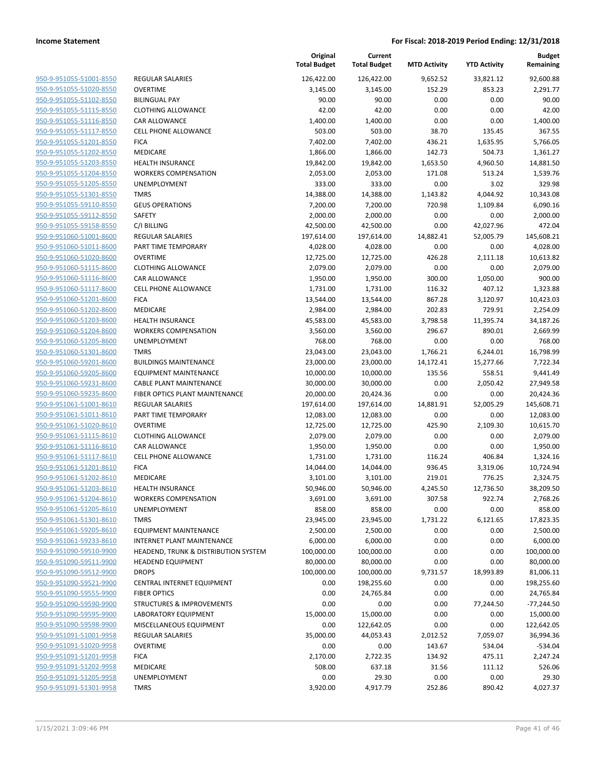| | | Original Total Budget | Current Total Budget | MTD Activity | YTD Activity | Budget Remaining |
|---|---|---|---|---|---|---|
| 950-9-951055-51001-8550 | REGULAR SALARIES | 126,422.00 | 126,422.00 | 9,652.52 | 33,821.12 | 92,600.88 |
| 950-9-951055-51020-8550 | OVERTIME | 3,145.00 | 3,145.00 | 152.29 | 853.23 | 2,291.77 |
| 950-9-951055-51102-8550 | BILINGUAL PAY | 90.00 | 90.00 | 0.00 | 0.00 | 90.00 |
| 950-9-951055-51115-8550 | CLOTHING ALLOWANCE | 42.00 | 42.00 | 0.00 | 0.00 | 42.00 |
| 950-9-951055-51116-8550 | CAR ALLOWANCE | 1,400.00 | 1,400.00 | 0.00 | 0.00 | 1,400.00 |
| 950-9-951055-51117-8550 | CELL PHONE ALLOWANCE | 503.00 | 503.00 | 38.70 | 135.45 | 367.55 |
| 950-9-951055-51201-8550 | FICA | 7,402.00 | 7,402.00 | 436.21 | 1,635.95 | 5,766.05 |
| 950-9-951055-51202-8550 | MEDICARE | 1,866.00 | 1,866.00 | 142.73 | 504.73 | 1,361.27 |
| 950-9-951055-51203-8550 | HEALTH INSURANCE | 19,842.00 | 19,842.00 | 1,653.50 | 4,960.50 | 14,881.50 |
| 950-9-951055-51204-8550 | WORKERS COMPENSATION | 2,053.00 | 2,053.00 | 171.08 | 513.24 | 1,539.76 |
| 950-9-951055-51205-8550 | UNEMPLOYMENT | 333.00 | 333.00 | 0.00 | 3.02 | 329.98 |
| 950-9-951055-51301-8550 | TMRS | 14,388.00 | 14,388.00 | 1,143.82 | 4,044.92 | 10,343.08 |
| 950-9-951055-59110-8550 | GEUS OPERATIONS | 7,200.00 | 7,200.00 | 720.98 | 1,109.84 | 6,090.16 |
| 950-9-951055-59112-8550 | SAFETY | 2,000.00 | 2,000.00 | 0.00 | 0.00 | 2,000.00 |
| 950-9-951055-59158-8550 | C/I BILLING | 42,500.00 | 42,500.00 | 0.00 | 42,027.96 | 472.04 |
| 950-9-951060-51001-8600 | REGULAR SALARIES | 197,614.00 | 197,614.00 | 14,882.41 | 52,005.79 | 145,608.21 |
| 950-9-951060-51011-8600 | PART TIME TEMPORARY | 4,028.00 | 4,028.00 | 0.00 | 0.00 | 4,028.00 |
| 950-9-951060-51020-8600 | OVERTIME | 12,725.00 | 12,725.00 | 426.28 | 2,111.18 | 10,613.82 |
| 950-9-951060-51115-8600 | CLOTHING ALLOWANCE | 2,079.00 | 2,079.00 | 0.00 | 0.00 | 2,079.00 |
| 950-9-951060-51116-8600 | CAR ALLOWANCE | 1,950.00 | 1,950.00 | 300.00 | 1,050.00 | 900.00 |
| 950-9-951060-51117-8600 | CELL PHONE ALLOWANCE | 1,731.00 | 1,731.00 | 116.32 | 407.12 | 1,323.88 |
| 950-9-951060-51201-8600 | FICA | 13,544.00 | 13,544.00 | 867.28 | 3,120.97 | 10,423.03 |
| 950-9-951060-51202-8600 | MEDICARE | 2,984.00 | 2,984.00 | 202.83 | 729.91 | 2,254.09 |
| 950-9-951060-51203-8600 | HEALTH INSURANCE | 45,583.00 | 45,583.00 | 3,798.58 | 11,395.74 | 34,187.26 |
| 950-9-951060-51204-8600 | WORKERS COMPENSATION | 3,560.00 | 3,560.00 | 296.67 | 890.01 | 2,669.99 |
| 950-9-951060-51205-8600 | UNEMPLOYMENT | 768.00 | 768.00 | 0.00 | 0.00 | 768.00 |
| 950-9-951060-51301-8600 | TMRS | 23,043.00 | 23,043.00 | 1,766.21 | 6,244.01 | 16,798.99 |
| 950-9-951060-59201-8600 | BUILDINGS MAINTENANCE | 23,000.00 | 23,000.00 | 14,172.41 | 15,277.66 | 7,722.34 |
| 950-9-951060-59205-8600 | EQUIPMENT MAINTENANCE | 10,000.00 | 10,000.00 | 135.56 | 558.51 | 9,441.49 |
| 950-9-951060-59231-8600 | CABLE PLANT MAINTENANCE | 30,000.00 | 30,000.00 | 0.00 | 2,050.42 | 27,949.58 |
| 950-9-951060-59235-8600 | FIBER OPTICS PLANT MAINTENANCE | 20,000.00 | 20,424.36 | 0.00 | 0.00 | 20,424.36 |
| 950-9-951061-51001-8610 | REGULAR SALARIES | 197,614.00 | 197,614.00 | 14,881.91 | 52,005.29 | 145,608.71 |
| 950-9-951061-51011-8610 | PART TIME TEMPORARY | 12,083.00 | 12,083.00 | 0.00 | 0.00 | 12,083.00 |
| 950-9-951061-51020-8610 | OVERTIME | 12,725.00 | 12,725.00 | 425.90 | 2,109.30 | 10,615.70 |
| 950-9-951061-51115-8610 | CLOTHING ALLOWANCE | 2,079.00 | 2,079.00 | 0.00 | 0.00 | 2,079.00 |
| 950-9-951061-51116-8610 | CAR ALLOWANCE | 1,950.00 | 1,950.00 | 0.00 | 0.00 | 1,950.00 |
| 950-9-951061-51117-8610 | CELL PHONE ALLOWANCE | 1,731.00 | 1,731.00 | 116.24 | 406.84 | 1,324.16 |
| 950-9-951061-51201-8610 | FICA | 14,044.00 | 14,044.00 | 936.45 | 3,319.06 | 10,724.94 |
| 950-9-951061-51202-8610 | MEDICARE | 3,101.00 | 3,101.00 | 219.01 | 776.25 | 2,324.75 |
| 950-9-951061-51203-8610 | HEALTH INSURANCE | 50,946.00 | 50,946.00 | 4,245.50 | 12,736.50 | 38,209.50 |
| 950-9-951061-51204-8610 | WORKERS COMPENSATION | 3,691.00 | 3,691.00 | 307.58 | 922.74 | 2,768.26 |
| 950-9-951061-51205-8610 | UNEMPLOYMENT | 858.00 | 858.00 | 0.00 | 0.00 | 858.00 |
| 950-9-951061-51301-8610 | TMRS | 23,945.00 | 23,945.00 | 1,731.22 | 6,121.65 | 17,823.35 |
| 950-9-951061-59205-8610 | EQUIPMENT MAINTENANCE | 2,500.00 | 2,500.00 | 0.00 | 0.00 | 2,500.00 |
| 950-9-951061-59233-8610 | INTERNET PLANT MAINTENANCE | 6,000.00 | 6,000.00 | 0.00 | 0.00 | 6,000.00 |
| 950-9-951090-59510-9900 | HEADEND, TRUNK & DISTRIBUTION SYSTEM | 100,000.00 | 100,000.00 | 0.00 | 0.00 | 100,000.00 |
| 950-9-951090-59511-9900 | HEADEND EQUIPMENT | 80,000.00 | 80,000.00 | 0.00 | 0.00 | 80,000.00 |
| 950-9-951090-59512-9900 | DROPS | 100,000.00 | 100,000.00 | 9,731.57 | 18,993.89 | 81,006.11 |
| 950-9-951090-59521-9900 | CENTRAL INTERNET EQUIPMENT | 0.00 | 198,255.60 | 0.00 | 0.00 | 198,255.60 |
| 950-9-951090-59555-9900 | FIBER OPTICS | 0.00 | 24,765.84 | 0.00 | 0.00 | 24,765.84 |
| 950-9-951090-59590-9900 | STRUCTURES & IMPROVEMENTS | 0.00 | 0.00 | 0.00 | 77,244.50 | -77,244.50 |
| 950-9-951090-59595-9900 | LABORATORY EQUIPMENT | 15,000.00 | 15,000.00 | 0.00 | 0.00 | 15,000.00 |
| 950-9-951090-59598-9900 | MISCELLANEOUS EQUIPMENT | 0.00 | 122,642.05 | 0.00 | 0.00 | 122,642.05 |
| 950-9-951091-51001-9958 | REGULAR SALARIES | 35,000.00 | 44,053.43 | 2,012.52 | 7,059.07 | 36,994.36 |
| 950-9-951091-51020-9958 | OVERTIME | 0.00 | 0.00 | 143.67 | 534.04 | -534.04 |
| 950-9-951091-51201-9958 | FICA | 2,170.00 | 2,722.35 | 134.92 | 475.11 | 2,247.24 |
| 950-9-951091-51202-9958 | MEDICARE | 508.00 | 637.18 | 31.56 | 111.12 | 526.06 |
| 950-9-951091-51205-9958 | UNEMPLOYMENT | 0.00 | 29.30 | 0.00 | 0.00 | 29.30 |
| 950-9-951091-51301-9958 | TMRS | 3,920.00 | 4,917.79 | 252.86 | 890.42 | 4,027.37 |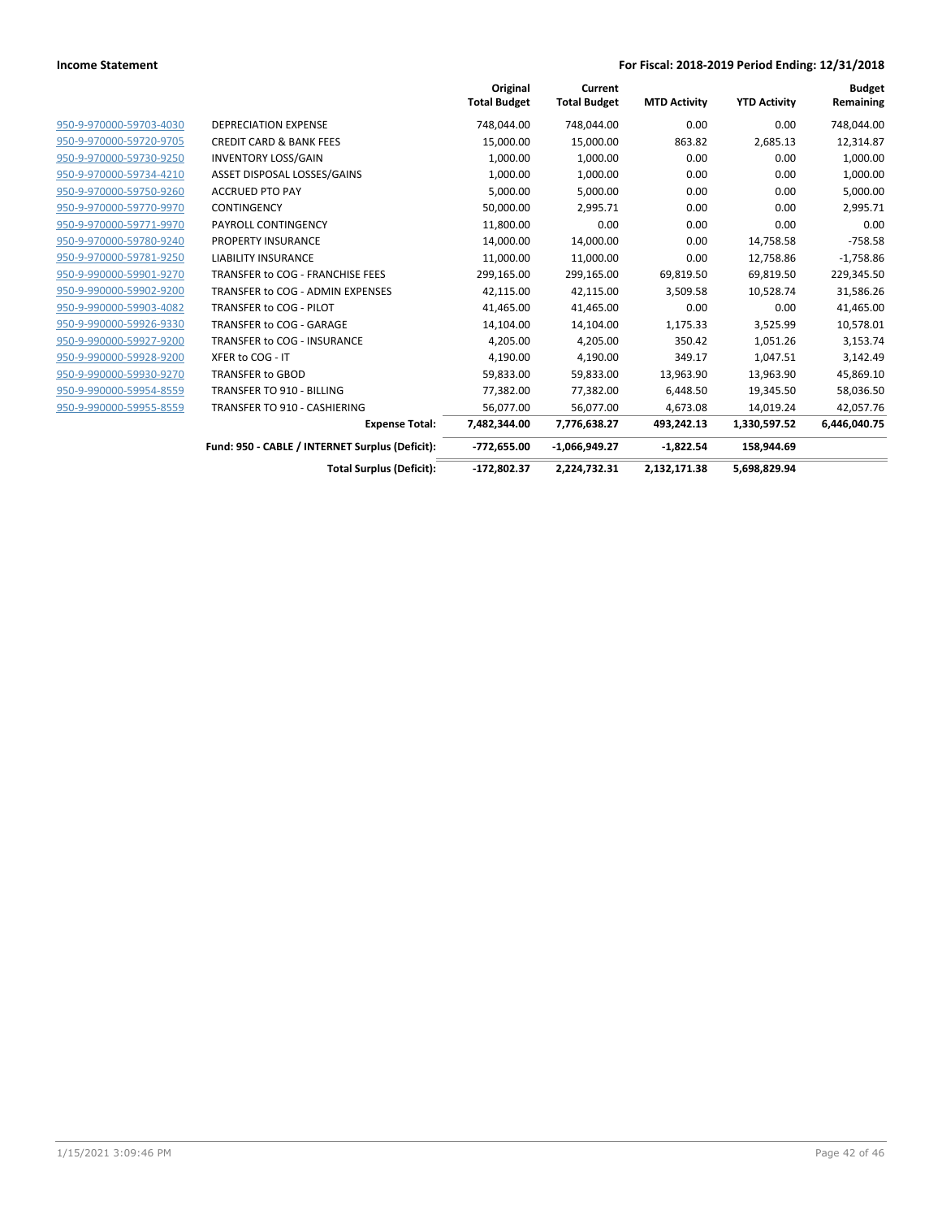**Income Statement** — For Fiscal: 2018-2019 Period Ending: 12/31/2018

| | | Original Total Budget | Current Total Budget | MTD Activity | YTD Activity | Budget Remaining |
|---|---|---|---|---|---|---|
| 950-9-970000-59703-4030 | DEPRECIATION EXPENSE | 748,044.00 | 748,044.00 | 0.00 | 0.00 | 748,044.00 |
| 950-9-970000-59720-9705 | CREDIT CARD & BANK FEES | 15,000.00 | 15,000.00 | 863.82 | 2,685.13 | 12,314.87 |
| 950-9-970000-59730-9250 | INVENTORY LOSS/GAIN | 1,000.00 | 1,000.00 | 0.00 | 0.00 | 1,000.00 |
| 950-9-970000-59734-4210 | ASSET DISPOSAL LOSSES/GAINS | 1,000.00 | 1,000.00 | 0.00 | 0.00 | 1,000.00 |
| 950-9-970000-59750-9260 | ACCRUED PTO PAY | 5,000.00 | 5,000.00 | 0.00 | 0.00 | 5,000.00 |
| 950-9-970000-59770-9970 | CONTINGENCY | 50,000.00 | 2,995.71 | 0.00 | 0.00 | 2,995.71 |
| 950-9-970000-59771-9970 | PAYROLL CONTINGENCY | 11,800.00 | 0.00 | 0.00 | 0.00 | 0.00 |
| 950-9-970000-59780-9240 | PROPERTY INSURANCE | 14,000.00 | 14,000.00 | 0.00 | 14,758.58 | -758.58 |
| 950-9-970000-59781-9250 | LIABILITY INSURANCE | 11,000.00 | 11,000.00 | 0.00 | 12,758.86 | -1,758.86 |
| 950-9-990000-59901-9270 | TRANSFER to COG - FRANCHISE FEES | 299,165.00 | 299,165.00 | 69,819.50 | 69,819.50 | 229,345.50 |
| 950-9-990000-59902-9200 | TRANSFER to COG - ADMIN EXPENSES | 42,115.00 | 42,115.00 | 3,509.58 | 10,528.74 | 31,586.26 |
| 950-9-990000-59903-4082 | TRANSFER to COG - PILOT | 41,465.00 | 41,465.00 | 0.00 | 0.00 | 41,465.00 |
| 950-9-990000-59926-9330 | TRANSFER to COG - GARAGE | 14,104.00 | 14,104.00 | 1,175.33 | 3,525.99 | 10,578.01 |
| 950-9-990000-59927-9200 | TRANSFER to COG - INSURANCE | 4,205.00 | 4,205.00 | 350.42 | 1,051.26 | 3,153.74 |
| 950-9-990000-59928-9200 | XFER to COG - IT | 4,190.00 | 4,190.00 | 349.17 | 1,047.51 | 3,142.49 |
| 950-9-990000-59930-9270 | TRANSFER to GBOD | 59,833.00 | 59,833.00 | 13,963.90 | 13,963.90 | 45,869.10 |
| 950-9-990000-59954-8559 | TRANSFER TO 910 - BILLING | 77,382.00 | 77,382.00 | 6,448.50 | 19,345.50 | 58,036.50 |
| 950-9-990000-59955-8559 | TRANSFER TO 910 - CASHIERING | 56,077.00 | 56,077.00 | 4,673.08 | 14,019.24 | 42,057.76 |
| | **Expense Total:** | **7,482,344.00** | **7,776,638.27** | **493,242.13** | **1,330,597.52** | **6,446,040.75** |
| | **Fund: 950 - CABLE / INTERNET Surplus (Deficit):** | **-772,655.00** | **-1,066,949.27** | **-1,822.54** | **158,944.69** | |
| | **Total Surplus (Deficit):** | **-172,802.37** | **2,224,732.31** | **2,132,171.38** | **5,698,829.94** | |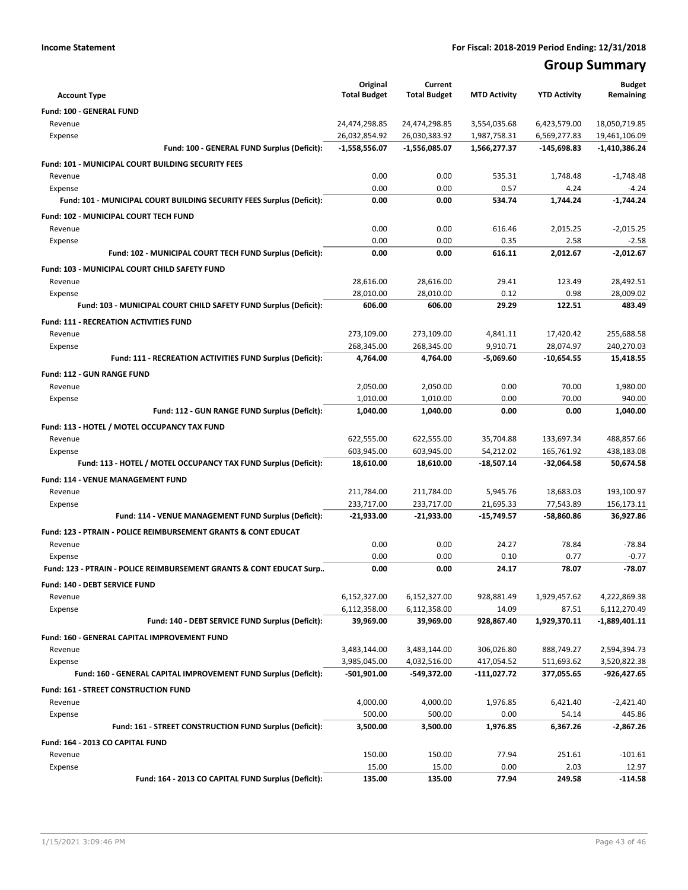**Income Statement** — For Fiscal: 2018-2019 Period Ending: 12/31/2018

# Group Summary

| Account Type | Original Total Budget | Current Total Budget | MTD Activity | YTD Activity | Budget Remaining |
|---|---|---|---|---|---|
| **Fund: 100 - GENERAL FUND** | | | | | |
| Revenue | 24,474,298.85 | 24,474,298.85 | 3,554,035.68 | 6,423,579.00 | 18,050,719.85 |
| Expense | 26,032,854.92 | 26,030,383.92 | 1,987,758.31 | 6,569,277.83 | 19,461,106.09 |
| **Fund: 100 - GENERAL FUND Surplus (Deficit):** | **-1,558,556.07** | **-1,556,085.07** | **1,566,277.37** | **-145,698.83** | **-1,410,386.24** |
| **Fund: 101 - MUNICIPAL COURT BUILDING SECURITY FEES** | | | | | |
| Revenue | 0.00 | 0.00 | 535.31 | 1,748.48 | -1,748.48 |
| Expense | 0.00 | 0.00 | 0.57 | 4.24 | -4.24 |
| **Fund: 101 - MUNICIPAL COURT BUILDING SECURITY FEES Surplus (Deficit):** | **0.00** | **0.00** | **534.74** | **1,744.24** | **-1,744.24** |
| **Fund: 102 - MUNICIPAL COURT TECH FUND** | | | | | |
| Revenue | 0.00 | 0.00 | 616.46 | 2,015.25 | -2,015.25 |
| Expense | 0.00 | 0.00 | 0.35 | 2.58 | -2.58 |
| **Fund: 102 - MUNICIPAL COURT TECH FUND Surplus (Deficit):** | **0.00** | **0.00** | **616.11** | **2,012.67** | **-2,012.67** |
| **Fund: 103 - MUNICIPAL COURT CHILD SAFETY FUND** | | | | | |
| Revenue | 28,616.00 | 28,616.00 | 29.41 | 123.49 | 28,492.51 |
| Expense | 28,010.00 | 28,010.00 | 0.12 | 0.98 | 28,009.02 |
| **Fund: 103 - MUNICIPAL COURT CHILD SAFETY FUND Surplus (Deficit):** | **606.00** | **606.00** | **29.29** | **122.51** | **483.49** |
| **Fund: 111 - RECREATION ACTIVITIES FUND** | | | | | |
| Revenue | 273,109.00 | 273,109.00 | 4,841.11 | 17,420.42 | 255,688.58 |
| Expense | 268,345.00 | 268,345.00 | 9,910.71 | 28,074.97 | 240,270.03 |
| **Fund: 111 - RECREATION ACTIVITIES FUND Surplus (Deficit):** | **4,764.00** | **4,764.00** | **-5,069.60** | **-10,654.55** | **15,418.55** |
| **Fund: 112 - GUN RANGE FUND** | | | | | |
| Revenue | 2,050.00 | 2,050.00 | 0.00 | 70.00 | 1,980.00 |
| Expense | 1,010.00 | 1,010.00 | 0.00 | 70.00 | 940.00 |
| **Fund: 112 - GUN RANGE FUND Surplus (Deficit):** | **1,040.00** | **1,040.00** | **0.00** | **0.00** | **1,040.00** |
| **Fund: 113 - HOTEL / MOTEL OCCUPANCY TAX FUND** | | | | | |
| Revenue | 622,555.00 | 622,555.00 | 35,704.88 | 133,697.34 | 488,857.66 |
| Expense | 603,945.00 | 603,945.00 | 54,212.02 | 165,761.92 | 438,183.08 |
| **Fund: 113 - HOTEL / MOTEL OCCUPANCY TAX FUND Surplus (Deficit):** | **18,610.00** | **18,610.00** | **-18,507.14** | **-32,064.58** | **50,674.58** |
| **Fund: 114 - VENUE MANAGEMENT FUND** | | | | | |
| Revenue | 211,784.00 | 211,784.00 | 5,945.76 | 18,683.03 | 193,100.97 |
| Expense | 233,717.00 | 233,717.00 | 21,695.33 | 77,543.89 | 156,173.11 |
| **Fund: 114 - VENUE MANAGEMENT FUND Surplus (Deficit):** | **-21,933.00** | **-21,933.00** | **-15,749.57** | **-58,860.86** | **36,927.86** |
| **Fund: 123 - PTRAIN - POLICE REIMBURSEMENT GRANTS & CONT EDUCAT** | | | | | |
| Revenue | 0.00 | 0.00 | 24.27 | 78.84 | -78.84 |
| Expense | 0.00 | 0.00 | 0.10 | 0.77 | -0.77 |
| **Fund: 123 - PTRAIN - POLICE REIMBURSEMENT GRANTS & CONT EDUCAT Surp..** | **0.00** | **0.00** | **24.17** | **78.07** | **-78.07** |
| **Fund: 140 - DEBT SERVICE FUND** | | | | | |
| Revenue | 6,152,327.00 | 6,152,327.00 | 928,881.49 | 1,929,457.62 | 4,222,869.38 |
| Expense | 6,112,358.00 | 6,112,358.00 | 14.09 | 87.51 | 6,112,270.49 |
| **Fund: 140 - DEBT SERVICE FUND Surplus (Deficit):** | **39,969.00** | **39,969.00** | **928,867.40** | **1,929,370.11** | **-1,889,401.11** |
| **Fund: 160 - GENERAL CAPITAL IMPROVEMENT FUND** | | | | | |
| Revenue | 3,483,144.00 | 3,483,144.00 | 306,026.80 | 888,749.27 | 2,594,394.73 |
| Expense | 3,985,045.00 | 4,032,516.00 | 417,054.52 | 511,693.62 | 3,520,822.38 |
| **Fund: 160 - GENERAL CAPITAL IMPROVEMENT FUND Surplus (Deficit):** | **-501,901.00** | **-549,372.00** | **-111,027.72** | **377,055.65** | **-926,427.65** |
| **Fund: 161 - STREET CONSTRUCTION FUND** | | | | | |
| Revenue | 4,000.00 | 4,000.00 | 1,976.85 | 6,421.40 | -2,421.40 |
| Expense | 500.00 | 500.00 | 0.00 | 54.14 | 445.86 |
| **Fund: 161 - STREET CONSTRUCTION FUND Surplus (Deficit):** | **3,500.00** | **3,500.00** | **1,976.85** | **6,367.26** | **-2,867.26** |
| **Fund: 164 - 2013 CO CAPITAL FUND** | | | | | |
| Revenue | 150.00 | 150.00 | 77.94 | 251.61 | -101.61 |
| Expense | 15.00 | 15.00 | 0.00 | 2.03 | 12.97 |
| **Fund: 164 - 2013 CO CAPITAL FUND Surplus (Deficit):** | **135.00** | **135.00** | **77.94** | **249.58** | **-114.58** |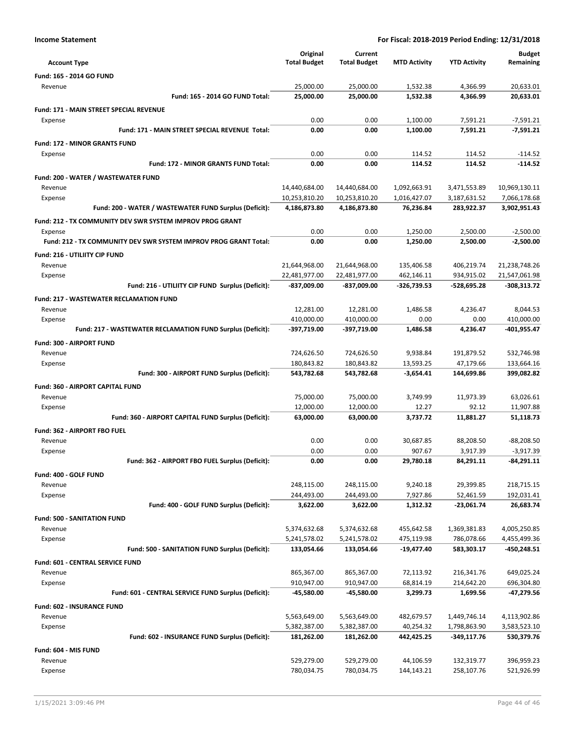**Income Statement** — For Fiscal: 2018-2019 Period Ending: 12/31/2018

| Account Type | Original Total Budget | Current Total Budget | MTD Activity | YTD Activity | Budget Remaining |
|---|---|---|---|---|---|
| **Fund: 165 - 2014 GO FUND** | | | | | |
| Revenue | 25,000.00 | 25,000.00 | 1,532.38 | 4,366.99 | 20,633.01 |
| **Fund: 165 - 2014 GO FUND Total:** | **25,000.00** | **25,000.00** | **1,532.38** | **4,366.99** | **20,633.01** |
| **Fund: 171 - MAIN STREET SPECIAL REVENUE** | | | | | |
| Expense | 0.00 | 0.00 | 1,100.00 | 7,591.21 | -7,591.21 |
| **Fund: 171 - MAIN STREET SPECIAL REVENUE Total:** | **0.00** | **0.00** | **1,100.00** | **7,591.21** | **-7,591.21** |
| **Fund: 172 - MINOR GRANTS FUND** | | | | | |
| Expense | 0.00 | 0.00 | 114.52 | 114.52 | -114.52 |
| **Fund: 172 - MINOR GRANTS FUND Total:** | **0.00** | **0.00** | **114.52** | **114.52** | **-114.52** |
| **Fund: 200 - WATER / WASTEWATER FUND** | | | | | |
| Revenue | 14,440,684.00 | 14,440,684.00 | 1,092,663.91 | 3,471,553.89 | 10,969,130.11 |
| Expense | 10,253,810.20 | 10,253,810.20 | 1,016,427.07 | 3,187,631.52 | 7,066,178.68 |
| **Fund: 200 - WATER / WASTEWATER FUND Surplus (Deficit):** | **4,186,873.80** | **4,186,873.80** | **76,236.84** | **283,922.37** | **3,902,951.43** |
| **Fund: 212 - TX COMMUNITY DEV SWR SYSTEM IMPROV PROG GRANT** | | | | | |
| Expense | 0.00 | 0.00 | 1,250.00 | 2,500.00 | -2,500.00 |
| **Fund: 212 - TX COMMUNITY DEV SWR SYSTEM IMPROV PROG GRANT Total:** | **0.00** | **0.00** | **1,250.00** | **2,500.00** | **-2,500.00** |
| **Fund: 216 - UTILIITY CIP FUND** | | | | | |
| Revenue | 21,644,968.00 | 21,644,968.00 | 135,406.58 | 406,219.74 | 21,238,748.26 |
| Expense | 22,481,977.00 | 22,481,977.00 | 462,146.11 | 934,915.02 | 21,547,061.98 |
| **Fund: 216 - UTILIITY CIP FUND Surplus (Deficit):** | **-837,009.00** | **-837,009.00** | **-326,739.53** | **-528,695.28** | **-308,313.72** |
| **Fund: 217 - WASTEWATER RECLAMATION FUND** | | | | | |
| Revenue | 12,281.00 | 12,281.00 | 1,486.58 | 4,236.47 | 8,044.53 |
| Expense | 410,000.00 | 410,000.00 | 0.00 | 0.00 | 410,000.00 |
| **Fund: 217 - WASTEWATER RECLAMATION FUND Surplus (Deficit):** | **-397,719.00** | **-397,719.00** | **1,486.58** | **4,236.47** | **-401,955.47** |
| **Fund: 300 - AIRPORT FUND** | | | | | |
| Revenue | 724,626.50 | 724,626.50 | 9,938.84 | 191,879.52 | 532,746.98 |
| Expense | 180,843.82 | 180,843.82 | 13,593.25 | 47,179.66 | 133,664.16 |
| **Fund: 300 - AIRPORT FUND Surplus (Deficit):** | **543,782.68** | **543,782.68** | **-3,654.41** | **144,699.86** | **399,082.82** |
| **Fund: 360 - AIRPORT CAPITAL FUND** | | | | | |
| Revenue | 75,000.00 | 75,000.00 | 3,749.99 | 11,973.39 | 63,026.61 |
| Expense | 12,000.00 | 12,000.00 | 12.27 | 92.12 | 11,907.88 |
| **Fund: 360 - AIRPORT CAPITAL FUND Surplus (Deficit):** | **63,000.00** | **63,000.00** | **3,737.72** | **11,881.27** | **51,118.73** |
| **Fund: 362 - AIRPORT FBO FUEL** | | | | | |
| Revenue | 0.00 | 0.00 | 30,687.85 | 88,208.50 | -88,208.50 |
| Expense | 0.00 | 0.00 | 907.67 | 3,917.39 | -3,917.39 |
| **Fund: 362 - AIRPORT FBO FUEL Surplus (Deficit):** | **0.00** | **0.00** | **29,780.18** | **84,291.11** | **-84,291.11** |
| **Fund: 400 - GOLF FUND** | | | | | |
| Revenue | 248,115.00 | 248,115.00 | 9,240.18 | 29,399.85 | 218,715.15 |
| Expense | 244,493.00 | 244,493.00 | 7,927.86 | 52,461.59 | 192,031.41 |
| **Fund: 400 - GOLF FUND Surplus (Deficit):** | **3,622.00** | **3,622.00** | **1,312.32** | **-23,061.74** | **26,683.74** |
| **Fund: 500 - SANITATION FUND** | | | | | |
| Revenue | 5,374,632.68 | 5,374,632.68 | 455,642.58 | 1,369,381.83 | 4,005,250.85 |
| Expense | 5,241,578.02 | 5,241,578.02 | 475,119.98 | 786,078.66 | 4,455,499.36 |
| **Fund: 500 - SANITATION FUND Surplus (Deficit):** | **133,054.66** | **133,054.66** | **-19,477.40** | **583,303.17** | **-450,248.51** |
| **Fund: 601 - CENTRAL SERVICE FUND** | | | | | |
| Revenue | 865,367.00 | 865,367.00 | 72,113.92 | 216,341.76 | 649,025.24 |
| Expense | 910,947.00 | 910,947.00 | 68,814.19 | 214,642.20 | 696,304.80 |
| **Fund: 601 - CENTRAL SERVICE FUND Surplus (Deficit):** | **-45,580.00** | **-45,580.00** | **3,299.73** | **1,699.56** | **-47,279.56** |
| **Fund: 602 - INSURANCE FUND** | | | | | |
| Revenue | 5,563,649.00 | 5,563,649.00 | 482,679.57 | 1,449,746.14 | 4,113,902.86 |
| Expense | 5,382,387.00 | 5,382,387.00 | 40,254.32 | 1,798,863.90 | 3,583,523.10 |
| **Fund: 602 - INSURANCE FUND Surplus (Deficit):** | **181,262.00** | **181,262.00** | **442,425.25** | **-349,117.76** | **530,379.76** |
| **Fund: 604 - MIS FUND** | | | | | |
| Revenue | 529,279.00 | 529,279.00 | 44,106.59 | 132,319.77 | 396,959.23 |
| Expense | 780,034.75 | 780,034.75 | 144,143.21 | 258,107.76 | 521,926.99 |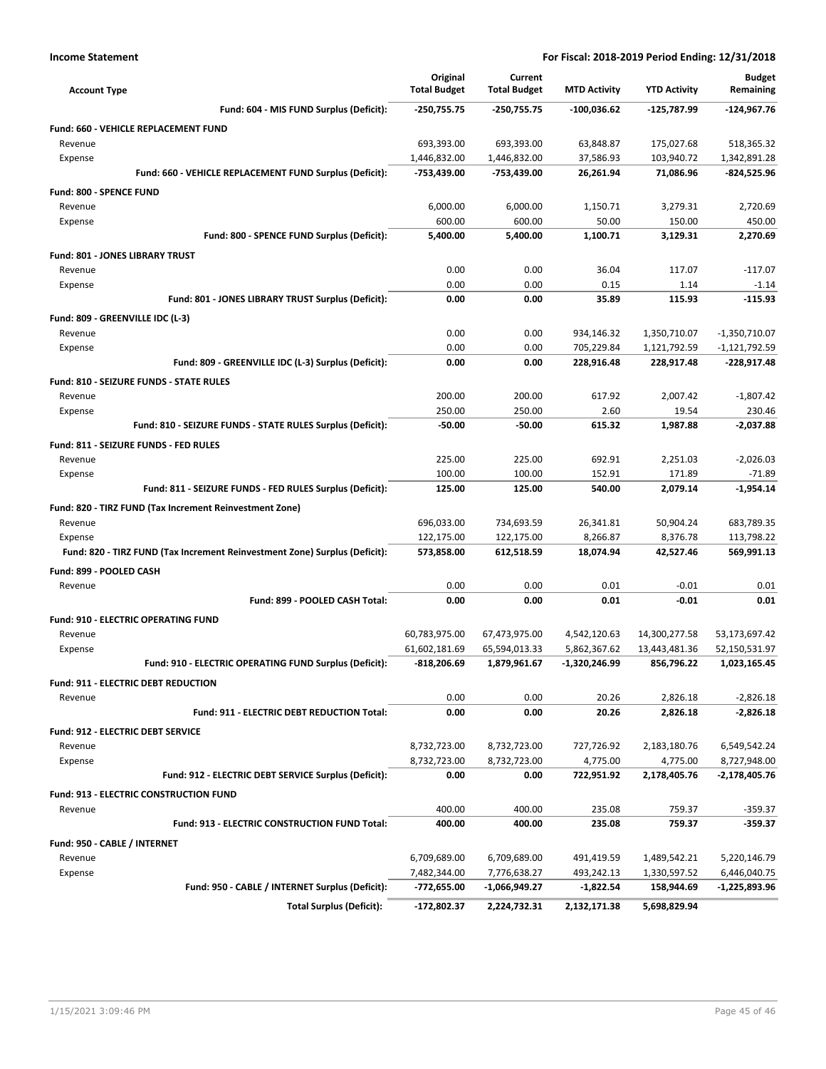**Income Statement** **For Fiscal: 2018-2019 Period Ending: 12/31/2018**

| Account Type | Original Total Budget | Current Total Budget | MTD Activity | YTD Activity | Budget Remaining |
|---|---|---|---|---|---|
| **Fund: 604 - MIS FUND Surplus (Deficit):** | **-250,755.75** | **-250,755.75** | **-100,036.62** | **-125,787.99** | **-124,967.76** |
| **Fund: 660 - VEHICLE REPLACEMENT FUND** | | | | | |
| Revenue | 693,393.00 | 693,393.00 | 63,848.87 | 175,027.68 | 518,365.32 |
| Expense | 1,446,832.00 | 1,446,832.00 | 37,586.93 | 103,940.72 | 1,342,891.28 |
| **Fund: 660 - VEHICLE REPLACEMENT FUND Surplus (Deficit):** | **-753,439.00** | **-753,439.00** | **26,261.94** | **71,086.96** | **-824,525.96** |
| **Fund: 800 - SPENCE FUND** | | | | | |
| Revenue | 6,000.00 | 6,000.00 | 1,150.71 | 3,279.31 | 2,720.69 |
| Expense | 600.00 | 600.00 | 50.00 | 150.00 | 450.00 |
| **Fund: 800 - SPENCE FUND Surplus (Deficit):** | **5,400.00** | **5,400.00** | **1,100.71** | **3,129.31** | **2,270.69** |
| **Fund: 801 - JONES LIBRARY TRUST** | | | | | |
| Revenue | 0.00 | 0.00 | 36.04 | 117.07 | -117.07 |
| Expense | 0.00 | 0.00 | 0.15 | 1.14 | -1.14 |
| **Fund: 801 - JONES LIBRARY TRUST Surplus (Deficit):** | **0.00** | **0.00** | **35.89** | **115.93** | **-115.93** |
| **Fund: 809 - GREENVILLE IDC (L-3)** | | | | | |
| Revenue | 0.00 | 0.00 | 934,146.32 | 1,350,710.07 | -1,350,710.07 |
| Expense | 0.00 | 0.00 | 705,229.84 | 1,121,792.59 | -1,121,792.59 |
| **Fund: 809 - GREENVILLE IDC (L-3) Surplus (Deficit):** | **0.00** | **0.00** | **228,916.48** | **228,917.48** | **-228,917.48** |
| **Fund: 810 - SEIZURE FUNDS - STATE RULES** | | | | | |
| Revenue | 200.00 | 200.00 | 617.92 | 2,007.42 | -1,807.42 |
| Expense | 250.00 | 250.00 | 2.60 | 19.54 | 230.46 |
| **Fund: 810 - SEIZURE FUNDS - STATE RULES Surplus (Deficit):** | **-50.00** | **-50.00** | **615.32** | **1,987.88** | **-2,037.88** |
| **Fund: 811 - SEIZURE FUNDS - FED RULES** | | | | | |
| Revenue | 225.00 | 225.00 | 692.91 | 2,251.03 | -2,026.03 |
| Expense | 100.00 | 100.00 | 152.91 | 171.89 | -71.89 |
| **Fund: 811 - SEIZURE FUNDS - FED RULES Surplus (Deficit):** | **125.00** | **125.00** | **540.00** | **2,079.14** | **-1,954.14** |
| **Fund: 820 - TIRZ FUND (Tax Increment Reinvestment Zone)** | | | | | |
| Revenue | 696,033.00 | 734,693.59 | 26,341.81 | 50,904.24 | 683,789.35 |
| Expense | 122,175.00 | 122,175.00 | 8,266.87 | 8,376.78 | 113,798.22 |
| **Fund: 820 - TIRZ FUND (Tax Increment Reinvestment Zone) Surplus (Deficit):** | **573,858.00** | **612,518.59** | **18,074.94** | **42,527.46** | **569,991.13** |
| **Fund: 899 - POOLED CASH** | | | | | |
| Revenue | 0.00 | 0.00 | 0.01 | -0.01 | 0.01 |
| **Fund: 899 - POOLED CASH Total:** | **0.00** | **0.00** | **0.01** | **-0.01** | **0.01** |
| **Fund: 910 - ELECTRIC OPERATING FUND** | | | | | |
| Revenue | 60,783,975.00 | 67,473,975.00 | 4,542,120.63 | 14,300,277.58 | 53,173,697.42 |
| Expense | 61,602,181.69 | 65,594,013.33 | 5,862,367.62 | 13,443,481.36 | 52,150,531.97 |
| **Fund: 910 - ELECTRIC OPERATING FUND Surplus (Deficit):** | **-818,206.69** | **1,879,961.67** | **-1,320,246.99** | **856,796.22** | **1,023,165.45** |
| **Fund: 911 - ELECTRIC DEBT REDUCTION** | | | | | |
| Revenue | 0.00 | 0.00 | 20.26 | 2,826.18 | -2,826.18 |
| **Fund: 911 - ELECTRIC DEBT REDUCTION Total:** | **0.00** | **0.00** | **20.26** | **2,826.18** | **-2,826.18** |
| **Fund: 912 - ELECTRIC DEBT SERVICE** | | | | | |
| Revenue | 8,732,723.00 | 8,732,723.00 | 727,726.92 | 2,183,180.76 | 6,549,542.24 |
| Expense | 8,732,723.00 | 8,732,723.00 | 4,775.00 | 4,775.00 | 8,727,948.00 |
| **Fund: 912 - ELECTRIC DEBT SERVICE Surplus (Deficit):** | **0.00** | **0.00** | **722,951.92** | **2,178,405.76** | **-2,178,405.76** |
| **Fund: 913 - ELECTRIC CONSTRUCTION FUND** | | | | | |
| Revenue | 400.00 | 400.00 | 235.08 | 759.37 | -359.37 |
| **Fund: 913 - ELECTRIC CONSTRUCTION FUND Total:** | **400.00** | **400.00** | **235.08** | **759.37** | **-359.37** |
| **Fund: 950 - CABLE / INTERNET** | | | | | |
| Revenue | 6,709,689.00 | 6,709,689.00 | 491,419.59 | 1,489,542.21 | 5,220,146.79 |
| Expense | 7,482,344.00 | 7,776,638.27 | 493,242.13 | 1,330,597.52 | 6,446,040.75 |
| **Fund: 950 - CABLE / INTERNET Surplus (Deficit):** | **-772,655.00** | **-1,066,949.27** | **-1,822.54** | **158,944.69** | **-1,225,893.96** |
| **Total Surplus (Deficit):** | **-172,802.37** | **2,224,732.31** | **2,132,171.38** | **5,698,829.94** | |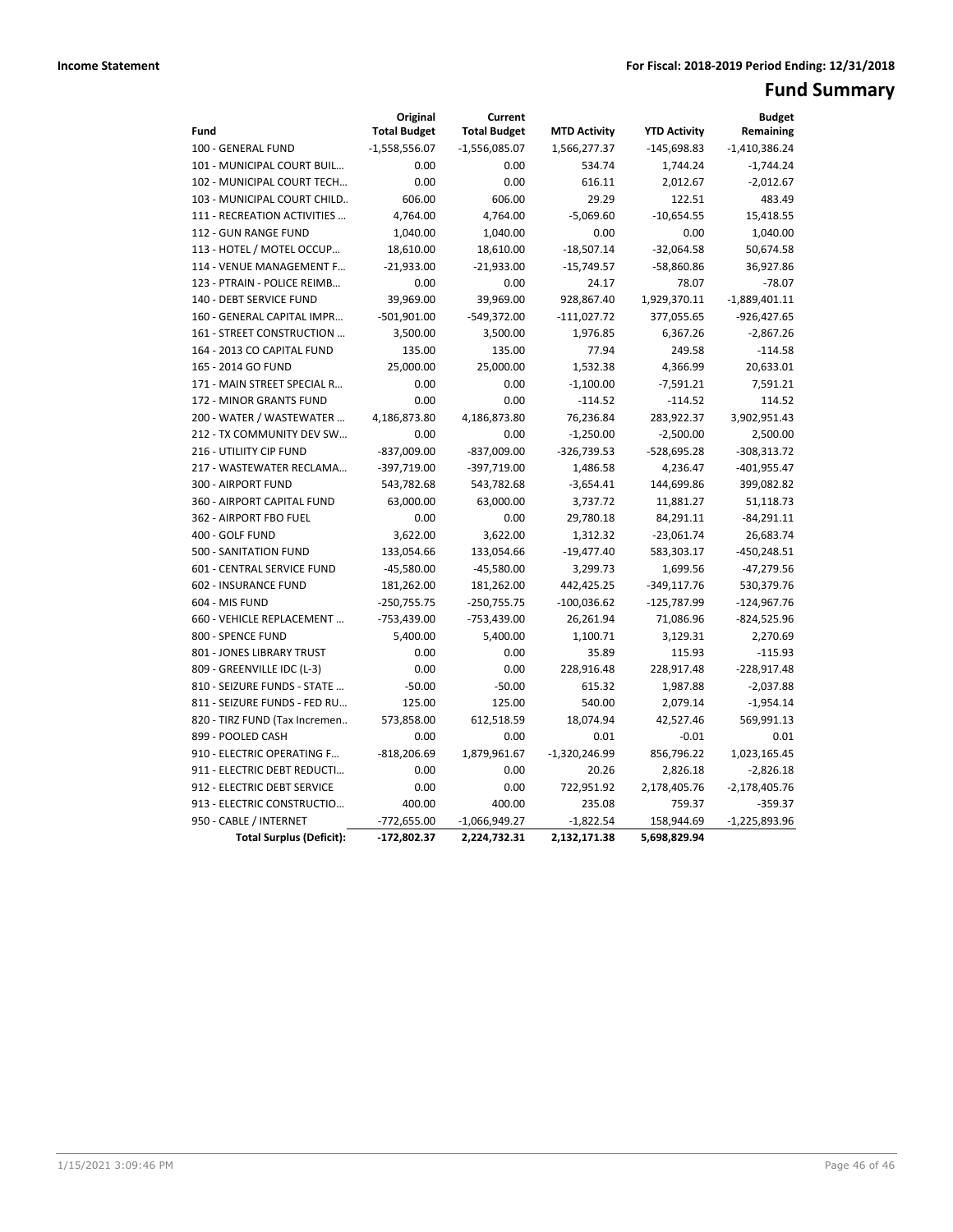**Income Statement** **For Fiscal: 2018-2019 Period Ending: 12/31/2018**

# Fund Summary

| Fund | Original Total Budget | Current Total Budget | MTD Activity | YTD Activity | Budget Remaining |
|---|---|---|---|---|---|
| 100 - GENERAL FUND | -1,558,556.07 | -1,556,085.07 | 1,566,277.37 | -145,698.83 | -1,410,386.24 |
| 101 - MUNICIPAL COURT BUIL… | 0.00 | 0.00 | 534.74 | 1,744.24 | -1,744.24 |
| 102 - MUNICIPAL COURT TECH… | 0.00 | 0.00 | 616.11 | 2,012.67 | -2,012.67 |
| 103 - MUNICIPAL COURT CHILD.. | 606.00 | 606.00 | 29.29 | 122.51 | 483.49 |
| 111 - RECREATION ACTIVITIES … | 4,764.00 | 4,764.00 | -5,069.60 | -10,654.55 | 15,418.55 |
| 112 - GUN RANGE FUND | 1,040.00 | 1,040.00 | 0.00 | 0.00 | 1,040.00 |
| 113 - HOTEL / MOTEL OCCUP… | 18,610.00 | 18,610.00 | -18,507.14 | -32,064.58 | 50,674.58 |
| 114 - VENUE MANAGEMENT F… | -21,933.00 | -21,933.00 | -15,749.57 | -58,860.86 | 36,927.86 |
| 123 - PTRAIN - POLICE REIMB… | 0.00 | 0.00 | 24.17 | 78.07 | -78.07 |
| 140 - DEBT SERVICE FUND | 39,969.00 | 39,969.00 | 928,867.40 | 1,929,370.11 | -1,889,401.11 |
| 160 - GENERAL CAPITAL IMPR… | -501,901.00 | -549,372.00 | -111,027.72 | 377,055.65 | -926,427.65 |
| 161 - STREET CONSTRUCTION … | 3,500.00 | 3,500.00 | 1,976.85 | 6,367.26 | -2,867.26 |
| 164 - 2013 CO CAPITAL FUND | 135.00 | 135.00 | 77.94 | 249.58 | -114.58 |
| 165 - 2014 GO FUND | 25,000.00 | 25,000.00 | 1,532.38 | 4,366.99 | 20,633.01 |
| 171 - MAIN STREET SPECIAL R… | 0.00 | 0.00 | -1,100.00 | -7,591.21 | 7,591.21 |
| 172 - MINOR GRANTS FUND | 0.00 | 0.00 | -114.52 | -114.52 | 114.52 |
| 200 - WATER / WASTEWATER … | 4,186,873.80 | 4,186,873.80 | 76,236.84 | 283,922.37 | 3,902,951.43 |
| 212 - TX COMMUNITY DEV SW… | 0.00 | 0.00 | -1,250.00 | -2,500.00 | 2,500.00 |
| 216 - UTILIITY CIP FUND | -837,009.00 | -837,009.00 | -326,739.53 | -528,695.28 | -308,313.72 |
| 217 - WASTEWATER RECLAMA… | -397,719.00 | -397,719.00 | 1,486.58 | 4,236.47 | -401,955.47 |
| 300 - AIRPORT FUND | 543,782.68 | 543,782.68 | -3,654.41 | 144,699.86 | 399,082.82 |
| 360 - AIRPORT CAPITAL FUND | 63,000.00 | 63,000.00 | 3,737.72 | 11,881.27 | 51,118.73 |
| 362 - AIRPORT FBO FUEL | 0.00 | 0.00 | 29,780.18 | 84,291.11 | -84,291.11 |
| 400 - GOLF FUND | 3,622.00 | 3,622.00 | 1,312.32 | -23,061.74 | 26,683.74 |
| 500 - SANITATION FUND | 133,054.66 | 133,054.66 | -19,477.40 | 583,303.17 | -450,248.51 |
| 601 - CENTRAL SERVICE FUND | -45,580.00 | -45,580.00 | 3,299.73 | 1,699.56 | -47,279.56 |
| 602 - INSURANCE FUND | 181,262.00 | 181,262.00 | 442,425.25 | -349,117.76 | 530,379.76 |
| 604 - MIS FUND | -250,755.75 | -250,755.75 | -100,036.62 | -125,787.99 | -124,967.76 |
| 660 - VEHICLE REPLACEMENT … | -753,439.00 | -753,439.00 | 26,261.94 | 71,086.96 | -824,525.96 |
| 800 - SPENCE FUND | 5,400.00 | 5,400.00 | 1,100.71 | 3,129.31 | 2,270.69 |
| 801 - JONES LIBRARY TRUST | 0.00 | 0.00 | 35.89 | 115.93 | -115.93 |
| 809 - GREENVILLE IDC (L-3) | 0.00 | 0.00 | 228,916.48 | 228,917.48 | -228,917.48 |
| 810 - SEIZURE FUNDS - STATE … | -50.00 | -50.00 | 615.32 | 1,987.88 | -2,037.88 |
| 811 - SEIZURE FUNDS - FED RU… | 125.00 | 125.00 | 540.00 | 2,079.14 | -1,954.14 |
| 820 - TIRZ FUND (Tax Incremen.. | 573,858.00 | 612,518.59 | 18,074.94 | 42,527.46 | 569,991.13 |
| 899 - POOLED CASH | 0.00 | 0.00 | 0.01 | -0.01 | 0.01 |
| 910 - ELECTRIC OPERATING F… | -818,206.69 | 1,879,961.67 | -1,320,246.99 | 856,796.22 | 1,023,165.45 |
| 911 - ELECTRIC DEBT REDUCTI… | 0.00 | 0.00 | 20.26 | 2,826.18 | -2,826.18 |
| 912 - ELECTRIC DEBT SERVICE | 0.00 | 0.00 | 722,951.92 | 2,178,405.76 | -2,178,405.76 |
| 913 - ELECTRIC CONSTRUCTIO… | 400.00 | 400.00 | 235.08 | 759.37 | -359.37 |
| 950 - CABLE / INTERNET | -772,655.00 | -1,066,949.27 | -1,822.54 | 158,944.69 | -1,225,893.96 |
| **Total Surplus (Deficit):** | **-172,802.37** | **2,224,732.31** | **2,132,171.38** | **5,698,829.94** | |